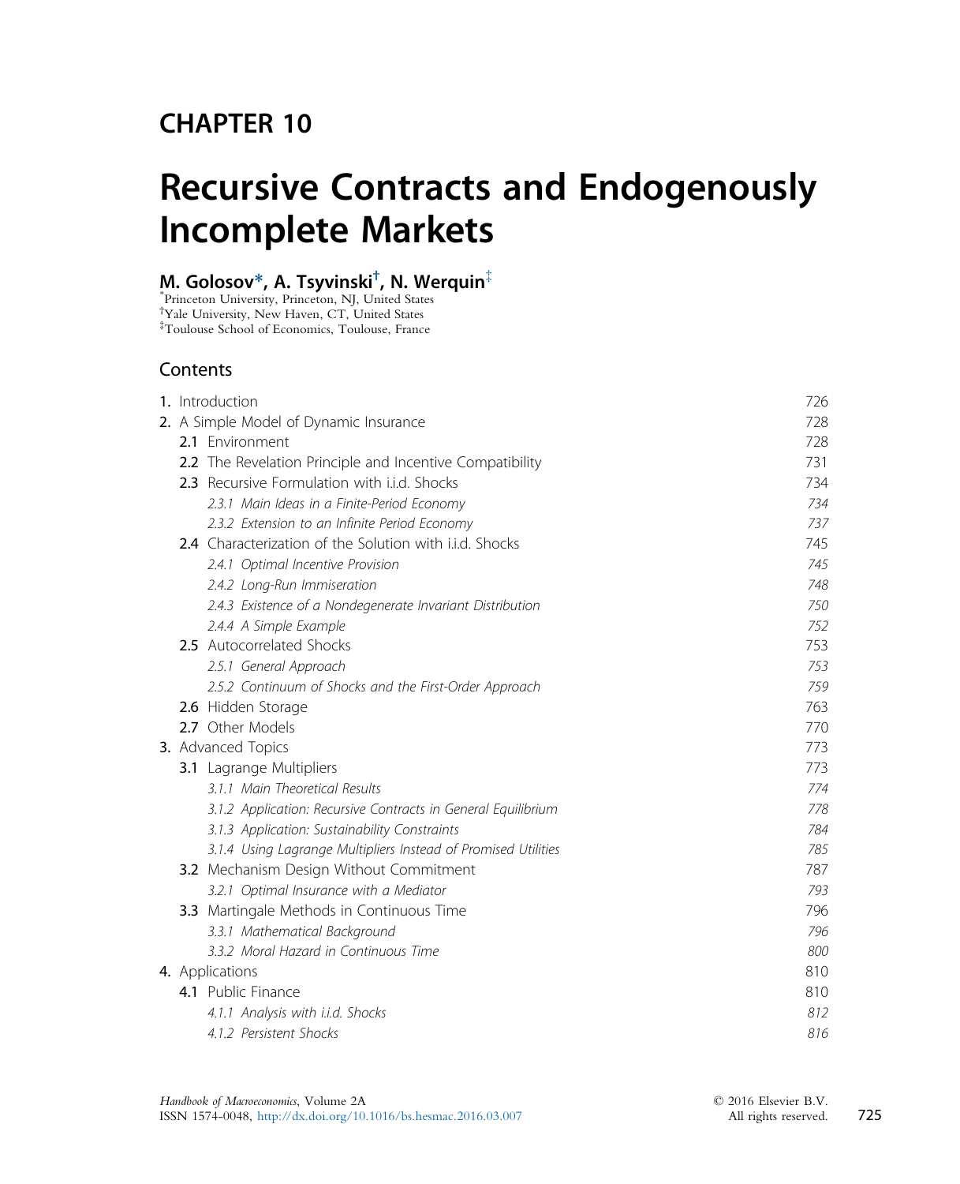# CHAPTER 10

# Recursive Contracts and Endogenously Incomplete Markets

**M. Golosov[\*], A. Tsyvinski[†], N. Werquin[‡]**

[\*]Princeton University, Princeton, NJ, United States
[†]Yale University, New Haven, CT, United States
[‡]Toulouse School of Economics, Toulouse, France

## Contents

| | |
|---|---|
| **1.** Introduction | 726 |
| **2.** A Simple Model of Dynamic Insurance | 728 |
| **2.1** Environment | 728 |
| **2.2** The Revelation Principle and Incentive Compatibility | 731 |
| **2.3** Recursive Formulation with i.i.d. Shocks | 734 |
| *2.3.1 Main Ideas in a Finite-Period Economy* | *734* |
| *2.3.2 Extension to an Infinite Period Economy* | *737* |
| **2.4** Characterization of the Solution with i.i.d. Shocks | 745 |
| *2.4.1 Optimal Incentive Provision* | *745* |
| *2.4.2 Long-Run Immiseration* | *748* |
| *2.4.3 Existence of a Nondegenerate Invariant Distribution* | *750* |
| *2.4.4 A Simple Example* | *752* |
| **2.5** Autocorrelated Shocks | 753 |
| *2.5.1 General Approach* | *753* |
| *2.5.2 Continuum of Shocks and the First-Order Approach* | *759* |
| **2.6** Hidden Storage | 763 |
| **2.7** Other Models | 770 |
| **3.** Advanced Topics | 773 |
| **3.1** Lagrange Multipliers | 773 |
| *3.1.1 Main Theoretical Results* | *774* |
| *3.1.2 Application: Recursive Contracts in General Equilibrium* | *778* |
| *3.1.3 Application: Sustainability Constraints* | *784* |
| *3.1.4 Using Lagrange Multipliers Instead of Promised Utilities* | *785* |
| **3.2** Mechanism Design Without Commitment | 787 |
| *3.2.1 Optimal Insurance with a Mediator* | *793* |
| **3.3** Martingale Methods in Continuous Time | 796 |
| *3.3.1 Mathematical Background* | *796* |
| *3.3.2 Moral Hazard in Continuous Time* | *800* |
| **4.** Applications | 810 |
| **4.1** Public Finance | 810 |
| *4.1.1 Analysis with i.i.d. Shocks* | *812* |
| *4.1.2 Persistent Shocks* | *816* |

*Handbook of Macroeconomics*, Volume 2A
ISSN 1574-0048, http://dx.doi.org/10.1016/bs.hesmac.2016.03.007

© 2016 Elsevier B.V.
All rights reserved.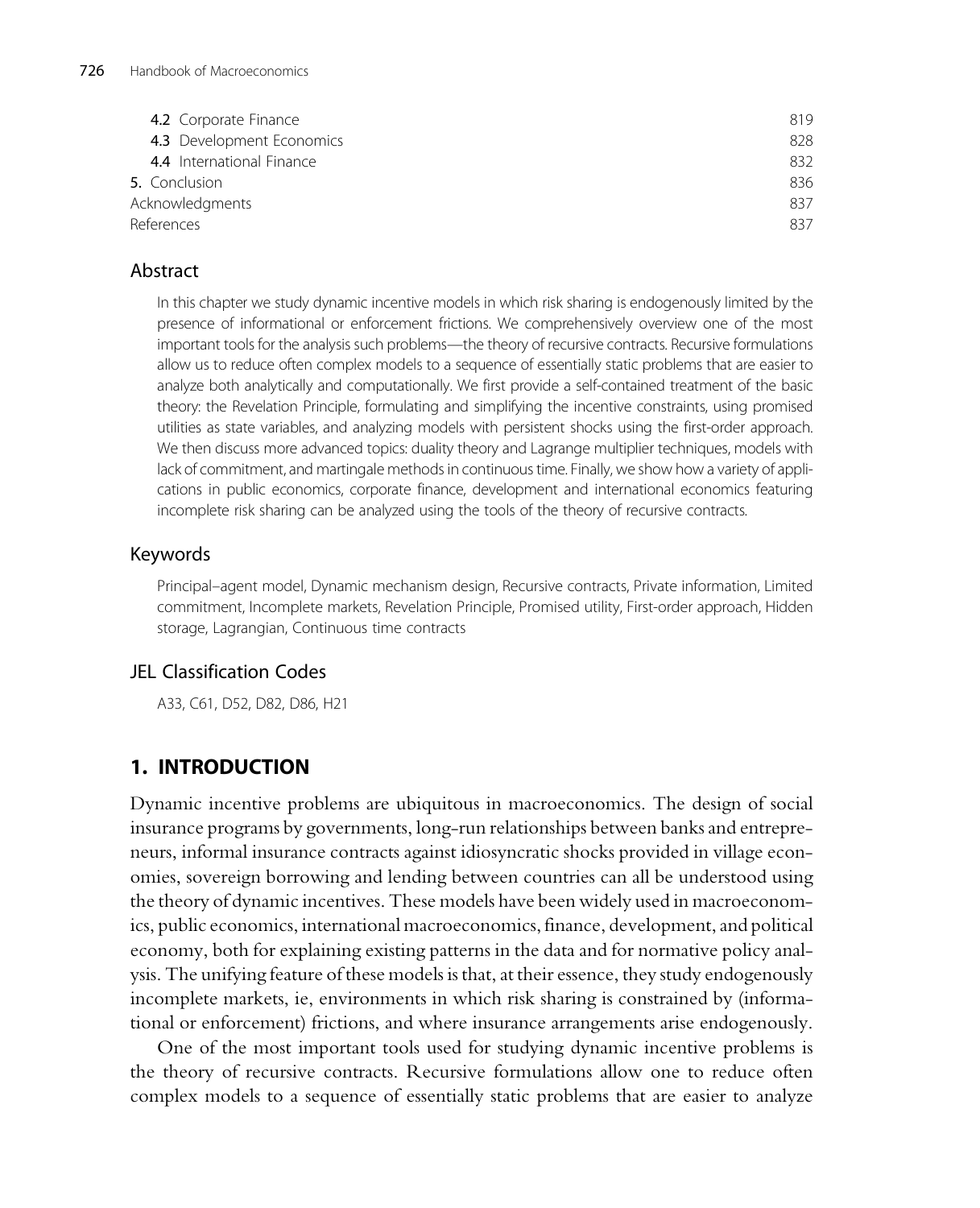| | |
|---|---|
| **4.2** Corporate Finance | 819 |
| **4.3** Development Economics | 828 |
| **4.4** International Finance | 832 |
| **5.** Conclusion | 836 |
| Acknowledgments | 837 |
| References | 837 |

## Abstract

In this chapter we study dynamic incentive models in which risk sharing is endogenously limited by the presence of informational or enforcement frictions. We comprehensively overview one of the most important tools for the analysis such problems—the theory of recursive contracts. Recursive formulations allow us to reduce often complex models to a sequence of essentially static problems that are easier to analyze both analytically and computationally. We first provide a self-contained treatment of the basic theory: the Revelation Principle, formulating and simplifying the incentive constraints, using promised utilities as state variables, and analyzing models with persistent shocks using the first-order approach. We then discuss more advanced topics: duality theory and Lagrange multiplier techniques, models with lack of commitment, and martingale methods in continuous time. Finally, we show how a variety of applications in public economics, corporate finance, development and international economics featuring incomplete risk sharing can be analyzed using the tools of the theory of recursive contracts.

## Keywords

Principal–agent model, Dynamic mechanism design, Recursive contracts, Private information, Limited commitment, Incomplete markets, Revelation Principle, Promised utility, First-order approach, Hidden storage, Lagrangian, Continuous time contracts

## JEL Classification Codes

A33, C61, D52, D82, D86, H21

# 1. INTRODUCTION

Dynamic incentive problems are ubiquitous in macroeconomics. The design of social insurance programs by governments, long-run relationships between banks and entrepreneurs, informal insurance contracts against idiosyncratic shocks provided in village economies, sovereign borrowing and lending between countries can all be understood using the theory of dynamic incentives. These models have been widely used in macroeconomics, public economics, international macroeconomics, finance, development, and political economy, both for explaining existing patterns in the data and for normative policy analysis. The unifying feature of these models is that, at their essence, they study endogenously incomplete markets, ie, environments in which risk sharing is constrained by (informational or enforcement) frictions, and where insurance arrangements arise endogenously.

One of the most important tools used for studying dynamic incentive problems is the theory of recursive contracts. Recursive formulations allow one to reduce often complex models to a sequence of essentially static problems that are easier to analyze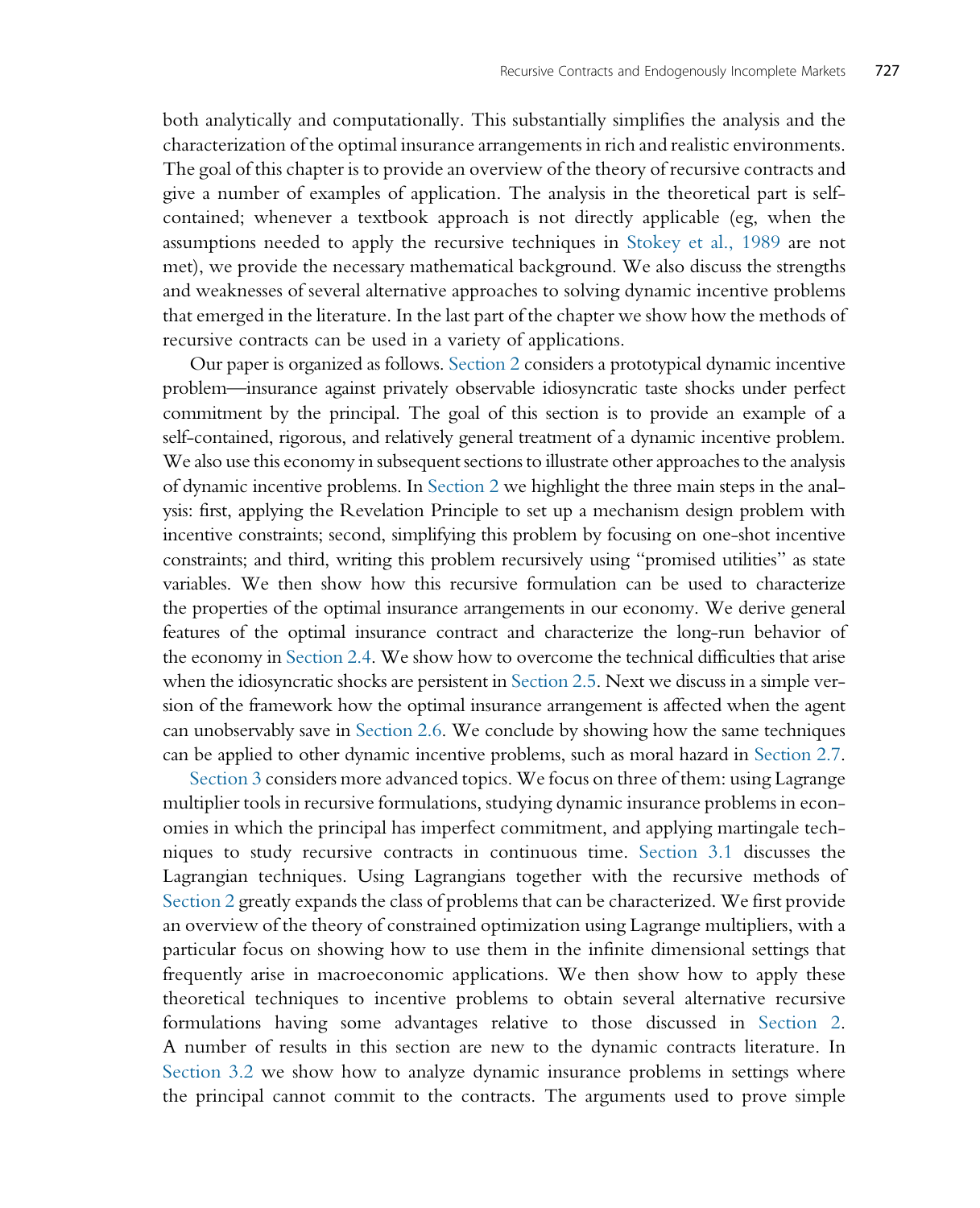both analytically and computationally. This substantially simplifies the analysis and the characterization of the optimal insurance arrangements in rich and realistic environments. The goal of this chapter is to provide an overview of the theory of recursive contracts and give a number of examples of application. The analysis in the theoretical part is self-contained; whenever a textbook approach is not directly applicable (eg, when the assumptions needed to apply the recursive techniques in Stokey et al., 1989 are not met), we provide the necessary mathematical background. We also discuss the strengths and weaknesses of several alternative approaches to solving dynamic incentive problems that emerged in the literature. In the last part of the chapter we show how the methods of recursive contracts can be used in a variety of applications.

Our paper is organized as follows. Section 2 considers a prototypical dynamic incentive problem—insurance against privately observable idiosyncratic taste shocks under perfect commitment by the principal. The goal of this section is to provide an example of a self-contained, rigorous, and relatively general treatment of a dynamic incentive problem. We also use this economy in subsequent sections to illustrate other approaches to the analysis of dynamic incentive problems. In Section 2 we highlight the three main steps in the analysis: first, applying the Revelation Principle to set up a mechanism design problem with incentive constraints; second, simplifying this problem by focusing on one-shot incentive constraints; and third, writing this problem recursively using "promised utilities" as state variables. We then show how this recursive formulation can be used to characterize the properties of the optimal insurance arrangements in our economy. We derive general features of the optimal insurance contract and characterize the long-run behavior of the economy in Section 2.4. We show how to overcome the technical difficulties that arise when the idiosyncratic shocks are persistent in Section 2.5. Next we discuss in a simple version of the framework how the optimal insurance arrangement is affected when the agent can unobservably save in Section 2.6. We conclude by showing how the same techniques can be applied to other dynamic incentive problems, such as moral hazard in Section 2.7.

Section 3 considers more advanced topics. We focus on three of them: using Lagrange multiplier tools in recursive formulations, studying dynamic insurance problems in economies in which the principal has imperfect commitment, and applying martingale techniques to study recursive contracts in continuous time. Section 3.1 discusses the Lagrangian techniques. Using Lagrangians together with the recursive methods of Section 2 greatly expands the class of problems that can be characterized. We first provide an overview of the theory of constrained optimization using Lagrange multipliers, with a particular focus on showing how to use them in the infinite dimensional settings that frequently arise in macroeconomic applications. We then show how to apply these theoretical techniques to incentive problems to obtain several alternative recursive formulations having some advantages relative to those discussed in Section 2. A number of results in this section are new to the dynamic contracts literature. In Section 3.2 we show how to analyze dynamic insurance problems in settings where the principal cannot commit to the contracts. The arguments used to prove simple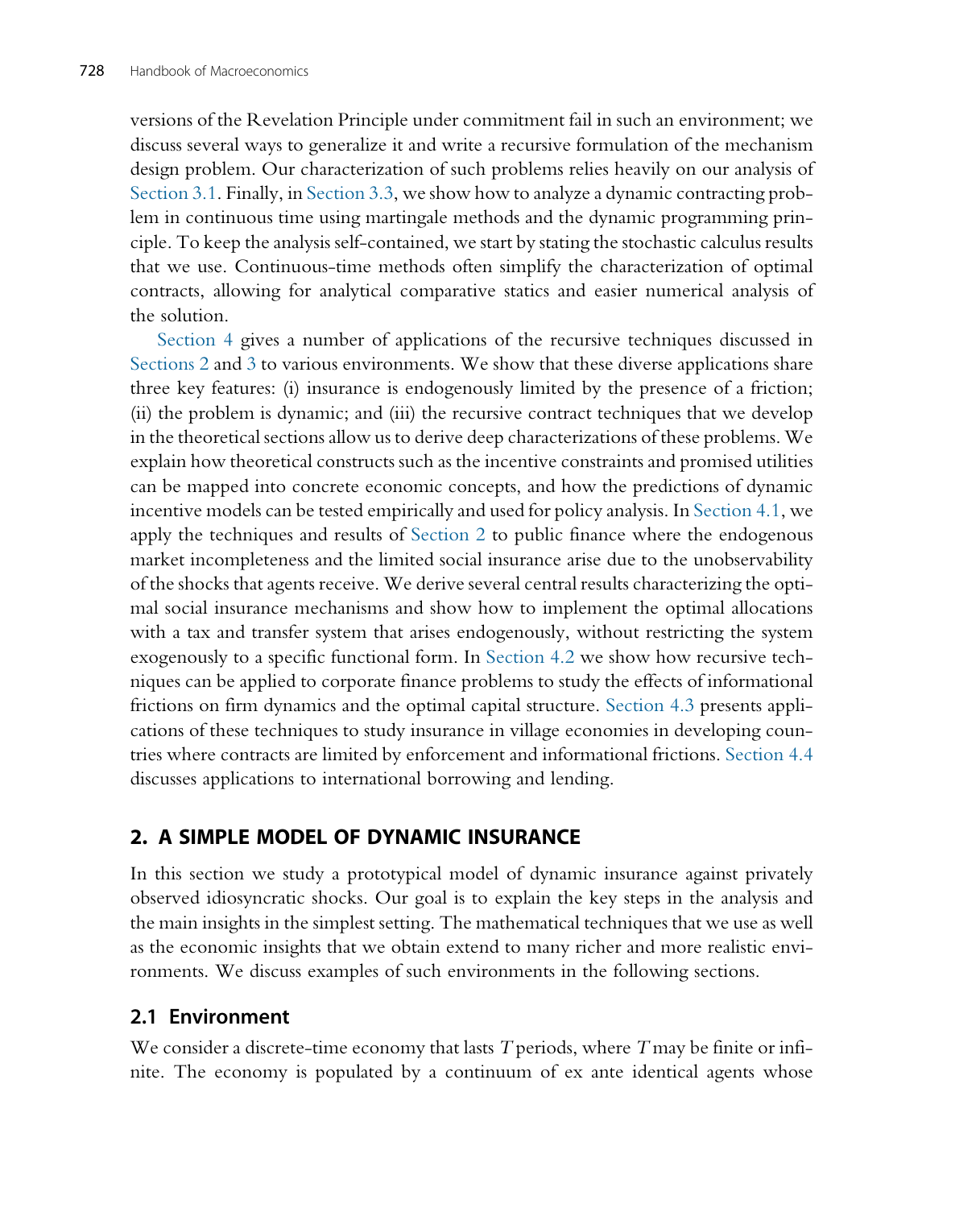versions of the Revelation Principle under commitment fail in such an environment; we discuss several ways to generalize it and write a recursive formulation of the mechanism design problem. Our characterization of such problems relies heavily on our analysis of Section 3.1. Finally, in Section 3.3, we show how to analyze a dynamic contracting problem in continuous time using martingale methods and the dynamic programming principle. To keep the analysis self-contained, we start by stating the stochastic calculus results that we use. Continuous-time methods often simplify the characterization of optimal contracts, allowing for analytical comparative statics and easier numerical analysis of the solution.

Section 4 gives a number of applications of the recursive techniques discussed in Sections 2 and 3 to various environments. We show that these diverse applications share three key features: (i) insurance is endogenously limited by the presence of a friction; (ii) the problem is dynamic; and (iii) the recursive contract techniques that we develop in the theoretical sections allow us to derive deep characterizations of these problems. We explain how theoretical constructs such as the incentive constraints and promised utilities can be mapped into concrete economic concepts, and how the predictions of dynamic incentive models can be tested empirically and used for policy analysis. In Section 4.1, we apply the techniques and results of Section 2 to public finance where the endogenous market incompleteness and the limited social insurance arise due to the unobservability of the shocks that agents receive. We derive several central results characterizing the optimal social insurance mechanisms and show how to implement the optimal allocations with a tax and transfer system that arises endogenously, without restricting the system exogenously to a specific functional form. In Section 4.2 we show how recursive techniques can be applied to corporate finance problems to study the effects of informational frictions on firm dynamics and the optimal capital structure. Section 4.3 presents applications of these techniques to study insurance in village economies in developing countries where contracts are limited by enforcement and informational frictions. Section 4.4 discusses applications to international borrowing and lending.

## 2. A SIMPLE MODEL OF DYNAMIC INSURANCE

In this section we study a prototypical model of dynamic insurance against privately observed idiosyncratic shocks. Our goal is to explain the key steps in the analysis and the main insights in the simplest setting. The mathematical techniques that we use as well as the economic insights that we obtain extend to many richer and more realistic environments. We discuss examples of such environments in the following sections.

### 2.1 Environment

We consider a discrete-time economy that lasts $T$ periods, where $T$ may be finite or infinite. The economy is populated by a continuum of ex ante identical agents whose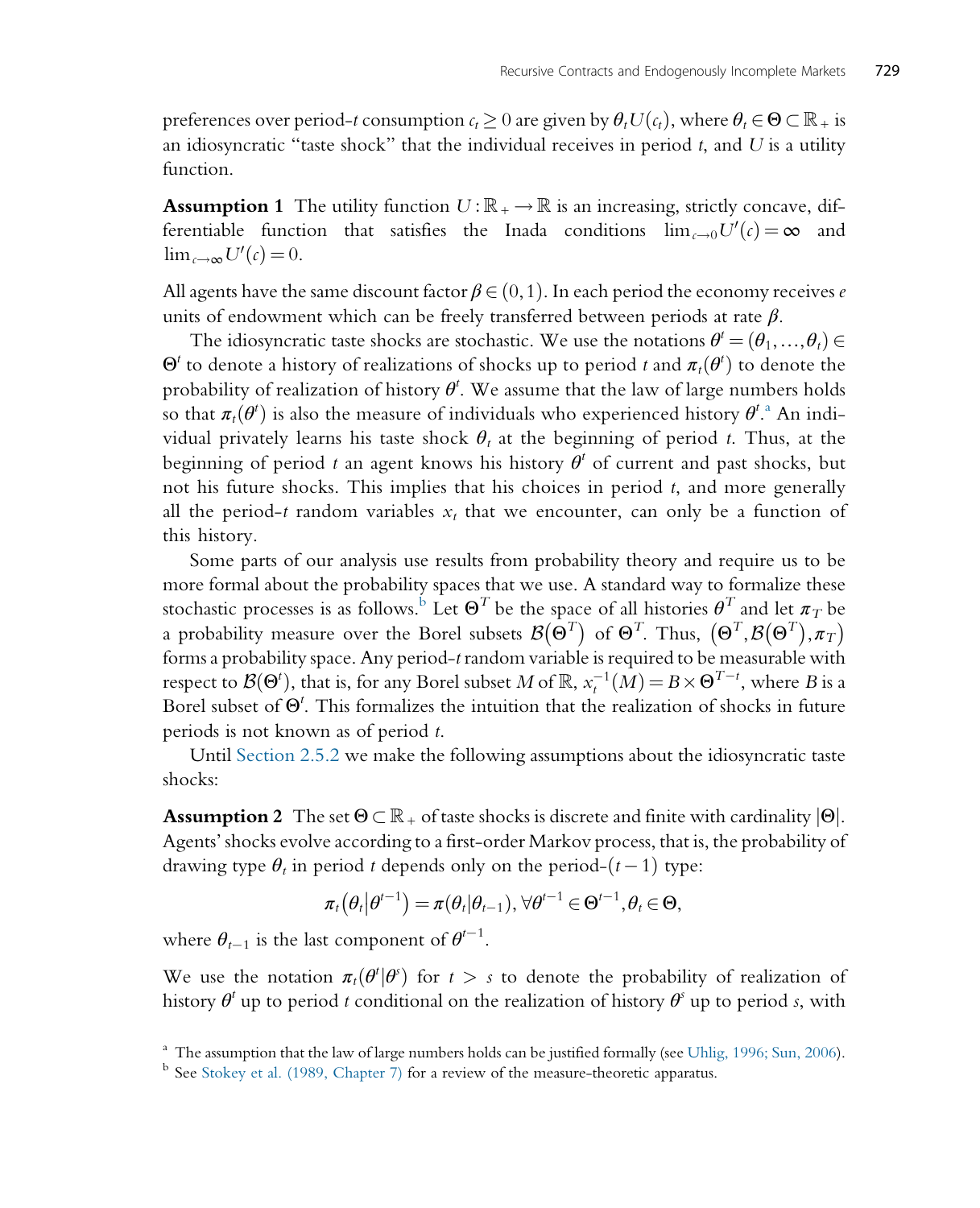preferences over period-$t$ consumption $c_t \geq 0$ are given by $\theta_t U(c_t)$, where $\theta_t \in \Theta \subset \mathbb{R}_+$ is an idiosyncratic "taste shock" that the individual receives in period $t$, and $U$ is a utility function.

**Assumption 1** The utility function $U : \mathbb{R}_+ \to \mathbb{R}$ is an increasing, strictly concave, differentiable function that satisfies the Inada conditions $\lim_{c\to 0} U'(c) = \infty$ and $\lim_{c\to\infty} U'(c) = 0$.

All agents have the same discount factor $\beta \in (0,1)$. In each period the economy receives $e$ units of endowment which can be freely transferred between periods at rate $\beta$.

The idiosyncratic taste shocks are stochastic. We use the notations $\theta^t = (\theta_1, \ldots, \theta_t) \in \Theta^t$ to denote a history of realizations of shocks up to period $t$ and $\pi_t(\theta^t)$ to denote the probability of realization of history $\theta^t$. We assume that the law of large numbers holds so that $\pi_t(\theta^t)$ is also the measure of individuals who experienced history $\theta^t$.[a] An individual privately learns his taste shock $\theta_t$ at the beginning of period $t$. Thus, at the beginning of period $t$ an agent knows his history $\theta^t$ of current and past shocks, but not his future shocks. This implies that his choices in period $t$, and more generally all the period-$t$ random variables $x_t$ that we encounter, can only be a function of this history.

Some parts of our analysis use results from probability theory and require us to be more formal about the probability spaces that we use. A standard way to formalize these stochastic processes is as follows.[b] Let $\Theta^T$ be the space of all histories $\theta^T$ and let $\pi_T$ be a probability measure over the Borel subsets $\mathcal{B}(\Theta^T)$ of $\Theta^T$. Thus, $(\Theta^T, \mathcal{B}(\Theta^T), \pi_T)$ forms a probability space. Any period-$t$ random variable is required to be measurable with respect to $\mathcal{B}(\Theta^t)$, that is, for any Borel subset $M$ of $\mathbb{R}$, $x_t^{-1}(M) = B \times \Theta^{T-t}$, where $B$ is a Borel subset of $\Theta^t$. This formalizes the intuition that the realization of shocks in future periods is not known as of period $t$.

Until Section 2.5.2 we make the following assumptions about the idiosyncratic taste shocks:

**Assumption 2** The set $\Theta \subset \mathbb{R}_+$ of taste shocks is discrete and finite with cardinality $|\Theta|$. Agents' shocks evolve according to a first-order Markov process, that is, the probability of drawing type $\theta_t$ in period $t$ depends only on the period-$(t-1)$ type:

$$\pi_t(\theta_t | \theta^{t-1}) = \pi(\theta_t | \theta_{t-1}), \forall \theta^{t-1} \in \Theta^{t-1}, \theta_t \in \Theta,$$

where $\theta_{t-1}$ is the last component of $\theta^{t-1}$.

We use the notation $\pi_t(\theta^t | \theta^s)$ for $t > s$ to denote the probability of realization of history $\theta^t$ up to period $t$ conditional on the realization of history $\theta^s$ up to period $s$, with

[a] The assumption that the law of large numbers holds can be justified formally (see Uhlig, 1996; Sun, 2006).

[b] See Stokey et al. (1989, Chapter 7) for a review of the measure-theoretic apparatus.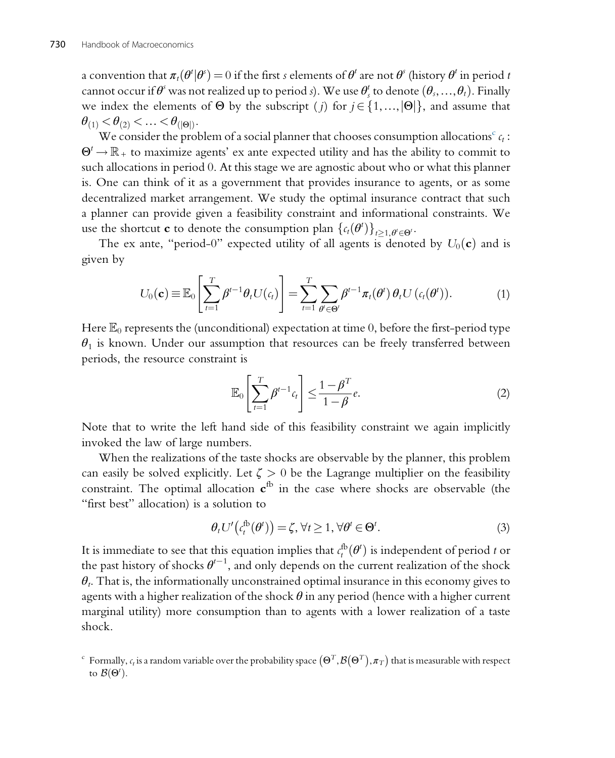a convention that $\pi_t(\theta^t|\theta^s) = 0$ if the first $s$ elements of $\theta^t$ are not $\theta^s$ (history $\theta^t$ in period $t$ cannot occur if $\theta^s$ was not realized up to period $s$). We use $\theta_s^t$ to denote $(\theta_s, \ldots, \theta_t)$. Finally we index the elements of $\Theta$ by the subscript $(j)$ for $j \in \{1, \ldots, |\Theta|\}$, and assume that $\theta_{(1)} < \theta_{(2)} < \ldots < \theta_{(|\Theta|)}$.

We consider the problem of a social planner that chooses consumption allocations[c] $c_t : \Theta^t \to \mathbb{R}_+$ to maximize agents' ex ante expected utility and has the ability to commit to such allocations in period 0. At this stage we are agnostic about who or what this planner is. One can think of it as a government that provides insurance to agents, or as some decentralized market arrangement. We study the optimal insurance contract that such a planner can provide given a feasibility constraint and informational constraints. We use the shortcut $\mathbf{c}$ to denote the consumption plan $\{c_t(\theta^t)\}_{t \geq 1, \theta^t \in \Theta^t}$.

The ex ante, "period-0" expected utility of all agents is denoted by $U_0(\mathbf{c})$ and is given by

$$U_0(\mathbf{c}) \equiv \mathbb{E}_0\left[\sum_{t=1}^{T} \beta^{t-1} \theta_t U(c_t)\right] = \sum_{t=1}^{T} \sum_{\theta^t \in \Theta^t} \beta^{t-1} \pi_t(\theta^t)\, \theta_t U\left(c_t(\theta^t)\right). \tag{1}$$

Here $\mathbb{E}_0$ represents the (unconditional) expectation at time 0, before the first-period type $\theta_1$ is known. Under our assumption that resources can be freely transferred between periods, the resource constraint is

$$\mathbb{E}_0\left[\sum_{t=1}^{T} \beta^{t-1} c_t\right] \leq \frac{1-\beta^T}{1-\beta} e. \tag{2}$$

Note that to write the left hand side of this feasibility constraint we again implicitly invoked the law of large numbers.

When the realizations of the taste shocks are observable by the planner, this problem can easily be solved explicitly. Let $\zeta > 0$ be the Lagrange multiplier on the feasibility constraint. The optimal allocation $\mathbf{c}^{\text{fb}}$ in the case where shocks are observable (the "first best" allocation) is a solution to

$$\theta_t U'\left(c_t^{\text{fb}}(\theta^t)\right) = \zeta, \forall t \geq 1, \forall \theta^t \in \Theta^t. \tag{3}$$

It is immediate to see that this equation implies that $c_t^{\text{fb}}(\theta^t)$ is independent of period $t$ or the past history of shocks $\theta^{t-1}$, and only depends on the current realization of the shock $\theta_t$. That is, the informationally unconstrained optimal insurance in this economy gives to agents with a higher realization of the shock $\theta$ in any period (hence with a higher current marginal utility) more consumption than to agents with a lower realization of a taste shock.

[c] Formally, $c_t$ is a random variable over the probability space $\left(\Theta^T, \mathcal{B}(\Theta^T), \pi_T\right)$ that is measurable with respect to $\mathcal{B}(\Theta^t)$.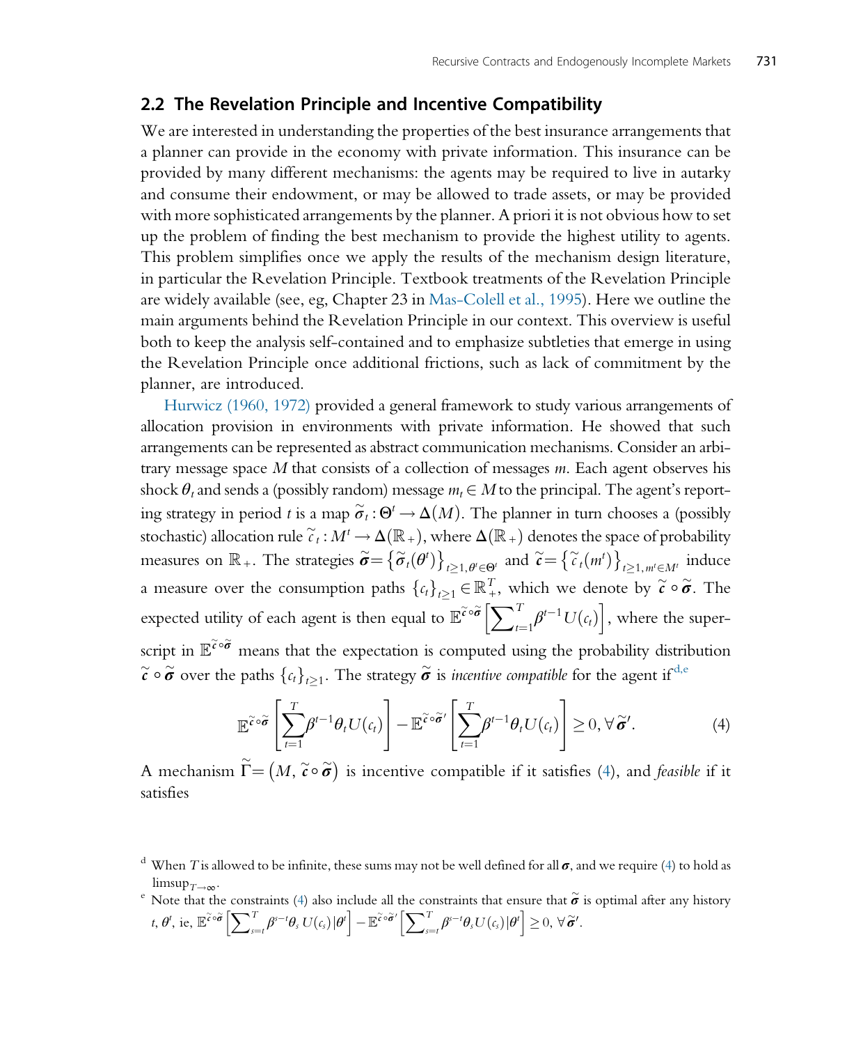## 2.2 The Revelation Principle and Incentive Compatibility

We are interested in understanding the properties of the best insurance arrangements that a planner can provide in the economy with private information. This insurance can be provided by many different mechanisms: the agents may be required to live in autarky and consume their endowment, or may be allowed to trade assets, or may be provided with more sophisticated arrangements by the planner. A priori it is not obvious how to set up the problem of finding the best mechanism to provide the highest utility to agents. This problem simplifies once we apply the results of the mechanism design literature, in particular the Revelation Principle. Textbook treatments of the Revelation Principle are widely available (see, eg, Chapter 23 in Mas-Colell et al., 1995). Here we outline the main arguments behind the Revelation Principle in our context. This overview is useful both to keep the analysis self-contained and to emphasize subtleties that emerge in using the Revelation Principle once additional frictions, such as lack of commitment by the planner, are introduced.

Hurwicz (1960, 1972) provided a general framework to study various arrangements of allocation provision in environments with private information. He showed that such arrangements can be represented as abstract communication mechanisms. Consider an arbitrary message space $M$ that consists of a collection of messages $m$. Each agent observes his shock $\theta_t$ and sends a (possibly random) message $m_t \in M$ to the principal. The agent's reporting strategy in period $t$ is a map $\tilde{\sigma}_t : \Theta^t \to \Delta(M)$. The planner in turn chooses a (possibly stochastic) allocation rule $\tilde{c}_t : M^t \to \Delta(\mathbb{R}_+)$, where $\Delta(\mathbb{R}_+)$ denotes the space of probability measures on $\mathbb{R}_+$. The strategies $\tilde{\boldsymbol{\sigma}} = \{\tilde{\sigma}_t(\theta^t)\}_{t\geq 1, \theta^t \in \Theta^t}$ and $\tilde{\boldsymbol{c}} = \{\tilde{c}_t(m^t)\}_{t\geq 1, m^t \in M^t}$ induce a measure over the consumption paths $\{c_t\}_{t\geq 1} \in \mathbb{R}_+^T$, which we denote by $\tilde{\boldsymbol{c}} \circ \tilde{\boldsymbol{\sigma}}$. The expected utility of each agent is then equal to $\mathbb{E}^{\tilde{\boldsymbol{c}} \circ \tilde{\boldsymbol{\sigma}}}\left[\sum_{t=1}^{T} \beta^{t-1} U(c_t)\right]$, where the superscript in $\mathbb{E}^{\tilde{\boldsymbol{c}} \circ \tilde{\boldsymbol{\sigma}}}$ means that the expectation is computed using the probability distribution $\tilde{\boldsymbol{c}} \circ \tilde{\boldsymbol{\sigma}}$ over the paths $\{c_t\}_{t\geq 1}$. The strategy $\tilde{\boldsymbol{\sigma}}$ is *incentive compatible* for the agent if[d,e]

$$\mathbb{E}^{\tilde{\boldsymbol{c}} \circ \tilde{\boldsymbol{\sigma}}}\left[\sum_{t=1}^{T} \beta^{t-1} \theta_t U(c_t)\right] - \mathbb{E}^{\tilde{\boldsymbol{c}} \circ \tilde{\boldsymbol{\sigma}}'}\left[\sum_{t=1}^{T} \beta^{t-1} \theta_t U(c_t)\right] \geq 0, \forall \tilde{\boldsymbol{\sigma}}'. \tag{4}$$

A mechanism $\tilde{\Gamma} = (M, \tilde{\boldsymbol{c}} \circ \tilde{\boldsymbol{\sigma}})$ is incentive compatible if it satisfies (4), and *feasible* if it satisfies

[d] When $T$ is allowed to be infinite, these sums may not be well defined for all $\boldsymbol{\sigma}$, and we require (4) to hold as $\limsup_{T\to\infty}$.

[e] Note that the constraints (4) also include all the constraints that ensure that $\tilde{\boldsymbol{\sigma}}$ is optimal after any history $t, \theta^t$, ie, $\mathbb{E}^{\tilde{\boldsymbol{c}} \circ \tilde{\boldsymbol{\sigma}}}\left[\sum_{s=t}^{T} \beta^{s-t} \theta_s U(c_s) | \theta^t\right] - \mathbb{E}^{\tilde{\boldsymbol{c}} \circ \tilde{\boldsymbol{\sigma}}'}\left[\sum_{s=t}^{T} \beta^{s-t} \theta_s U(c_s) | \theta^t\right] \geq 0, \forall \tilde{\boldsymbol{\sigma}}'$.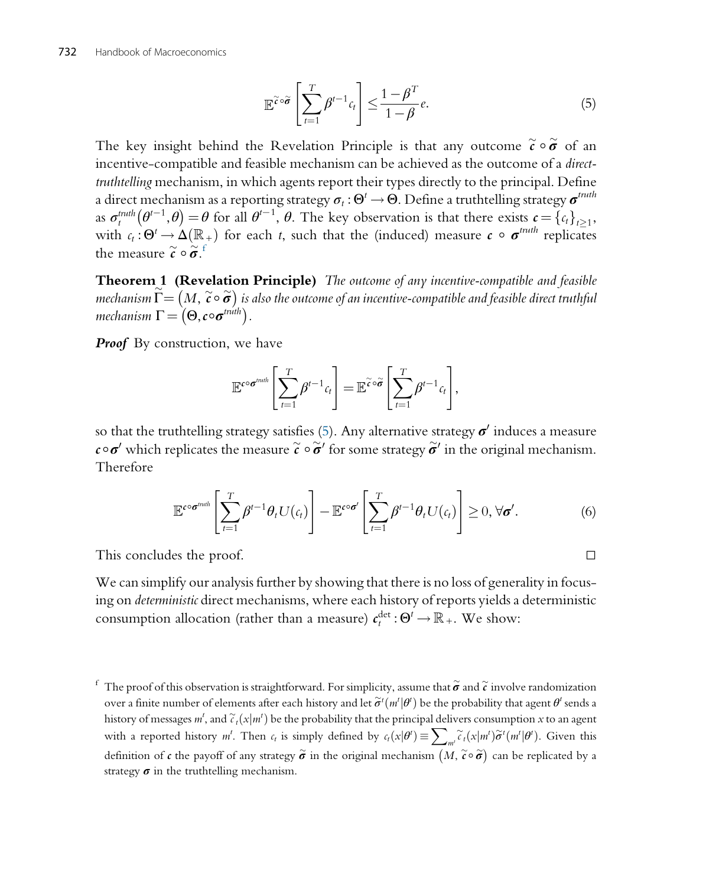$$\mathbb{E}^{\tilde{c}\circ\tilde{\sigma}}\left[\sum_{t=1}^{T}\beta^{t-1}c_t\right] \le \frac{1-\beta^T}{1-\beta}e. \tag{5}$$

The key insight behind the Revelation Principle is that any outcome $\tilde{\boldsymbol{c}} \circ \tilde{\boldsymbol{\sigma}}$ of an incentive-compatible and feasible mechanism can be achieved as the outcome of a *direct-truthtelling* mechanism, in which agents report their types directly to the principal. Define a direct mechanism as a reporting strategy $\boldsymbol{\sigma}_t : \Theta^t \to \Theta$. Define a truthtelling strategy $\boldsymbol{\sigma}^{truth}$ as $\boldsymbol{\sigma}_t^{truth}(\theta^{t-1}, \theta) = \theta$ for all $\theta^{t-1}$, $\theta$. The key observation is that there exists $\boldsymbol{c} = \{c_t\}_{t\ge1}$, with $c_t : \Theta^t \to \Delta(\mathbb{R}_+)$ for each $t$, such that the (induced) measure $\boldsymbol{c} \circ \boldsymbol{\sigma}^{truth}$ replicates the measure $\tilde{\boldsymbol{c}} \circ \tilde{\boldsymbol{\sigma}}$.[f]

**Theorem 1 (Revelation Principle)** *The outcome of any incentive-compatible and feasible mechanism* $\tilde{\Gamma} = (M, \tilde{\boldsymbol{c}} \circ \tilde{\boldsymbol{\sigma}})$ *is also the outcome of an incentive-compatible and feasible direct truthful mechanism* $\Gamma = (\Theta, \boldsymbol{c} \circ \boldsymbol{\sigma}^{truth})$.

***Proof*** By construction, we have

$$\mathbb{E}^{\boldsymbol{c}\circ\boldsymbol{\sigma}^{truth}}\left[\sum_{t=1}^{T}\beta^{t-1}c_t\right] = \mathbb{E}^{\tilde{\boldsymbol{c}}\circ\tilde{\boldsymbol{\sigma}}}\left[\sum_{t=1}^{T}\beta^{t-1}c_t\right],$$

so that the truthtelling strategy satisfies (5). Any alternative strategy $\boldsymbol{\sigma}'$ induces a measure $\boldsymbol{c} \circ \boldsymbol{\sigma}'$ which replicates the measure $\tilde{\boldsymbol{c}} \circ \tilde{\boldsymbol{\sigma}}'$ for some strategy $\tilde{\boldsymbol{\sigma}}'$ in the original mechanism. Therefore

$$\mathbb{E}^{\boldsymbol{c}\circ\boldsymbol{\sigma}^{truth}}\left[\sum_{t=1}^{T}\beta^{t-1}\theta_t U(c_t)\right] - \mathbb{E}^{\boldsymbol{c}\circ\boldsymbol{\sigma}'}\left[\sum_{t=1}^{T}\beta^{t-1}\theta_t U(c_t)\right] \ge 0, \forall \boldsymbol{\sigma}'. \tag{6}$$

This concludes the proof. □

We can simplify our analysis further by showing that there is no loss of generality in focusing on *deterministic* direct mechanisms, where each history of reports yields a deterministic consumption allocation (rather than a measure) $\boldsymbol{c}_t^{\det} : \Theta^t \to \mathbb{R}_+$. We show:

---

[f] The proof of this observation is straightforward. For simplicity, assume that $\tilde{\boldsymbol{\sigma}}$ and $\tilde{\boldsymbol{c}}$ involve randomization over a finite number of elements after each history and let $\tilde{\boldsymbol{\sigma}}^t(m^t|\theta^t)$ be the probability that agent $\theta^t$ sends a history of messages $m^t$, and $\tilde{c}_t(x|m^t)$ be the probability that the principal delivers consumption $x$ to an agent with a reported history $m^t$. Then $c_t$ is simply defined by $c_t(x|\theta^t) \equiv \sum_{m^t}\tilde{c}_t(x|m^t)\tilde{\boldsymbol{\sigma}}^t(m^t|\theta^t)$. Given this definition of $\boldsymbol{c}$ the payoff of any strategy $\tilde{\boldsymbol{\sigma}}$ in the original mechanism $(M, \tilde{\boldsymbol{c}} \circ \tilde{\boldsymbol{\sigma}})$ can be replicated by a strategy $\boldsymbol{\sigma}$ in the truthtelling mechanism.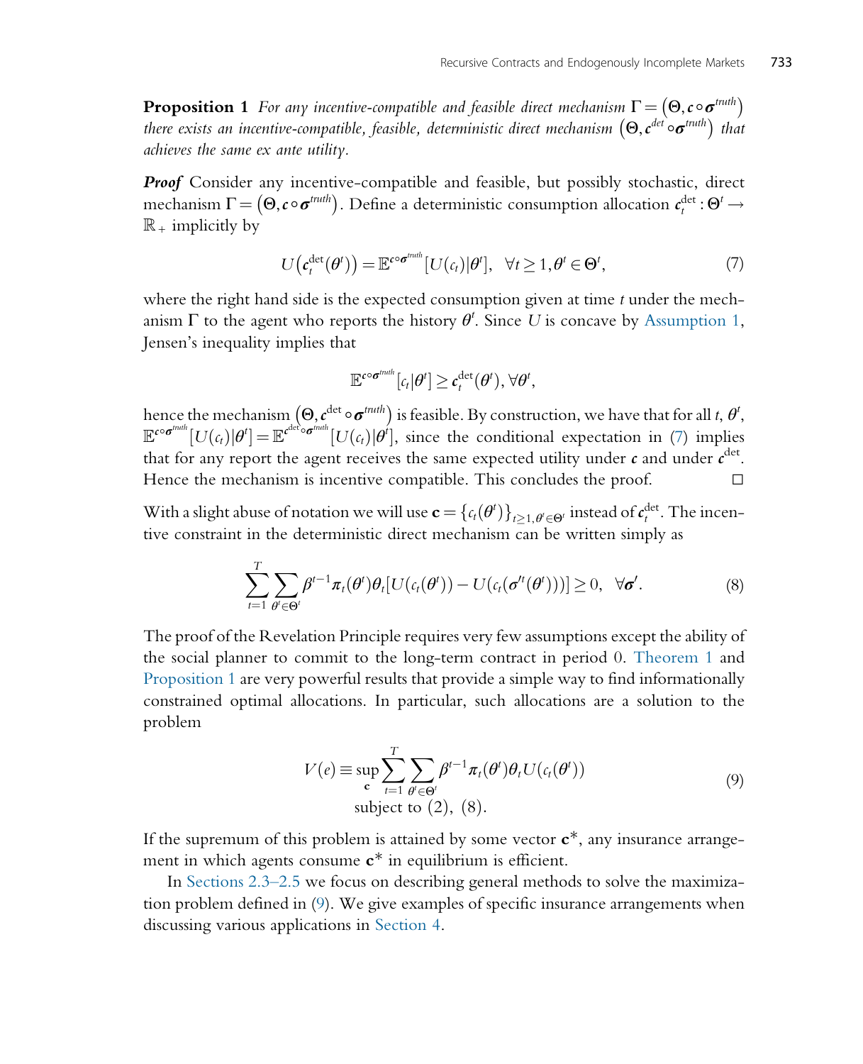**Proposition 1** *For any incentive-compatible and feasible direct mechanism* $\Gamma = \left(\Theta, \boldsymbol{c} \circ \boldsymbol{\sigma}^{truth}\right)$ *there exists an incentive-compatible, feasible, deterministic direct mechanism* $\left(\Theta, \boldsymbol{c}^{det} \circ \boldsymbol{\sigma}^{truth}\right)$ *that achieves the same ex ante utility.*

***Proof*** Consider any incentive-compatible and feasible, but possibly stochastic, direct mechanism $\Gamma = \left(\Theta, \boldsymbol{c} \circ \boldsymbol{\sigma}^{truth}\right)$. Define a deterministic consumption allocation $\boldsymbol{c}_t^{\det} : \Theta^t \to \mathbb{R}_+$ implicitly by

$$U\left(\boldsymbol{c}_t^{\det}(\theta^t)\right) = \mathbb{E}^{\boldsymbol{c} \circ \boldsymbol{\sigma}^{truth}}[U(c_t)|\theta^t], \quad \forall t \geq 1, \theta^t \in \Theta^t, \tag{7}$$

where the right hand side is the expected consumption given at time $t$ under the mechanism $\Gamma$ to the agent who reports the history $\theta^t$. Since $U$ is concave by Assumption 1, Jensen's inequality implies that

$$\mathbb{E}^{\boldsymbol{c} \circ \boldsymbol{\sigma}^{truth}}[c_t|\theta^t] \geq \boldsymbol{c}_t^{\det}(\theta^t), \forall \theta^t,$$

hence the mechanism $\left(\Theta, \boldsymbol{c}^{\det} \circ \boldsymbol{\sigma}^{truth}\right)$ is feasible. By construction, we have that for all $t$, $\theta^t$, $\mathbb{E}^{\boldsymbol{c} \circ \boldsymbol{\sigma}^{truth}}[U(c_t)|\theta^t] = \mathbb{E}^{\boldsymbol{c}^{\det} \circ \boldsymbol{\sigma}^{truth}}[U(c_t)|\theta^t]$, since the conditional expectation in (7) implies that for any report the agent receives the same expected utility under $\boldsymbol{c}$ and under $\boldsymbol{c}^{\det}$. Hence the mechanism is incentive compatible. This concludes the proof. □

With a slight abuse of notation we will use $\mathbf{c} = \{c_t(\theta^t)\}_{t \geq 1, \theta^t \in \Theta^t}$ instead of $\boldsymbol{c}_t^{\det}$. The incentive constraint in the deterministic direct mechanism can be written simply as

$$\sum_{t=1}^{T} \sum_{\theta^t \in \Theta^t} \beta^{t-1} \pi_t(\theta^t) \theta_t [U(c_t(\theta^t)) - U(c_t(\boldsymbol{\sigma}'^t(\theta^t)))] \geq 0, \quad \forall \boldsymbol{\sigma}'. \tag{8}$$

The proof of the Revelation Principle requires very few assumptions except the ability of the social planner to commit to the long-term contract in period 0. Theorem 1 and Proposition 1 are very powerful results that provide a simple way to find informationally constrained optimal allocations. In particular, such allocations are a solution to the problem

$$V(e) \equiv \sup_{\mathbf{c}} \sum_{t=1}^{T} \sum_{\theta^t \in \Theta^t} \beta^{t-1} \pi_t(\theta^t) \theta_t U(c_t(\theta^t)) \tag{9}$$
$$\text{subject to } (2),\ (8).$$

If the supremum of this problem is attained by some vector $\mathbf{c}^*$, any insurance arrangement in which agents consume $\mathbf{c}^*$ in equilibrium is efficient.

In Sections 2.3–2.5 we focus on describing general methods to solve the maximization problem defined in (9). We give examples of specific insurance arrangements when discussing various applications in Section 4.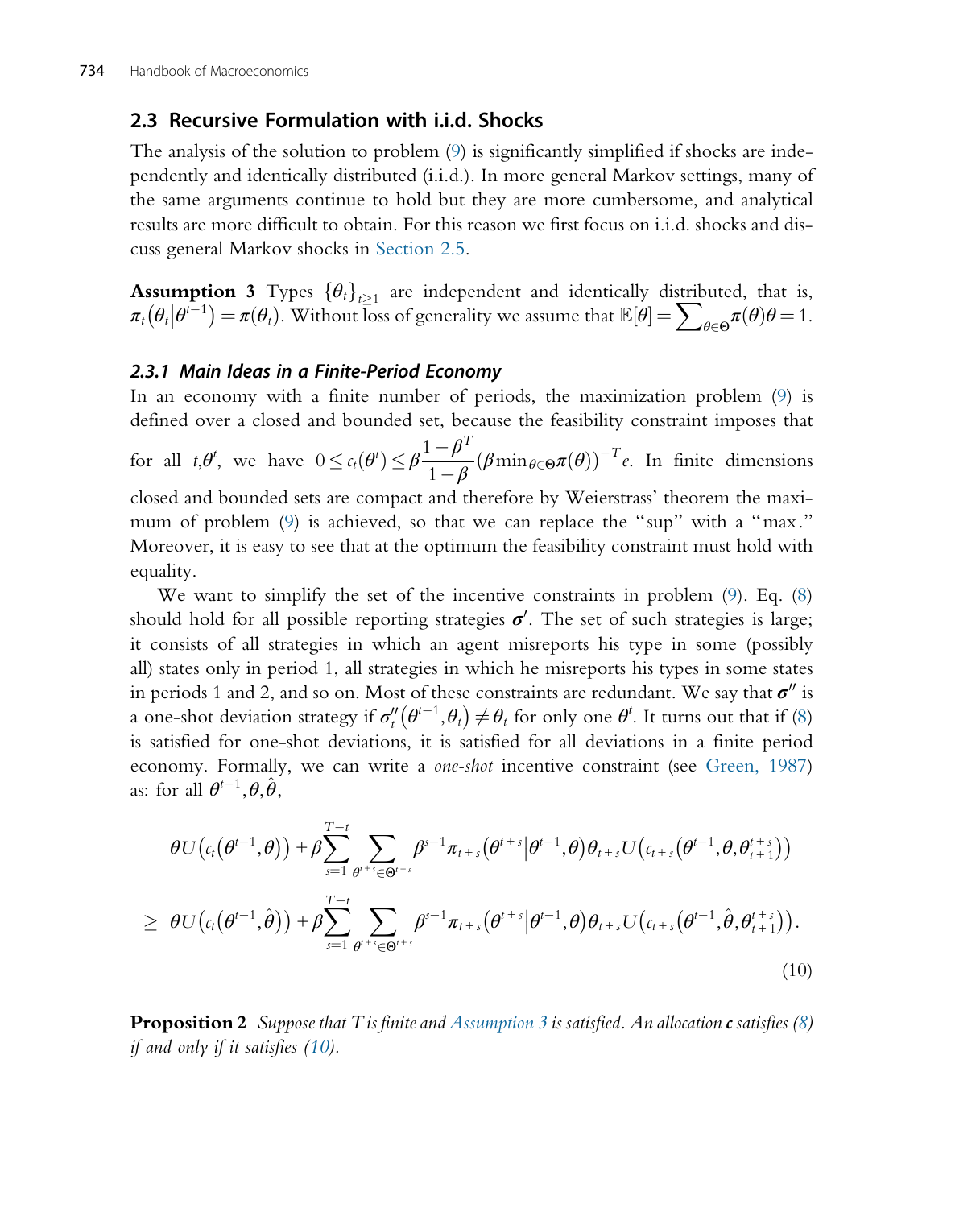## 2.3 Recursive Formulation with i.i.d. Shocks

The analysis of the solution to problem (9) is significantly simplified if shocks are independently and identically distributed (i.i.d.). In more general Markov settings, many of the same arguments continue to hold but they are more cumbersome, and analytical results are more difficult to obtain. For this reason we first focus on i.i.d. shocks and discuss general Markov shocks in Section 2.5.

**Assumption 3** Types $\{\theta_t\}_{t\geq 1}$ are independent and identically distributed, that is, $\pi_t(\theta_t|\theta^{t-1}) = \pi(\theta_t)$. Without loss of generality we assume that $\mathbb{E}[\theta] = \sum_{\theta\in\Theta}\pi(\theta)\theta = 1$.

### 2.3.1 Main Ideas in a Finite-Period Economy

In an economy with a finite number of periods, the maximization problem (9) is defined over a closed and bounded set, because the feasibility constraint imposes that for all $t,\theta^t$, we have $0 \leq c_t(\theta^t) \leq \beta\dfrac{1-\beta^T}{1-\beta}(\beta\min_{\theta\in\Theta}\pi(\theta))^{-T}e$. In finite dimensions closed and bounded sets are compact and therefore by Weierstrass' theorem the maximum of problem (9) is achieved, so that we can replace the "sup" with a "max." Moreover, it is easy to see that at the optimum the feasibility constraint must hold with equality.

We want to simplify the set of the incentive constraints in problem (9). Eq. (8) should hold for all possible reporting strategies $\boldsymbol{\sigma}'$. The set of such strategies is large; it consists of all strategies in which an agent misreports his type in some (possibly all) states only in period 1, all strategies in which he misreports his types in some states in periods 1 and 2, and so on. Most of these constraints are redundant. We say that $\boldsymbol{\sigma}''$ is a one-shot deviation strategy if $\sigma''_t(\theta^{t-1},\theta_t) \neq \theta_t$ for only one $\theta^t$. It turns out that if (8) is satisfied for one-shot deviations, it is satisfied for all deviations in a finite period economy. Formally, we can write a *one-shot* incentive constraint (see Green, 1987) as: for all $\theta^{t-1},\theta,\hat{\theta}$,

$$
\begin{aligned}
&\theta U\left(c_t(\theta^{t-1},\theta)\right) + \beta\sum_{s=1}^{T-t}\sum_{\theta^{t+s}\in\Theta^{t+s}}\beta^{s-1}\pi_{t+s}\left(\theta^{t+s}\middle|\theta^{t-1},\theta\right)\theta_{t+s}U\left(c_{t+s}\left(\theta^{t-1},\theta,\theta_{t+1}^{t+s}\right)\right) \\
\geq\ &\theta U\left(c_t(\theta^{t-1},\hat{\theta})\right) + \beta\sum_{s=1}^{T-t}\sum_{\theta^{t+s}\in\Theta^{t+s}}\beta^{s-1}\pi_{t+s}\left(\theta^{t+s}\middle|\theta^{t-1},\theta\right)\theta_{t+s}U\left(c_{t+s}\left(\theta^{t-1},\hat{\theta},\theta_{t+1}^{t+s}\right)\right).
\end{aligned}
\tag{10}
$$

**Proposition 2** *Suppose that $T$ is finite and Assumption 3 is satisfied. An allocation $\mathbf{c}$ satisfies (8) if and only if it satisfies (10).*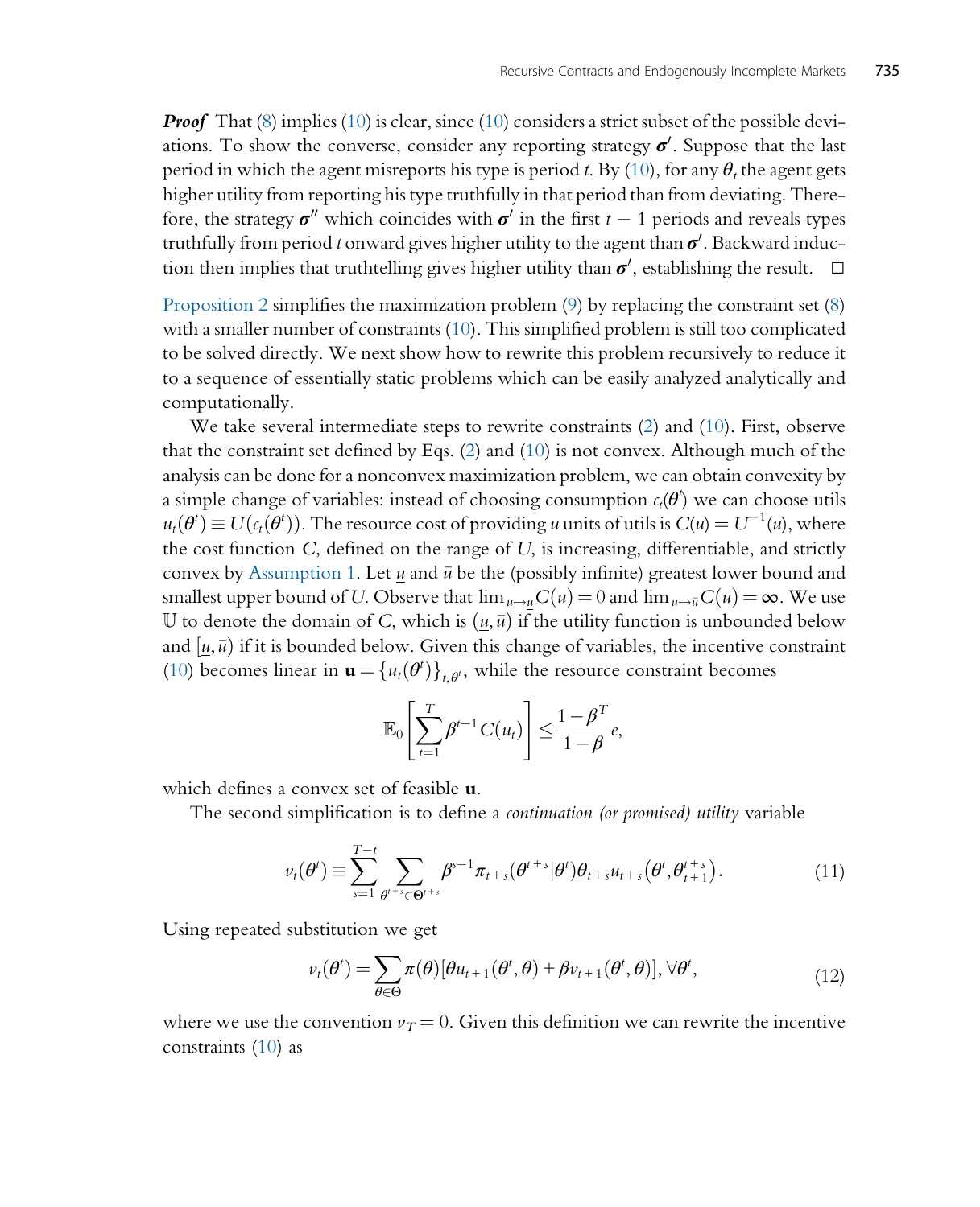***Proof*** That (8) implies (10) is clear, since (10) considers a strict subset of the possible deviations. To show the converse, consider any reporting strategy $\boldsymbol{\sigma}'$. Suppose that the last period in which the agent misreports his type is period $t$. By (10), for any $\theta_t$ the agent gets higher utility from reporting his type truthfully in that period than from deviating. Therefore, the strategy $\boldsymbol{\sigma}''$ which coincides with $\boldsymbol{\sigma}'$ in the first $t-1$ periods and reveals types truthfully from period $t$ onward gives higher utility to the agent than $\boldsymbol{\sigma}'$. Backward induction then implies that truthtelling gives higher utility than $\boldsymbol{\sigma}'$, establishing the result. $\square$

Proposition 2 simplifies the maximization problem (9) by replacing the constraint set (8) with a smaller number of constraints (10). This simplified problem is still too complicated to be solved directly. We next show how to rewrite this problem recursively to reduce it to a sequence of essentially static problems which can be easily analyzed analytically and computationally.

We take several intermediate steps to rewrite constraints (2) and (10). First, observe that the constraint set defined by Eqs. (2) and (10) is not convex. Although much of the analysis can be done for a nonconvex maximization problem, we can obtain convexity by a simple change of variables: instead of choosing consumption $c_t(\theta^t)$ we can choose utils $u_t(\theta^t) \equiv U(c_t(\theta^t))$. The resource cost of providing $u$ units of utils is $C(u) = U^{-1}(u)$, where the cost function $C$, defined on the range of $U$, is increasing, differentiable, and strictly convex by Assumption 1. Let $\underline{u}$ and $\bar{u}$ be the (possibly infinite) greatest lower bound and smallest upper bound of $U$. Observe that $\lim_{u\to\underline{u}} C(u) = 0$ and $\lim_{u\to\bar{u}} C(u) = \infty$. We use $\mathbb{U}$ to denote the domain of $C$, which is $(\underline{u}, \bar{u})$ if the utility function is unbounded below and $[\underline{u}, \bar{u})$ if it is bounded below. Given this change of variables, the incentive constraint (10) becomes linear in $\mathbf{u} = \{u_t(\theta^t)\}_{t,\theta^t}$, while the resource constraint becomes

$$\mathbb{E}_0\left[\sum_{t=1}^{T}\beta^{t-1}C(u_t)\right] \leq \frac{1-\beta^T}{1-\beta}e,$$

which defines a convex set of feasible $\mathbf{u}$.

The second simplification is to define a *continuation (or promised) utility* variable

$$v_t(\theta^t) \equiv \sum_{s=1}^{T-t}\sum_{\theta^{t+s}\in\Theta^{t+s}}\beta^{s-1}\pi_{t+s}(\theta^{t+s}|\theta^t)\theta_{t+s}u_{t+s}\left(\theta^t,\theta_{t+1}^{t+s}\right). \tag{11}$$

Using repeated substitution we get

$$v_t(\theta^t) = \sum_{\theta\in\Theta}\pi(\theta)[\theta u_{t+1}(\theta^t,\theta) + \beta v_{t+1}(\theta^t,\theta)], \forall\theta^t, \tag{12}$$

where we use the convention $v_T = 0$. Given this definition we can rewrite the incentive constraints (10) as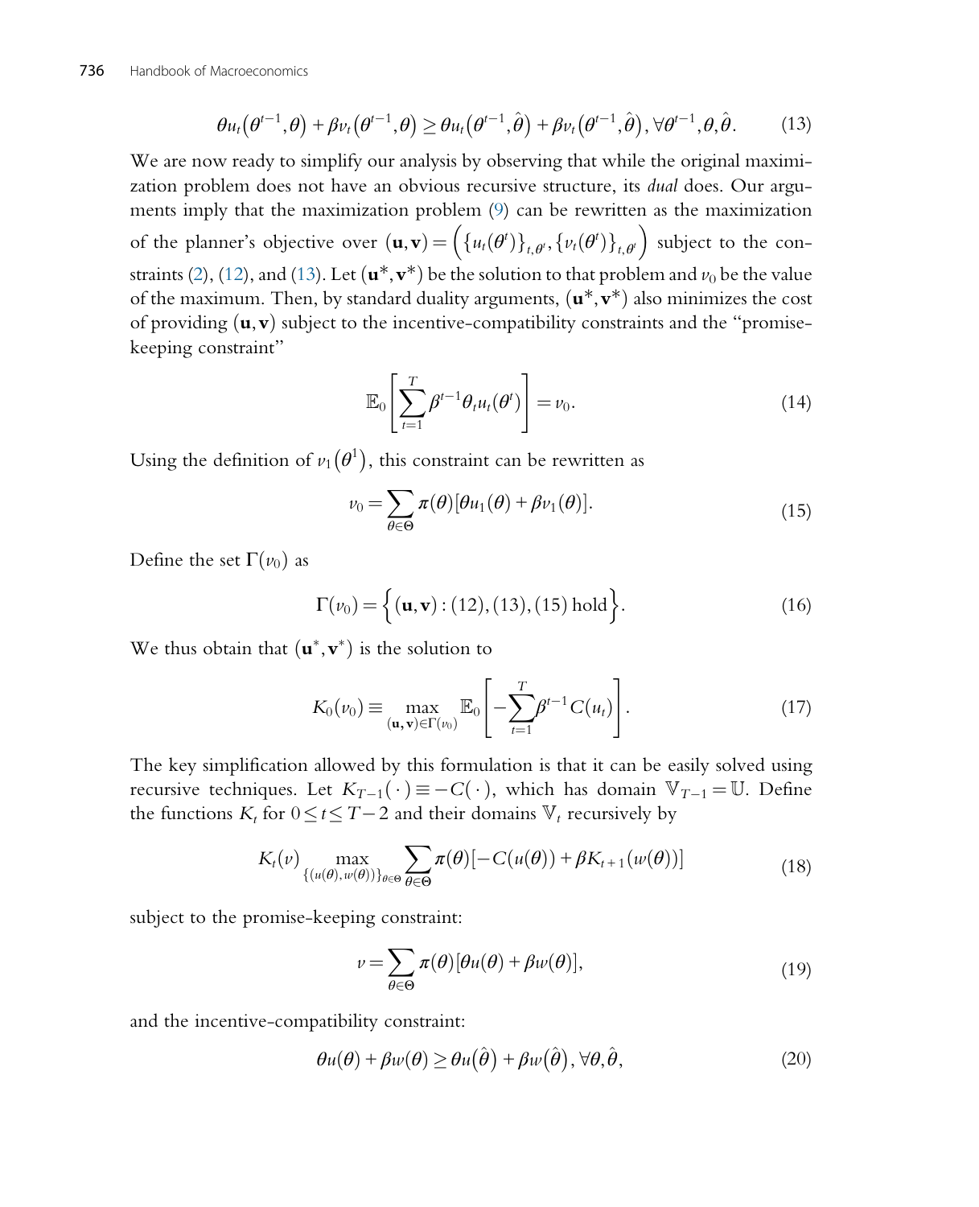$$\theta u_t(\theta^{t-1},\theta) + \beta v_t(\theta^{t-1},\theta) \geq \theta u_t(\theta^{t-1},\hat{\theta}) + \beta v_t(\theta^{t-1},\hat{\theta}), \forall \theta^{t-1},\theta,\hat{\theta}. \tag{13}$$

We are now ready to simplify our analysis by observing that while the original maximization problem does not have an obvious recursive structure, its *dual* does. Our arguments imply that the maximization problem (9) can be rewritten as the maximization of the planner's objective over $(\mathbf{u},\mathbf{v}) = \left(\{u_t(\theta^t)\}_{t,\theta^t}, \{v_t(\theta^t)\}_{t,\theta^t}\right)$ subject to the constraints (2), (12), and (13). Let $(\mathbf{u}^*,\mathbf{v}^*)$ be the solution to that problem and $v_0$ be the value of the maximum. Then, by standard duality arguments, $(\mathbf{u}^*,\mathbf{v}^*)$ also minimizes the cost of providing $(\mathbf{u},\mathbf{v})$ subject to the incentive-compatibility constraints and the "promise-keeping constraint"

$$\mathbb{E}_0\left[\sum_{t=1}^{T} \beta^{t-1}\theta_t u_t(\theta^t)\right] = v_0. \tag{14}$$

Using the definition of $v_1(\theta^1)$, this constraint can be rewritten as

$$v_0 = \sum_{\theta\in\Theta} \pi(\theta)[\theta u_1(\theta) + \beta v_1(\theta)]. \tag{15}$$

Define the set $\Gamma(v_0)$ as

$$\Gamma(v_0) = \left\{(\mathbf{u},\mathbf{v}) : (12), (13), (15) \text{ hold}\right\}. \tag{16}$$

We thus obtain that $(\mathbf{u}^*,\mathbf{v}^*)$ is the solution to

$$K_0(v_0) \equiv \max_{(\mathbf{u},\mathbf{v})\in\Gamma(v_0)} \mathbb{E}_0\left[-\sum_{t=1}^{T}\beta^{t-1}C(u_t)\right]. \tag{17}$$

The key simplification allowed by this formulation is that it can be easily solved using recursive techniques. Let $K_{T-1}(\cdot) \equiv -C(\cdot)$, which has domain $\mathbb{V}_{T-1} = \mathbb{U}$. Define the functions $K_t$ for $0 \leq t \leq T-2$ and their domains $\mathbb{V}_t$ recursively by

$$K_t(v) \max_{\{(u(\theta),w(\theta))\}_{\theta\in\Theta}} \sum_{\theta\in\Theta} \pi(\theta)[-C(u(\theta)) + \beta K_{t+1}(w(\theta))] \tag{18}$$

subject to the promise-keeping constraint:

$$v = \sum_{\theta\in\Theta} \pi(\theta)[\theta u(\theta) + \beta w(\theta)], \tag{19}$$

and the incentive-compatibility constraint:

$$\theta u(\theta) + \beta w(\theta) \geq \theta u(\hat{\theta}) + \beta w(\hat{\theta}), \forall \theta,\hat{\theta}, \tag{20}$$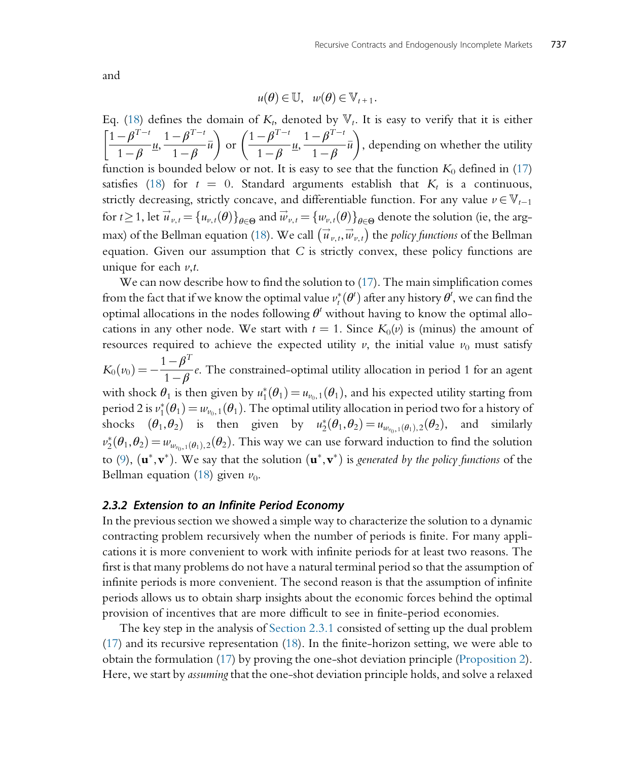and

$$u(\theta) \in \mathbb{U}, \quad w(\theta) \in \mathbb{V}_{t+1}.$$

Eq. (18) defines the domain of $K_t$, denoted by $\mathbb{V}_t$. It is easy to verify that it is either $\left[\frac{1-\beta^{T-t}}{1-\beta}\underline{u}, \frac{1-\beta^{T-t}}{1-\beta}\bar{u}\right)$ or $\left(\frac{1-\beta^{T-t}}{1-\beta}\underline{u}, \frac{1-\beta^{T-t}}{1-\beta}\bar{u}\right)$, depending on whether the utility function is bounded below or not. It is easy to see that the function $K_0$ defined in (17) satisfies (18) for $t = 0$. Standard arguments establish that $K_t$ is a continuous, strictly decreasing, strictly concave, and differentiable function. For any value $v \in \mathbb{V}_{t-1}$ for $t \geq 1$, let $\vec{u}_{v,t} = \{u_{v,t}(\theta)\}_{\theta \in \Theta}$ and $\vec{w}_{v,t} = \{w_{v,t}(\theta)\}_{\theta \in \Theta}$ denote the solution (ie, the argmax) of the Bellman equation (18). We call $\left(\vec{u}_{v,t}, \vec{w}_{v,t}\right)$ the *policy functions* of the Bellman equation. Given our assumption that $C$ is strictly convex, these policy functions are unique for each $v,t$.

We can now describe how to find the solution to (17). The main simplification comes from the fact that if we know the optimal value $v_t^*(\theta^t)$ after any history $\theta^t$, we can find the optimal allocations in the nodes following $\theta^t$ without having to know the optimal allocations in any other node. We start with $t = 1$. Since $K_0(v)$ is (minus) the amount of resources required to achieve the expected utility $v$, the initial value $v_0$ must satisfy $K_0(v_0) = -\frac{1-\beta^T}{1-\beta}e$. The constrained-optimal utility allocation in period 1 for an agent with shock $\theta_1$ is then given by $u_1^*(\theta_1) = u_{v_0,1}(\theta_1)$, and his expected utility starting from period 2 is $v_1^*(\theta_1) = w_{v_0,1}(\theta_1)$. The optimal utility allocation in period two for a history of shocks $(\theta_1, \theta_2)$ is then given by $u_2^*(\theta_1, \theta_2) = u_{w_{v_0,1}(\theta_1),2}(\theta_2)$, and similarly $v_2^*(\theta_1, \theta_2) = w_{w_{v_0,1}(\theta_1),2}(\theta_2)$. This way we can use forward induction to find the solution to (9), $(\mathbf{u}^*, \mathbf{v}^*)$. We say that the solution $(\mathbf{u}^*, \mathbf{v}^*)$ is *generated by the policy functions* of the Bellman equation (18) given $v_0$.

### 2.3.2 Extension to an Infinite Period Economy

In the previous section we showed a simple way to characterize the solution to a dynamic contracting problem recursively when the number of periods is finite. For many applications it is more convenient to work with infinite periods for at least two reasons. The first is that many problems do not have a natural terminal period so that the assumption of infinite periods is more convenient. The second reason is that the assumption of infinite periods allows us to obtain sharp insights about the economic forces behind the optimal provision of incentives that are more difficult to see in finite-period economies.

The key step in the analysis of Section 2.3.1 consisted of setting up the dual problem (17) and its recursive representation (18). In the finite-horizon setting, we were able to obtain the formulation (17) by proving the one-shot deviation principle (Proposition 2). Here, we start by *assuming* that the one-shot deviation principle holds, and solve a relaxed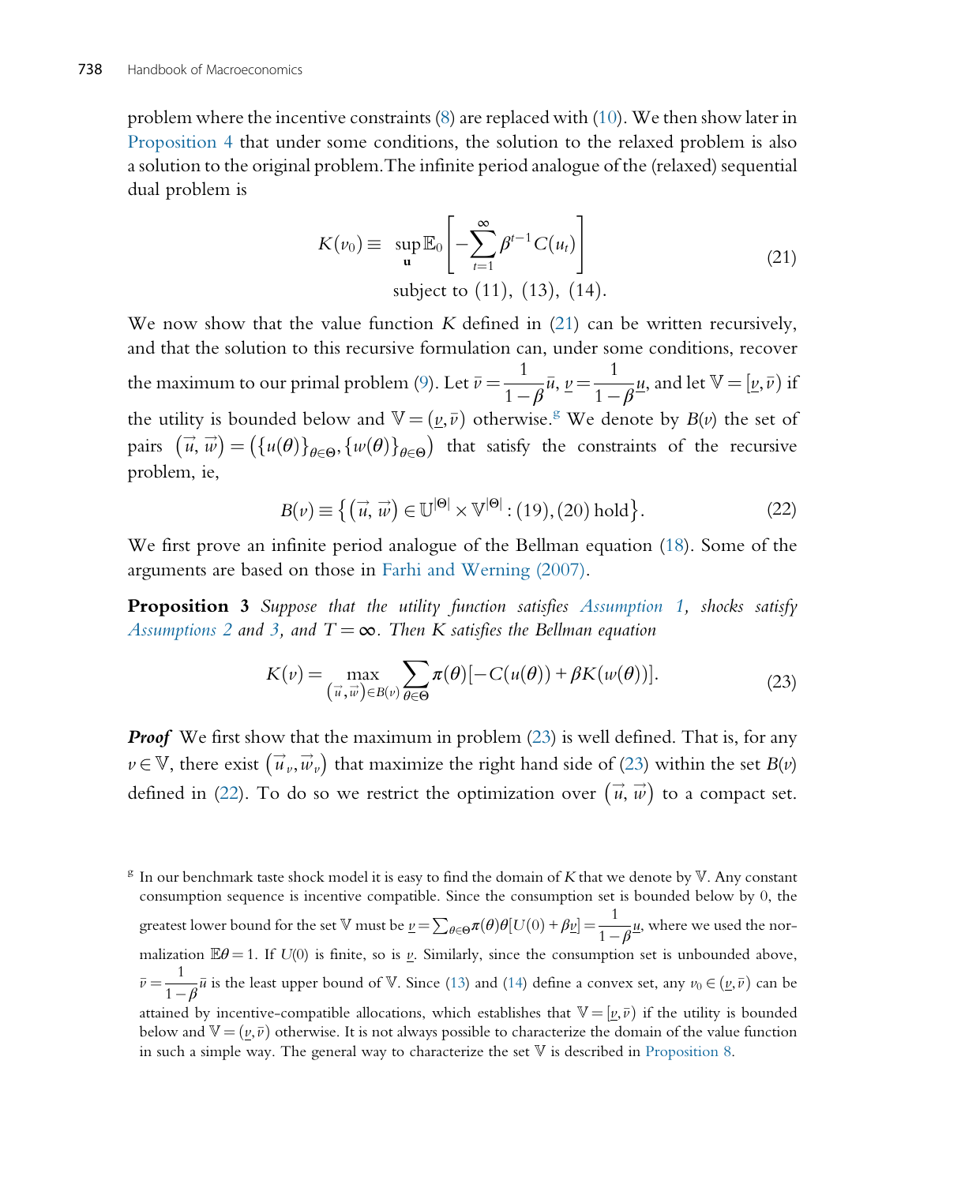problem where the incentive constraints (8) are replaced with (10). We then show later in Proposition 4 that under some conditions, the solution to the relaxed problem is also a solution to the original problem. The infinite period analogue of the (relaxed) sequential dual problem is

$$K(v_0) \equiv \sup_{\mathbf{u}} \mathbb{E}_0\left[-\sum_{t=1}^{\infty}\beta^{t-1}C(u_t)\right] \qquad (21)$$
$$\text{subject to } (11),\ (13),\ (14).$$

We now show that the value function $K$ defined in (21) can be written recursively, and that the solution to this recursive formulation can, under some conditions, recover the maximum to our primal problem (9). Let $\bar{v} = \frac{1}{1-\beta}\bar{u}$, $\underline{v} = \frac{1}{1-\beta}\underline{u}$, and let $\mathbb{V} = [\underline{v}, \bar{v})$ if the utility is bounded below and $\mathbb{V} = (\underline{v}, \bar{v})$ otherwise.[g] We denote by $B(v)$ the set of pairs $(\vec{u}, \vec{w}) = (\{u(\theta)\}_{\theta\in\Theta}, \{w(\theta)\}_{\theta\in\Theta})$ that satisfy the constraints of the recursive problem, ie,

$$B(v) \equiv \left\{(\vec{u}, \vec{w}) \in \mathbb{U}^{|\Theta|} \times \mathbb{V}^{|\Theta|} : (19), (20) \text{ hold}\right\}. \qquad (22)$$

We first prove an infinite period analogue of the Bellman equation (18). Some of the arguments are based on those in Farhi and Werning (2007).

**Proposition 3** *Suppose that the utility function satisfies Assumption 1, shocks satisfy Assumptions 2 and 3, and $T = \infty$. Then $K$ satisfies the Bellman equation*

$$K(v) = \max_{(\vec{u}, \vec{w}) \in B(v)} \sum_{\theta\in\Theta} \pi(\theta)[-C(u(\theta)) + \beta K(w(\theta))]. \qquad (23)$$

***Proof*** We first show that the maximum in problem (23) is well defined. That is, for any $v \in \mathbb{V}$, there exist $(\vec{u}_v, \vec{w}_v)$ that maximize the right hand side of (23) within the set $B(v)$ defined in (22). To do so we restrict the optimization over $(\vec{u}, \vec{w})$ to a compact set.

[g] In our benchmark taste shock model it is easy to find the domain of $K$ that we denote by $\mathbb{V}$. Any constant consumption sequence is incentive compatible. Since the consumption set is bounded below by 0, the greatest lower bound for the set $\mathbb{V}$ must be $\underline{v} = \sum_{\theta\in\Theta}\pi(\theta)\theta[U(0) + \beta\underline{v}] = \frac{1}{1-\beta}\underline{u}$, where we used the normalization $\mathbb{E}\theta = 1$. If $U(0)$ is finite, so is $\underline{v}$. Similarly, since the consumption set is unbounded above, $\bar{v} = \frac{1}{1-\beta}\bar{u}$ is the least upper bound of $\mathbb{V}$. Since (13) and (14) define a convex set, any $v_0 \in (\underline{v}, \bar{v})$ can be attained by incentive-compatible allocations, which establishes that $\mathbb{V} = [\underline{v}, \bar{v})$ if the utility is bounded below and $\mathbb{V} = (\underline{v}, \bar{v})$ otherwise. It is not always possible to characterize the domain of the value function in such a simple way. The general way to characterize the set $\mathbb{V}$ is described in Proposition 8.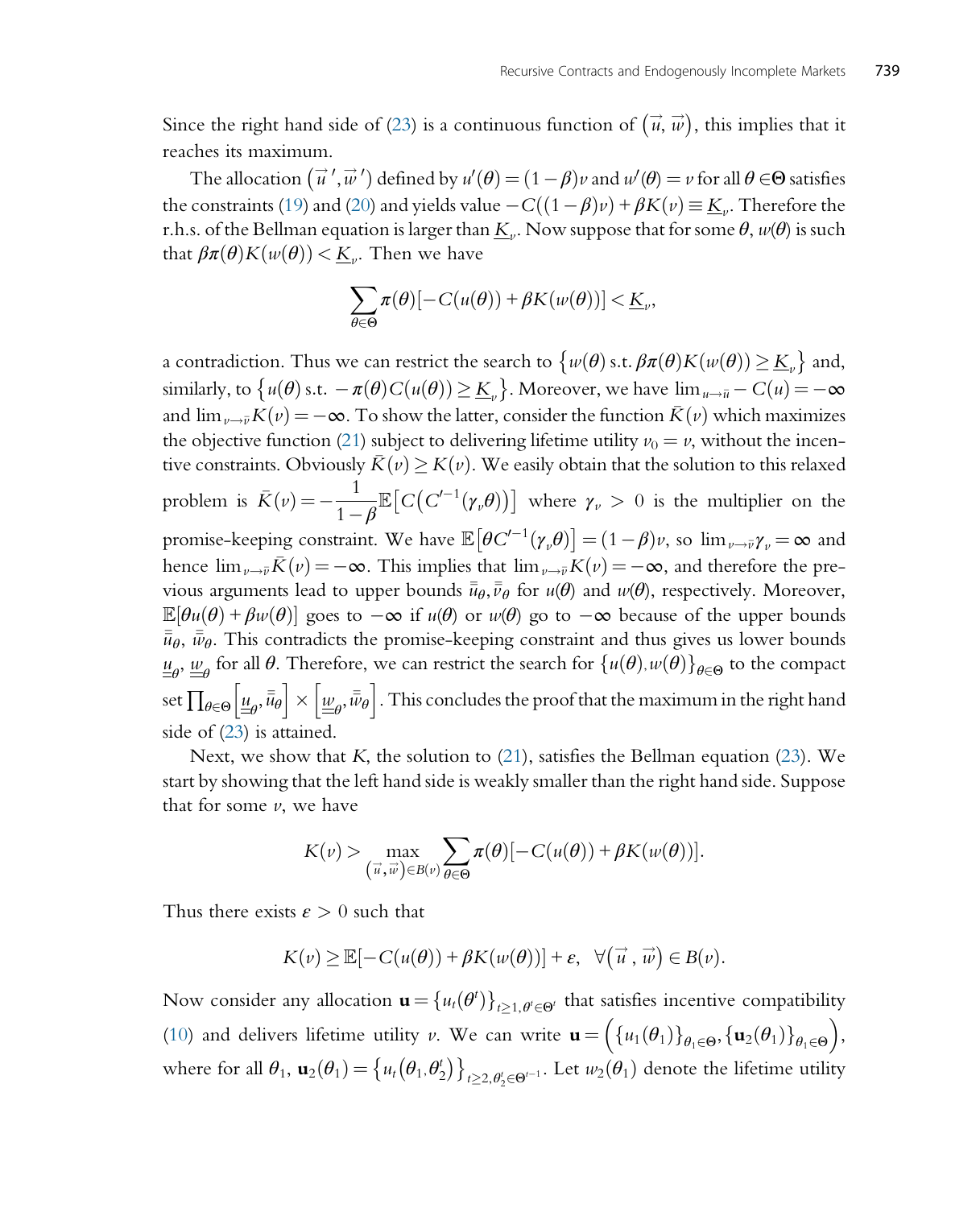Since the right hand side of (23) is a continuous function of $\left(\vec{u}, \vec{w}\right)$, this implies that it reaches its maximum.

The allocation $\left(\vec{u}\,', \vec{w}\,'\right)$ defined by $u'(\theta) = (1-\beta)v$ and $w'(\theta) = v$ for all $\theta \in \Theta$ satisfies the constraints (19) and (20) and yields value $-C((1-\beta)v) + \beta K(v) \equiv \underline{K}_v$. Therefore the r.h.s. of the Bellman equation is larger than $\underline{K}_v$. Now suppose that for some $\theta$, $w(\theta)$ is such that $\beta\pi(\theta)K(w(\theta)) < \underline{K}_v$. Then we have

$$\sum_{\theta\in\Theta}\pi(\theta)[-C(u(\theta)) + \beta K(w(\theta))] < \underline{K}_v,$$

a contradiction. Thus we can restrict the search to $\left\{w(\theta) \text{ s.t. } \beta\pi(\theta)K(w(\theta)) \geq \underline{K}_v\right\}$ and, similarly, to $\left\{u(\theta) \text{ s.t. } -\pi(\theta)C(u(\theta)) \geq \underline{K}_v\right\}$. Moreover, we have $\lim_{u\to\bar{u}} - C(u) = -\infty$ and $\lim_{v\to\bar{v}} K(v) = -\infty$. To show the latter, consider the function $\bar{K}(v)$ which maximizes the objective function (21) subject to delivering lifetime utility $v_0 = v$, without the incentive constraints. Obviously $\bar{K}(v) \geq K(v)$. We easily obtain that the solution to this relaxed problem is $\bar{K}(v) = -\dfrac{1}{1-\beta}\mathbb{E}\left[C\left(C'^{-1}(\gamma_v\theta)\right)\right]$ where $\gamma_v > 0$ is the multiplier on the promise-keeping constraint. We have $\mathbb{E}\left[\theta C'^{-1}(\gamma_v\theta)\right] = (1-\beta)v$, so $\lim_{v\to\bar{v}}\gamma_v = \infty$ and hence $\lim_{v\to\bar{v}}\bar{K}(v) = -\infty$. This implies that $\lim_{v\to\bar{v}}K(v) = -\infty$, and therefore the previous arguments lead to upper bounds $\bar{\bar{u}}_\theta, \bar{\bar{v}}_\theta$ for $u(\theta)$ and $w(\theta)$, respectively. Moreover, $\mathbb{E}[\theta u(\theta) + \beta w(\theta)]$ goes to $-\infty$ if $u(\theta)$ or $w(\theta)$ go to $-\infty$ because of the upper bounds $\bar{\bar{u}}_\theta$, $\bar{\bar{w}}_\theta$. This contradicts the promise-keeping constraint and thus gives us lower bounds $\underline{\underline{u}}_\theta$, $\underline{\underline{w}}_\theta$ for all $\theta$. Therefore, we can restrict the search for $\{u(\theta), w(\theta)\}_{\theta\in\Theta}$ to the compact set $\prod_{\theta\in\Theta}\left[\underline{\underline{u}}_\theta, \bar{\bar{u}}_\theta\right] \times \left[\underline{\underline{w}}_\theta, \bar{\bar{w}}_\theta\right]$. This concludes the proof that the maximum in the right hand side of (23) is attained.

Next, we show that $K$, the solution to (21), satisfies the Bellman equation (23). We start by showing that the left hand side is weakly smaller than the right hand side. Suppose that for some $v$, we have

$$K(v) > \max_{\left(\vec{u}, \vec{w}\right)\in B(v)} \sum_{\theta\in\Theta}\pi(\theta)[-C(u(\theta)) + \beta K(w(\theta))].$$

Thus there exists $\varepsilon > 0$ such that

$$K(v) \geq \mathbb{E}[-C(u(\theta)) + \beta K(w(\theta))] + \varepsilon, \quad \forall\left(\vec{u}, \vec{w}\right) \in B(v).$$

Now consider any allocation $\mathbf{u} = \{u_t(\theta^t)\}_{t\geq 1, \theta^t\in\Theta^t}$ that satisfies incentive compatibility (10) and delivers lifetime utility $v$. We can write $\mathbf{u} = \left(\{u_1(\theta_1)\}_{\theta_1\in\Theta}, \{\mathbf{u}_2(\theta_1)\}_{\theta_1\in\Theta}\right)$, where for all $\theta_1$, $\mathbf{u}_2(\theta_1) = \left\{u_t\left(\theta_1, \theta_2^t\right)\right\}_{t\geq 2, \theta_2^t\in\Theta^{t-1}}$. Let $w_2(\theta_1)$ denote the lifetime utility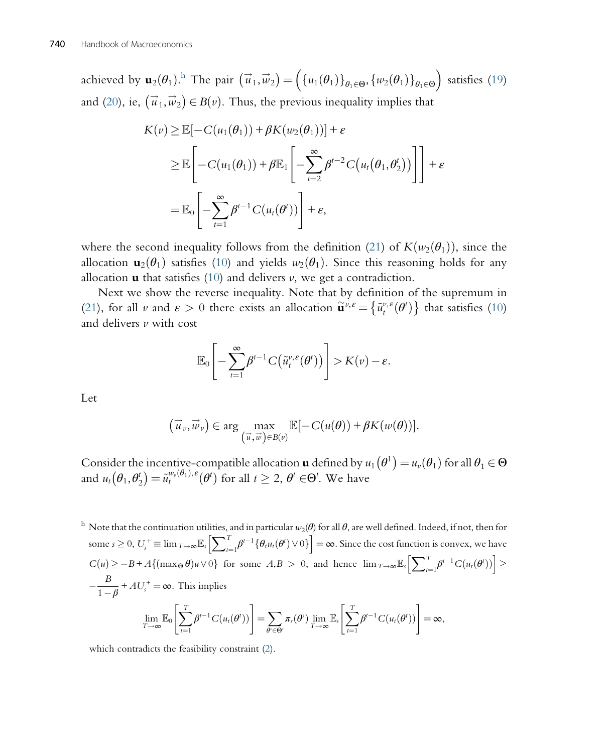achieved by $\mathbf{u}_2(\theta_1)$.[h] The pair $\left(\vec{u}_1, \vec{w}_2\right) = \left(\{u_1(\theta_1)\}_{\theta_1 \in \Theta}, \{w_2(\theta_1)\}_{\theta_1 \in \Theta}\right)$ satisfies (19) and (20), ie, $\left(\vec{u}_1, \vec{w}_2\right) \in B(v)$. Thus, the previous inequality implies that

$$
\begin{aligned}
K(v) &\geq \mathbb{E}[-C(u_1(\theta_1)) + \beta K(w_2(\theta_1))] + \varepsilon \\
&\geq \mathbb{E}\left[-C(u_1(\theta_1)) + \beta \mathbb{E}_1\left[-\sum_{t=2}^{\infty} \beta^{t-2} C\left(u_t\left(\theta_1, \theta_2^t\right)\right)\right]\right] + \varepsilon \\
&= \mathbb{E}_0\left[-\sum_{t=1}^{\infty} \beta^{t-1} C(u_t(\theta^t))\right] + \varepsilon,
\end{aligned}
$$

where the second inequality follows from the definition (21) of $K(w_2(\theta_1))$, since the allocation $\mathbf{u}_2(\theta_1)$ satisfies (10) and yields $w_2(\theta_1)$. Since this reasoning holds for any allocation $\mathbf{u}$ that satisfies (10) and delivers $v$, we get a contradiction.

Next we show the reverse inequality. Note that by definition of the supremum in (21), for all $v$ and $\varepsilon > 0$ there exists an allocation $\tilde{\mathbf{u}}^{v,\varepsilon} = \left\{\tilde{u}_t^{v,\varepsilon}(\theta^t)\right\}$ that satisfies (10) and delivers $v$ with cost

$$
\mathbb{E}_0\left[-\sum_{t=1}^{\infty} \beta^{t-1} C\left(\tilde{u}_t^{v,\varepsilon}(\theta^t)\right)\right] > K(v) - \varepsilon.
$$

Let

$$
\left(\vec{u}_v, \vec{w}_v\right) \in \arg \max_{\left(\vec{u}, \vec{w}\right) \in B(v)} \mathbb{E}[-C(u(\theta)) + \beta K(w(\theta))].
$$

Consider the incentive-compatible allocation $\mathbf{u}$ defined by $u_1\left(\theta^1\right) = u_v(\theta_1)$ for all $\theta_1 \in \Theta$ and $u_t\left(\theta_1, \theta_2^t\right) = \tilde{u}_t^{w_v(\theta_1),\varepsilon}(\theta^t)$ for all $t \geq 2$, $\theta^t \in \Theta^t$. We have

[h] Note that the continuation utilities, and in particular $w_2(\theta)$ for all $\theta$, are well defined. Indeed, if not, then for some $s \geq 0$, $U_s^+ \equiv \lim_{T \to \infty} \mathbb{E}_s\left[\sum_{t=1}^{T} \beta^{t-1}\{\theta_t u_t(\theta^t) \vee 0\}\right] = \infty$. Since the cost function is convex, we have $C(u) \geq -B + A\{(\max_{\Theta} \theta) u \vee 0\}$ for some $A, B > 0$, and hence $\lim_{T \to \infty} \mathbb{E}_s\left[\sum_{t=1}^{T} \beta^{t-1} C(u_t(\theta^t))\right] \geq -\dfrac{B}{1-\beta} + AU_s^+ = \infty$. This implies

$$
\lim_{T \to \infty} \mathbb{E}_0\left[\sum_{t=1}^{T} \beta^{t-1} C(u_t(\theta^t))\right] = \sum_{\theta^s \in \Theta^s} \pi_s(\theta^s) \lim_{T \to \infty} \mathbb{E}_s\left[\sum_{t=1}^{T} \beta^{t-1} C(u_t(\theta^t))\right] = \infty,
$$

which contradicts the feasibility constraint (2).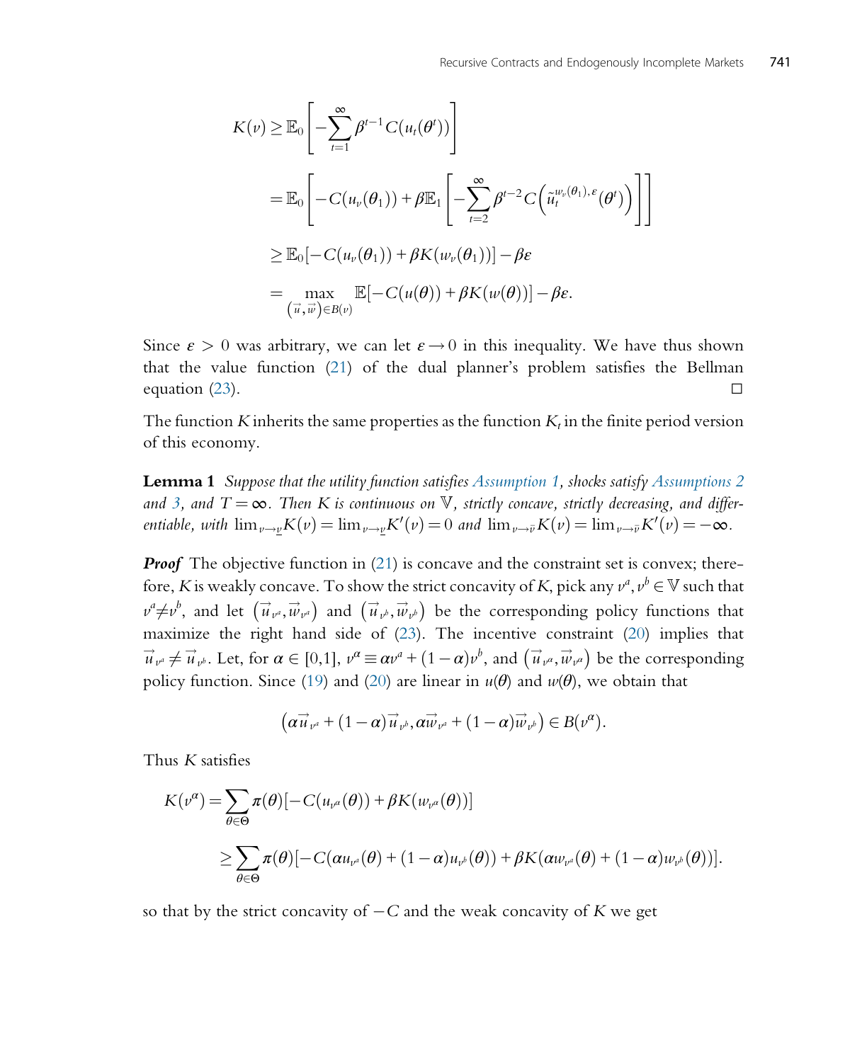$$
\begin{aligned}
K(v) &\geq \mathbb{E}_0\left[-\sum_{t=1}^{\infty}\beta^{t-1}C(u_t(\theta^t))\right] \\
&= \mathbb{E}_0\left[-C(u_v(\theta_1)) + \beta\mathbb{E}_1\left[-\sum_{t=2}^{\infty}\beta^{t-2}C\left(\tilde{u}_t^{w_v(\theta_1),\varepsilon}(\theta^t)\right)\right]\right] \\
&\geq \mathbb{E}_0[-C(u_v(\theta_1)) + \beta K(w_v(\theta_1))] - \beta\varepsilon \\
&= \max_{\left(\vec{u},\vec{w}\right)\in B(v)} \mathbb{E}[-C(u(\theta)) + \beta K(w(\theta))] - \beta\varepsilon.
\end{aligned}
$$

Since $\varepsilon > 0$ was arbitrary, we can let $\varepsilon \to 0$ in this inequality. We have thus shown that the value function (21) of the dual planner's problem satisfies the Bellman equation (23). □

The function $K$ inherits the same properties as the function $K_t$ in the finite period version of this economy.

**Lemma 1** *Suppose that the utility function satisfies Assumption 1, shocks satisfy Assumptions 2 and 3, and $T = \infty$. Then $K$ is continuous on $\mathbb{V}$, strictly concave, strictly decreasing, and differentiable, with $\lim_{v\to\underline{v}}K(v) = \lim_{v\to\underline{v}}K'(v) = 0$ and $\lim_{v\to\bar{v}}K(v) = \lim_{v\to\bar{v}}K'(v) = -\infty$.*

***Proof*** The objective function in (21) is concave and the constraint set is convex; therefore, $K$ is weakly concave. To show the strict concavity of $K$, pick any $v^a, v^b \in \mathbb{V}$ such that $v^a \neq v^b$, and let $\left(\vec{u}_{v^a}, \vec{w}_{v^a}\right)$ and $\left(\vec{u}_{v^b}, \vec{w}_{v^b}\right)$ be the corresponding policy functions that maximize the right hand side of (23). The incentive constraint (20) implies that $\vec{u}_{v^a} \neq \vec{u}_{v^b}$. Let, for $\alpha \in [0,1]$, $v^\alpha \equiv \alpha v^a + (1-\alpha)v^b$, and $\left(\vec{u}_{v^\alpha}, \vec{w}_{v^\alpha}\right)$ be the corresponding policy function. Since (19) and (20) are linear in $u(\theta)$ and $w(\theta)$, we obtain that

$$
\left(\alpha\vec{u}_{v^a} + (1-\alpha)\vec{u}_{v^b}, \alpha\vec{w}_{v^a} + (1-\alpha)\vec{w}_{v^b}\right) \in B(v^\alpha).
$$

Thus $K$ satisfies

$$
\begin{aligned}
K(v^\alpha) &= \sum_{\theta\in\Theta}\pi(\theta)[-C(u_{v^\alpha}(\theta)) + \beta K(w_{v^\alpha}(\theta))] \\
&\geq \sum_{\theta\in\Theta}\pi(\theta)[-C(\alpha u_{v^a}(\theta) + (1-\alpha)u_{v^b}(\theta)) + \beta K(\alpha w_{v^a}(\theta) + (1-\alpha)w_{v^b}(\theta))].
\end{aligned}
$$

so that by the strict concavity of $-C$ and the weak concavity of $K$ we get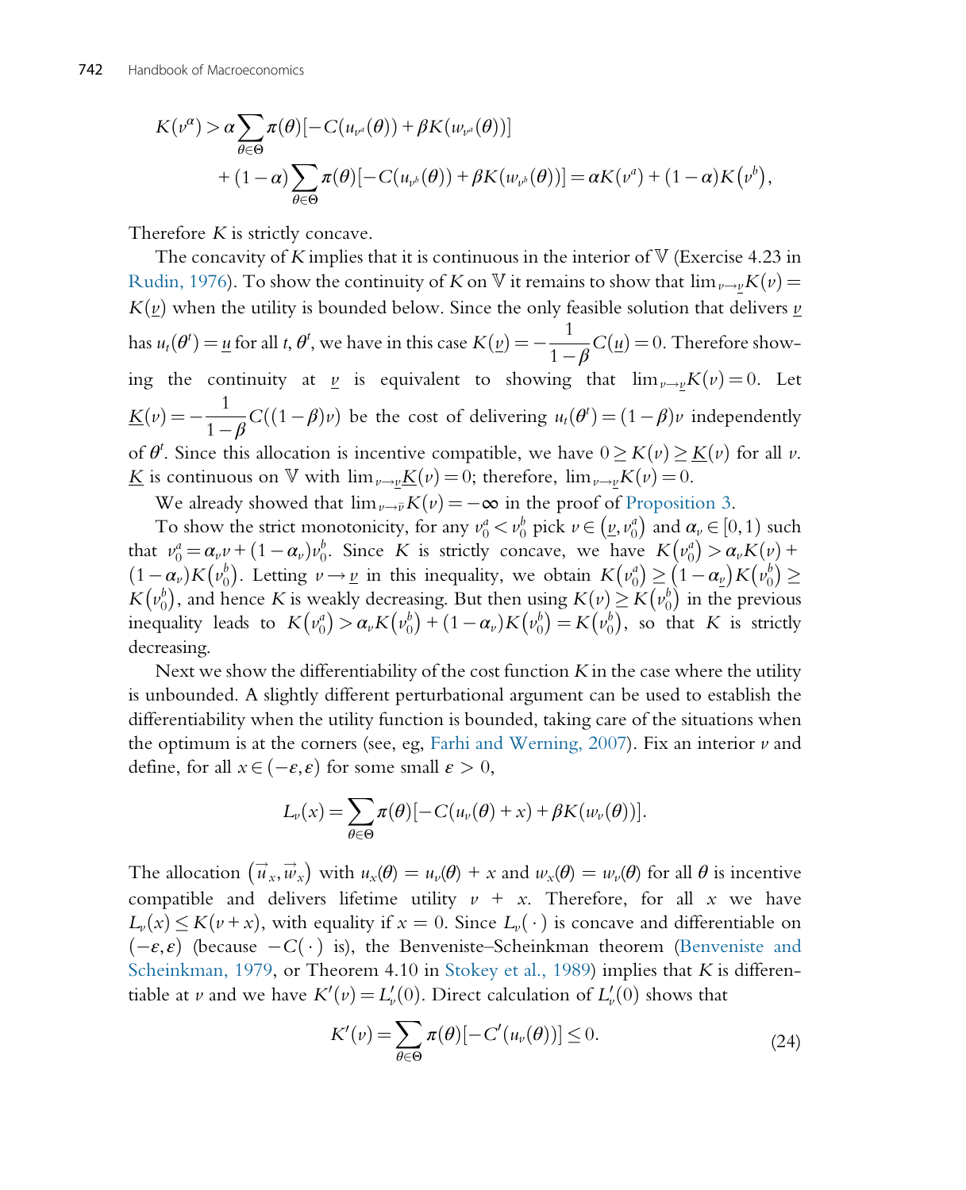$$K(v^\alpha) > \alpha \sum_{\theta\in\Theta} \pi(\theta)[-C(u_{v^a}(\theta)) + \beta K(w_{v^a}(\theta))]$$
$$+ (1-\alpha)\sum_{\theta\in\Theta} \pi(\theta)[-C(u_{v^b}(\theta)) + \beta K(w_{v^b}(\theta))] = \alpha K(v^a) + (1-\alpha)K\left(v^b\right),$$

Therefore $K$ is strictly concave.

The concavity of $K$ implies that it is continuous in the interior of $\mathbb{V}$ (Exercise 4.23 in Rudin, 1976). To show the continuity of $K$ on $\mathbb{V}$ it remains to show that $\lim_{v\to\underline{v}} K(v) = K(\underline{v})$ when the utility is bounded below. Since the only feasible solution that delivers $\underline{v}$ has $u_t(\theta^t) = \underline{u}$ for all $t$, $\theta^t$, we have in this case $K(\underline{v}) = -\dfrac{1}{1-\beta}C(\underline{u}) = 0$. Therefore showing the continuity at $\underline{v}$ is equivalent to showing that $\lim_{v\to\underline{v}} K(v) = 0$. Let $\underline{K}(v) = -\dfrac{1}{1-\beta}C((1-\beta)v)$ be the cost of delivering $u_t(\theta^t) = (1-\beta)v$ independently of $\theta^t$. Since this allocation is incentive compatible, we have $0 \geq K(v) \geq \underline{K}(v)$ for all $v$. $\underline{K}$ is continuous on $\mathbb{V}$ with $\lim_{v\to\underline{v}} \underline{K}(v) = 0$; therefore, $\lim_{v\to\underline{v}} K(v) = 0$.

We already showed that $\lim_{v\to\bar{v}} K(v) = -\infty$ in the proof of Proposition 3.

To show the strict monotonicity, for any $v_0^a < v_0^b$ pick $v \in \left(\underline{v}, v_0^a\right)$ and $\alpha_v \in [0,1)$ such that $v_0^a = \alpha_v v + (1-\alpha_v)v_0^b$. Since $K$ is strictly concave, we have $K\left(v_0^a\right) > \alpha_v K(v) + (1-\alpha_v)K\left(v_0^b\right)$. Letting $v \to \underline{v}$ in this inequality, we obtain $K\left(v_0^a\right) \geq \left(1-\alpha_{\underline{v}}\right)K\left(v_0^b\right) \geq K\left(v_0^b\right)$, and hence $K$ is weakly decreasing. But then using $K(v) \geq K\left(v_0^b\right)$ in the previous inequality leads to $K\left(v_0^a\right) > \alpha_v K\left(v_0^b\right) + (1-\alpha_v)K\left(v_0^b\right) = K\left(v_0^b\right)$, so that $K$ is strictly decreasing.

Next we show the differentiability of the cost function $K$ in the case where the utility is unbounded. A slightly different perturbational argument can be used to establish the differentiability when the utility function is bounded, taking care of the situations when the optimum is at the corners (see, eg, Farhi and Werning, 2007). Fix an interior $v$ and define, for all $x \in (-\varepsilon, \varepsilon)$ for some small $\varepsilon > 0$,

$$L_v(x) = \sum_{\theta\in\Theta} \pi(\theta)[-C(u_v(\theta) + x) + \beta K(w_v(\theta))].$$

The allocation $\left(\vec{u}_x, \vec{w}_x\right)$ with $u_x(\theta) = u_v(\theta) + x$ and $w_x(\theta) = w_v(\theta)$ for all $\theta$ is incentive compatible and delivers lifetime utility $v + x$. Therefore, for all $x$ we have $L_v(x) \leq K(v+x)$, with equality if $x = 0$. Since $L_v(\cdot)$ is concave and differentiable on $(-\varepsilon, \varepsilon)$ (because $-C(\cdot)$ is), the Benveniste–Scheinkman theorem (Benveniste and Scheinkman, 1979, or Theorem 4.10 in Stokey et al., 1989) implies that $K$ is differentiable at $v$ and we have $K'(v) = L_v'(0)$. Direct calculation of $L_v'(0)$ shows that

$$K'(v) = \sum_{\theta\in\Theta} \pi(\theta)[-C'(u_v(\theta))] \leq 0. \tag{24}$$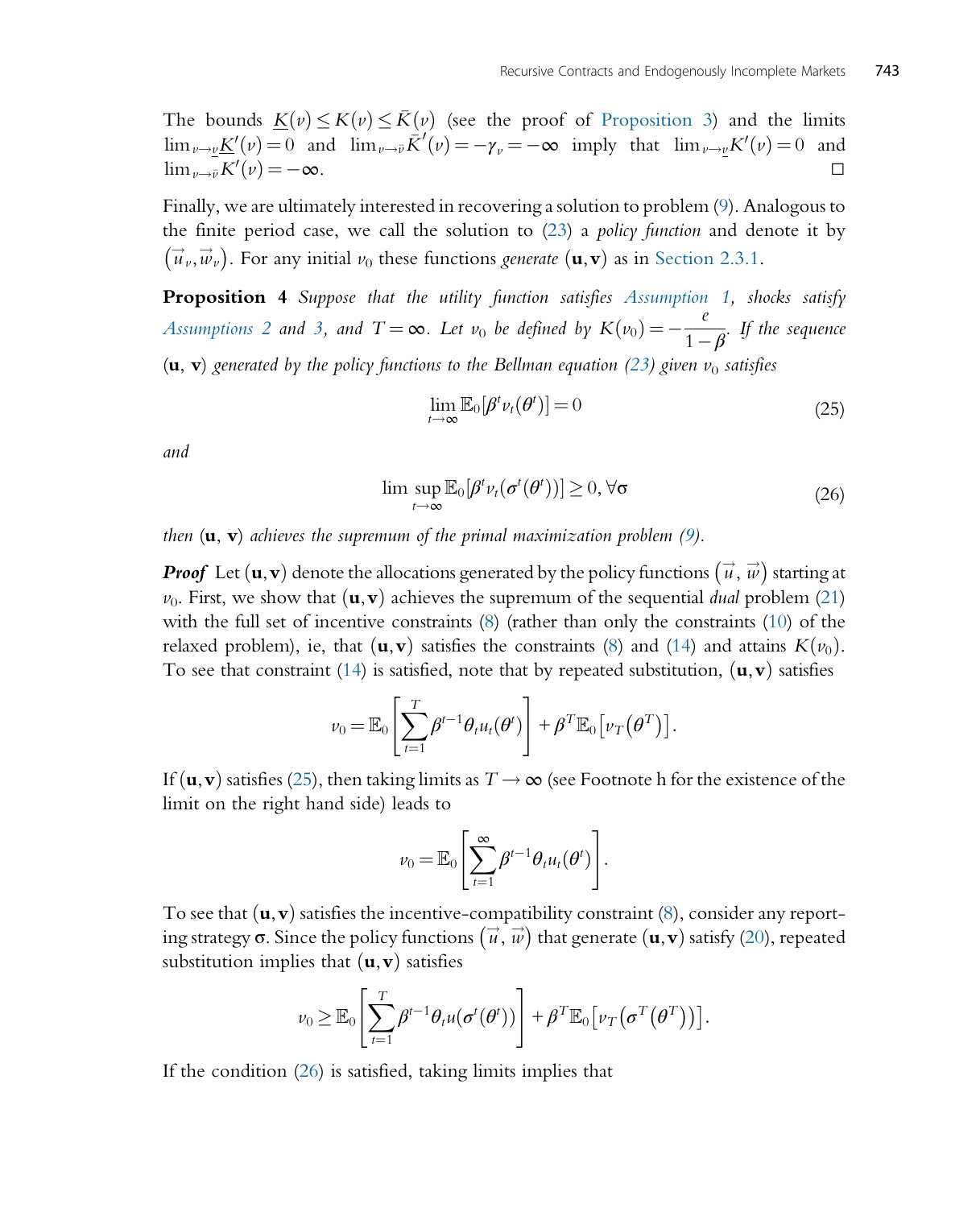The bounds $\underline{K}(v) \le K(v) \le \bar{K}(v)$ (see the proof of Proposition 3) and the limits $\lim_{v\to \underline{v}} \underline{K}'(v) = 0$ and $\lim_{v\to\bar{v}} \bar{K}'(v) = -\gamma_v = -\infty$ imply that $\lim_{v\to\underline{v}} K'(v) = 0$ and $\lim_{v\to\bar{v}} K'(v) = -\infty$. □

Finally, we are ultimately interested in recovering a solution to problem (9). Analogous to the finite period case, we call the solution to (23) a *policy function* and denote it by $(\vec{u}_v, \vec{w}_v)$. For any initial $v_0$ these functions *generate* $(\mathbf{u}, \mathbf{v})$ as in Section 2.3.1.

**Proposition 4** *Suppose that the utility function satisfies Assumption 1, shocks satisfy Assumptions 2 and 3, and $T = \infty$. Let $v_0$ be defined by $K(v_0) = -\dfrac{e}{1-\beta}$. If the sequence $(\mathbf{u}, \mathbf{v})$ generated by the policy functions to the Bellman equation (23) given $v_0$ satisfies*

$$\lim_{t\to\infty} \mathbb{E}_0[\beta^t v_t(\theta^t)] = 0 \tag{25}$$

*and*

$$\lim\sup_{t\to\infty} \mathbb{E}_0[\beta^t v_t(\sigma^t(\theta^t))] \ge 0, \forall \sigma \tag{26}$$

*then $(\mathbf{u}, \mathbf{v})$ achieves the supremum of the primal maximization problem (9).*

***Proof*** Let $(\mathbf{u}, \mathbf{v})$ denote the allocations generated by the policy functions $(\vec{u}, \vec{w})$ starting at $v_0$. First, we show that $(\mathbf{u}, \mathbf{v})$ achieves the supremum of the sequential *dual* problem (21) with the full set of incentive constraints (8) (rather than only the constraints (10) of the relaxed problem), ie, that $(\mathbf{u}, \mathbf{v})$ satisfies the constraints (8) and (14) and attains $K(v_0)$. To see that constraint (14) is satisfied, note that by repeated substitution, $(\mathbf{u}, \mathbf{v})$ satisfies

$$v_0 = \mathbb{E}_0\left[\sum_{t=1}^{T} \beta^{t-1}\theta_t u_t(\theta^t)\right] + \beta^T \mathbb{E}_0\left[v_T\left(\theta^T\right)\right].$$

If $(\mathbf{u}, \mathbf{v})$ satisfies (25), then taking limits as $T \to \infty$ (see Footnote h for the existence of the limit on the right hand side) leads to

$$v_0 = \mathbb{E}_0\left[\sum_{t=1}^{\infty} \beta^{t-1}\theta_t u_t(\theta^t)\right].$$

To see that $(\mathbf{u}, \mathbf{v})$ satisfies the incentive-compatibility constraint (8), consider any reporting strategy $\sigma$. Since the policy functions $(\vec{u}, \vec{w})$ that generate $(\mathbf{u}, \mathbf{v})$ satisfy (20), repeated substitution implies that $(\mathbf{u}, \mathbf{v})$ satisfies

$$v_0 \ge \mathbb{E}_0\left[\sum_{t=1}^{T} \beta^{t-1}\theta_t u(\sigma^t(\theta^t))\right] + \beta^T \mathbb{E}_0\left[v_T\left(\sigma^T\left(\theta^T\right)\right)\right].$$

If the condition (26) is satisfied, taking limits implies that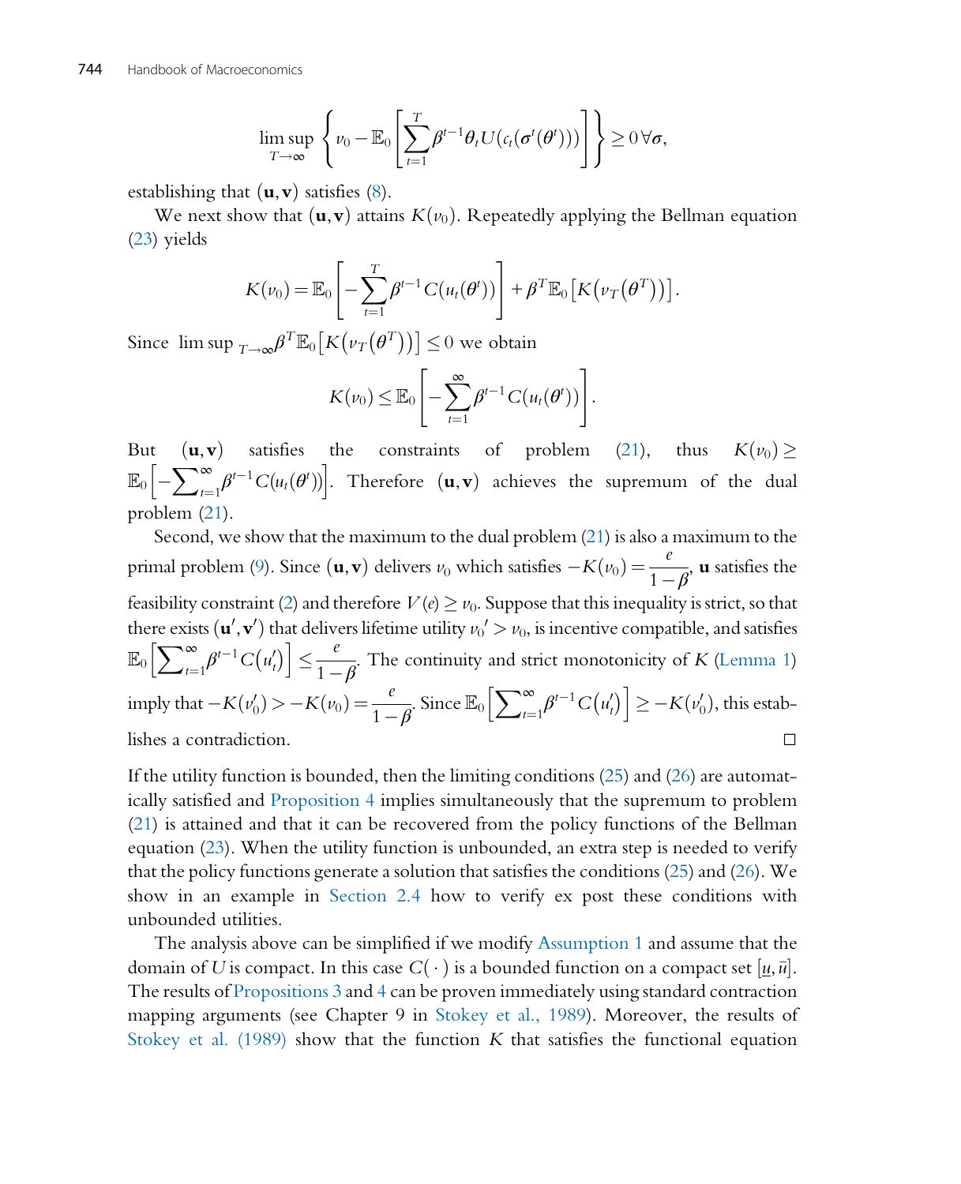$$\limsup_{T\to\infty}\left\{v_0 - \mathbb{E}_0\left[\sum_{t=1}^{T}\beta^{t-1}\theta_t U(c_t(\sigma^t(\theta^t)))\right]\right\} \geq 0\,\forall\sigma,$$

establishing that $(\mathbf{u},\mathbf{v})$ satisfies (8).

We next show that $(\mathbf{u},\mathbf{v})$ attains $K(v_0)$. Repeatedly applying the Bellman equation (23) yields

$$K(v_0) = \mathbb{E}_0\left[-\sum_{t=1}^{T}\beta^{t-1}C(u_t(\theta^t))\right] + \beta^T\mathbb{E}_0\left[K\left(v_T\left(\theta^T\right)\right)\right].$$

Since $\limsup_{T\to\infty}\beta^T\mathbb{E}_0\left[K\left(v_T\left(\theta^T\right)\right)\right] \leq 0$ we obtain

$$K(v_0) \leq \mathbb{E}_0\left[-\sum_{t=1}^{\infty}\beta^{t-1}C(u_t(\theta^t))\right].$$

But $(\mathbf{u},\mathbf{v})$ satisfies the constraints of problem (21), thus $K(v_0) \geq \mathbb{E}_0\left[-\sum_{t=1}^{\infty}\beta^{t-1}C(u_t(\theta^t))\right]$. Therefore $(\mathbf{u},\mathbf{v})$ achieves the supremum of the dual problem (21).

Second, we show that the maximum to the dual problem (21) is also a maximum to the primal problem (9). Since $(\mathbf{u},\mathbf{v})$ delivers $v_0$ which satisfies $-K(v_0) = \dfrac{e}{1-\beta}$, $\mathbf{u}$ satisfies the feasibility constraint (2) and therefore $V(e) \geq v_0$. Suppose that this inequality is strict, so that there exists $(\mathbf{u}',\mathbf{v}')$ that delivers lifetime utility $v_0{}' > v_0$, is incentive compatible, and satisfies $\mathbb{E}_0\left[\sum_{t=1}^{\infty}\beta^{t-1}C\left(u_t'\right)\right] \leq \dfrac{e}{1-\beta}$. The continuity and strict monotonicity of $K$ (Lemma 1) imply that $-K(v_0') > -K(v_0) = \dfrac{e}{1-\beta}$. Since $\mathbb{E}_0\left[\sum_{t=1}^{\infty}\beta^{t-1}C\left(u_t'\right)\right] \geq -K(v_0')$, this establishes a contradiction. □

If the utility function is bounded, then the limiting conditions (25) and (26) are automatically satisfied and Proposition 4 implies simultaneously that the supremum to problem (21) is attained and that it can be recovered from the policy functions of the Bellman equation (23). When the utility function is unbounded, an extra step is needed to verify that the policy functions generate a solution that satisfies the conditions (25) and (26). We show in an example in Section 2.4 how to verify ex post these conditions with unbounded utilities.

The analysis above can be simplified if we modify Assumption 1 and assume that the domain of $U$ is compact. In this case $C(\cdot)$ is a bounded function on a compact set $[\underline{u},\bar{u}]$. The results of Propositions 3 and 4 can be proven immediately using standard contraction mapping arguments (see Chapter 9 in Stokey et al., 1989). Moreover, the results of Stokey et al. (1989) show that the function $K$ that satisfies the functional equation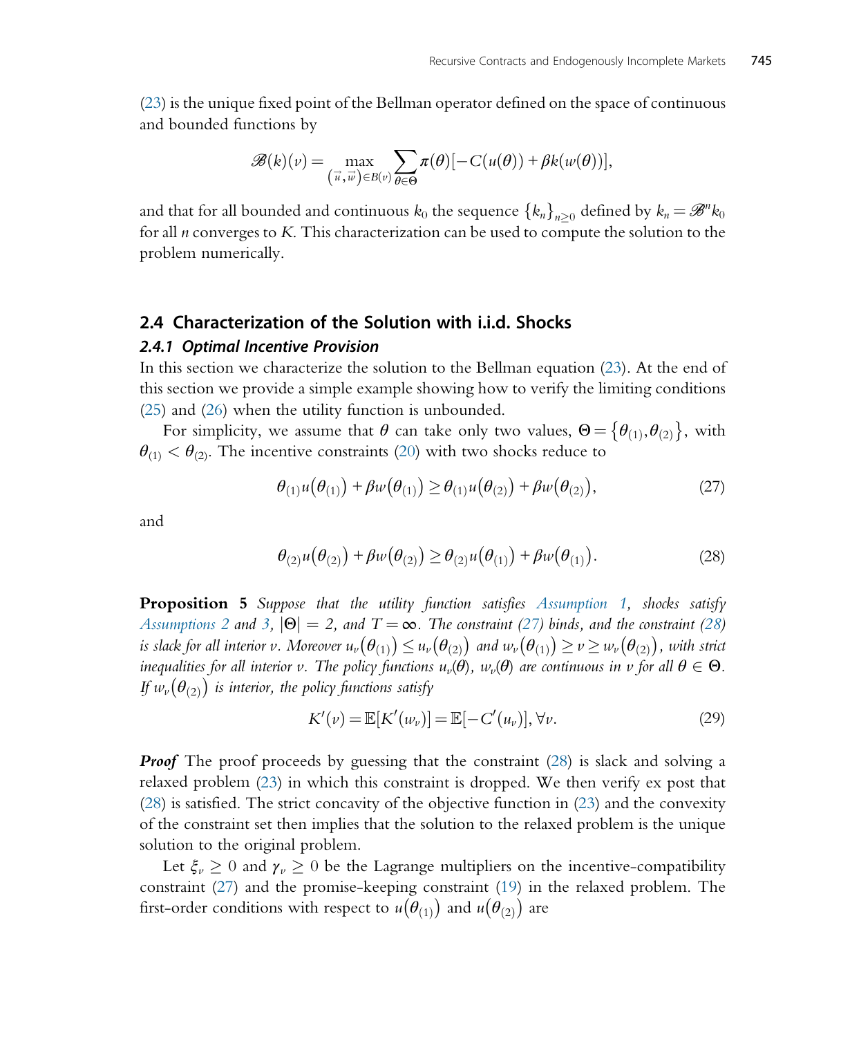(23) is the unique fixed point of the Bellman operator defined on the space of continuous and bounded functions by

$$\mathscr{B}(k)(v) = \max_{(\vec{u}, \vec{w}) \in B(v)} \sum_{\theta \in \Theta} \pi(\theta)[-C(u(\theta)) + \beta k(w(\theta))],$$

and that for all bounded and continuous $k_0$ the sequence $\{k_n\}_{n \geq 0}$ defined by $k_n = \mathscr{B}^n k_0$ for all $n$ converges to $K$. This characterization can be used to compute the solution to the problem numerically.

## 2.4 Characterization of the Solution with i.i.d. Shocks

### 2.4.1 Optimal Incentive Provision

In this section we characterize the solution to the Bellman equation (23). At the end of this section we provide a simple example showing how to verify the limiting conditions (25) and (26) when the utility function is unbounded.

For simplicity, we assume that $\theta$ can take only two values, $\Theta = \{\theta_{(1)}, \theta_{(2)}\}$, with $\theta_{(1)} < \theta_{(2)}$. The incentive constraints (20) with two shocks reduce to

$$\theta_{(1)} u(\theta_{(1)}) + \beta w(\theta_{(1)}) \geq \theta_{(1)} u(\theta_{(2)}) + \beta w(\theta_{(2)}), \tag{27}$$

and

$$\theta_{(2)} u(\theta_{(2)}) + \beta w(\theta_{(2)}) \geq \theta_{(2)} u(\theta_{(1)}) + \beta w(\theta_{(1)}). \tag{28}$$

**Proposition 5** *Suppose that the utility function satisfies Assumption 1, shocks satisfy Assumptions 2 and 3, $|\Theta| = 2$, and $T = \infty$. The constraint (27) binds, and the constraint (28) is slack for all interior $v$. Moreover $u_v(\theta_{(1)}) \leq u_v(\theta_{(2)})$ and $w_v(\theta_{(1)}) \geq v \geq w_v(\theta_{(2)})$, with strict inequalities for all interior $v$. The policy functions $u_v(\theta)$, $w_v(\theta)$ are continuous in $v$ for all $\theta \in \Theta$. If $w_v(\theta_{(2)})$ is interior, the policy functions satisfy*

$$K'(v) = \mathbb{E}[K'(w_v)] = \mathbb{E}[-C'(u_v)], \forall v. \tag{29}$$

***Proof*** The proof proceeds by guessing that the constraint (28) is slack and solving a relaxed problem (23) in which this constraint is dropped. We then verify ex post that (28) is satisfied. The strict concavity of the objective function in (23) and the convexity of the constraint set then implies that the solution to the relaxed problem is the unique solution to the original problem.

Let $\xi_v \geq 0$ and $\gamma_v \geq 0$ be the Lagrange multipliers on the incentive-compatibility constraint (27) and the promise-keeping constraint (19) in the relaxed problem. The first-order conditions with respect to $u(\theta_{(1)})$ and $u(\theta_{(2)})$ are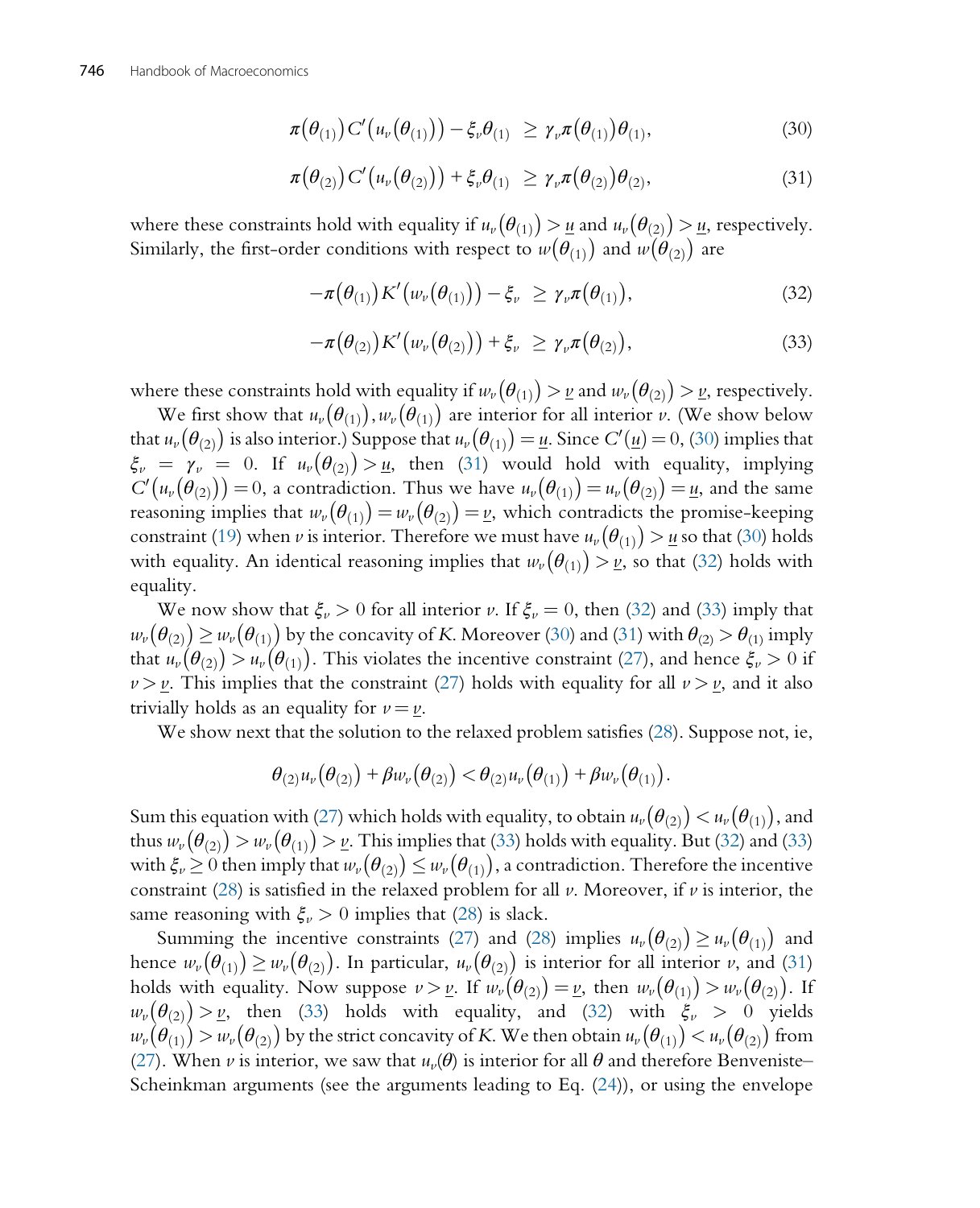$$\pi(\theta_{(1)})C'(u_\nu(\theta_{(1)})) - \xi_\nu\theta_{(1)} \;\geq\; \gamma_\nu\pi(\theta_{(1)})\theta_{(1)}, \tag{30}$$

$$\pi(\theta_{(2)})C'(u_\nu(\theta_{(2)})) + \xi_\nu\theta_{(1)} \;\geq\; \gamma_\nu\pi(\theta_{(2)})\theta_{(2)}, \tag{31}$$

where these constraints hold with equality if $u_\nu(\theta_{(1)}) > \underline{u}$ and $u_\nu(\theta_{(2)}) > \underline{u}$, respectively. Similarly, the first-order conditions with respect to $w(\theta_{(1)})$ and $w(\theta_{(2)})$ are

$$-\pi(\theta_{(1)})K'(w_\nu(\theta_{(1)})) - \xi_\nu \;\geq\; \gamma_\nu\pi(\theta_{(1)}), \tag{32}$$

$$-\pi(\theta_{(2)})K'(w_\nu(\theta_{(2)})) + \xi_\nu \;\geq\; \gamma_\nu\pi(\theta_{(2)}), \tag{33}$$

where these constraints hold with equality if $w_\nu(\theta_{(1)}) > \underline{v}$ and $w_\nu(\theta_{(2)}) > \underline{v}$, respectively.

We first show that $u_\nu(\theta_{(1)}), w_\nu(\theta_{(1)})$ are interior for all interior $\nu$. (We show below that $u_\nu(\theta_{(2)})$ is also interior.) Suppose that $u_\nu(\theta_{(1)}) = \underline{u}$. Since $C'(\underline{u}) = 0$, (30) implies that $\xi_\nu = \gamma_\nu = 0$. If $u_\nu(\theta_{(2)}) > \underline{u}$, then (31) would hold with equality, implying $C'(u_\nu(\theta_{(2)})) = 0$, a contradiction. Thus we have $u_\nu(\theta_{(1)}) = u_\nu(\theta_{(2)}) = \underline{u}$, and the same reasoning implies that $w_\nu(\theta_{(1)}) = w_\nu(\theta_{(2)}) = \underline{v}$, which contradicts the promise-keeping constraint (19) when $\nu$ is interior. Therefore we must have $u_\nu(\theta_{(1)}) > \underline{u}$ so that (30) holds with equality. An identical reasoning implies that $w_\nu(\theta_{(1)}) > \underline{v}$, so that (32) holds with equality.

We now show that $\xi_\nu > 0$ for all interior $\nu$. If $\xi_\nu = 0$, then (32) and (33) imply that $w_\nu(\theta_{(2)}) \geq w_\nu(\theta_{(1)})$ by the concavity of $K$. Moreover (30) and (31) with $\theta_{(2)} > \theta_{(1)}$ imply that $u_\nu(\theta_{(2)}) > u_\nu(\theta_{(1)})$. This violates the incentive constraint (27), and hence $\xi_\nu > 0$ if $\nu > \underline{v}$. This implies that the constraint (27) holds with equality for all $\nu > \underline{v}$, and it also trivially holds as an equality for $\nu = \underline{v}$.

We show next that the solution to the relaxed problem satisfies (28). Suppose not, ie,

$$\theta_{(2)}u_\nu(\theta_{(2)}) + \beta w_\nu(\theta_{(2)}) < \theta_{(2)}u_\nu(\theta_{(1)}) + \beta w_\nu(\theta_{(1)}).$$

Sum this equation with (27) which holds with equality, to obtain $u_\nu(\theta_{(2)}) < u_\nu(\theta_{(1)})$, and thus $w_\nu(\theta_{(2)}) > w_\nu(\theta_{(1)}) > \underline{v}$. This implies that (33) holds with equality. But (32) and (33) with $\xi_\nu \geq 0$ then imply that $w_\nu(\theta_{(2)}) \leq w_\nu(\theta_{(1)})$, a contradiction. Therefore the incentive constraint (28) is satisfied in the relaxed problem for all $\nu$. Moreover, if $\nu$ is interior, the same reasoning with $\xi_\nu > 0$ implies that (28) is slack.

Summing the incentive constraints (27) and (28) implies $u_\nu(\theta_{(2)}) \geq u_\nu(\theta_{(1)})$ and hence $w_\nu(\theta_{(1)}) \geq w_\nu(\theta_{(2)})$. In particular, $u_\nu(\theta_{(2)})$ is interior for all interior $\nu$, and (31) holds with equality. Now suppose $\nu > \underline{v}$. If $w_\nu(\theta_{(2)}) = \underline{v}$, then $w_\nu(\theta_{(1)}) > w_\nu(\theta_{(2)})$. If $w_\nu(\theta_{(2)}) > \underline{v}$, then (33) holds with equality, and (32) with $\xi_\nu > 0$ yields $w_\nu(\theta_{(1)}) > w_\nu(\theta_{(2)})$ by the strict concavity of $K$. We then obtain $u_\nu(\theta_{(1)}) < u_\nu(\theta_{(2)})$ from (27). When $\nu$ is interior, we saw that $u_\nu(\theta)$ is interior for all $\theta$ and therefore Benveniste–Scheinkman arguments (see the arguments leading to Eq. (24)), or using the envelope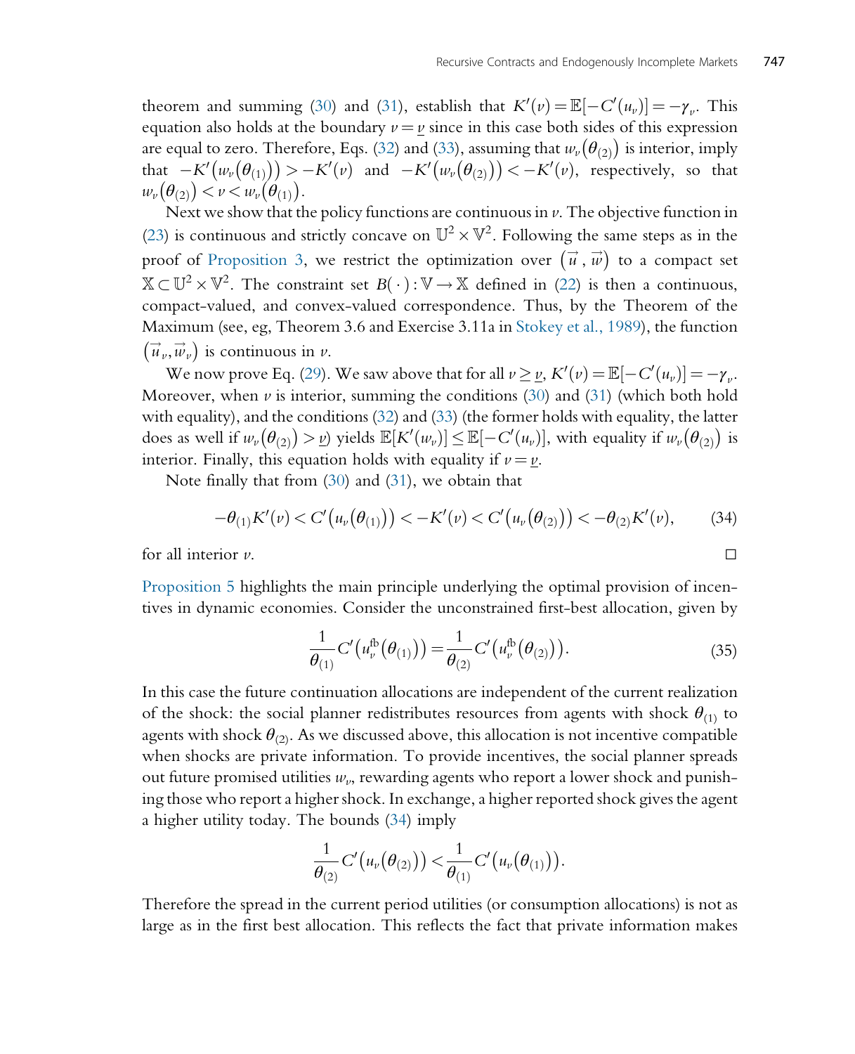theorem and summing (30) and (31), establish that $K'(v) = \mathbb{E}[-C'(u_v)] = -\gamma_v$. This equation also holds at the boundary $v = \underline{v}$ since in this case both sides of this expression are equal to zero. Therefore, Eqs. (32) and (33), assuming that $w_v(\theta_{(2)})$ is interior, imply that $-K'(w_v(\theta_{(1)})) > -K'(v)$ and $-K'(w_v(\theta_{(2)})) < -K'(v)$, respectively, so that $w_v(\theta_{(2)}) < v < w_v(\theta_{(1)})$.

Next we show that the policy functions are continuous in $v$. The objective function in (23) is continuous and strictly concave on $\mathbb{U}^2 \times \mathbb{V}^2$. Following the same steps as in the proof of Proposition 3, we restrict the optimization over $(\vec{u}, \vec{w})$ to a compact set $\mathbb{X} \subset \mathbb{U}^2 \times \mathbb{V}^2$. The constraint set $B(\cdot): \mathbb{V} \to \mathbb{X}$ defined in (22) is then a continuous, compact-valued, and convex-valued correspondence. Thus, by the Theorem of the Maximum (see, eg, Theorem 3.6 and Exercise 3.11a in Stokey et al., 1989), the function $(\vec{u}_v, \vec{w}_v)$ is continuous in $v$.

We now prove Eq. (29). We saw above that for all $v \geq \underline{v}$, $K'(v) = \mathbb{E}[-C'(u_v)] = -\gamma_v$. Moreover, when $v$ is interior, summing the conditions (30) and (31) (which both hold with equality), and the conditions (32) and (33) (the former holds with equality, the latter does as well if $w_v(\theta_{(2)}) > \underline{v}$) yields $\mathbb{E}[K'(w_v)] \leq \mathbb{E}[-C'(u_v)]$, with equality if $w_v(\theta_{(2)})$ is interior. Finally, this equation holds with equality if $v = \underline{v}$.

Note finally that from (30) and (31), we obtain that

$$-\theta_{(1)}K'(v) < C'(u_v(\theta_{(1)})) < -K'(v) < C'(u_v(\theta_{(2)})) < -\theta_{(2)}K'(v), \tag{34}$$

for all interior $v$. □

Proposition 5 highlights the main principle underlying the optimal provision of incentives in dynamic economies. Consider the unconstrained first-best allocation, given by

$$\frac{1}{\theta_{(1)}}C'\left(u_v^{\text{fb}}(\theta_{(1)})\right) = \frac{1}{\theta_{(2)}}C'\left(u_v^{\text{fb}}(\theta_{(2)})\right). \tag{35}$$

In this case the future continuation allocations are independent of the current realization of the shock: the social planner redistributes resources from agents with shock $\theta_{(1)}$ to agents with shock $\theta_{(2)}$. As we discussed above, this allocation is not incentive compatible when shocks are private information. To provide incentives, the social planner spreads out future promised utilities $w_v$, rewarding agents who report a lower shock and punishing those who report a higher shock. In exchange, a higher reported shock gives the agent a higher utility today. The bounds (34) imply

$$\frac{1}{\theta_{(2)}}C'(u_v(\theta_{(2)})) < \frac{1}{\theta_{(1)}}C'(u_v(\theta_{(1)})).$$

Therefore the spread in the current period utilities (or consumption allocations) is not as large as in the first best allocation. This reflects the fact that private information makes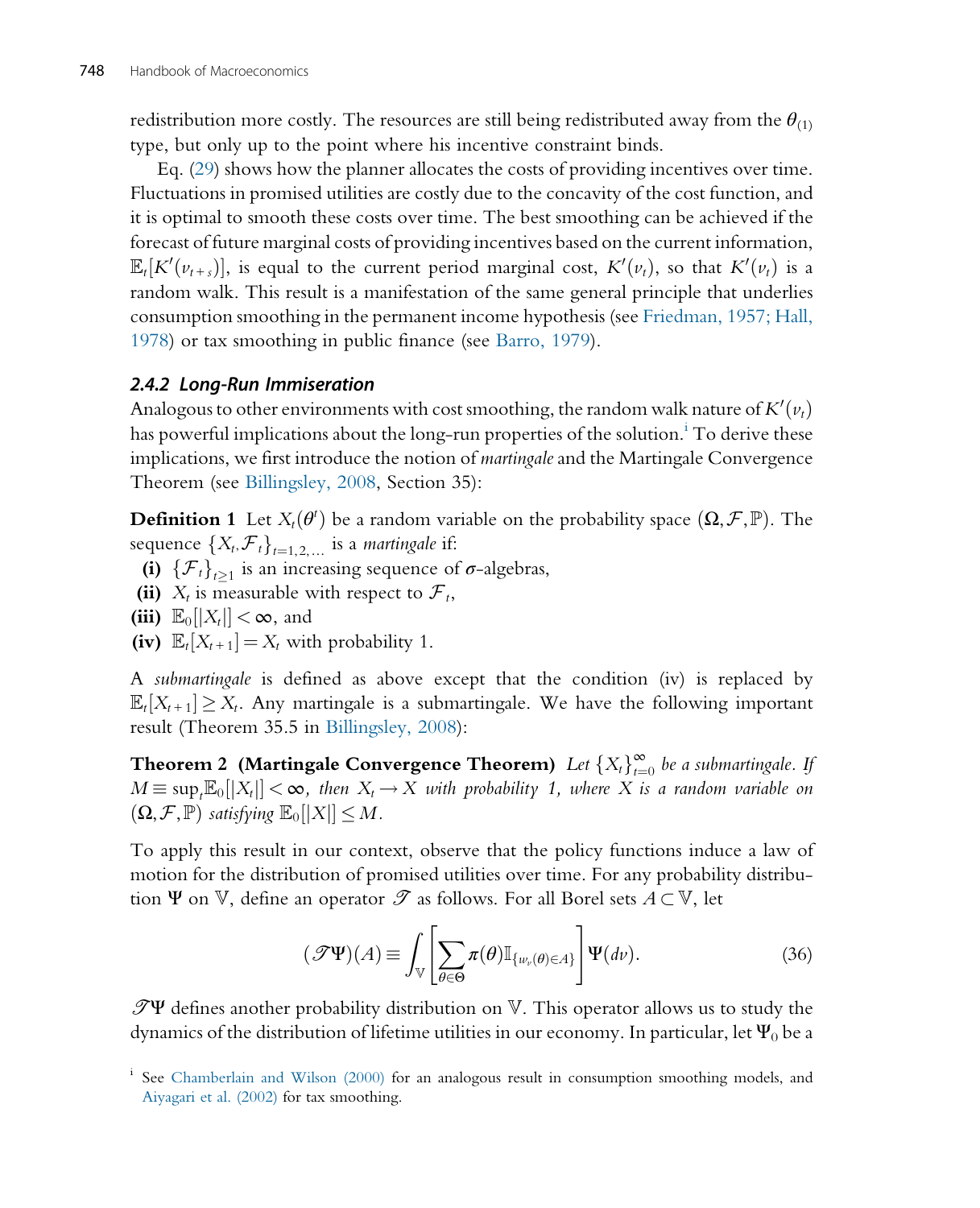redistribution more costly. The resources are still being redistributed away from the $\theta_{(1)}$ type, but only up to the point where his incentive constraint binds.

Eq. (29) shows how the planner allocates the costs of providing incentives over time. Fluctuations in promised utilities are costly due to the concavity of the cost function, and it is optimal to smooth these costs over time. The best smoothing can be achieved if the forecast of future marginal costs of providing incentives based on the current information, $\mathbb{E}_t[K'(v_{t+s})]$, is equal to the current period marginal cost, $K'(v_t)$, so that $K'(v_t)$ is a random walk. This result is a manifestation of the same general principle that underlies consumption smoothing in the permanent income hypothesis (see Friedman, 1957; Hall, 1978) or tax smoothing in public finance (see Barro, 1979).

### 2.4.2 Long-Run Immiseration

Analogous to other environments with cost smoothing, the random walk nature of $K'(v_t)$ has powerful implications about the long-run properties of the solution.[i] To derive these implications, we first introduce the notion of *martingale* and the Martingale Convergence Theorem (see Billingsley, 2008, Section 35):

**Definition 1** Let $X_t(\theta^t)$ be a random variable on the probability space $(\Omega, \mathcal{F}, \mathbb{P})$. The sequence $\{X_t, \mathcal{F}_t\}_{t=1,2,\ldots}$ is a *martingale* if:

**(i)** $\{\mathcal{F}_t\}_{t\geq 1}$ is an increasing sequence of $\sigma$-algebras,

**(ii)** $X_t$ is measurable with respect to $\mathcal{F}_t$,

**(iii)** $\mathbb{E}_0[|X_t|] < \infty$, and

**(iv)** $\mathbb{E}_t[X_{t+1}] = X_t$ with probability 1.

A *submartingale* is defined as above except that the condition (iv) is replaced by $\mathbb{E}_t[X_{t+1}] \geq X_t$. Any martingale is a submartingale. We have the following important result (Theorem 35.5 in Billingsley, 2008):

**Theorem 2 (Martingale Convergence Theorem)** *Let $\{X_t\}_{t=0}^{\infty}$ be a submartingale. If $M \equiv \sup_t \mathbb{E}_0[|X_t|] < \infty$, then $X_t \to X$ with probability 1, where $X$ is a random variable on $(\Omega, \mathcal{F}, \mathbb{P})$ satisfying $\mathbb{E}_0[|X|] \leq M$.*

To apply this result in our context, observe that the policy functions induce a law of motion for the distribution of promised utilities over time. For any probability distribution $\Psi$ on $\mathbb{V}$, define an operator $\mathscr{T}$ as follows. For all Borel sets $A \subset \mathbb{V}$, let

$$(\mathscr{T}\Psi)(A) \equiv \int_{\mathbb{V}} \left[ \sum_{\theta \in \Theta} \pi(\theta) \mathbb{I}_{\{w_v(\theta) \in A\}} \right] \Psi(dv). \tag{36}$$

$\mathscr{T}\Psi$ defines another probability distribution on $\mathbb{V}$. This operator allows us to study the dynamics of the distribution of lifetime utilities in our economy. In particular, let $\Psi_0$ be a

[i] See Chamberlain and Wilson (2000) for an analogous result in consumption smoothing models, and Aiyagari et al. (2002) for tax smoothing.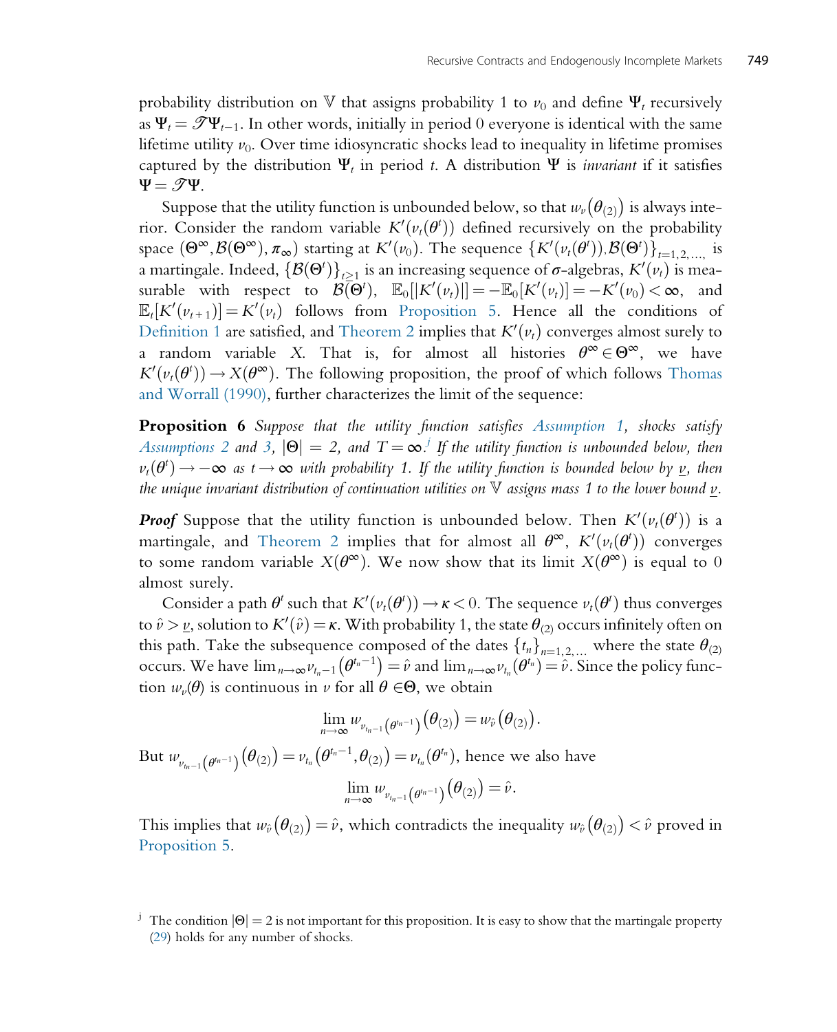probability distribution on $\mathbb{V}$ that assigns probability 1 to $v_0$ and define $\Psi_t$ recursively as $\Psi_t = \mathscr{T}\Psi_{t-1}$. In other words, initially in period 0 everyone is identical with the same lifetime utility $v_0$. Over time idiosyncratic shocks lead to inequality in lifetime promises captured by the distribution $\Psi_t$ in period $t$. A distribution $\Psi$ is *invariant* if it satisfies $\Psi = \mathscr{T}\Psi$.

Suppose that the utility function is unbounded below, so that $w_v(\theta_{(2)})$ is always interior. Consider the random variable $K'(v_t(\theta^t))$ defined recursively on the probability space $(\Theta^\infty, \mathcal{B}(\Theta^\infty), \pi_\infty)$ starting at $K'(v_0)$. The sequence $\{K'(v_t(\theta^t)), \mathcal{B}(\Theta^t)\}_{t=1,2,\ldots}$ is a martingale. Indeed, $\{\mathcal{B}(\Theta^t)\}_{t\geq 1}$ is an increasing sequence of $\sigma$-algebras, $K'(v_t)$ is measurable with respect to $\mathcal{B}(\Theta^t)$, $\mathbb{E}_0[|K'(v_t)|] = -\mathbb{E}_0[K'(v_t)] = -K'(v_0) < \infty$, and $\mathbb{E}_t[K'(v_{t+1})] = K'(v_t)$ follows from Proposition 5. Hence all the conditions of Definition 1 are satisfied, and Theorem 2 implies that $K'(v_t)$ converges almost surely to a random variable $X$. That is, for almost all histories $\theta^\infty \in \Theta^\infty$, we have $K'(v_t(\theta^t)) \to X(\theta^\infty)$. The following proposition, the proof of which follows Thomas and Worrall (1990), further characterizes the limit of the sequence:

**Proposition 6** *Suppose that the utility function satisfies Assumption 1, shocks satisfy Assumptions 2 and 3, $|\Theta| = 2$, and $T = \infty$.*[j] *If the utility function is unbounded below, then $v_t(\theta^t) \to -\infty$ as $t \to \infty$ with probability 1. If the utility function is bounded below by $\underline{v}$, then the unique invariant distribution of continuation utilities on $\mathbb{V}$ assigns mass 1 to the lower bound $\underline{v}$.*

***Proof*** Suppose that the utility function is unbounded below. Then $K'(v_t(\theta^t))$ is a martingale, and Theorem 2 implies that for almost all $\theta^\infty$, $K'(v_t(\theta^t))$ converges to some random variable $X(\theta^\infty)$. We now show that its limit $X(\theta^\infty)$ is equal to 0 almost surely.

Consider a path $\theta^t$ such that $K'(v_t(\theta^t)) \to \kappa < 0$. The sequence $v_t(\theta^t)$ thus converges to $\hat{v} > \underline{v}$, solution to $K'(\hat{v}) = \kappa$. With probability 1, the state $\theta_{(2)}$ occurs infinitely often on this path. Take the subsequence composed of the dates $\{t_n\}_{n=1,2,\ldots}$ where the state $\theta_{(2)}$ occurs. We have $\lim_{n\to\infty} v_{t_n-1}(\theta^{t_n-1}) = \hat{v}$ and $\lim_{n\to\infty} v_{t_n}(\theta^{t_n}) = \hat{v}$. Since the policy function $w_v(\theta)$ is continuous in $v$ for all $\theta \in \Theta$, we obtain

$$\lim_{n\to\infty} w_{v_{t_n-1}(\theta^{t_n-1})}(\theta_{(2)}) = w_{\hat{v}}(\theta_{(2)}).$$

But $w_{v_{t_n-1}(\theta^{t_n-1})}(\theta_{(2)}) = v_{t_n}(\theta^{t_n-1}, \theta_{(2)}) = v_{t_n}(\theta^{t_n})$, hence we also have

$$\lim_{n\to\infty} w_{v_{t_n-1}(\theta^{t_n-1})}(\theta_{(2)}) = \hat{v}.$$

This implies that $w_{\hat{v}}(\theta_{(2)}) = \hat{v}$, which contradicts the inequality $w_{\hat{v}}(\theta_{(2)}) < \hat{v}$ proved in Proposition 5.

[j] The condition $|\Theta| = 2$ is not important for this proposition. It is easy to show that the martingale property (29) holds for any number of shocks.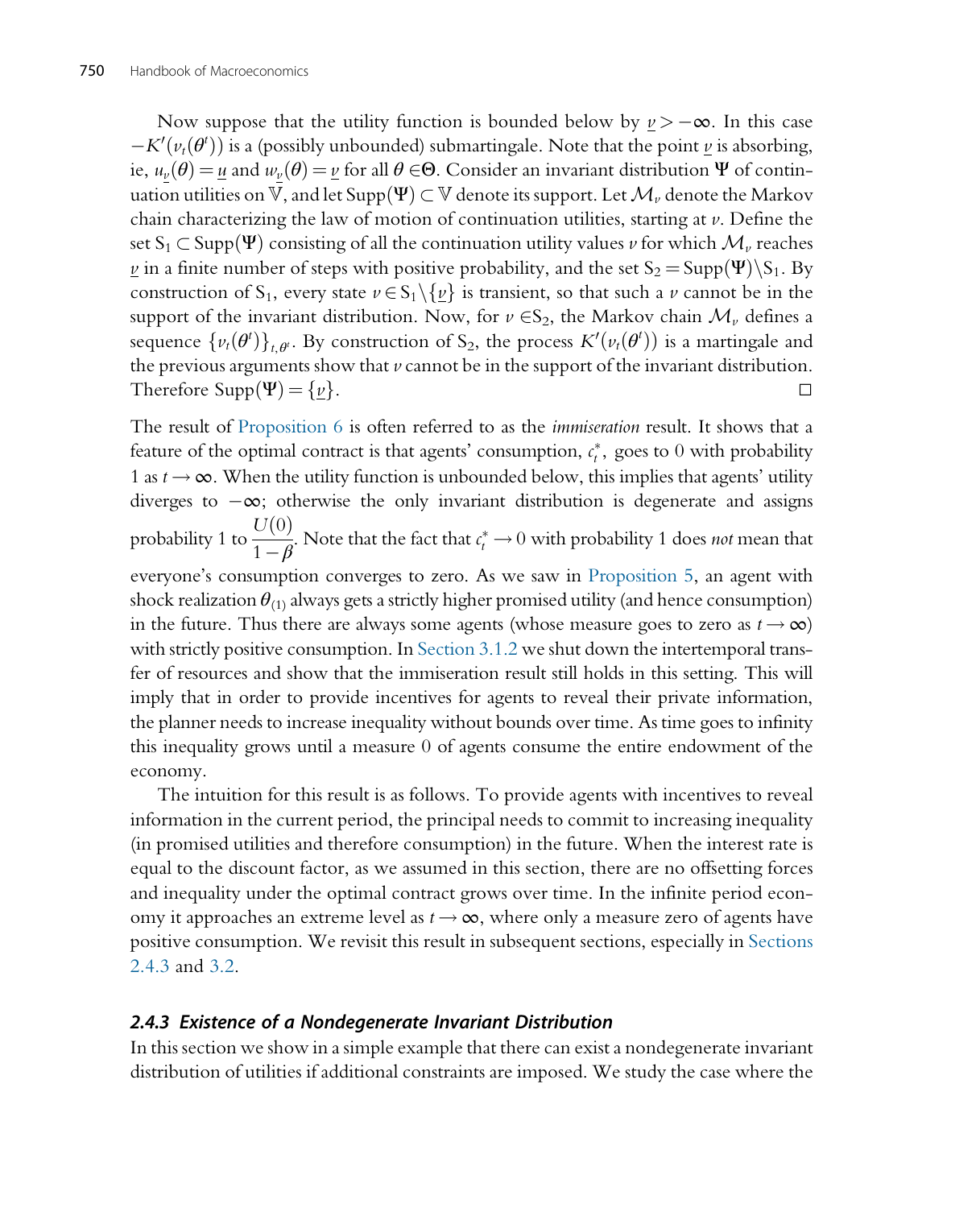Now suppose that the utility function is bounded below by $\underline{v} > -\infty$. In this case $-K'(v_t(\theta^t))$ is a (possibly unbounded) submartingale. Note that the point $\underline{v}$ is absorbing, ie, $u_{\underline{v}}(\theta) = \underline{u}$ and $w_{\underline{v}}(\theta) = \underline{v}$ for all $\theta \in \Theta$. Consider an invariant distribution $\Psi$ of continuation utilities on $\overline{\mathbb{V}}$, and let $\text{Supp}(\Psi) \subset \mathbb{V}$ denote its support. Let $\mathcal{M}_v$ denote the Markov chain characterizing the law of motion of continuation utilities, starting at $v$. Define the set $S_1 \subset \text{Supp}(\Psi)$ consisting of all the continuation utility values $v$ for which $\mathcal{M}_v$ reaches $\underline{v}$ in a finite number of steps with positive probability, and the set $S_2 = \text{Supp}(\Psi) \backslash S_1$. By construction of $S_1$, every state $v \in S_1 \backslash \{\underline{v}\}$ is transient, so that such a $v$ cannot be in the support of the invariant distribution. Now, for $v \in S_2$, the Markov chain $\mathcal{M}_v$ defines a sequence $\{v_t(\theta^t)\}_{t,\theta^t}$. By construction of $S_2$, the process $K'(v_t(\theta^t))$ is a martingale and the previous arguments show that $v$ cannot be in the support of the invariant distribution. Therefore $\text{Supp}(\Psi) = \{\underline{v}\}$. □

The result of Proposition 6 is often referred to as the *immiseration* result. It shows that a feature of the optimal contract is that agents' consumption, $c_t^*$, goes to 0 with probability 1 as $t \to \infty$. When the utility function is unbounded below, this implies that agents' utility diverges to $-\infty$; otherwise the only invariant distribution is degenerate and assigns probability 1 to $\dfrac{U(0)}{1-\beta}$. Note that the fact that $c_t^* \to 0$ with probability 1 does *not* mean that everyone's consumption converges to zero. As we saw in Proposition 5, an agent with shock realization $\theta_{(1)}$ always gets a strictly higher promised utility (and hence consumption) in the future. Thus there are always some agents (whose measure goes to zero as $t \to \infty$) with strictly positive consumption. In Section 3.1.2 we shut down the intertemporal transfer of resources and show that the immiseration result still holds in this setting. This will imply that in order to provide incentives for agents to reveal their private information, the planner needs to increase inequality without bounds over time. As time goes to infinity this inequality grows until a measure 0 of agents consume the entire endowment of the economy.

The intuition for this result is as follows. To provide agents with incentives to reveal information in the current period, the principal needs to commit to increasing inequality (in promised utilities and therefore consumption) in the future. When the interest rate is equal to the discount factor, as we assumed in this section, there are no offsetting forces and inequality under the optimal contract grows over time. In the infinite period economy it approaches an extreme level as $t \to \infty$, where only a measure zero of agents have positive consumption. We revisit this result in subsequent sections, especially in Sections 2.4.3 and 3.2.

### 2.4.3 Existence of a Nondegenerate Invariant Distribution

In this section we show in a simple example that there can exist a nondegenerate invariant distribution of utilities if additional constraints are imposed. We study the case where the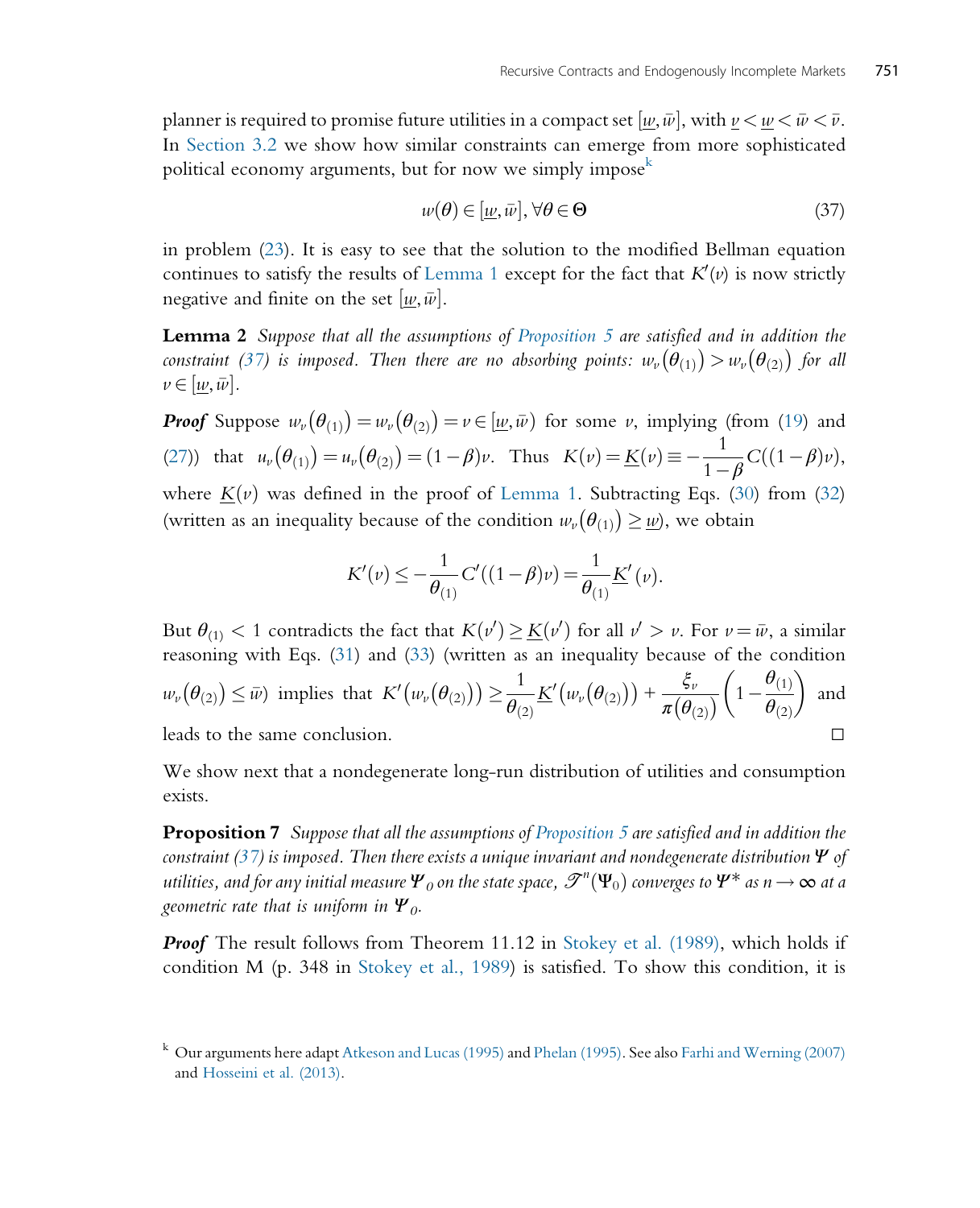planner is required to promise future utilities in a compact set $[\underline{w}, \bar{w}]$, with $\underline{v} < \underline{w} < \bar{w} < \bar{v}$. In Section 3.2 we show how similar constraints can emerge from more sophisticated political economy arguments, but for now we simply impose[k]

$$w(\theta) \in [\underline{w}, \bar{w}], \forall \theta \in \Theta \tag{37}$$

in problem (23). It is easy to see that the solution to the modified Bellman equation continues to satisfy the results of Lemma 1 except for the fact that $K'(v)$ is now strictly negative and finite on the set $[\underline{w}, \bar{w}]$.

**Lemma 2** *Suppose that all the assumptions of Proposition 5 are satisfied and in addition the constraint (37) is imposed. Then there are no absorbing points: $w_v(\theta_{(1)}) > w_v(\theta_{(2)})$ for all $v \in [\underline{w}, \bar{w}]$.*

***Proof*** Suppose $w_v(\theta_{(1)}) = w_v(\theta_{(2)}) = v \in [\underline{w}, \bar{w})$ for some $v$, implying (from (19) and (27)) that $u_v(\theta_{(1)}) = u_v(\theta_{(2)}) = (1-\beta)v$. Thus $K(v) = \underline{K}(v) \equiv -\dfrac{1}{1-\beta} C((1-\beta)v)$, where $\underline{K}(v)$ was defined in the proof of Lemma 1. Subtracting Eqs. (30) from (32) (written as an inequality because of the condition $w_v(\theta_{(1)}) \geq \underline{w}$), we obtain

$$K'(v) \leq -\frac{1}{\theta_{(1)}} C'((1-\beta)v) = \frac{1}{\theta_{(1)}} \underline{K}'(v).$$

But $\theta_{(1)} < 1$ contradicts the fact that $K(v') \geq \underline{K}(v')$ for all $v' > v$. For $v = \bar{w}$, a similar reasoning with Eqs. (31) and (33) (written as an inequality because of the condition $w_v(\theta_{(2)}) \leq \bar{w}$) implies that $K'(w_v(\theta_{(2)})) \geq \dfrac{1}{\theta_{(2)}} \underline{K}'(w_v(\theta_{(2)})) + \dfrac{\xi_v}{\pi(\theta_{(2)})}\left(1 - \dfrac{\theta_{(1)}}{\theta_{(2)}}\right)$ and leads to the same conclusion. □

We show next that a nondegenerate long-run distribution of utilities and consumption exists.

**Proposition 7** *Suppose that all the assumptions of Proposition 5 are satisfied and in addition the constraint (37) is imposed. Then there exists a unique invariant and nondegenerate distribution $\Psi$ of utilities, and for any initial measure $\Psi_0$ on the state space, $\mathcal{T}^n(\Psi_0)$ converges to $\Psi^*$ as $n \to \infty$ at a geometric rate that is uniform in $\Psi_0$.*

***Proof*** The result follows from Theorem 11.12 in Stokey et al. (1989), which holds if condition M (p. 348 in Stokey et al., 1989) is satisfied. To show this condition, it is

[k] Our arguments here adapt Atkeson and Lucas (1995) and Phelan (1995). See also Farhi and Werning (2007) and Hosseini et al. (2013).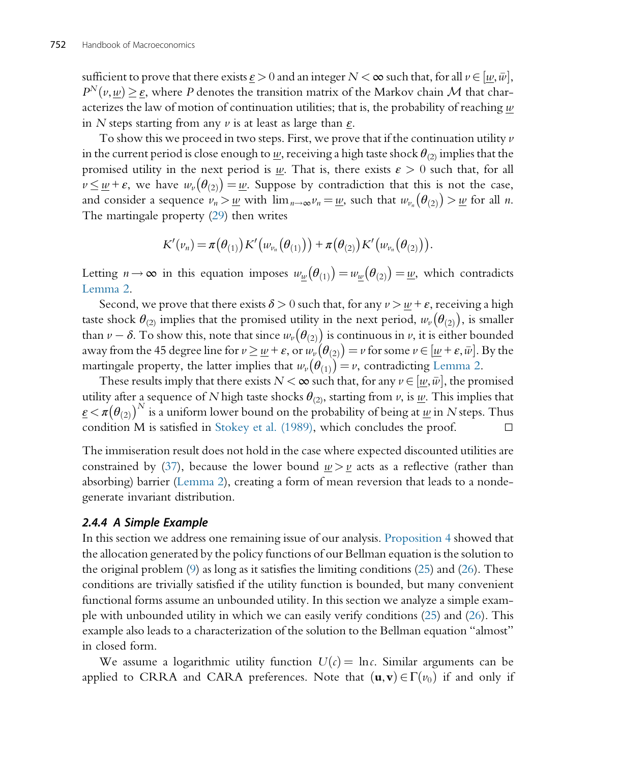sufficient to prove that there exists $\underline{\varepsilon} > 0$ and an integer $N < \infty$ such that, for all $v \in [\underline{w}, \bar{w}]$, $P^N(v, \underline{w}) \geq \underline{\varepsilon}$, where $P$ denotes the transition matrix of the Markov chain $\mathcal{M}$ that characterizes the law of motion of continuation utilities; that is, the probability of reaching $\underline{w}$ in $N$ steps starting from any $v$ is at least as large than $\underline{\varepsilon}$.

To show this we proceed in two steps. First, we prove that if the continuation utility $v$ in the current period is close enough to $\underline{w}$, receiving a high taste shock $\theta_{(2)}$ implies that the promised utility in the next period is $\underline{w}$. That is, there exists $\varepsilon > 0$ such that, for all $v \leq \underline{w} + \varepsilon$, we have $w_v(\theta_{(2)}) = \underline{w}$. Suppose by contradiction that this is not the case, and consider a sequence $v_n > \underline{w}$ with $\lim_{n \to \infty} v_n = \underline{w}$, such that $w_{v_n}(\theta_{(2)}) > \underline{w}$ for all $n$. The martingale property (29) then writes

$$K'(v_n) = \pi(\theta_{(1)}) K'(w_{v_n}(\theta_{(1)})) + \pi(\theta_{(2)}) K'(w_{v_n}(\theta_{(2)})).$$

Letting $n \to \infty$ in this equation imposes $w_{\underline{w}}(\theta_{(1)}) = w_{\underline{w}}(\theta_{(2)}) = \underline{w}$, which contradicts Lemma 2.

Second, we prove that there exists $\delta > 0$ such that, for any $v > \underline{w} + \varepsilon$, receiving a high taste shock $\theta_{(2)}$ implies that the promised utility in the next period, $w_v(\theta_{(2)})$, is smaller than $v - \delta$. To show this, note that since $w_v(\theta_{(2)})$ is continuous in $v$, it is either bounded away from the 45 degree line for $v \geq \underline{w} + \varepsilon$, or $w_v(\theta_{(2)}) = v$ for some $v \in [\underline{w} + \varepsilon, \bar{w}]$. By the martingale property, the latter implies that $w_v(\theta_{(1)}) = v$, contradicting Lemma 2.

These results imply that there exists $N < \infty$ such that, for any $v \in [\underline{w}, \bar{w}]$, the promised utility after a sequence of $N$ high taste shocks $\theta_{(2)}$, starting from $v$, is $\underline{w}$. This implies that $\underline{\varepsilon} < \pi(\theta_{(2)})^N$ is a uniform lower bound on the probability of being at $\underline{w}$ in $N$ steps. Thus condition M is satisfied in Stokey et al. (1989), which concludes the proof. □

The immiseration result does not hold in the case where expected discounted utilities are constrained by (37), because the lower bound $\underline{w} > \underline{v}$ acts as a reflective (rather than absorbing) barrier (Lemma 2), creating a form of mean reversion that leads to a nondegenerate invariant distribution.

#### 2.4.4 A Simple Example

In this section we address one remaining issue of our analysis. Proposition 4 showed that the allocation generated by the policy functions of our Bellman equation is the solution to the original problem (9) as long as it satisfies the limiting conditions (25) and (26). These conditions are trivially satisfied if the utility function is bounded, but many convenient functional forms assume an unbounded utility. In this section we analyze a simple example with unbounded utility in which we can easily verify conditions (25) and (26). This example also leads to a characterization of the solution to the Bellman equation "almost" in closed form.

We assume a logarithmic utility function $U(c) = \ln c$. Similar arguments can be applied to CRRA and CARA preferences. Note that $(\mathbf{u}, \mathbf{v}) \in \Gamma(v_0)$ if and only if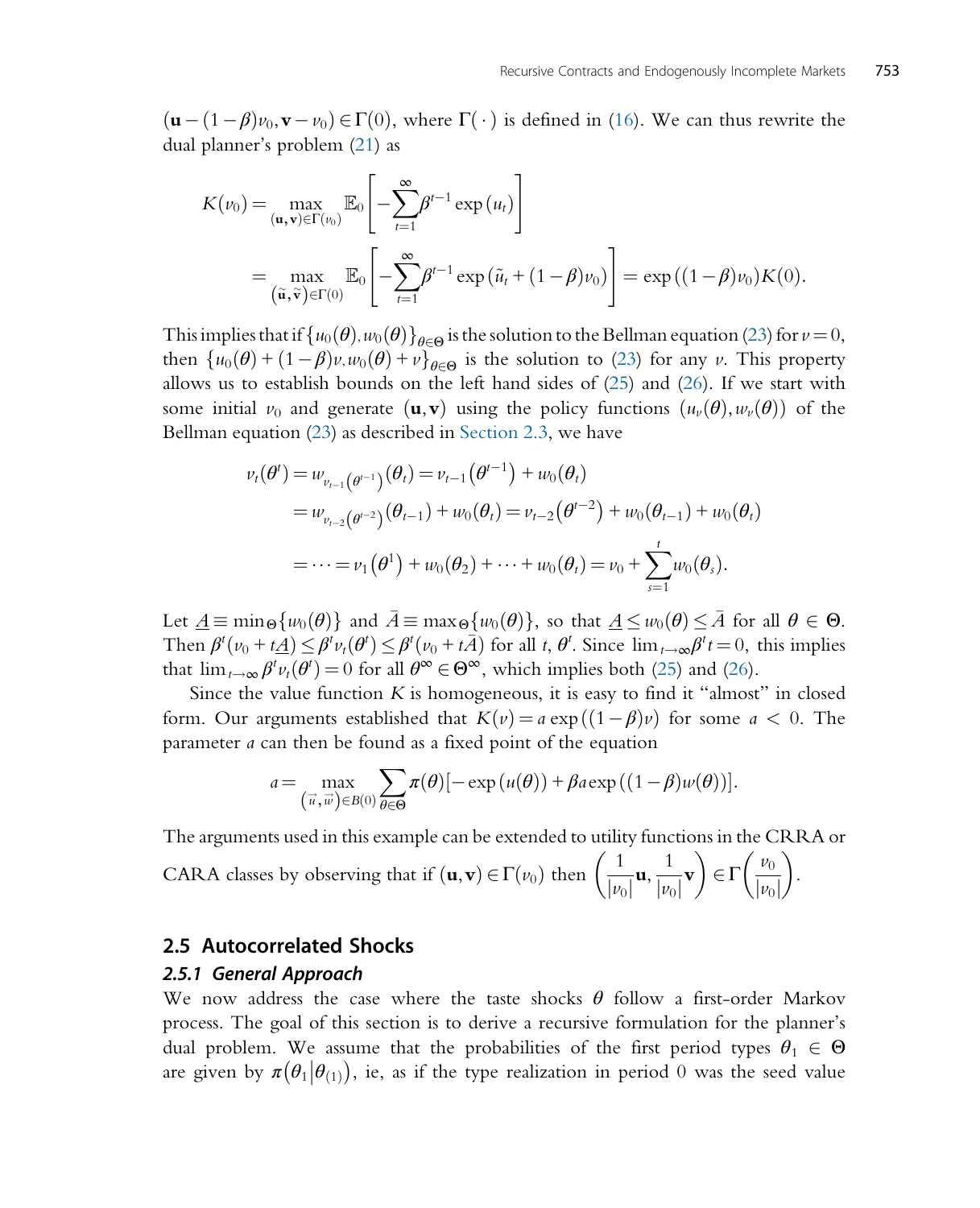$(\mathbf{u}-(1-\beta)v_0, \mathbf{v}-v_0) \in \Gamma(0)$, where $\Gamma(\cdot)$ is defined in (16). We can thus rewrite the dual planner's problem (21) as

$$
\begin{aligned}
K(v_0) &= \max_{(\mathbf{u},\mathbf{v})\in\Gamma(v_0)} \mathbb{E}_0\left[-\sum_{t=1}^{\infty}\beta^{t-1}\exp(u_t)\right] \\
&= \max_{(\tilde{\mathbf{u}},\tilde{\mathbf{v}})\in\Gamma(0)} \mathbb{E}_0\left[-\sum_{t=1}^{\infty}\beta^{t-1}\exp(\tilde{u}_t+(1-\beta)v_0)\right] = \exp((1-\beta)v_0)K(0).
\end{aligned}
$$

This implies that if $\{u_0(\theta), w_0(\theta)\}_{\theta\in\Theta}$ is the solution to the Bellman equation (23) for $v=0$, then $\{u_0(\theta)+(1-\beta)v, w_0(\theta)+v\}_{\theta\in\Theta}$ is the solution to (23) for any $v$. This property allows us to establish bounds on the left hand sides of (25) and (26). If we start with some initial $v_0$ and generate $(\mathbf{u},\mathbf{v})$ using the policy functions $(u_v(\theta), w_v(\theta))$ of the Bellman equation (23) as described in Section 2.3, we have

$$
\begin{aligned}
v_t(\theta^t) &= w_{v_{t-1}(\theta^{t-1})}(\theta_t) = v_{t-1}(\theta^{t-1}) + w_0(\theta_t) \\
&= w_{v_{t-2}(\theta^{t-2})}(\theta_{t-1}) + w_0(\theta_t) = v_{t-2}(\theta^{t-2}) + w_0(\theta_{t-1}) + w_0(\theta_t) \\
&= \cdots = v_1(\theta^1) + w_0(\theta_2) + \cdots + w_0(\theta_t) = v_0 + \sum_{s=1}^{t} w_0(\theta_s).
\end{aligned}
$$

Let $\underline{A} \equiv \min_\Theta\{w_0(\theta)\}$ and $\bar{A} \equiv \max_\Theta\{w_0(\theta)\}$, so that $\underline{A} \le w_0(\theta) \le \bar{A}$ for all $\theta \in \Theta$. Then $\beta^t(v_0+t\underline{A}) \le \beta^t v_t(\theta^t) \le \beta^t(v_0+t\bar{A})$ for all $t, \theta^t$. Since $\lim_{t\to\infty}\beta^t t = 0$, this implies that $\lim_{t\to\infty}\beta^t v_t(\theta^t)=0$ for all $\theta^\infty \in \Theta^\infty$, which implies both (25) and (26).

Since the value function $K$ is homogeneous, it is easy to find it "almost" in closed form. Our arguments established that $K(v) = a\exp((1-\beta)v)$ for some $a < 0$. The parameter $a$ can then be found as a fixed point of the equation

$$
a = \max_{(\vec{u},\vec{w})\in B(0)} \sum_{\theta\in\Theta}\pi(\theta)[-\exp(u(\theta)) + \beta a \exp((1-\beta)w(\theta))].
$$

The arguments used in this example can be extended to utility functions in the CRRA or CARA classes by observing that if $(\mathbf{u},\mathbf{v})\in\Gamma(v_0)$ then $\left(\frac{1}{|v_0|}\mathbf{u}, \frac{1}{|v_0|}\mathbf{v}\right) \in \Gamma\left(\frac{v_0}{|v_0|}\right)$.

## 2.5 Autocorrelated Shocks

### 2.5.1 General Approach

We now address the case where the taste shocks $\theta$ follow a first-order Markov process. The goal of this section is to derive a recursive formulation for the planner's dual problem. We assume that the probabilities of the first period types $\theta_1 \in \Theta$ are given by $\pi(\theta_1|\theta_{(1)})$, ie, as if the type realization in period 0 was the seed value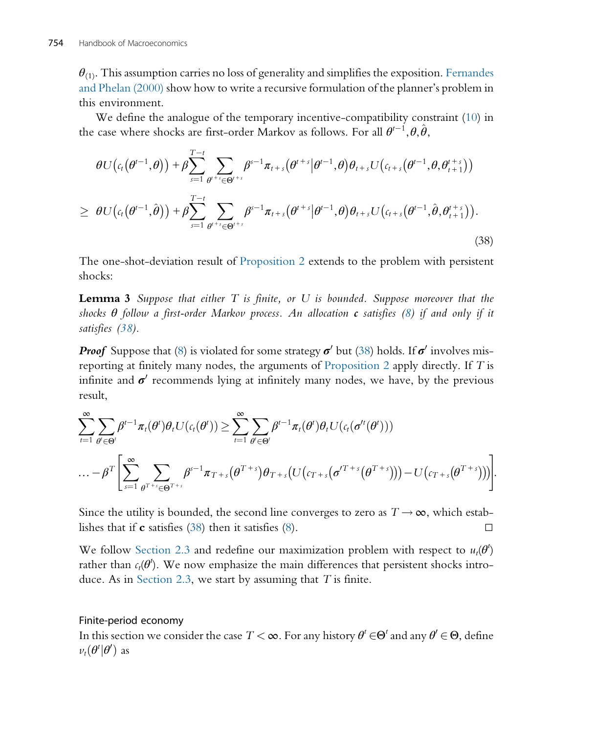$\theta_{(1)}$. This assumption carries no loss of generality and simplifies the exposition. Fernandes and Phelan (2000) show how to write a recursive formulation of the planner's problem in this environment.

We define the analogue of the temporary incentive-compatibility constraint (10) in the case where shocks are first-order Markov as follows. For all $\theta^{t-1}, \theta, \hat{\theta}$,

$$
\begin{aligned}
&\theta U\left(c_t\left(\theta^{t-1}, \theta\right)\right) + \beta \sum_{s=1}^{T-t} \sum_{\theta^{t+s} \in \Theta^{t+s}} \beta^{s-1} \pi_{t+s}\left(\theta^{t+s} \middle| \theta^{t-1}, \theta\right) \theta_{t+s} U\left(c_{t+s}\left(\theta^{t-1}, \theta, \theta_{t+1}^{t+s}\right)\right) \\
\geq\ & \theta U\left(c_t\left(\theta^{t-1}, \hat{\theta}\right)\right) + \beta \sum_{s=1}^{T-t} \sum_{\theta^{t+s} \in \Theta^{t+s}} \beta^{s-1} \pi_{t+s}\left(\theta^{t+s} \middle| \theta^{t-1}, \theta\right) \theta_{t+s} U\left(c_{t+s}\left(\theta^{t-1}, \hat{\theta}, \theta_{t+1}^{t+s}\right)\right).
\end{aligned}
\tag{38}
$$

The one-shot-deviation result of Proposition 2 extends to the problem with persistent shocks:

**Lemma 3** *Suppose that either $T$ is finite, or $U$ is bounded. Suppose moreover that the shocks $\theta$ follow a first-order Markov process. An allocation $\mathbf{c}$ satisfies (8) if and only if it satisfies (38).*

***Proof*** Suppose that (8) is violated for some strategy $\boldsymbol{\sigma}'$ but (38) holds. If $\boldsymbol{\sigma}'$ involves misreporting at finitely many nodes, the arguments of Proposition 2 apply directly. If $T$ is infinite and $\boldsymbol{\sigma}'$ recommends lying at infinitely many nodes, we have, by the previous result,

$$
\begin{aligned}
&\sum_{t=1}^{\infty} \sum_{\theta^t \in \Theta^t} \beta^{t-1} \pi_t(\theta^t) \theta_t U(c_t(\theta^t)) \geq \sum_{t=1}^{\infty} \sum_{\theta^t \in \Theta^t} \beta^{t-1} \pi_t(\theta^t) \theta_t U(c_t(\sigma'^t(\theta^t))) \\
&\ldots - \beta^T \left[ \sum_{s=1}^{\infty} \sum_{\theta^{T+s} \in \Theta^{T+s}} \beta^{s-1} \pi_{T+s}\left(\theta^{T+s}\right) \theta_{T+s} \left( U\left(c_{T+s}\left(\sigma'^{T+s}\left(\theta^{T+s}\right)\right)\right) - U\left(c_{T+s}\left(\theta^{T+s}\right)\right)\right)\right].
\end{aligned}
$$

Since the utility is bounded, the second line converges to zero as $T \to \infty$, which establishes that if $\mathbf{c}$ satisfies (38) then it satisfies (8). □

We follow Section 2.3 and redefine our maximization problem with respect to $u_t(\theta^t)$ rather than $c_t(\theta^t)$. We now emphasize the main differences that persistent shocks introduce. As in Section 2.3, we start by assuming that $T$ is finite.

### Finite-period economy

In this section we consider the case $T < \infty$. For any history $\theta^t \in \Theta^t$ and any $\theta' \in \Theta$, define $v_t(\theta^t | \theta')$ as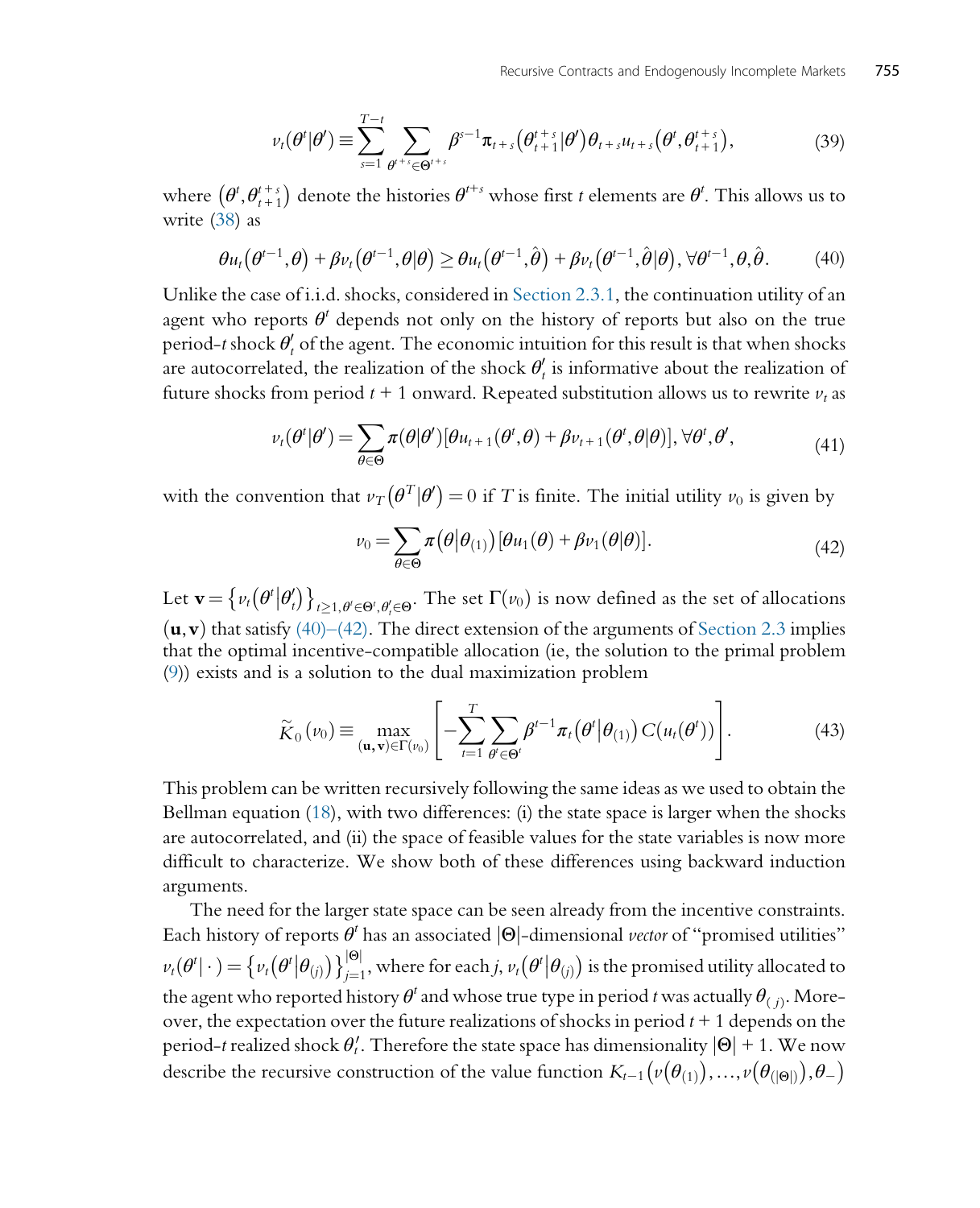$$v_t(\theta^t|\theta') \equiv \sum_{s=1}^{T-t} \sum_{\theta^{t+s}\in\Theta^{t+s}} \beta^{s-1}\pi_{t+s}\left(\theta_{t+1}^{t+s}|\theta'\right)\theta_{t+s}u_{t+s}\left(\theta^t,\theta_{t+1}^{t+s}\right), \tag{39}$$

where $\left(\theta^t,\theta_{t+1}^{t+s}\right)$ denote the histories $\theta^{t+s}$ whose first $t$ elements are $\theta^t$. This allows us to write (38) as

$$\theta u_t\left(\theta^{t-1},\theta\right) + \beta v_t\left(\theta^{t-1},\theta|\theta\right) \geq \theta u_t\left(\theta^{t-1},\hat{\theta}\right) + \beta v_t\left(\theta^{t-1},\hat{\theta}|\theta\right), \forall \theta^{t-1},\theta,\hat{\theta}. \tag{40}$$

Unlike the case of i.i.d. shocks, considered in Section 2.3.1, the continuation utility of an agent who reports $\theta^t$ depends not only on the history of reports but also on the true period-$t$ shock $\theta'_t$ of the agent. The economic intuition for this result is that when shocks are autocorrelated, the realization of the shock $\theta'_t$ is informative about the realization of future shocks from period $t+1$ onward. Repeated substitution allows us to rewrite $v_t$ as

$$v_t(\theta^t|\theta') = \sum_{\theta\in\Theta} \pi(\theta|\theta')\left[\theta u_{t+1}(\theta^t,\theta) + \beta v_{t+1}(\theta^t,\theta|\theta)\right], \forall \theta^t,\theta', \tag{41}$$

with the convention that $v_T\left(\theta^T|\theta'\right) = 0$ if $T$ is finite. The initial utility $v_0$ is given by

$$v_0 = \sum_{\theta\in\Theta} \pi\left(\theta|\theta_{(1)}\right)\left[\theta u_1(\theta) + \beta v_1(\theta|\theta)\right]. \tag{42}$$

Let $\mathbf{v} = \left\{v_t\left(\theta^t|\theta'_t\right)\right\}_{t\geq1,\theta^t\in\Theta^t,\theta'_t\in\Theta}$. The set $\Gamma(v_0)$ is now defined as the set of allocations $(\mathbf{u},\mathbf{v})$ that satisfy (40)–(42). The direct extension of the arguments of Section 2.3 implies that the optimal incentive-compatible allocation (ie, the solution to the primal problem (9)) exists and is a solution to the dual maximization problem

$$\widetilde{K}_0(v_0) \equiv \max_{(\mathbf{u},\mathbf{v})\in\Gamma(v_0)} \left[-\sum_{t=1}^{T}\sum_{\theta^t\in\Theta^t} \beta^{t-1}\pi_t\left(\theta^t|\theta_{(1)}\right) C(u_t(\theta^t))\right]. \tag{43}$$

This problem can be written recursively following the same ideas as we used to obtain the Bellman equation (18), with two differences: (i) the state space is larger when the shocks are autocorrelated, and (ii) the space of feasible values for the state variables is now more difficult to characterize. We show both of these differences using backward induction arguments.

The need for the larger state space can be seen already from the incentive constraints. Each history of reports $\theta^t$ has an associated $|\Theta|$-dimensional *vector* of "promised utilities" $v_t(\theta^t|\cdot) = \left\{v_t\left(\theta^t|\theta_{(j)}\right)\right\}_{j=1}^{|\Theta|}$, where for each $j$, $v_t\left(\theta^t|\theta_{(j)}\right)$ is the promised utility allocated to the agent who reported history $\theta^t$ and whose true type in period $t$ was actually $\theta_{(j)}$. Moreover, the expectation over the future realizations of shocks in period $t+1$ depends on the period-$t$ realized shock $\theta'_t$. Therefore the state space has dimensionality $|\Theta|+1$. We now describe the recursive construction of the value function $K_{t-1}\left(v\left(\theta_{(1)}\right),\ldots,v\left(\theta_{(|\Theta|)}\right),\theta_-\right)$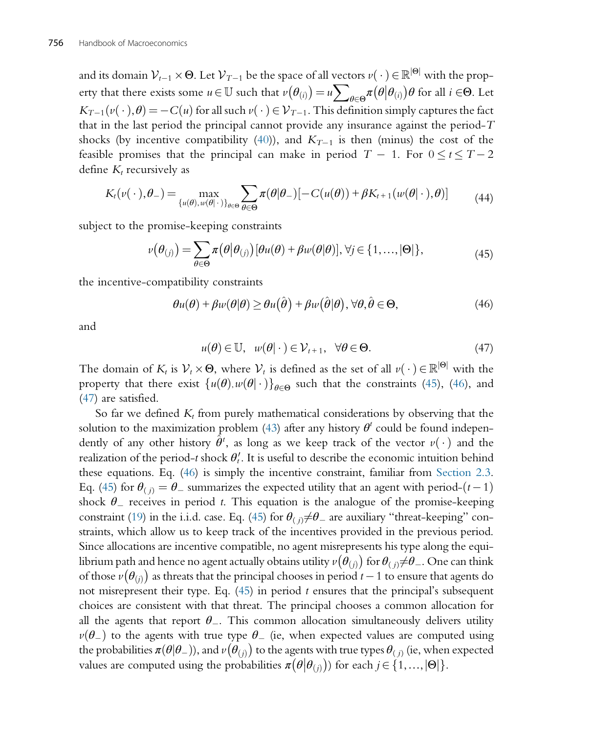and its domain $\mathcal{V}_{t-1} \times \Theta$. Let $\mathcal{V}_{T-1}$ be the space of all vectors $v(\cdot) \in \mathbb{R}^{|\Theta|}$ with the property that there exists some $u \in \mathbb{U}$ such that $v(\theta_{(i)}) = u \sum_{\theta \in \Theta} \pi(\theta | \theta_{(i)}) \theta$ for all $i \in \Theta$. Let $K_{T-1}(v(\cdot), \theta) = -C(u)$ for all such $v(\cdot) \in \mathcal{V}_{T-1}$. This definition simply captures the fact that in the last period the principal cannot provide any insurance against the period-$T$ shocks (by incentive compatibility (40)), and $K_{T-1}$ is then (minus) the cost of the feasible promises that the principal can make in period $T-1$. For $0 \leq t \leq T-2$ define $K_t$ recursively as

$$K_t(v(\cdot), \theta_-) = \max_{\{u(\theta), w(\theta|\cdot)\}_{\theta \in \Theta}} \sum_{\theta \in \Theta} \pi(\theta|\theta_-)[-C(u(\theta)) + \beta K_{t+1}(w(\theta|\cdot), \theta)] \tag{44}$$

subject to the promise-keeping constraints

$$v(\theta_{(j)}) = \sum_{\theta \in \Theta} \pi(\theta | \theta_{(j)})[\theta u(\theta) + \beta w(\theta|\theta)], \forall j \in \{1, \ldots, |\Theta|\}, \tag{45}$$

the incentive-compatibility constraints

$$\theta u(\theta) + \beta w(\theta|\theta) \geq \theta u(\hat{\theta}) + \beta w(\hat{\theta}|\theta), \forall \theta, \hat{\theta} \in \Theta, \tag{46}$$

and

$$u(\theta) \in \mathbb{U}, \quad w(\theta|\cdot) \in \mathcal{V}_{t+1}, \quad \forall \theta \in \Theta. \tag{47}$$

The domain of $K_t$ is $\mathcal{V}_t \times \Theta$, where $\mathcal{V}_t$ is defined as the set of all $v(\cdot) \in \mathbb{R}^{|\Theta|}$ with the property that there exist $\{u(\theta), w(\theta|\cdot)\}_{\theta \in \Theta}$ such that the constraints (45), (46), and (47) are satisfied.

So far we defined $K_t$ from purely mathematical considerations by observing that the solution to the maximization problem (43) after any history $\theta^t$ could be found independently of any other history $\hat{\theta}^t$, as long as we keep track of the vector $v(\cdot)$ and the realization of the period-$t$ shock $\theta_t'$. It is useful to describe the economic intuition behind these equations. Eq. (46) is simply the incentive constraint, familiar from Section 2.3. Eq. (45) for $\theta_{(j)} = \theta_-$ summarizes the expected utility that an agent with period-$(t-1)$ shock $\theta_-$ receives in period $t$. This equation is the analogue of the promise-keeping constraint (19) in the i.i.d. case. Eq. (45) for $\theta_{(j)} \neq \theta_-$ are auxiliary "threat-keeping" constraints, which allow us to keep track of the incentives provided in the previous period. Since allocations are incentive compatible, no agent misrepresents his type along the equilibrium path and hence no agent actually obtains utility $v(\theta_{(j)})$ for $\theta_{(j)} \neq \theta_-$. One can think of those $v(\theta_{(j)})$ as threats that the principal chooses in period $t-1$ to ensure that agents do not misrepresent their type. Eq. (45) in period $t$ ensures that the principal's subsequent choices are consistent with that threat. The principal chooses a common allocation for all the agents that report $\theta_-$. This common allocation simultaneously delivers utility $v(\theta_-)$ to the agents with true type $\theta_-$ (ie, when expected values are computed using the probabilities $\pi(\theta|\theta_-)$), and $v(\theta_{(j)})$ to the agents with true types $\theta_{(j)}$ (ie, when expected values are computed using the probabilities $\pi(\theta|\theta_{(j)})$) for each $j \in \{1, \ldots, |\Theta|\}$.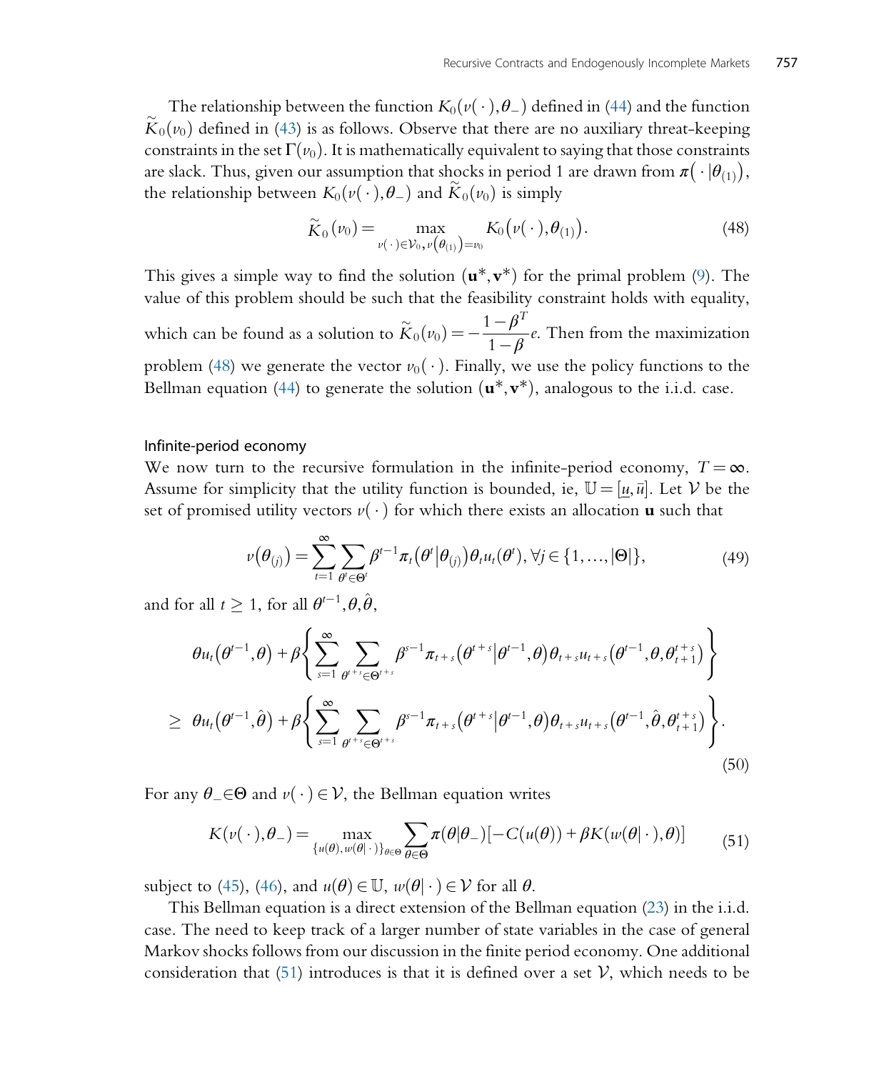The relationship between the function $K_0(v(\cdot),\theta_-)$ defined in (44) and the function $\widetilde{K}_0(v_0)$ defined in (43) is as follows. Observe that there are no auxiliary threat-keeping constraints in the set $\Gamma(v_0)$. It is mathematically equivalent to saying that those constraints are slack. Thus, given our assumption that shocks in period 1 are drawn from $\pi\left(\cdot|\theta_{(1)}\right)$, the relationship between $K_0(v(\cdot),\theta_-)$ and $\widetilde{K}_0(v_0)$ is simply

$$\widetilde{K}_0(v_0) = \max_{v(\cdot)\in\mathcal{V}_0,\, v\left(\theta_{(1)}\right)=v_0} K_0\left(v(\cdot),\theta_{(1)}\right). \tag{48}$$

This gives a simple way to find the solution $(\mathbf{u}^*,\mathbf{v}^*)$ for the primal problem (9). The value of this problem should be such that the feasibility constraint holds with equality, which can be found as a solution to $\widetilde{K}_0(v_0) = -\dfrac{1-\beta^T}{1-\beta}e$. Then from the maximization problem (48) we generate the vector $v_0(\cdot)$. Finally, we use the policy functions to the Bellman equation (44) to generate the solution $(\mathbf{u}^*,\mathbf{v}^*)$, analogous to the i.i.d. case.

### Infinite-period economy

We now turn to the recursive formulation in the infinite-period economy, $T=\infty$. Assume for simplicity that the utility function is bounded, ie, $\mathbb{U}=[\underline{u},\bar{u}]$. Let $\mathcal{V}$ be the set of promised utility vectors $v(\cdot)$ for which there exists an allocation $\mathbf{u}$ such that

$$v\left(\theta_{(j)}\right) = \sum_{t=1}^{\infty}\sum_{\theta^t\in\Theta^t}\beta^{t-1}\pi_t\left(\theta^t\middle|\theta_{(j)}\right)\theta_t u_t(\theta^t), \forall j\in\{1,\ldots,|\Theta|\}, \tag{49}$$

and for all $t\geq 1$, for all $\theta^{t-1},\theta,\hat{\theta}$,

$$\begin{aligned}
&\theta u_t\left(\theta^{t-1},\theta\right) + \beta\left\{\sum_{s=1}^{\infty}\sum_{\theta^{t+s}\in\Theta^{t+s}}\beta^{s-1}\pi_{t+s}\left(\theta^{t+s}\middle|\theta^{t-1},\theta\right)\theta_{t+s}u_{t+s}\left(\theta^{t-1},\theta,\theta_{t+1}^{t+s}\right)\right\}\\
\geq\;& \theta u_t\left(\theta^{t-1},\hat{\theta}\right) + \beta\left\{\sum_{s=1}^{\infty}\sum_{\theta^{t+s}\in\Theta^{t+s}}\beta^{s-1}\pi_{t+s}\left(\theta^{t+s}\middle|\theta^{t-1},\theta\right)\theta_{t+s}u_{t+s}\left(\theta^{t-1},\hat{\theta},\theta_{t+1}^{t+s}\right)\right\}.
\end{aligned} \tag{50}$$

For any $\theta_-\in\Theta$ and $v(\cdot)\in\mathcal{V}$, the Bellman equation writes

$$K(v(\cdot),\theta_-) = \max_{\{u(\theta),w(\theta|\cdot)\}_{\theta\in\Theta}}\sum_{\theta\in\Theta}\pi(\theta|\theta_-)[-C(u(\theta)) + \beta K(w(\theta|\cdot),\theta)] \tag{51}$$

subject to (45), (46), and $u(\theta)\in\mathbb{U}$, $w(\theta|\cdot)\in\mathcal{V}$ for all $\theta$.

This Bellman equation is a direct extension of the Bellman equation (23) in the i.i.d. case. The need to keep track of a larger number of state variables in the case of general Markov shocks follows from our discussion in the finite period economy. One additional consideration that (51) introduces is that it is defined over a set $\mathcal{V}$, which needs to be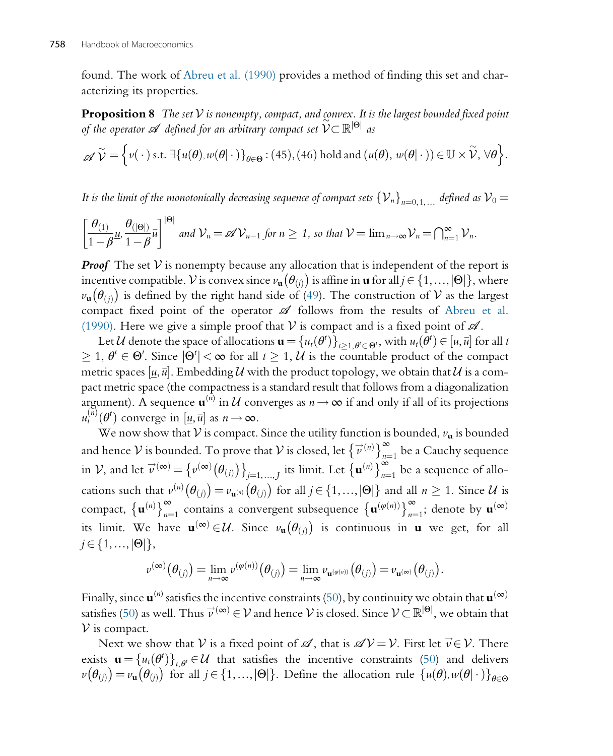found. The work of Abreu et al. (1990) provides a method of finding this set and characterizing its properties.

**Proposition 8** *The set $\mathcal{V}$ is nonempty, compact, and convex. It is the largest bounded fixed point of the operator $\mathscr{A}$ defined for an arbitrary compact set $\widetilde{\mathcal{V}} \subset \mathbb{R}^{|\Theta|}$ as*

$$\mathscr{A}\,\widetilde{\mathcal{V}} = \left\{ v(\,\cdot\,) \text{ s.t. } \exists \{u(\theta), w(\theta|\,\cdot\,)\}_{\theta\in\Theta} : (45), (46) \text{ hold and } (u(\theta),\, w(\theta|\,\cdot\,)) \in \mathbb{U} \times \widetilde{\mathcal{V}},\ \forall \theta \right\}.$$

*It is the limit of the monotonically decreasing sequence of compact sets $\{\mathcal{V}_n\}_{n=0,1,\ldots}$ defined as $\mathcal{V}_0 = \left[\dfrac{\theta_{(1)}}{1-\beta}\underline{u}, \dfrac{\theta_{(|\Theta|)}}{1-\beta}\bar{u}\right]^{|\Theta|}$ and $\mathcal{V}_n = \mathscr{A}\mathcal{V}_{n-1}$ for $n \geq 1$, so that $\mathcal{V} = \lim_{n\to\infty}\mathcal{V}_n = \bigcap_{n=1}^{\infty}\mathcal{V}_n$.*

***Proof*** The set $\mathcal{V}$ is nonempty because any allocation that is independent of the report is incentive compatible. $\mathcal{V}$ is convex since $v_{\mathbf{u}}(\theta_{(j)})$ is affine in $\mathbf{u}$ for all $j \in \{1, \ldots, |\Theta|\}$, where $v_{\mathbf{u}}(\theta_{(j)})$ is defined by the right hand side of (49). The construction of $\mathcal{V}$ as the largest compact fixed point of the operator $\mathscr{A}$ follows from the results of Abreu et al. (1990). Here we give a simple proof that $\mathcal{V}$ is compact and is a fixed point of $\mathscr{A}$.

Let $\mathcal{U}$ denote the space of allocations $\mathbf{u} = \{u_t(\theta^t)\}_{t\geq 1, \theta^t \in \Theta^t}$, with $u_t(\theta^t) \in [\underline{u}, \bar{u}]$ for all $t \geq 1$, $\theta^t \in \Theta^t$. Since $|\Theta^t| < \infty$ for all $t \geq 1$, $\mathcal{U}$ is the countable product of the compact metric spaces $[\underline{u}, \bar{u}]$. Embedding $\mathcal{U}$ with the product topology, we obtain that $\mathcal{U}$ is a compact metric space (the compactness is a standard result that follows from a diagonalization argument). A sequence $\mathbf{u}^{(n)}$ in $\mathcal{U}$ converges as $n \to \infty$ if and only if all of its projections $u_t^{(n)}(\theta^t)$ converge in $[\underline{u}, \bar{u}]$ as $n \to \infty$.

We now show that $\mathcal{V}$ is compact. Since the utility function is bounded, $v_{\mathbf{u}}$ is bounded and hence $\mathcal{V}$ is bounded. To prove that $\mathcal{V}$ is closed, let $\left\{\vec{v}^{(n)}\right\}_{n=1}^{\infty}$ be a Cauchy sequence in $\mathcal{V}$, and let $\vec{v}^{(\infty)} = \left\{v^{(\infty)}(\theta_{(j)})\right\}_{j=1,\ldots,J}$ its limit. Let $\left\{\mathbf{u}^{(n)}\right\}_{n=1}^{\infty}$ be a sequence of allocations such that $v^{(n)}(\theta_{(j)}) = v_{\mathbf{u}^{(n)}}(\theta_{(j)})$ for all $j \in \{1, \ldots, |\Theta|\}$ and all $n \geq 1$. Since $\mathcal{U}$ is compact, $\left\{\mathbf{u}^{(n)}\right\}_{n=1}^{\infty}$ contains a convergent subsequence $\left\{\mathbf{u}^{(\varphi(n))}\right\}_{n=1}^{\infty}$; denote by $\mathbf{u}^{(\infty)}$ its limit. We have $\mathbf{u}^{(\infty)} \in \mathcal{U}$. Since $v_{\mathbf{u}}(\theta_{(j)})$ is continuous in $\mathbf{u}$ we get, for all $j \in \{1, \ldots, |\Theta|\}$,

$$v^{(\infty)}(\theta_{(j)}) = \lim_{n\to\infty} v^{(\varphi(n))}(\theta_{(j)}) = \lim_{n\to\infty} v_{\mathbf{u}^{(\varphi(n))}}(\theta_{(j)}) = v_{\mathbf{u}^{(\infty)}}(\theta_{(j)}).$$

Finally, since $\mathbf{u}^{(n)}$ satisfies the incentive constraints (50), by continuity we obtain that $\mathbf{u}^{(\infty)}$ satisfies (50) as well. Thus $\vec{v}^{(\infty)} \in \mathcal{V}$ and hence $\mathcal{V}$ is closed. Since $\mathcal{V} \subset \mathbb{R}^{|\Theta|}$, we obtain that $\mathcal{V}$ is compact.

Next we show that $\mathcal{V}$ is a fixed point of $\mathscr{A}$, that is $\mathscr{A}\mathcal{V} = \mathcal{V}$. First let $\vec{v} \in \mathcal{V}$. There exists $\mathbf{u} = \{u_t(\theta^t)\}_{t,\theta^t} \in \mathcal{U}$ that satisfies the incentive constraints (50) and delivers $v(\theta_{(j)}) = v_{\mathbf{u}}(\theta_{(j)})$ for all $j \in \{1, \ldots, |\Theta|\}$. Define the allocation rule $\{u(\theta), w(\theta|\,\cdot\,)\}_{\theta\in\Theta}$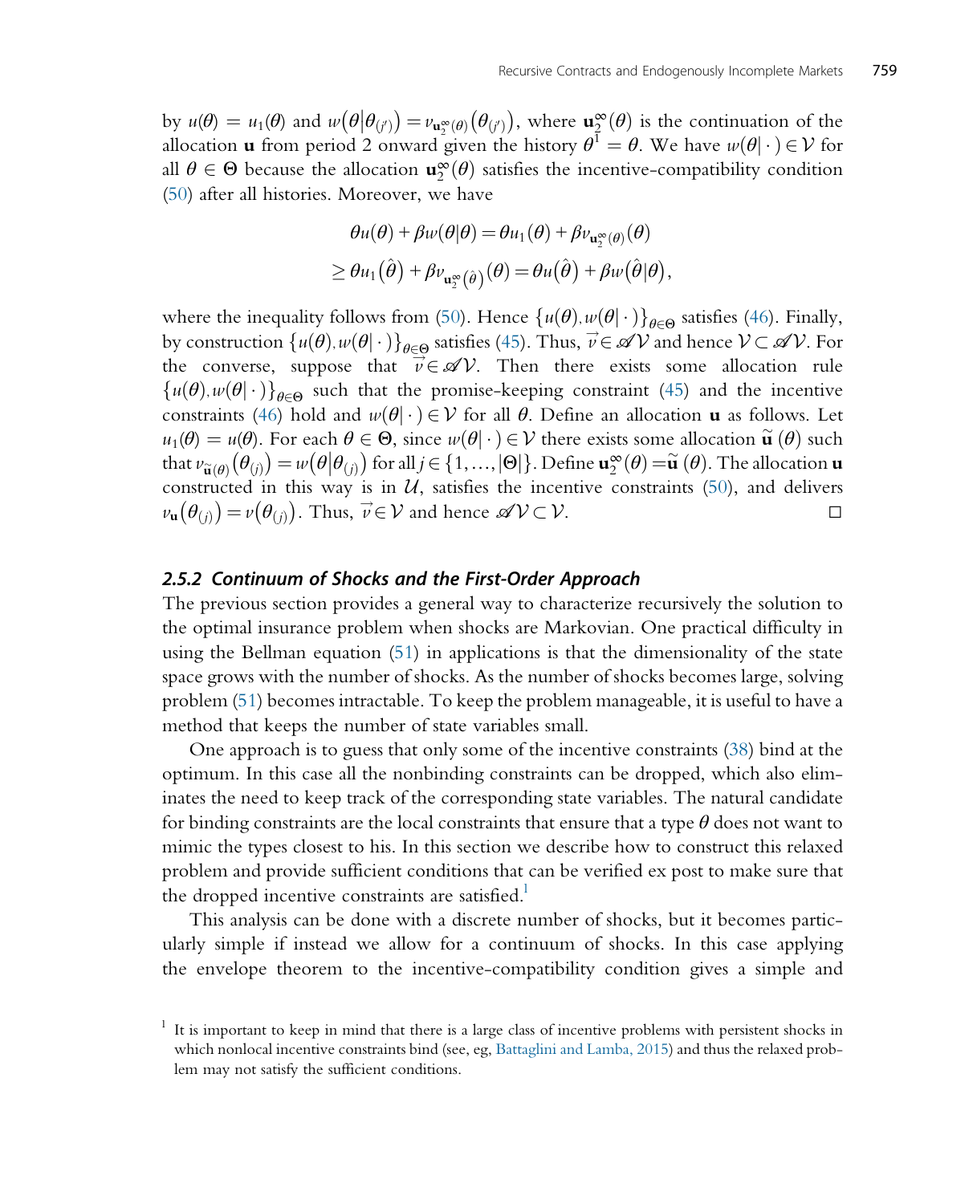by $u(\theta) = u_1(\theta)$ and $w\left(\theta\middle|\theta_{(j')}\right) = v_{\mathbf{u}_2^\infty(\theta)}\left(\theta_{(j')}\right)$, where $\mathbf{u}_2^\infty(\theta)$ is the continuation of the allocation $\mathbf{u}$ from period 2 onward given the history $\theta^1 = \theta$. We have $w(\theta|\cdot) \in \mathcal{V}$ for all $\theta \in \Theta$ because the allocation $\mathbf{u}_2^\infty(\theta)$ satisfies the incentive-compatibility condition (50) after all histories. Moreover, we have

$$
\begin{aligned}
\theta u(\theta) + \beta w(\theta|\theta) &= \theta u_1(\theta) + \beta v_{\mathbf{u}_2^\infty(\theta)}(\theta) \\
&\geq \theta u_1\left(\hat{\theta}\right) + \beta v_{\mathbf{u}_2^\infty\left(\hat{\theta}\right)}(\theta) = \theta u\left(\hat{\theta}\right) + \beta w\left(\hat{\theta}\middle|\theta\right),
\end{aligned}
$$

where the inequality follows from (50). Hence $\{u(\theta), w(\theta|\cdot)\}_{\theta\in\Theta}$ satisfies (46). Finally, by construction $\{u(\theta), w(\theta|\cdot)\}_{\theta\in\Theta}$ satisfies (45). Thus, $\vec{v} \in \mathscr{A}\mathcal{V}$ and hence $\mathcal{V} \subset \mathscr{A}\mathcal{V}$. For the converse, suppose that $\vec{v} \in \mathscr{A}\mathcal{V}$. Then there exists some allocation rule $\{u(\theta), w(\theta|\cdot)\}_{\theta\in\Theta}$ such that the promise-keeping constraint (45) and the incentive constraints (46) hold and $w(\theta|\cdot) \in \mathcal{V}$ for all $\theta$. Define an allocation $\mathbf{u}$ as follows. Let $u_1(\theta) = u(\theta)$. For each $\theta \in \Theta$, since $w(\theta|\cdot) \in \mathcal{V}$ there exists some allocation $\tilde{\mathbf{u}}(\theta)$ such that $v_{\tilde{\mathbf{u}}(\theta)}\left(\theta_{(j)}\right) = w\left(\theta\middle|\theta_{(j)}\right)$ for all $j \in \{1, \ldots, |\Theta|\}$. Define $\mathbf{u}_2^\infty(\theta) = \tilde{\mathbf{u}}(\theta)$. The allocation $\mathbf{u}$ constructed in this way is in $\mathcal{U}$, satisfies the incentive constraints (50), and delivers $v_{\mathbf{u}}\left(\theta_{(j)}\right) = v\left(\theta_{(j)}\right)$. Thus, $\vec{v} \in \mathcal{V}$ and hence $\mathscr{A}\mathcal{V} \subset \mathcal{V}$. □

### 2.5.2 Continuum of Shocks and the First-Order Approach

The previous section provides a general way to characterize recursively the solution to the optimal insurance problem when shocks are Markovian. One practical difficulty in using the Bellman equation (51) in applications is that the dimensionality of the state space grows with the number of shocks. As the number of shocks becomes large, solving problem (51) becomes intractable. To keep the problem manageable, it is useful to have a method that keeps the number of state variables small.

One approach is to guess that only some of the incentive constraints (38) bind at the optimum. In this case all the nonbinding constraints can be dropped, which also eliminates the need to keep track of the corresponding state variables. The natural candidate for binding constraints are the local constraints that ensure that a type $\theta$ does not want to mimic the types closest to his. In this section we describe how to construct this relaxed problem and provide sufficient conditions that can be verified ex post to make sure that the dropped incentive constraints are satisfied.[1]

This analysis can be done with a discrete number of shocks, but it becomes particularly simple if instead we allow for a continuum of shocks. In this case applying the envelope theorem to the incentive-compatibility condition gives a simple and

[1] It is important to keep in mind that there is a large class of incentive problems with persistent shocks in which nonlocal incentive constraints bind (see, eg, Battaglini and Lamba, 2015) and thus the relaxed problem may not satisfy the sufficient conditions.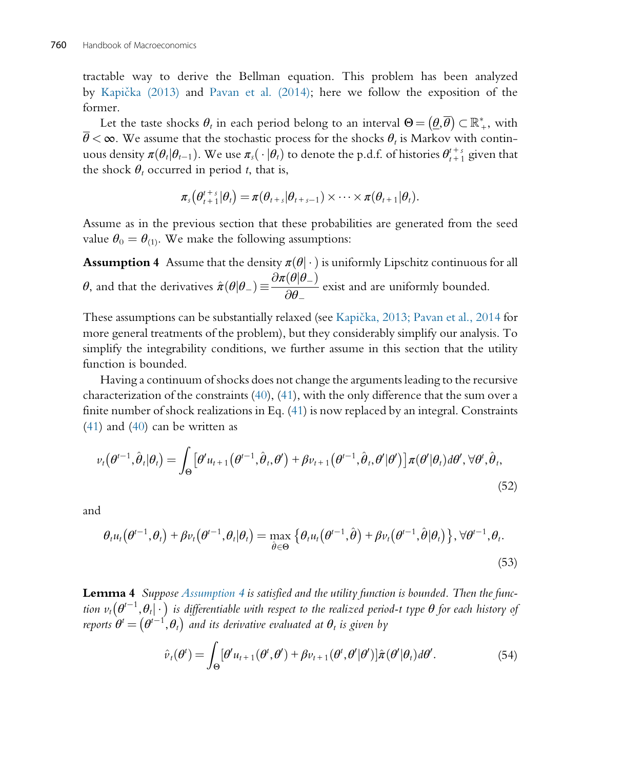tractable way to derive the Bellman equation. This problem has been analyzed by Kapička (2013) and Pavan et al. (2014); here we follow the exposition of the former.

Let the taste shocks $\theta_t$ in each period belong to an interval $\Theta = (\underline{\theta}, \overline{\theta}) \subset \mathbb{R}^*_+$, with $\overline{\theta} < \infty$. We assume that the stochastic process for the shocks $\theta_t$ is Markov with continuous density $\pi(\theta_t|\theta_{t-1})$. We use $\pi_s(\cdot|\theta_t)$ to denote the p.d.f. of histories $\theta_{t+1}^{t+s}$ given that the shock $\theta_t$ occurred in period $t$, that is,

$$\pi_s(\theta_{t+1}^{t+s}|\theta_t) = \pi(\theta_{t+s}|\theta_{t+s-1}) \times \cdots \times \pi(\theta_{t+1}|\theta_t).$$

Assume as in the previous section that these probabilities are generated from the seed value $\theta_0 = \theta_{(1)}$. We make the following assumptions:

**Assumption 4** Assume that the density $\pi(\theta|\cdot)$ is uniformly Lipschitz continuous for all $\theta$, and that the derivatives $\hat{\pi}(\theta|\theta_-) \equiv \dfrac{\partial \pi(\theta|\theta_-)}{\partial \theta_-}$ exist and are uniformly bounded.

These assumptions can be substantially relaxed (see Kapička, 2013; Pavan et al., 2014 for more general treatments of the problem), but they considerably simplify our analysis. To simplify the integrability conditions, we further assume in this section that the utility function is bounded.

Having a continuum of shocks does not change the arguments leading to the recursive characterization of the constraints (40), (41), with the only difference that the sum over a finite number of shock realizations in Eq. (41) is now replaced by an integral. Constraints (41) and (40) can be written as

$$v_t(\theta^{t-1}, \hat{\theta}_t|\theta_t) = \int_\Theta \left[\theta' u_{t+1}(\theta^{t-1}, \hat{\theta}_t, \theta') + \beta v_{t+1}(\theta^{t-1}, \hat{\theta}_t, \theta'|\theta')\right] \pi(\theta'|\theta_t) d\theta', \forall \theta^t, \hat{\theta}_t, \tag{52}$$

and

$$\theta_t u_t(\theta^{t-1}, \theta_t) + \beta v_t(\theta^{t-1}, \theta_t|\theta_t) = \max_{\hat{\theta} \in \Theta} \left\{\theta_t u_t(\theta^{t-1}, \hat{\theta}) + \beta v_t(\theta^{t-1}, \hat{\theta}|\theta_t)\right\}, \forall \theta^{t-1}, \theta_t. \tag{53}$$

**Lemma 4** *Suppose Assumption 4 is satisfied and the utility function is bounded. Then the function $v_t(\theta^{t-1}, \theta_t|\cdot)$ is differentiable with respect to the realized period-t type $\theta$ for each history of reports $\theta^t = (\theta^{t-1}, \theta_t)$ and its derivative evaluated at $\theta_t$ is given by*

$$\hat{v}_t(\theta^t) = \int_\Theta [\theta' u_{t+1}(\theta^t, \theta') + \beta v_{t+1}(\theta^t, \theta'|\theta')] \hat{\pi}(\theta'|\theta_t) d\theta'. \tag{54}$$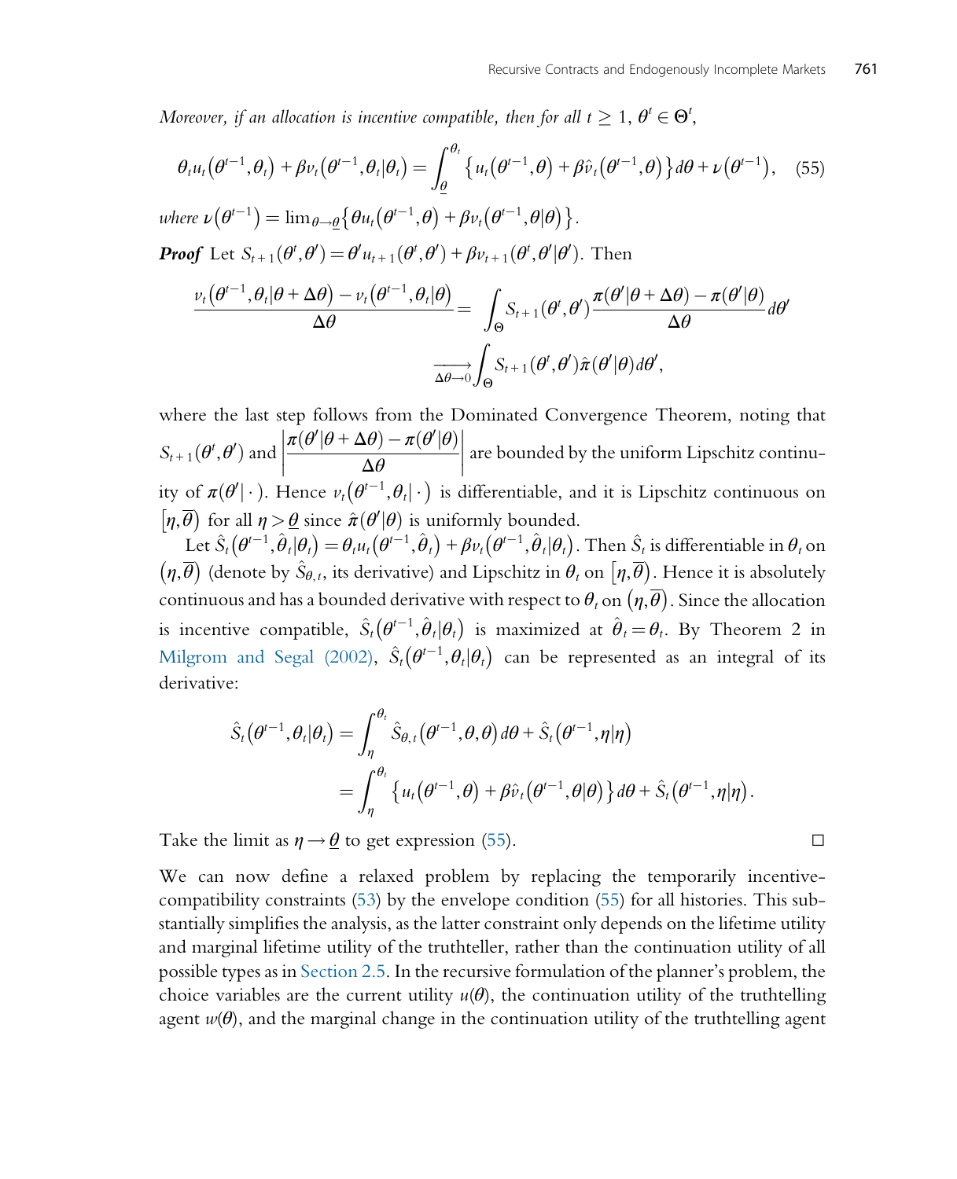*Moreover, if an allocation is incentive compatible, then for all $t \geq 1$, $\theta^t \in \Theta^t$,*

$$\theta_t u_t\left(\theta^{t-1},\theta_t\right)+\beta v_t\left(\theta^{t-1},\theta_t|\theta_t\right)=\int_{\underline{\theta}}^{\theta_t}\left\{u_t\left(\theta^{t-1},\theta\right)+\beta\hat{v}_t\left(\theta^{t-1},\theta\right)\right\}d\theta+\nu\left(\theta^{t-1}\right), \quad (55)$$

*where* $\nu\left(\theta^{t-1}\right)=\lim_{\theta\to\underline{\theta}}\left\{\theta u_t\left(\theta^{t-1},\theta\right)+\beta v_t\left(\theta^{t-1},\theta|\theta\right)\right\}$.

***Proof*** Let $S_{t+1}(\theta^t,\theta')=\theta' u_{t+1}(\theta^t,\theta')+\beta v_{t+1}(\theta^t,\theta'|\theta')$. Then

$$\frac{v_t\left(\theta^{t-1},\theta_t|\theta+\Delta\theta\right)-v_t\left(\theta^{t-1},\theta_t|\theta\right)}{\Delta\theta}=\int_{\Theta}S_{t+1}(\theta^t,\theta')\frac{\pi(\theta'|\theta+\Delta\theta)-\pi(\theta'|\theta)}{\Delta\theta}d\theta'$$
$$\xrightarrow[\Delta\theta\to 0]{}\int_{\Theta}S_{t+1}(\theta^t,\theta')\hat{\pi}(\theta'|\theta)d\theta',$$

where the last step follows from the Dominated Convergence Theorem, noting that $S_{t+1}(\theta^t,\theta')$ and $\left|\frac{\pi(\theta'|\theta+\Delta\theta)-\pi(\theta'|\theta)}{\Delta\theta}\right|$ are bounded by the uniform Lipschitz continuity of $\pi(\theta'|\cdot)$. Hence $v_t\left(\theta^{t-1},\theta_t|\cdot\right)$ is differentiable, and it is Lipschitz continuous on $\left[\eta,\overline{\theta}\right)$ for all $\eta>\underline{\theta}$ since $\hat{\pi}(\theta'|\theta)$ is uniformly bounded.

Let $\hat{S}_t\left(\theta^{t-1},\hat{\theta}_t|\theta_t\right)=\theta_t u_t\left(\theta^{t-1},\hat{\theta}_t\right)+\beta v_t\left(\theta^{t-1},\hat{\theta}_t|\theta_t\right)$. Then $\hat{S}_t$ is differentiable in $\theta_t$ on $\left(\eta,\overline{\theta}\right)$ (denote by $\hat{S}_{\theta,t}$, its derivative) and Lipschitz in $\theta_t$ on $\left[\eta,\overline{\theta}\right)$. Hence it is absolutely continuous and has a bounded derivative with respect to $\theta_t$ on $\left(\eta,\overline{\theta}\right)$. Since the allocation is incentive compatible, $\hat{S}_t\left(\theta^{t-1},\hat{\theta}_t|\theta_t\right)$ is maximized at $\hat{\theta}_t=\theta_t$. By Theorem 2 in Milgrom and Segal (2002), $\hat{S}_t\left(\theta^{t-1},\theta_t|\theta_t\right)$ can be represented as an integral of its derivative:

$$\hat{S}_t\left(\theta^{t-1},\theta_t|\theta_t\right)=\int_{\eta}^{\theta_t}\hat{S}_{\theta,t}\left(\theta^{t-1},\theta,\theta\right)d\theta+\hat{S}_t\left(\theta^{t-1},\eta|\eta\right)$$
$$=\int_{\eta}^{\theta_t}\left\{u_t\left(\theta^{t-1},\theta\right)+\beta\hat{v}_t\left(\theta^{t-1},\theta|\theta\right)\right\}d\theta+\hat{S}_t\left(\theta^{t-1},\eta|\eta\right).$$

Take the limit as $\eta\to\underline{\theta}$ to get expression (55). □

We can now define a relaxed problem by replacing the temporarily incentive-compatibility constraints (53) by the envelope condition (55) for all histories. This substantially simplifies the analysis, as the latter constraint only depends on the lifetime utility and marginal lifetime utility of the truthteller, rather than the continuation utility of all possible types as in Section 2.5. In the recursive formulation of the planner's problem, the choice variables are the current utility $u(\theta)$, the continuation utility of the truthtelling agent $w(\theta)$, and the marginal change in the continuation utility of the truthtelling agent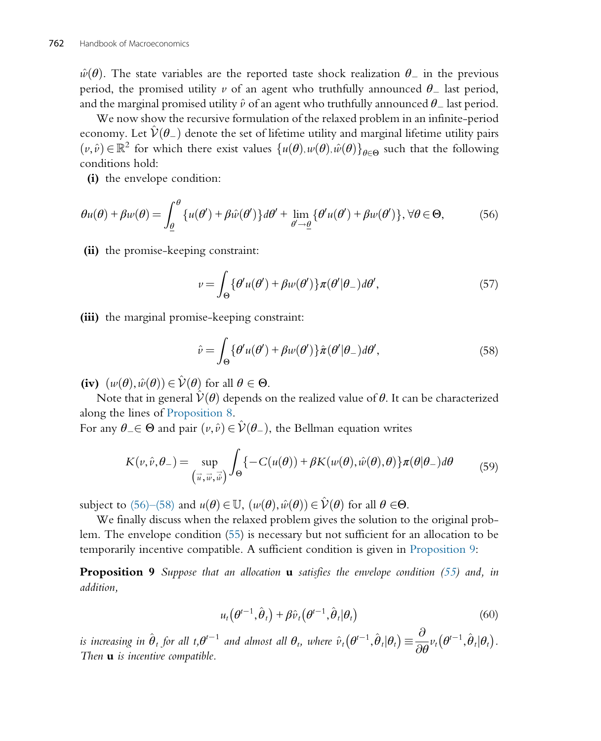$\hat{w}(\theta)$. The state variables are the reported taste shock realization $\theta_-$ in the previous period, the promised utility $v$ of an agent who truthfully announced $\theta_-$ last period, and the marginal promised utility $\hat{v}$ of an agent who truthfully announced $\theta_-$ last period.

We now show the recursive formulation of the relaxed problem in an infinite-period economy. Let $\hat{\mathcal{V}}(\theta_-)$ denote the set of lifetime utility and marginal lifetime utility pairs $(v, \hat{v}) \in \mathbb{R}^2$ for which there exist values $\{u(\theta), w(\theta), \hat{w}(\theta)\}_{\theta \in \Theta}$ such that the following conditions hold:

**(i)** the envelope condition:

$$\theta u(\theta) + \beta w(\theta) = \int_{\underline{\theta}}^{\theta} \{u(\theta') + \beta \hat{w}(\theta')\} d\theta' + \lim_{\theta' \to \underline{\theta}} \{\theta' u(\theta') + \beta w(\theta')\}, \forall \theta \in \Theta, \tag{56}$$

**(ii)** the promise-keeping constraint:

$$v = \int_{\Theta} \{\theta' u(\theta') + \beta w(\theta')\} \pi(\theta' | \theta_-) d\theta', \tag{57}$$

**(iii)** the marginal promise-keeping constraint:

$$\hat{v} = \int_{\Theta} \{\theta' u(\theta') + \beta w(\theta')\} \hat{\pi}(\theta' | \theta_-) d\theta', \tag{58}$$

**(iv)** $(w(\theta), \hat{w}(\theta)) \in \hat{\mathcal{V}}(\theta)$ for all $\theta \in \Theta$.

Note that in general $\hat{\mathcal{V}}(\theta)$ depends on the realized value of $\theta$. It can be characterized along the lines of Proposition 8.

For any $\theta_- \in \Theta$ and pair $(v, \hat{v}) \in \hat{\mathcal{V}}(\theta_-)$, the Bellman equation writes

$$K(v, \hat{v}, \theta_-) = \sup_{(\vec{u}, \vec{w}, \vec{\hat{w}})} \int_{\Theta} \{-C(u(\theta)) + \beta K(w(\theta), \hat{w}(\theta), \theta)\} \pi(\theta | \theta_-) d\theta \tag{59}$$

subject to (56)–(58) and $u(\theta) \in \mathbb{U}$, $(w(\theta), \hat{w}(\theta)) \in \hat{\mathcal{V}}(\theta)$ for all $\theta \in \Theta$.

We finally discuss when the relaxed problem gives the solution to the original problem. The envelope condition (55) is necessary but not sufficient for an allocation to be temporarily incentive compatible. A sufficient condition is given in Proposition 9:

**Proposition 9** *Suppose that an allocation* **u** *satisfies the envelope condition (55) and, in addition,*

$$u_t(\theta^{t-1}, \hat{\theta}_t) + \beta \hat{v}_t(\theta^{t-1}, \hat{\theta}_t | \theta_t) \tag{60}$$

*is increasing in $\hat{\theta}_t$ for all $t, \theta^{t-1}$ and almost all $\theta_t$, where $\hat{v}_t(\theta^{t-1}, \hat{\theta}_t | \theta_t) \equiv \frac{\partial}{\partial \theta} v_t(\theta^{t-1}, \hat{\theta}_t | \theta_t)$. Then* **u** *is incentive compatible.*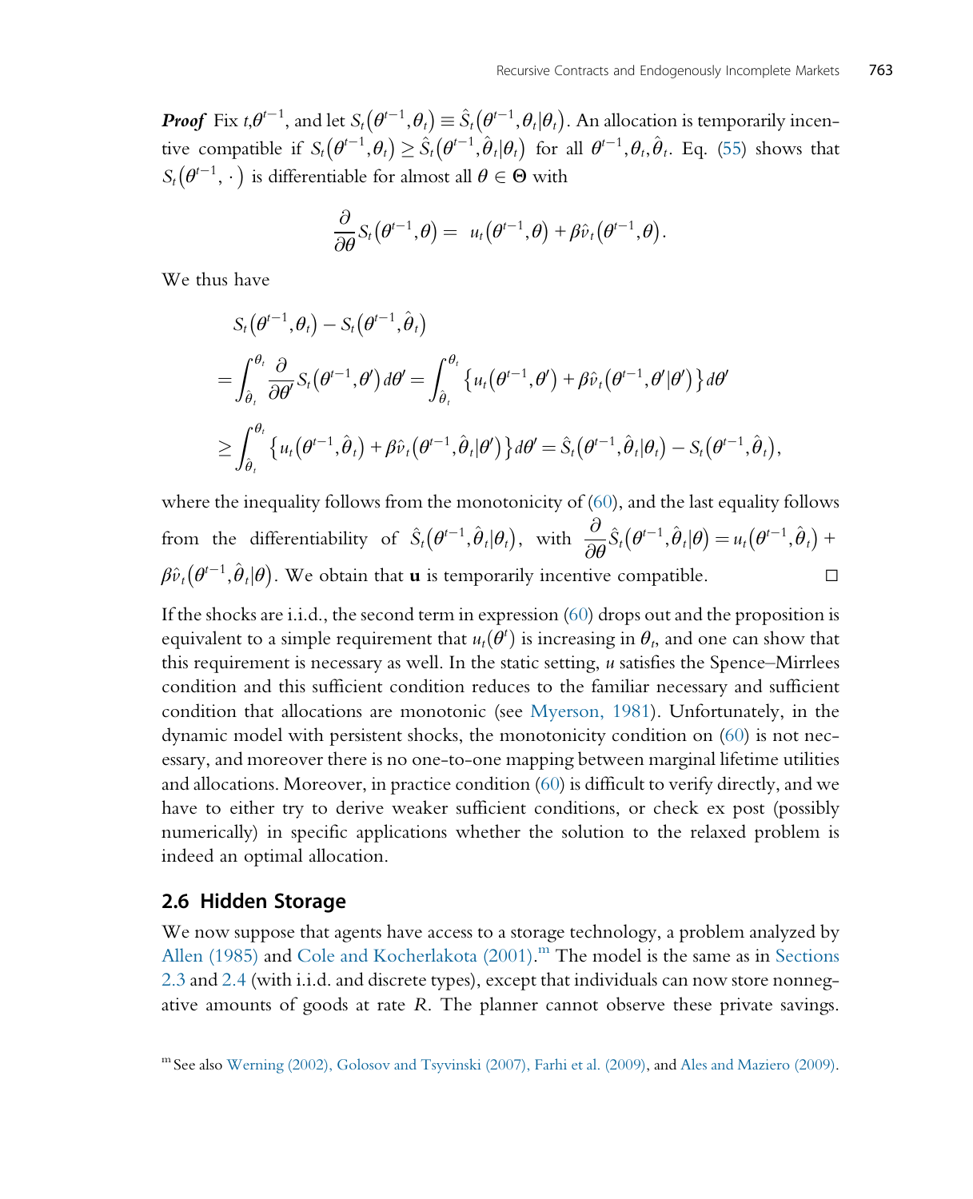***Proof*** Fix $t,\theta^{t-1}$, and let $S_t(\theta^{t-1},\theta_t) \equiv \hat{S}_t(\theta^{t-1},\theta_t|\theta_t)$. An allocation is temporarily incentive compatible if $S_t(\theta^{t-1},\theta_t) \geq \hat{S}_t(\theta^{t-1},\hat{\theta}_t|\theta_t)$ for all $\theta^{t-1},\theta_t,\hat{\theta}_t$. Eq. (55) shows that $S_t(\theta^{t-1},\cdot)$ is differentiable for almost all $\theta \in \Theta$ with

$$\frac{\partial}{\partial \theta} S_t(\theta^{t-1},\theta) = u_t(\theta^{t-1},\theta) + \beta \hat{v}_t(\theta^{t-1},\theta).$$

We thus have

$$\begin{aligned}
& S_t(\theta^{t-1},\theta_t) - S_t(\theta^{t-1},\hat{\theta}_t) \\
&= \int_{\hat{\theta}_t}^{\theta_t} \frac{\partial}{\partial \theta'} S_t(\theta^{t-1},\theta')\, d\theta' = \int_{\hat{\theta}_t}^{\theta_t} \left\{ u_t(\theta^{t-1},\theta') + \beta \hat{v}_t(\theta^{t-1},\theta'|\theta') \right\} d\theta' \\
&\geq \int_{\hat{\theta}_t}^{\theta_t} \left\{ u_t(\theta^{t-1},\hat{\theta}_t) + \beta \hat{v}_t(\theta^{t-1},\hat{\theta}_t|\theta') \right\} d\theta' = \hat{S}_t(\theta^{t-1},\hat{\theta}_t|\theta_t) - S_t(\theta^{t-1},\hat{\theta}_t),
\end{aligned}$$

where the inequality follows from the monotonicity of (60), and the last equality follows from the differentiability of $\hat{S}_t(\theta^{t-1},\hat{\theta}_t|\theta_t)$, with $\frac{\partial}{\partial \theta}\hat{S}_t(\theta^{t-1},\hat{\theta}_t|\theta) = u_t(\theta^{t-1},\hat{\theta}_t) + \beta \hat{v}_t(\theta^{t-1},\hat{\theta}_t|\theta)$. We obtain that $\mathbf{u}$ is temporarily incentive compatible. ☐

If the shocks are i.i.d., the second term in expression (60) drops out and the proposition is equivalent to a simple requirement that $u_t(\theta^t)$ is increasing in $\theta_t$, and one can show that this requirement is necessary as well. In the static setting, $u$ satisfies the Spence–Mirrlees condition and this sufficient condition reduces to the familiar necessary and sufficient condition that allocations are monotonic (see Myerson, 1981). Unfortunately, in the dynamic model with persistent shocks, the monotonicity condition on (60) is not necessary, and moreover there is no one-to-one mapping between marginal lifetime utilities and allocations. Moreover, in practice condition (60) is difficult to verify directly, and we have to either try to derive weaker sufficient conditions, or check ex post (possibly numerically) in specific applications whether the solution to the relaxed problem is indeed an optimal allocation.

## 2.6 Hidden Storage

We now suppose that agents have access to a storage technology, a problem analyzed by Allen (1985) and Cole and Kocherlakota (2001).[m] The model is the same as in Sections 2.3 and 2.4 (with i.i.d. and discrete types), except that individuals can now store nonnegative amounts of goods at rate $R$. The planner cannot observe these private savings.

[m] See also Werning (2002), Golosov and Tsyvinski (2007), Farhi et al. (2009), and Ales and Maziero (2009).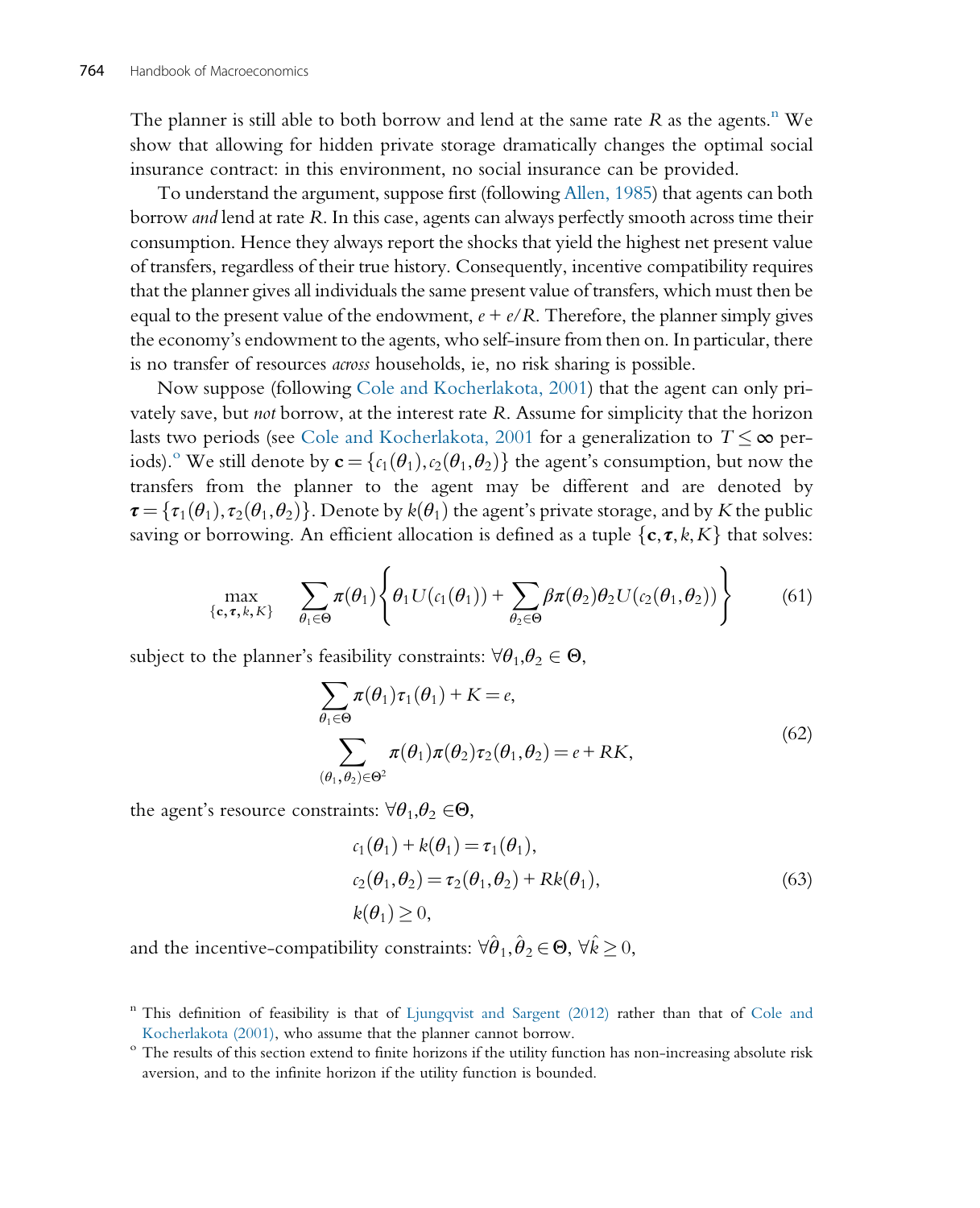The planner is still able to both borrow and lend at the same rate $R$ as the agents.[n] We show that allowing for hidden private storage dramatically changes the optimal social insurance contract: in this environment, no social insurance can be provided.

To understand the argument, suppose first (following Allen, 1985) that agents can both borrow *and* lend at rate $R$. In this case, agents can always perfectly smooth across time their consumption. Hence they always report the shocks that yield the highest net present value of transfers, regardless of their true history. Consequently, incentive compatibility requires that the planner gives all individuals the same present value of transfers, which must then be equal to the present value of the endowment, $e + e/R$. Therefore, the planner simply gives the economy's endowment to the agents, who self-insure from then on. In particular, there is no transfer of resources *across* households, ie, no risk sharing is possible.

Now suppose (following Cole and Kocherlakota, 2001) that the agent can only privately save, but *not* borrow, at the interest rate $R$. Assume for simplicity that the horizon lasts two periods (see Cole and Kocherlakota, 2001 for a generalization to $T \leq \infty$ periods).[o] We still denote by $\mathbf{c} = \{c_1(\theta_1), c_2(\theta_1, \theta_2)\}$ the agent's consumption, but now the transfers from the planner to the agent may be different and are denoted by $\boldsymbol{\tau} = \{\tau_1(\theta_1), \tau_2(\theta_1, \theta_2)\}$. Denote by $k(\theta_1)$ the agent's private storage, and by $K$ the public saving or borrowing. An efficient allocation is defined as a tuple $\{\mathbf{c}, \boldsymbol{\tau}, k, K\}$ that solves:

$$\max_{\{\mathbf{c}, \boldsymbol{\tau}, k, K\}} \sum_{\theta_1 \in \Theta} \pi(\theta_1) \left\{ \theta_1 U(c_1(\theta_1)) + \sum_{\theta_2 \in \Theta} \beta \pi(\theta_2) \theta_2 U(c_2(\theta_1, \theta_2)) \right\} \tag{61}$$

subject to the planner's feasibility constraints: $\forall \theta_1, \theta_2 \in \Theta$,

$$\begin{aligned}
&\sum_{\theta_1 \in \Theta} \pi(\theta_1) \tau_1(\theta_1) + K = e, \\
&\sum_{(\theta_1, \theta_2) \in \Theta^2} \pi(\theta_1) \pi(\theta_2) \tau_2(\theta_1, \theta_2) = e + RK,
\end{aligned} \tag{62}$$

the agent's resource constraints: $\forall \theta_1, \theta_2 \in \Theta$,

$$\begin{aligned}
&c_1(\theta_1) + k(\theta_1) = \tau_1(\theta_1), \\
&c_2(\theta_1, \theta_2) = \tau_2(\theta_1, \theta_2) + Rk(\theta_1), \\
&k(\theta_1) \geq 0,
\end{aligned} \tag{63}$$

and the incentive-compatibility constraints: $\forall \hat{\theta}_1, \hat{\theta}_2 \in \Theta$, $\forall \hat{k} \geq 0$,

[n] This definition of feasibility is that of Ljungqvist and Sargent (2012) rather than that of Cole and Kocherlakota (2001), who assume that the planner cannot borrow.

[o] The results of this section extend to finite horizons if the utility function has non-increasing absolute risk aversion, and to the infinite horizon if the utility function is bounded.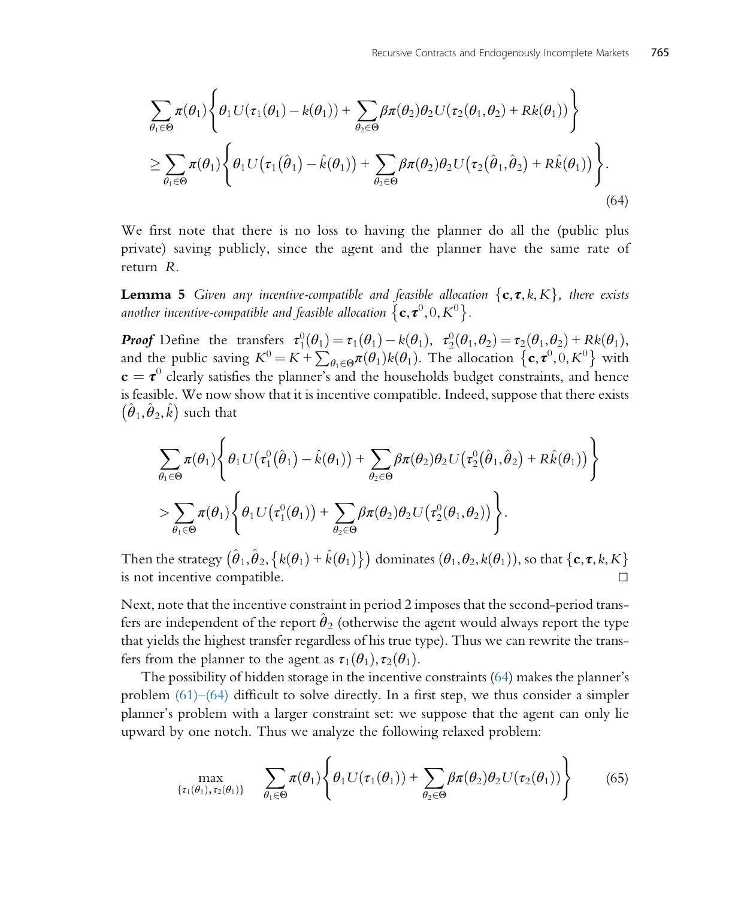$$\sum_{\theta_1 \in \Theta} \pi(\theta_1) \left\{ \theta_1 U(\tau_1(\theta_1) - k(\theta_1)) + \sum_{\theta_2 \in \Theta} \beta \pi(\theta_2) \theta_2 U(\tau_2(\theta_1, \theta_2) + Rk(\theta_1)) \right\}$$

$$\geq \sum_{\theta_1 \in \Theta} \pi(\theta_1) \left\{ \theta_1 U\left(\tau_1\left(\hat{\theta}_1\right) - \hat{k}(\theta_1)\right) + \sum_{\theta_2 \in \Theta} \beta \pi(\theta_2) \theta_2 U\left(\tau_2\left(\hat{\theta}_1, \hat{\theta}_2\right) + R\hat{k}(\theta_1)\right) \right\}. \tag{64}$$

We first note that there is no loss to having the planner do all the (public plus private) saving publicly, since the agent and the planner have the same rate of return $R$.

**Lemma 5** *Given any incentive-compatible and feasible allocation* $\{\mathbf{c}, \boldsymbol{\tau}, k, K\}$*, there exists another incentive-compatible and feasible allocation* $\{\mathbf{c}, \boldsymbol{\tau}^0, 0, K^0\}$.

***Proof*** Define the transfers $\tau_1^0(\theta_1) = \tau_1(\theta_1) - k(\theta_1)$, $\tau_2^0(\theta_1, \theta_2) = \tau_2(\theta_1, \theta_2) + Rk(\theta_1)$, and the public saving $K^0 = K + \sum_{\theta_1 \in \Theta} \pi(\theta_1) k(\theta_1)$. The allocation $\{\mathbf{c}, \boldsymbol{\tau}^0, 0, K^0\}$ with $\mathbf{c} = \boldsymbol{\tau}^0$ clearly satisfies the planner's and the households budget constraints, and hence is feasible. We now show that it is incentive compatible. Indeed, suppose that there exists $\left(\hat{\theta}_1, \hat{\theta}_2, \hat{k}\right)$ such that

$$\sum_{\theta_1 \in \Theta} \pi(\theta_1) \left\{ \theta_1 U\left(\tau_1^0\left(\hat{\theta}_1\right) - \hat{k}(\theta_1)\right) + \sum_{\theta_2 \in \Theta} \beta \pi(\theta_2) \theta_2 U\left(\tau_2^0\left(\hat{\theta}_1, \hat{\theta}_2\right) + R\hat{k}(\theta_1)\right) \right\}$$

$$> \sum_{\theta_1 \in \Theta} \pi(\theta_1) \left\{ \theta_1 U\left(\tau_1^0(\theta_1)\right) + \sum_{\theta_2 \in \Theta} \beta \pi(\theta_2) \theta_2 U\left(\tau_2^0(\theta_1, \theta_2)\right) \right\}.$$

Then the strategy $\left(\hat{\theta}_1, \hat{\theta}_2, \left\{k(\theta_1) + \hat{k}(\theta_1)\right\}\right)$ dominates $(\theta_1, \theta_2, k(\theta_1))$, so that $\{\mathbf{c}, \boldsymbol{\tau}, k, K\}$ is not incentive compatible. □

Next, note that the incentive constraint in period 2 imposes that the second-period transfers are independent of the report $\hat{\theta}_2$ (otherwise the agent would always report the type that yields the highest transfer regardless of his true type). Thus we can rewrite the transfers from the planner to the agent as $\tau_1(\theta_1), \tau_2(\theta_1)$.

The possibility of hidden storage in the incentive constraints (64) makes the planner's problem (61)–(64) difficult to solve directly. In a first step, we thus consider a simpler planner's problem with a larger constraint set: we suppose that the agent can only lie upward by one notch. Thus we analyze the following relaxed problem:

$$\max_{\{\tau_1(\theta_1), \tau_2(\theta_1)\}} \quad \sum_{\theta_1 \in \Theta} \pi(\theta_1) \left\{ \theta_1 U(\tau_1(\theta_1)) + \sum_{\theta_2 \in \Theta} \beta \pi(\theta_2) \theta_2 U(\tau_2(\theta_1)) \right\} \tag{65}$$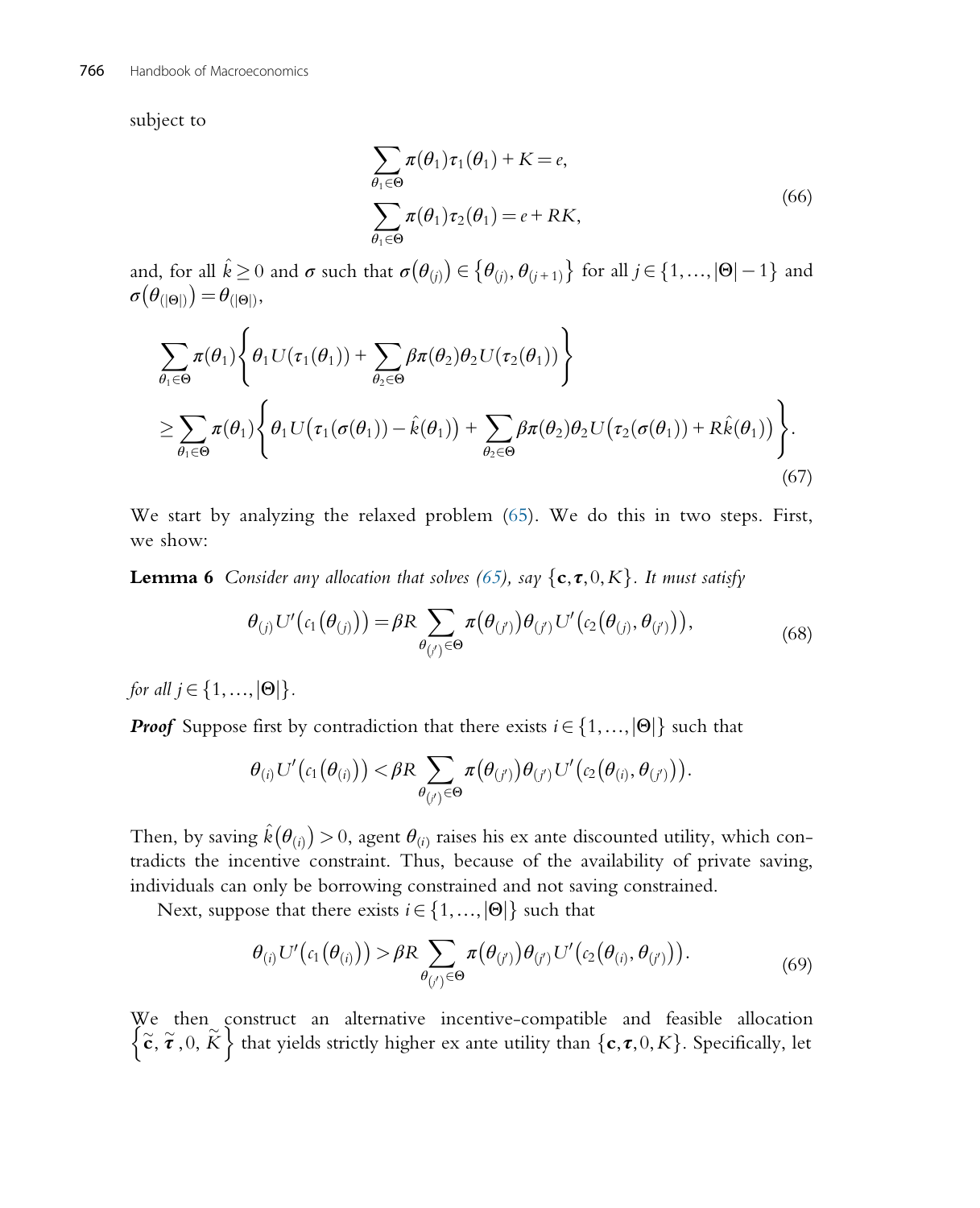subject to

$$\sum_{\theta_1 \in \Theta} \pi(\theta_1)\tau_1(\theta_1) + K = e,$$
$$\sum_{\theta_1 \in \Theta} \pi(\theta_1)\tau_2(\theta_1) = e + RK, \tag{66}$$

and, for all $\hat{k} \geq 0$ and $\sigma$ such that $\sigma\big(\theta_{(j)}\big) \in \big\{\theta_{(j)}, \theta_{(j+1)}\big\}$ for all $j \in \{1, \ldots, |\Theta| - 1\}$ and $\sigma\big(\theta_{(|\Theta|)}\big) = \theta_{(|\Theta|)}$,

$$\sum_{\theta_1 \in \Theta} \pi(\theta_1)\left\{\theta_1 U(\tau_1(\theta_1)) + \sum_{\theta_2 \in \Theta} \beta\pi(\theta_2)\theta_2 U(\tau_2(\theta_1))\right\}$$
$$\geq \sum_{\theta_1 \in \Theta} \pi(\theta_1)\left\{\theta_1 U\big(\tau_1(\sigma(\theta_1)) - \hat{k}(\theta_1)\big) + \sum_{\theta_2 \in \Theta} \beta\pi(\theta_2)\theta_2 U\big(\tau_2(\sigma(\theta_1)) + R\hat{k}(\theta_1)\big)\right\}. \tag{67}$$

We start by analyzing the relaxed problem (65). We do this in two steps. First, we show:

**Lemma 6** *Consider any allocation that solves (65), say* $\{\mathbf{c}, \boldsymbol{\tau}, 0, K\}$*. It must satisfy*

$$\theta_{(j)} U'\big(c_1\big(\theta_{(j)}\big)\big) = \beta R \sum_{\theta_{(j')} \in \Theta} \pi\big(\theta_{(j')}\big)\theta_{(j')} U'\big(c_2\big(\theta_{(j)}, \theta_{(j')}\big)\big), \tag{68}$$

*for all* $j \in \{1, \ldots, |\Theta|\}$.

***Proof*** Suppose first by contradiction that there exists $i \in \{1, \ldots, |\Theta|\}$ such that

$$\theta_{(i)} U'\big(c_1\big(\theta_{(i)}\big)\big) < \beta R \sum_{\theta_{(j')} \in \Theta} \pi\big(\theta_{(j')}\big)\theta_{(j')} U'\big(c_2\big(\theta_{(i)}, \theta_{(j')}\big)\big).$$

Then, by saving $\hat{k}\big(\theta_{(i)}\big) > 0$, agent $\theta_{(i)}$ raises his ex ante discounted utility, which contradicts the incentive constraint. Thus, because of the availability of private saving, individuals can only be borrowing constrained and not saving constrained.

Next, suppose that there exists $i \in \{1, \ldots, |\Theta|\}$ such that

$$\theta_{(i)} U'\big(c_1\big(\theta_{(i)}\big)\big) > \beta R \sum_{\theta_{(j')} \in \Theta} \pi\big(\theta_{(j')}\big)\theta_{(j')} U'\big(c_2\big(\theta_{(i)}, \theta_{(j')}\big)\big). \tag{69}$$

We then construct an alternative incentive-compatible and feasible allocation $\big\{\widetilde{\mathbf{c}}, \widetilde{\boldsymbol{\tau}}, 0, \widetilde{K}\big\}$ that yields strictly higher ex ante utility than $\{\mathbf{c}, \boldsymbol{\tau}, 0, K\}$. Specifically, let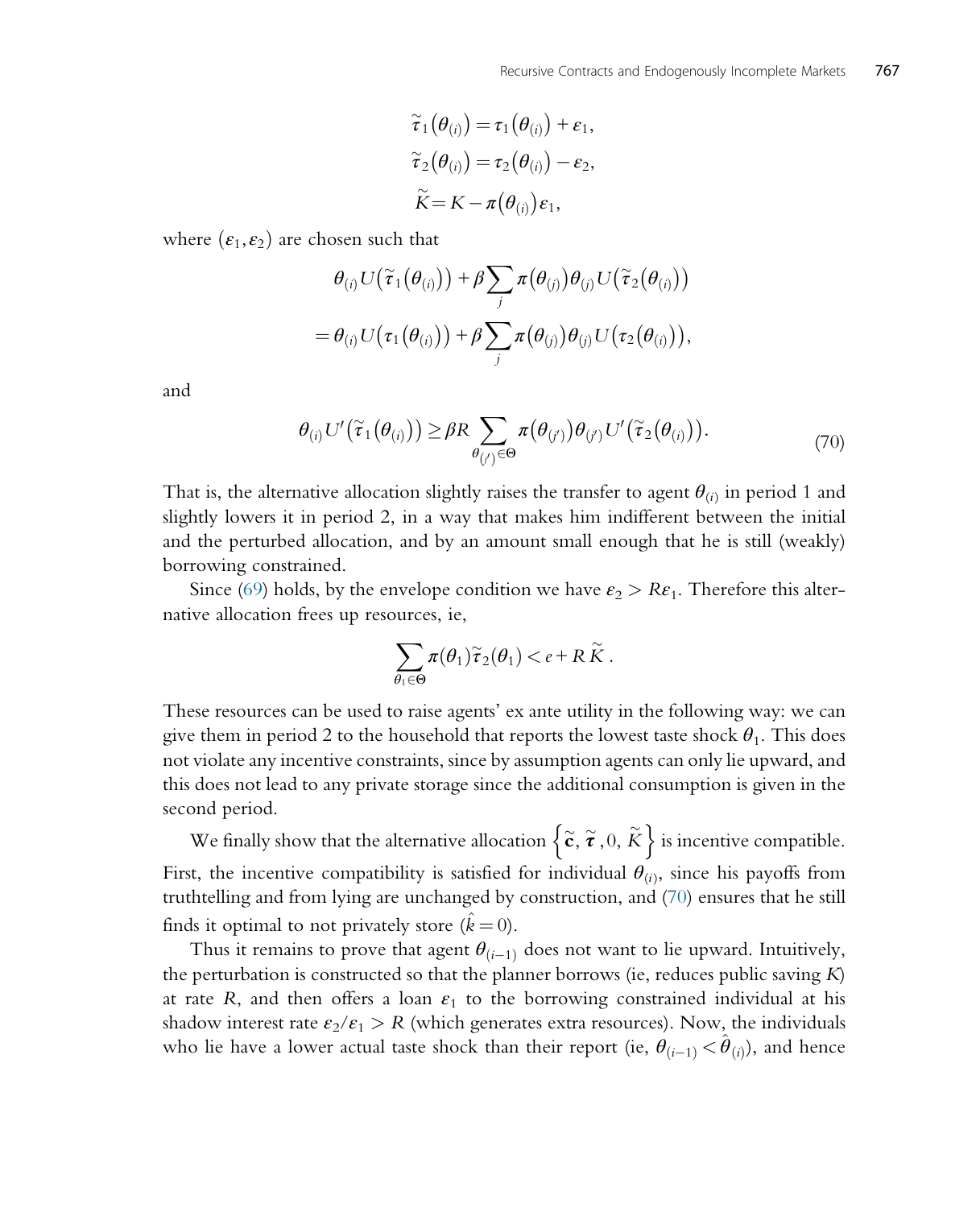$$\widetilde{\tau}_1(\theta_{(i)}) = \tau_1(\theta_{(i)}) + \varepsilon_1,$$
$$\widetilde{\tau}_2(\theta_{(i)}) = \tau_2(\theta_{(i)}) - \varepsilon_2,$$
$$\widetilde{K} = K - \pi(\theta_{(i)})\varepsilon_1,$$

where $(\varepsilon_1, \varepsilon_2)$ are chosen such that

$$\theta_{(i)} U(\widetilde{\tau}_1(\theta_{(i)})) + \beta \sum_j \pi(\theta_{(j)}) \theta_{(j)} U(\widetilde{\tau}_2(\theta_{(i)}))$$
$$= \theta_{(i)} U(\tau_1(\theta_{(i)})) + \beta \sum_j \pi(\theta_{(j)}) \theta_{(j)} U(\tau_2(\theta_{(i)})),$$

and

$$\theta_{(i)} U'(\widetilde{\tau}_1(\theta_{(i)})) \geq \beta R \sum_{\theta_{(j')} \in \Theta} \pi(\theta_{(j')}) \theta_{(j')} U'(\widetilde{\tau}_2(\theta_{(i)})). \tag{70}$$

That is, the alternative allocation slightly raises the transfer to agent $\theta_{(i)}$ in period 1 and slightly lowers it in period 2, in a way that makes him indifferent between the initial and the perturbed allocation, and by an amount small enough that he is still (weakly) borrowing constrained.

Since (69) holds, by the envelope condition we have $\varepsilon_2 > R\varepsilon_1$. Therefore this alternative allocation frees up resources, ie,

$$\sum_{\theta_1 \in \Theta} \pi(\theta_1) \widetilde{\tau}_2(\theta_1) < e + R\,\widetilde{K}\,.$$

These resources can be used to raise agents' ex ante utility in the following way: we can give them in period 2 to the household that reports the lowest taste shock $\theta_1$. This does not violate any incentive constraints, since by assumption agents can only lie upward, and this does not lead to any private storage since the additional consumption is given in the second period.

We finally show that the alternative allocation $\left\{\widetilde{\mathbf{c}}, \widetilde{\boldsymbol{\tau}}, 0, \widetilde{K}\right\}$ is incentive compatible. First, the incentive compatibility is satisfied for individual $\theta_{(i)}$, since his payoffs from truthtelling and from lying are unchanged by construction, and (70) ensures that he still finds it optimal to not privately store ($\hat{k} = 0$).

Thus it remains to prove that agent $\theta_{(i-1)}$ does not want to lie upward. Intuitively, the perturbation is constructed so that the planner borrows (ie, reduces public saving $K$) at rate $R$, and then offers a loan $\varepsilon_1$ to the borrowing constrained individual at his shadow interest rate $\varepsilon_2/\varepsilon_1 > R$ (which generates extra resources). Now, the individuals who lie have a lower actual taste shock than their report (ie, $\theta_{(i-1)} < \hat{\theta}_{(i)}$), and hence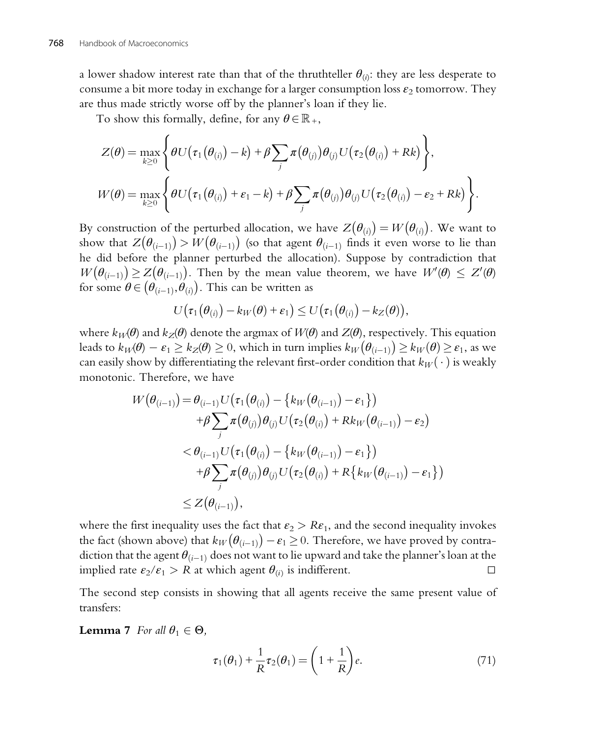a lower shadow interest rate than that of the thruthteller $\theta_{(i)}$: they are less desperate to consume a bit more today in exchange for a larger consumption loss $\varepsilon_2$ tomorrow. They are thus made strictly worse off by the planner's loan if they lie.

To show this formally, define, for any $\theta \in \mathbb{R}_+$,

$$Z(\theta) = \max_{k \geq 0} \left\{ \theta U\big(\tau_1\big(\theta_{(i)}\big) - k\big) + \beta \sum_j \pi\big(\theta_{(j)}\big)\theta_{(j)} U\big(\tau_2\big(\theta_{(i)}\big) + Rk\big) \right\},$$

$$W(\theta) = \max_{k \geq 0} \left\{ \theta U\big(\tau_1\big(\theta_{(i)}\big) + \varepsilon_1 - k\big) + \beta \sum_j \pi\big(\theta_{(j)}\big)\theta_{(j)} U\big(\tau_2\big(\theta_{(i)}\big) - \varepsilon_2 + Rk\big) \right\}.$$

By construction of the perturbed allocation, we have $Z\big(\theta_{(i)}\big) = W\big(\theta_{(i)}\big)$. We want to show that $Z\big(\theta_{(i-1)}\big) > W\big(\theta_{(i-1)}\big)$ (so that agent $\theta_{(i-1)}$ finds it even worse to lie than he did before the planner perturbed the allocation). Suppose by contradiction that $W\big(\theta_{(i-1)}\big) \geq Z\big(\theta_{(i-1)}\big)$. Then by the mean value theorem, we have $W'(\theta) \leq Z'(\theta)$ for some $\theta \in \big(\theta_{(i-1)}, \theta_{(i)}\big)$. This can be written as

$$U\big(\tau_1\big(\theta_{(i)}\big) - k_W(\theta) + \varepsilon_1\big) \leq U\big(\tau_1\big(\theta_{(i)}\big) - k_Z(\theta)\big),$$

where $k_W(\theta)$ and $k_Z(\theta)$ denote the argmax of $W(\theta)$ and $Z(\theta)$, respectively. This equation leads to $k_W(\theta) - \varepsilon_1 \geq k_Z(\theta) \geq 0$, which in turn implies $k_W\big(\theta_{(i-1)}\big) \geq k_W(\theta) \geq \varepsilon_1$, as we can easily show by differentiating the relevant first-order condition that $k_W(\cdot)$ is weakly monotonic. Therefore, we have

$$\begin{aligned}
W\big(\theta_{(i-1)}\big) &= \theta_{(i-1)} U\big(\tau_1\big(\theta_{(i)}\big) - \big\{k_W\big(\theta_{(i-1)}\big) - \varepsilon_1\big\}\big) \\
&\quad + \beta \sum_j \pi\big(\theta_{(j)}\big)\theta_{(j)} U\big(\tau_2\big(\theta_{(i)}\big) + Rk_W\big(\theta_{(i-1)}\big) - \varepsilon_2\big) \\
&< \theta_{(i-1)} U\big(\tau_1\big(\theta_{(i)}\big) - \big\{k_W\big(\theta_{(i-1)}\big) - \varepsilon_1\big\}\big) \\
&\quad + \beta \sum_j \pi\big(\theta_{(j)}\big)\theta_{(j)} U\big(\tau_2\big(\theta_{(i)}\big) + R\big\{k_W\big(\theta_{(i-1)}\big) - \varepsilon_1\big\}\big) \\
&\leq Z\big(\theta_{(i-1)}\big),
\end{aligned}$$

where the first inequality uses the fact that $\varepsilon_2 > R\varepsilon_1$, and the second inequality invokes the fact (shown above) that $k_W\big(\theta_{(i-1)}\big) - \varepsilon_1 \geq 0$. Therefore, we have proved by contradiction that the agent $\theta_{(i-1)}$ does not want to lie upward and take the planner's loan at the implied rate $\varepsilon_2/\varepsilon_1 > R$ at which agent $\theta_{(i)}$ is indifferent. □

The second step consists in showing that all agents receive the same present value of transfers:

**Lemma 7** *For all $\theta_1 \in \Theta$,*

$$\tau_1(\theta_1) + \frac{1}{R}\tau_2(\theta_1) = \left(1 + \frac{1}{R}\right)e. \tag{71}$$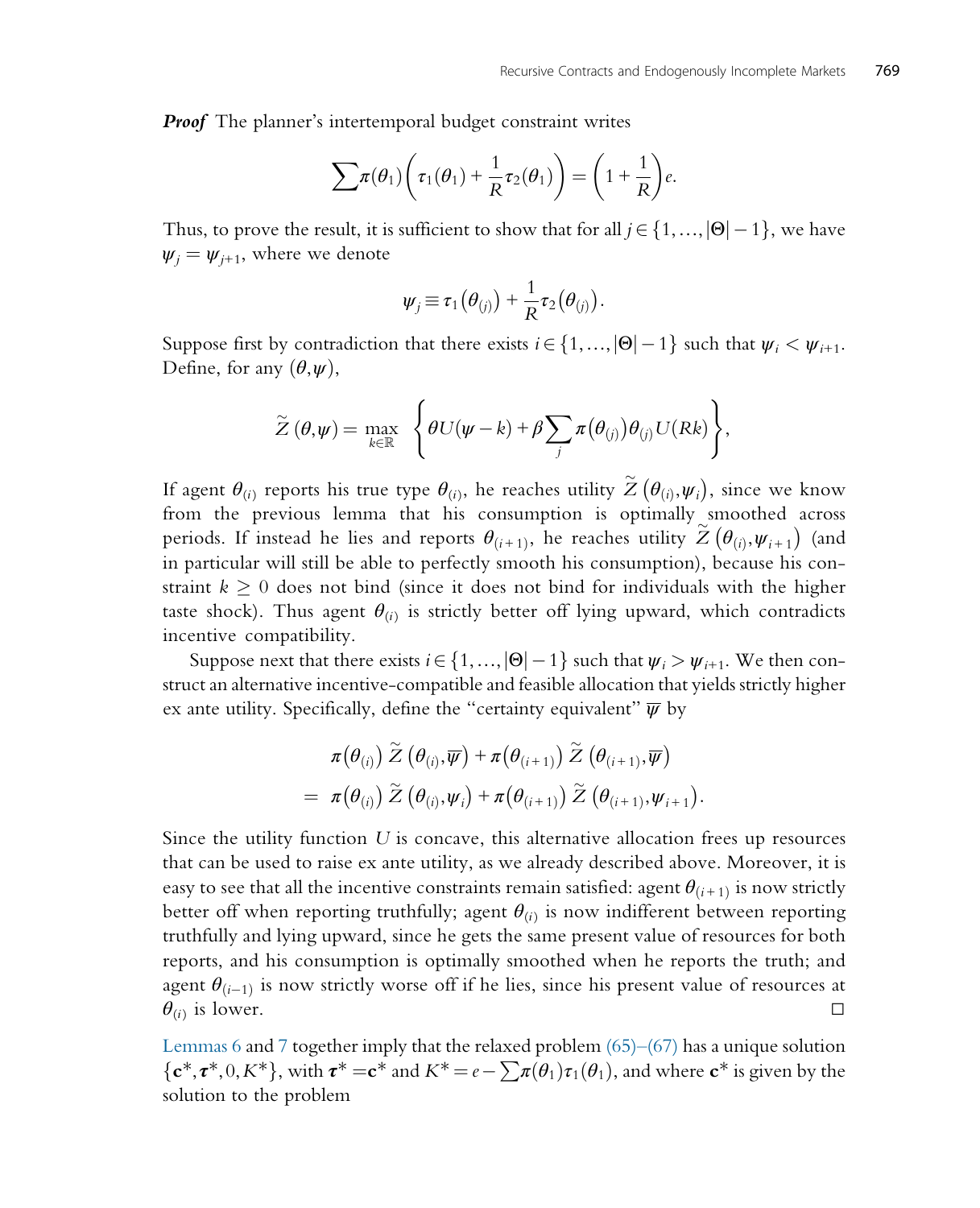***Proof*** The planner's intertemporal budget constraint writes

$$\sum \pi(\theta_1)\left(\tau_1(\theta_1) + \frac{1}{R}\tau_2(\theta_1)\right) = \left(1 + \frac{1}{R}\right)e.$$

Thus, to prove the result, it is sufficient to show that for all $j \in \{1, \ldots, |\Theta| - 1\}$, we have $\psi_j = \psi_{j+1}$, where we denote

$$\psi_j \equiv \tau_1\left(\theta_{(j)}\right) + \frac{1}{R}\tau_2\left(\theta_{(j)}\right).$$

Suppose first by contradiction that there exists $i \in \{1, \ldots, |\Theta| - 1\}$ such that $\psi_i < \psi_{i+1}$. Define, for any $(\theta, \psi)$,

$$\widetilde{Z}(\theta, \psi) = \max_{k \in \mathbb{R}} \left\{ \theta U(\psi - k) + \beta \sum_j \pi\left(\theta_{(j)}\right)\theta_{(j)} U(Rk) \right\},$$

If agent $\theta_{(i)}$ reports his true type $\theta_{(i)}$, he reaches utility $\widetilde{Z}\left(\theta_{(i)}, \psi_i\right)$, since we know from the previous lemma that his consumption is optimally smoothed across periods. If instead he lies and reports $\theta_{(i+1)}$, he reaches utility $\widetilde{Z}\left(\theta_{(i)}, \psi_{i+1}\right)$ (and in particular will still be able to perfectly smooth his consumption), because his constraint $k \geq 0$ does not bind (since it does not bind for individuals with the higher taste shock). Thus agent $\theta_{(i)}$ is strictly better off lying upward, which contradicts incentive compatibility.

Suppose next that there exists $i \in \{1, \ldots, |\Theta| - 1\}$ such that $\psi_i > \psi_{i+1}$. We then construct an alternative incentive-compatible and feasible allocation that yields strictly higher ex ante utility. Specifically, define the "certainty equivalent" $\overline{\psi}$ by

$$\begin{aligned} &\pi\left(\theta_{(i)}\right) \widetilde{Z}\left(\theta_{(i)}, \overline{\psi}\right) + \pi\left(\theta_{(i+1)}\right) \widetilde{Z}\left(\theta_{(i+1)}, \overline{\psi}\right) \\ &= \pi\left(\theta_{(i)}\right) \widetilde{Z}\left(\theta_{(i)}, \psi_i\right) + \pi\left(\theta_{(i+1)}\right) \widetilde{Z}\left(\theta_{(i+1)}, \psi_{i+1}\right). \end{aligned}$$

Since the utility function $U$ is concave, this alternative allocation frees up resources that can be used to raise ex ante utility, as we already described above. Moreover, it is easy to see that all the incentive constraints remain satisfied: agent $\theta_{(i+1)}$ is now strictly better off when reporting truthfully; agent $\theta_{(i)}$ is now indifferent between reporting truthfully and lying upward, since he gets the same present value of resources for both reports, and his consumption is optimally smoothed when he reports the truth; and agent $\theta_{(i-1)}$ is now strictly worse off if he lies, since his present value of resources at $\theta_{(i)}$ is lower. □

Lemmas 6 and 7 together imply that the relaxed problem (65)–(67) has a unique solution $\{\mathbf{c}^*, \boldsymbol{\tau}^*, 0, K^*\}$, with $\boldsymbol{\tau}^* = \mathbf{c}^*$ and $K^* = e - \sum \pi(\theta_1)\tau_1(\theta_1)$, and where $\mathbf{c}^*$ is given by the solution to the problem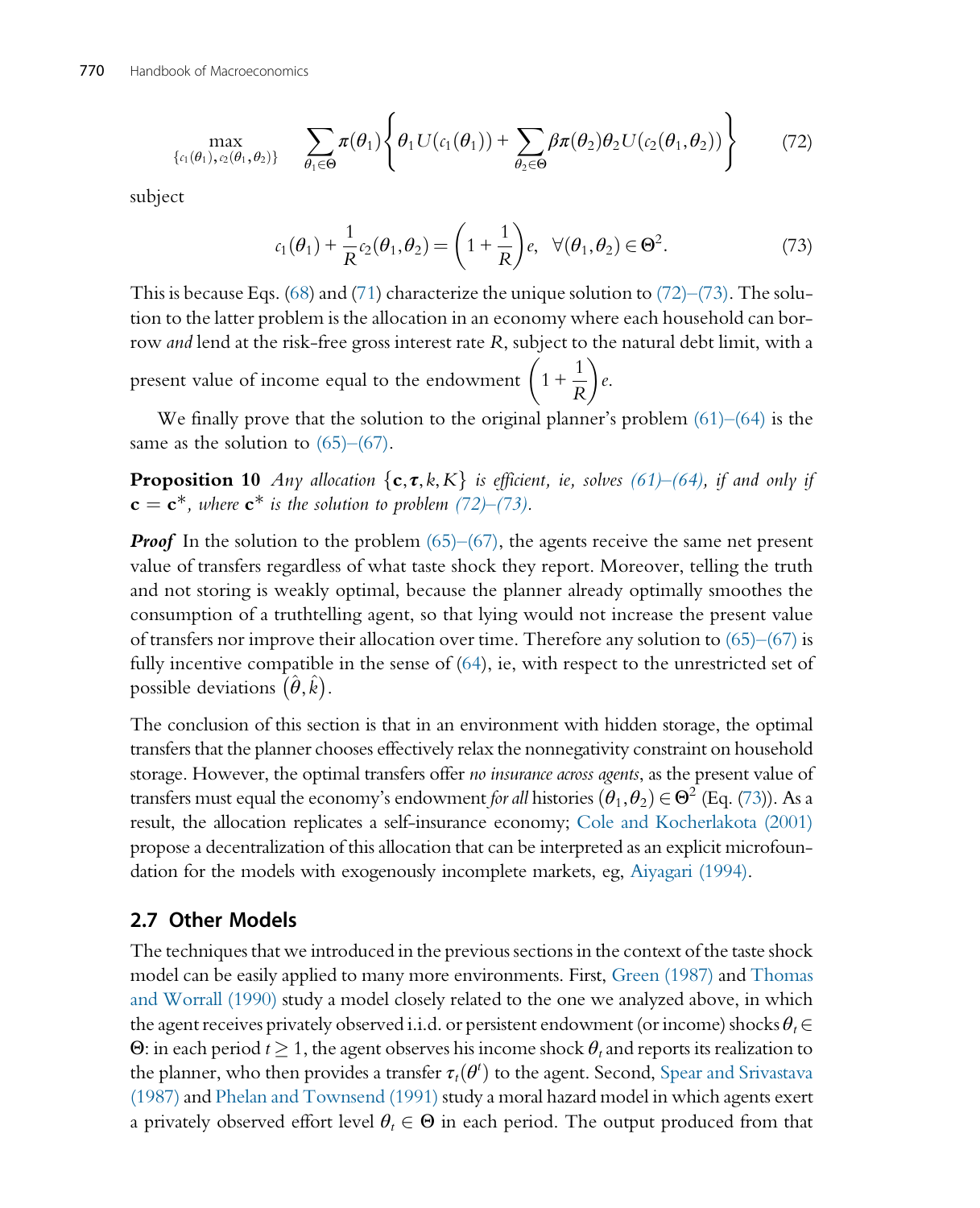$$\max_{\{c_1(\theta_1),\, c_2(\theta_1,\theta_2)\}} \quad \sum_{\theta_1 \in \Theta} \pi(\theta_1) \left\{ \theta_1 U(c_1(\theta_1)) + \sum_{\theta_2 \in \Theta} \beta \pi(\theta_2) \theta_2 U(c_2(\theta_1, \theta_2)) \right\} \tag{72}$$

subject

$$c_1(\theta_1) + \frac{1}{R} c_2(\theta_1, \theta_2) = \left(1 + \frac{1}{R}\right) e, \quad \forall (\theta_1, \theta_2) \in \Theta^2. \tag{73}$$

This is because Eqs. (68) and (71) characterize the unique solution to (72)–(73). The solution to the latter problem is the allocation in an economy where each household can borrow *and* lend at the risk-free gross interest rate $R$, subject to the natural debt limit, with a present value of income equal to the endowment $\left(1 + \frac{1}{R}\right)e$.

We finally prove that the solution to the original planner's problem (61)–(64) is the same as the solution to (65)–(67).

**Proposition 10** *Any allocation* $\{\mathbf{c}, \boldsymbol{\tau}, k, K\}$ *is efficient, ie, solves (61)–(64), if and only if* $\mathbf{c} = \mathbf{c}^*$*, where* $\mathbf{c}^*$ *is the solution to problem (72)–(73).*

***Proof*** In the solution to the problem (65)–(67), the agents receive the same net present value of transfers regardless of what taste shock they report. Moreover, telling the truth and not storing is weakly optimal, because the planner already optimally smoothes the consumption of a truthtelling agent, so that lying would not increase the present value of transfers nor improve their allocation over time. Therefore any solution to (65)–(67) is fully incentive compatible in the sense of (64), ie, with respect to the unrestricted set of possible deviations $(\hat{\theta}, \hat{k})$.

The conclusion of this section is that in an environment with hidden storage, the optimal transfers that the planner chooses effectively relax the nonnegativity constraint on household storage. However, the optimal transfers offer *no insurance across agents*, as the present value of transfers must equal the economy's endowment *for all* histories $(\theta_1, \theta_2) \in \Theta^2$ (Eq. (73)). As a result, the allocation replicates a self-insurance economy; Cole and Kocherlakota (2001) propose a decentralization of this allocation that can be interpreted as an explicit microfoundation for the models with exogenously incomplete markets, eg, Aiyagari (1994).

## 2.7 Other Models

The techniques that we introduced in the previous sections in the context of the taste shock model can be easily applied to many more environments. First, Green (1987) and Thomas and Worrall (1990) study a model closely related to the one we analyzed above, in which the agent receives privately observed i.i.d. or persistent endowment (or income) shocks $\theta_t \in \Theta$: in each period $t \geq 1$, the agent observes his income shock $\theta_t$ and reports its realization to the planner, who then provides a transfer $\tau_t(\theta^t)$ to the agent. Second, Spear and Srivastava (1987) and Phelan and Townsend (1991) study a moral hazard model in which agents exert a privately observed effort level $\theta_t \in \Theta$ in each period. The output produced from that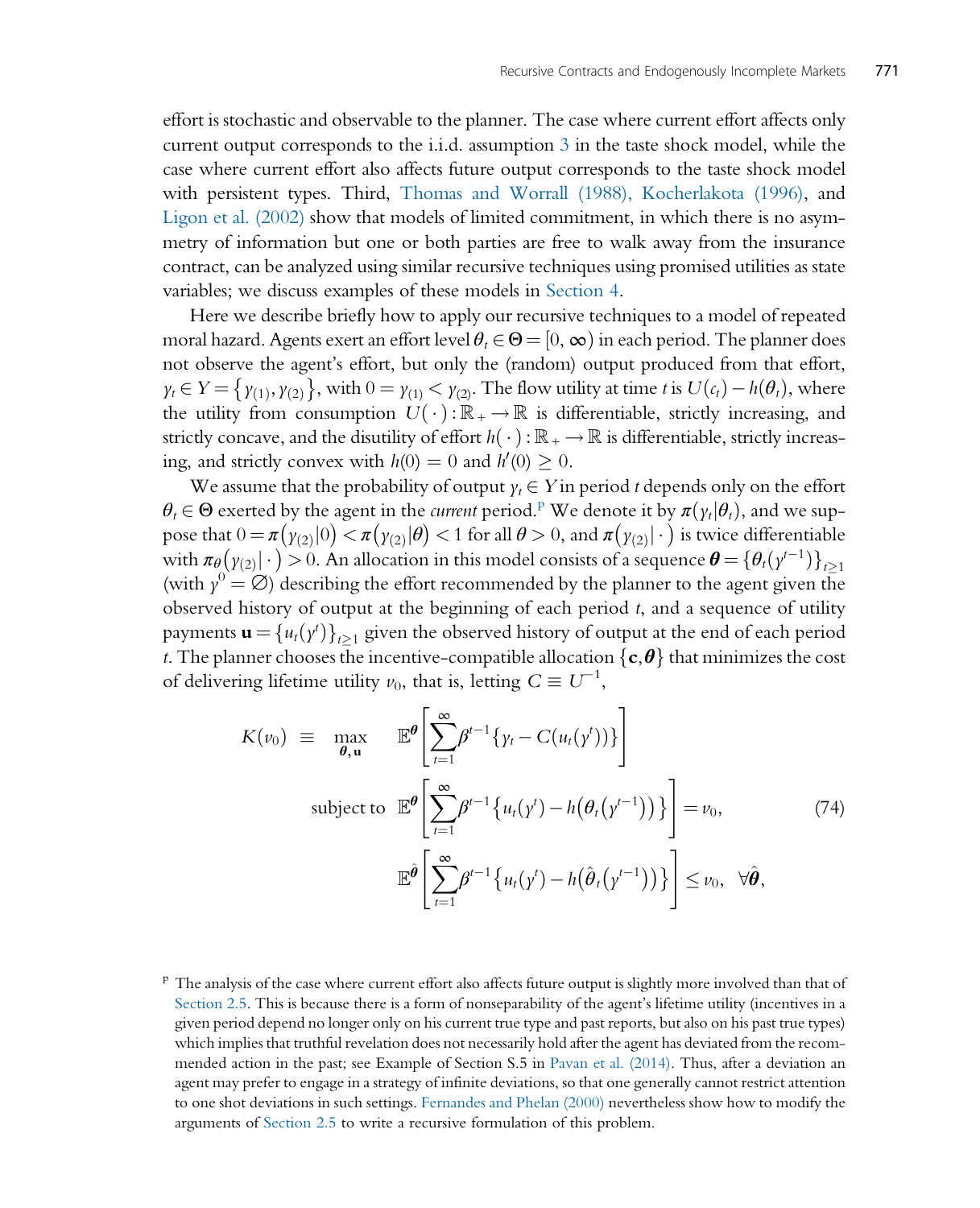effort is stochastic and observable to the planner. The case where current effort affects only current output corresponds to the i.i.d. assumption 3 in the taste shock model, while the case where current effort also affects future output corresponds to the taste shock model with persistent types. Third, Thomas and Worrall (1988), Kocherlakota (1996), and Ligon et al. (2002) show that models of limited commitment, in which there is no asymmetry of information but one or both parties are free to walk away from the insurance contract, can be analyzed using similar recursive techniques using promised utilities as state variables; we discuss examples of these models in Section 4.

Here we describe briefly how to apply our recursive techniques to a model of repeated moral hazard. Agents exert an effort level $\theta_t \in \Theta = [0, \infty)$ in each period. The planner does not observe the agent's effort, but only the (random) output produced from that effort, $y_t \in Y = \{y_{(1)}, y_{(2)}\}$, with $0 = y_{(1)} < y_{(2)}$. The flow utility at time $t$ is $U(c_t) - h(\theta_t)$, where the utility from consumption $U(\cdot): \mathbb{R}_+ \to \mathbb{R}$ is differentiable, strictly increasing, and strictly concave, and the disutility of effort $h(\cdot): \mathbb{R}_+ \to \mathbb{R}$ is differentiable, strictly increasing, and strictly convex with $h(0) = 0$ and $h'(0) \geq 0$.

We assume that the probability of output $y_t \in Y$ in period $t$ depends only on the effort $\theta_t \in \Theta$ exerted by the agent in the *current* period.[p] We denote it by $\pi(y_t|\theta_t)$, and we suppose that $0 = \pi(y_{(2)}|0) < \pi(y_{(2)}|\theta) < 1$ for all $\theta > 0$, and $\pi(y_{(2)}|\cdot)$ is twice differentiable with $\pi_\theta(y_{(2)}|\cdot) > 0$. An allocation in this model consists of a sequence $\boldsymbol{\theta} = \{\theta_t(y^{t-1})\}_{t \geq 1}$ (with $y^0 = \varnothing$) describing the effort recommended by the planner to the agent given the observed history of output at the beginning of each period $t$, and a sequence of utility payments $\mathbf{u} = \{u_t(y^t)\}_{t \geq 1}$ given the observed history of output at the end of each period $t$. The planner chooses the incentive-compatible allocation $\{\mathbf{c}, \boldsymbol{\theta}\}$ that minimizes the cost of delivering lifetime utility $v_0$, that is, letting $C \equiv U^{-1}$,

$$
\begin{aligned}
K(v_0) \;\equiv\; \max_{\boldsymbol{\theta}, \mathbf{u}} \quad & \mathbb{E}^{\boldsymbol{\theta}}\left[\sum_{t=1}^{\infty} \beta^{t-1}\{y_t - C(u_t(y^t))\}\right] \\
\text{subject to} \quad & \mathbb{E}^{\boldsymbol{\theta}}\left[\sum_{t=1}^{\infty} \beta^{t-1}\{u_t(y^t) - h(\theta_t(y^{t-1}))\}\right] = v_0, \qquad (74) \\
& \mathbb{E}^{\hat{\boldsymbol{\theta}}}\left[\sum_{t=1}^{\infty} \beta^{t-1}\{u_t(y^t) - h(\hat{\theta}_t(y^{t-1}))\}\right] \leq v_0, \quad \forall \hat{\boldsymbol{\theta}},
\end{aligned}
$$

[p] The analysis of the case where current effort also affects future output is slightly more involved than that of Section 2.5. This is because there is a form of nonseparability of the agent's lifetime utility (incentives in a given period depend no longer only on his current true type and past reports, but also on his past true types) which implies that truthful revelation does not necessarily hold after the agent has deviated from the recommended action in the past; see Example of Section S.5 in Pavan et al. (2014). Thus, after a deviation an agent may prefer to engage in a strategy of infinite deviations, so that one generally cannot restrict attention to one shot deviations in such settings. Fernandes and Phelan (2000) nevertheless show how to modify the arguments of Section 2.5 to write a recursive formulation of this problem.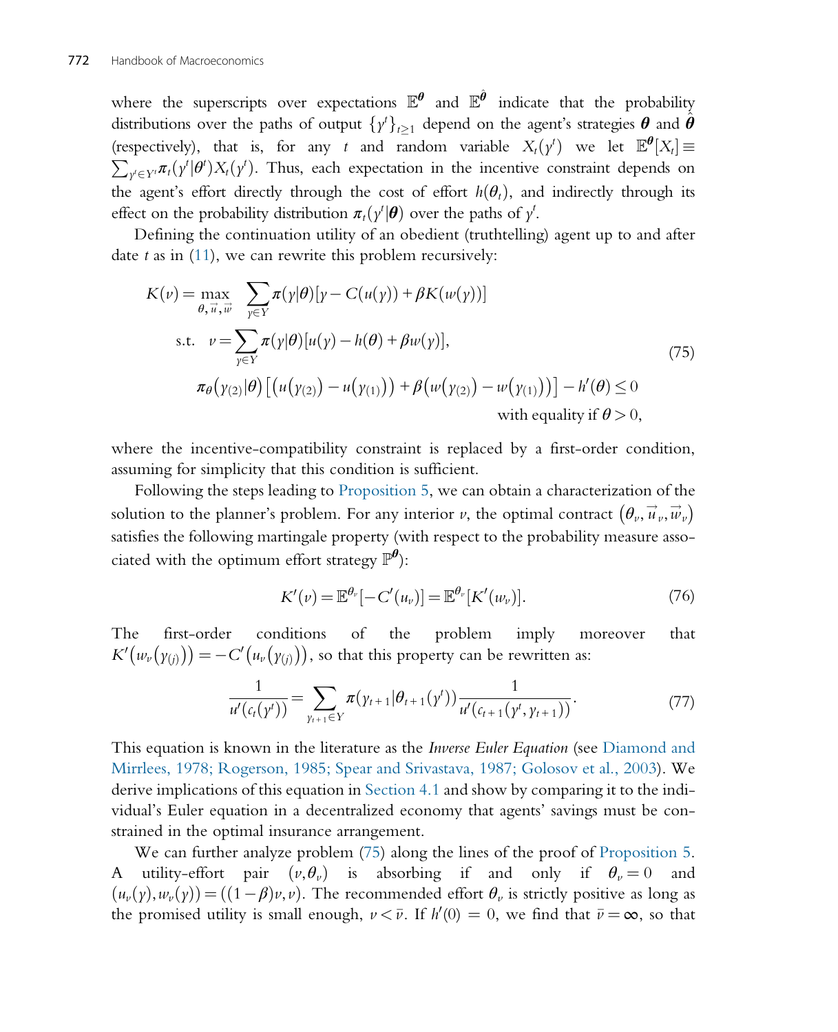where the superscripts over expectations $\mathbb{E}^{\boldsymbol{\theta}}$ and $\mathbb{E}^{\hat{\boldsymbol{\theta}}}$ indicate that the probability distributions over the paths of output $\{y^t\}_{t\geq 1}$ depend on the agent's strategies $\boldsymbol{\theta}$ and $\hat{\boldsymbol{\theta}}$ (respectively), that is, for any $t$ and random variable $X_t(y^t)$ we let $\mathbb{E}^{\boldsymbol{\theta}}[X_t] \equiv \sum_{y^t \in Y^t} \pi_t(y^t|\theta^t) X_t(y^t)$. Thus, each expectation in the incentive constraint depends on the agent's effort directly through the cost of effort $h(\theta_t)$, and indirectly through its effect on the probability distribution $\pi_t(y^t|\boldsymbol{\theta})$ over the paths of $y^t$.

Defining the continuation utility of an obedient (truthtelling) agent up to and after date $t$ as in (11), we can rewrite this problem recursively:

$$
\begin{aligned}
K(v) = \max_{\theta, \vec{u}, \vec{w}} \quad & \sum_{y \in Y} \pi(y|\theta)[y - C(u(y)) + \beta K(w(y))] \\
\text{s.t.} \quad & v = \sum_{y \in Y} \pi(y|\theta)[u(y) - h(\theta) + \beta w(y)], \\
& \pi_\theta(y_{(2)}|\theta)\left[\left(u(y_{(2)}) - u(y_{(1)})\right) + \beta\left(w(y_{(2)}) - w(y_{(1)})\right)\right] - h'(\theta) \leq 0 \\
& \qquad \text{with equality if } \theta > 0,
\end{aligned}
\tag{75}
$$

where the incentive-compatibility constraint is replaced by a first-order condition, assuming for simplicity that this condition is sufficient.

Following the steps leading to Proposition 5, we can obtain a characterization of the solution to the planner's problem. For any interior $v$, the optimal contract $\left(\theta_v, \vec{u}_v, \vec{w}_v\right)$ satisfies the following martingale property (with respect to the probability measure associated with the optimum effort strategy $\mathbb{P}^{\boldsymbol{\theta}}$):

$$
K'(v) = \mathbb{E}^{\theta_v}[-C'(u_v)] = \mathbb{E}^{\theta_v}[K'(w_v)]. \tag{76}
$$

The first-order conditions of the problem imply moreover that $K'\left(w_v\left(y_{(j)}\right)\right) = -C'\left(u_v\left(y_{(j)}\right)\right)$, so that this property can be rewritten as:

$$
\frac{1}{u'(c_t(y^t))} = \sum_{y_{t+1} \in Y} \pi(y_{t+1}|\theta_{t+1}(y^t)) \frac{1}{u'(c_{t+1}(y^t, y_{t+1}))}. \tag{77}
$$

This equation is known in the literature as the *Inverse Euler Equation* (see Diamond and Mirrlees, 1978; Rogerson, 1985; Spear and Srivastava, 1987; Golosov et al., 2003). We derive implications of this equation in Section 4.1 and show by comparing it to the individual's Euler equation in a decentralized economy that agents' savings must be constrained in the optimal insurance arrangement.

We can further analyze problem (75) along the lines of the proof of Proposition 5. A utility-effort pair $(v, \theta_v)$ is absorbing if and only if $\theta_v = 0$ and $(u_v(y), w_v(y)) = ((1-\beta)v, v)$. The recommended effort $\theta_v$ is strictly positive as long as the promised utility is small enough, $v < \bar{v}$. If $h'(0) = 0$, we find that $\bar{v} = \infty$, so that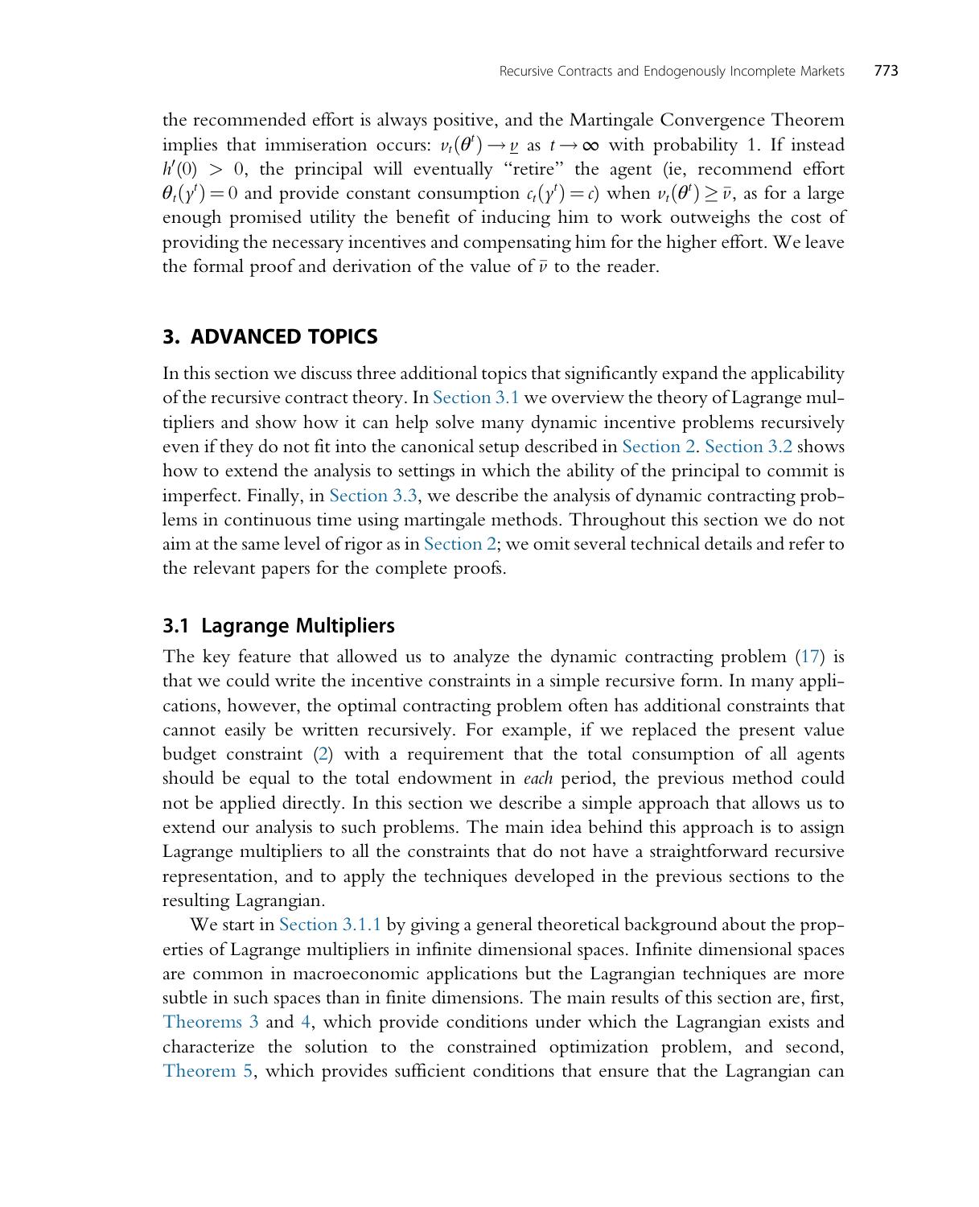the recommended effort is always positive, and the Martingale Convergence Theorem implies that immiseration occurs: $v_t(\theta^t) \to \underline{v}$ as $t \to \infty$ with probability 1. If instead $h'(0) > 0$, the principal will eventually "retire" the agent (ie, recommend effort $\theta_t(y^t) = 0$ and provide constant consumption $c_t(y^t) = c$) when $v_t(\theta^t) \geq \bar{v}$, as for a large enough promised utility the benefit of inducing him to work outweighs the cost of providing the necessary incentives and compensating him for the higher effort. We leave the formal proof and derivation of the value of $\bar{v}$ to the reader.

## 3. ADVANCED TOPICS

In this section we discuss three additional topics that significantly expand the applicability of the recursive contract theory. In Section 3.1 we overview the theory of Lagrange multipliers and show how it can help solve many dynamic incentive problems recursively even if they do not fit into the canonical setup described in Section 2. Section 3.2 shows how to extend the analysis to settings in which the ability of the principal to commit is imperfect. Finally, in Section 3.3, we describe the analysis of dynamic contracting problems in continuous time using martingale methods. Throughout this section we do not aim at the same level of rigor as in Section 2; we omit several technical details and refer to the relevant papers for the complete proofs.

### 3.1 Lagrange Multipliers

The key feature that allowed us to analyze the dynamic contracting problem (17) is that we could write the incentive constraints in a simple recursive form. In many applications, however, the optimal contracting problem often has additional constraints that cannot easily be written recursively. For example, if we replaced the present value budget constraint (2) with a requirement that the total consumption of all agents should be equal to the total endowment in *each* period, the previous method could not be applied directly. In this section we describe a simple approach that allows us to extend our analysis to such problems. The main idea behind this approach is to assign Lagrange multipliers to all the constraints that do not have a straightforward recursive representation, and to apply the techniques developed in the previous sections to the resulting Lagrangian.

We start in Section 3.1.1 by giving a general theoretical background about the properties of Lagrange multipliers in infinite dimensional spaces. Infinite dimensional spaces are common in macroeconomic applications but the Lagrangian techniques are more subtle in such spaces than in finite dimensions. The main results of this section are, first, Theorems 3 and 4, which provide conditions under which the Lagrangian exists and characterize the solution to the constrained optimization problem, and second, Theorem 5, which provides sufficient conditions that ensure that the Lagrangian can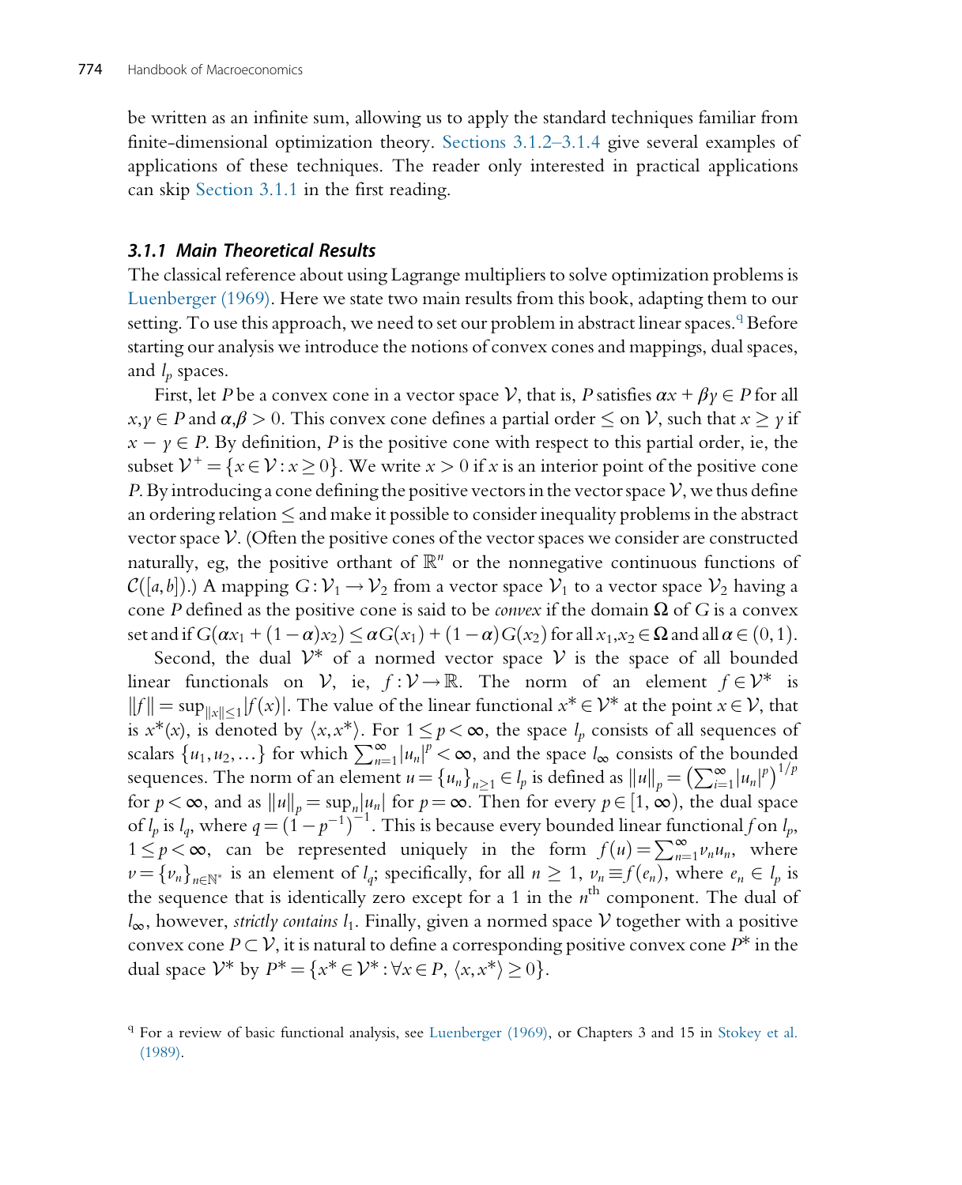be written as an infinite sum, allowing us to apply the standard techniques familiar from finite-dimensional optimization theory. Sections 3.1.2–3.1.4 give several examples of applications of these techniques. The reader only interested in practical applications can skip Section 3.1.1 in the first reading.

### 3.1.1 Main Theoretical Results

The classical reference about using Lagrange multipliers to solve optimization problems is Luenberger (1969). Here we state two main results from this book, adapting them to our setting. To use this approach, we need to set our problem in abstract linear spaces.[q] Before starting our analysis we introduce the notions of convex cones and mappings, dual spaces, and $l_p$ spaces.

First, let $P$ be a convex cone in a vector space $\mathcal{V}$, that is, $P$ satisfies $\alpha x + \beta y \in P$ for all $x, y \in P$ and $\alpha, \beta > 0$. This convex cone defines a partial order $\leq$ on $\mathcal{V}$, such that $x \geq y$ if $x - y \in P$. By definition, $P$ is the positive cone with respect to this partial order, ie, the subset $\mathcal{V}^+ = \{x \in \mathcal{V} : x \geq 0\}$. We write $x > 0$ if $x$ is an interior point of the positive cone $P$. By introducing a cone defining the positive vectors in the vector space $\mathcal{V}$, we thus define an ordering relation $\leq$ and make it possible to consider inequality problems in the abstract vector space $\mathcal{V}$. (Often the positive cones of the vector spaces we consider are constructed naturally, eg, the positive orthant of $\mathbb{R}^n$ or the nonnegative continuous functions of $\mathcal{C}([a,b])$.) A mapping $G : \mathcal{V}_1 \to \mathcal{V}_2$ from a vector space $\mathcal{V}_1$ to a vector space $\mathcal{V}_2$ having a cone $P$ defined as the positive cone is said to be *convex* if the domain $\Omega$ of $G$ is a convex set and if $G(\alpha x_1 + (1-\alpha)x_2) \leq \alpha G(x_1) + (1-\alpha)G(x_2)$ for all $x_1, x_2 \in \Omega$ and all $\alpha \in (0,1)$.

Second, the dual $\mathcal{V}^*$ of a normed vector space $\mathcal{V}$ is the space of all bounded linear functionals on $\mathcal{V}$, ie, $f : \mathcal{V} \to \mathbb{R}$. The norm of an element $f \in \mathcal{V}^*$ is $\|f\| = \sup_{\|x\| \leq 1} |f(x)|$. The value of the linear functional $x^* \in \mathcal{V}^*$ at the point $x \in \mathcal{V}$, that is $x^*(x)$, is denoted by $\langle x, x^* \rangle$. For $1 \leq p < \infty$, the space $l_p$ consists of all sequences of scalars $\{u_1, u_2, \ldots\}$ for which $\sum_{n=1}^{\infty} |u_n|^p < \infty$, and the space $l_\infty$ consists of the bounded sequences. The norm of an element $u = \{u_n\}_{n \geq 1} \in l_p$ is defined as $\|u\|_p = \left(\sum_{i=1}^{\infty} |u_n|^p\right)^{1/p}$ for $p < \infty$, and as $\|u\|_p = \sup_n |u_n|$ for $p = \infty$. Then for every $p \in [1, \infty)$, the dual space of $l_p$ is $l_q$, where $q = \left(1 - p^{-1}\right)^{-1}$. This is because every bounded linear functional $f$ on $l_p$, $1 \leq p < \infty$, can be represented uniquely in the form $f(u) = \sum_{n=1}^{\infty} v_n u_n$, where $v = \{v_n\}_{n \in \mathbb{N}^*}$ is an element of $l_q$; specifically, for all $n \geq 1$, $v_n \equiv f(e_n)$, where $e_n \in l_p$ is the sequence that is identically zero except for a 1 in the $n^{\text{th}}$ component. The dual of $l_\infty$, however, *strictly contains* $l_1$. Finally, given a normed space $\mathcal{V}$ together with a positive convex cone $P \subset \mathcal{V}$, it is natural to define a corresponding positive convex cone $P^*$ in the dual space $\mathcal{V}^*$ by $P^* = \{x^* \in \mathcal{V}^* : \forall x \in P,\ \langle x, x^* \rangle \geq 0\}$.

[q] For a review of basic functional analysis, see Luenberger (1969), or Chapters 3 and 15 in Stokey et al. (1989).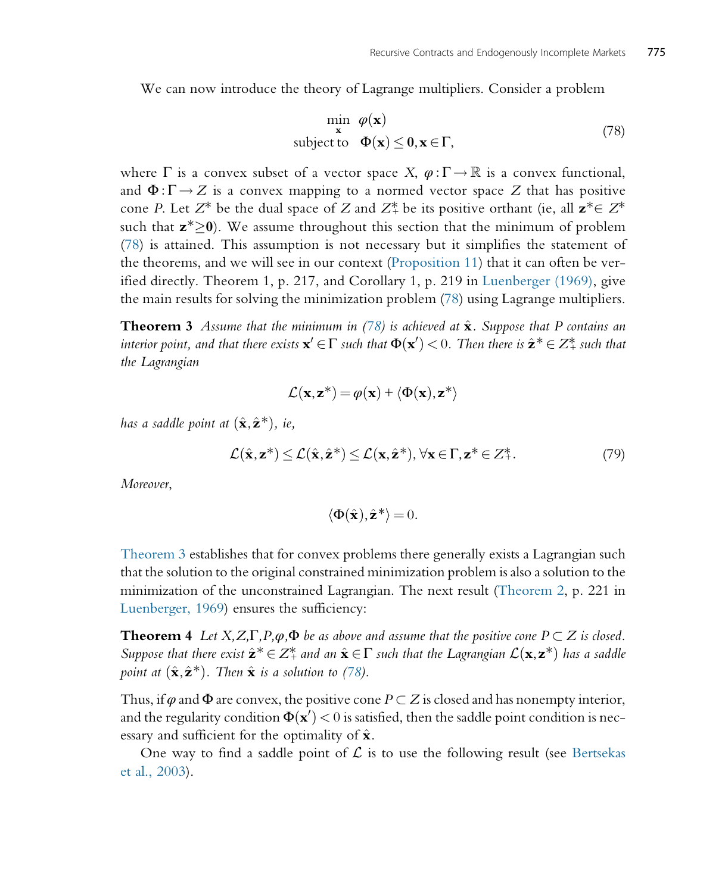We can now introduce the theory of Lagrange multipliers. Consider a problem

$$\begin{aligned} \min_{\mathbf{x}} \quad & \varphi(\mathbf{x}) \\ \text{subject to} \quad & \Phi(\mathbf{x}) \leq \mathbf{0}, \mathbf{x} \in \Gamma, \end{aligned} \tag{78}$$

where $\Gamma$ is a convex subset of a vector space $X$, $\varphi : \Gamma \to \mathbb{R}$ is a convex functional, and $\Phi : \Gamma \to Z$ is a convex mapping to a normed vector space $Z$ that has positive cone $P$. Let $Z^*$ be the dual space of $Z$ and $Z_+^*$ be its positive orthant (ie, all $\mathbf{z}^* \in Z^*$ such that $\mathbf{z}^* \geq \mathbf{0}$). We assume throughout this section that the minimum of problem (78) is attained. This assumption is not necessary but it simplifies the statement of the theorems, and we will see in our context (Proposition 11) that it can often be verified directly. Theorem 1, p. 217, and Corollary 1, p. 219 in Luenberger (1969), give the main results for solving the minimization problem (78) using Lagrange multipliers.

**Theorem 3** *Assume that the minimum in (78) is achieved at $\hat{\mathbf{x}}$. Suppose that $P$ contains an interior point, and that there exists $\mathbf{x}' \in \Gamma$ such that $\Phi(\mathbf{x}') < 0$. Then there is $\hat{\mathbf{z}}^* \in Z_+^*$ such that the Lagrangian*

$$\mathcal{L}(\mathbf{x}, \mathbf{z}^*) = \varphi(\mathbf{x}) + \langle \Phi(\mathbf{x}), \mathbf{z}^* \rangle$$

*has a saddle point at $(\hat{\mathbf{x}}, \hat{\mathbf{z}}^*)$, ie,*

$$\mathcal{L}(\hat{\mathbf{x}}, \mathbf{z}^*) \leq \mathcal{L}(\hat{\mathbf{x}}, \hat{\mathbf{z}}^*) \leq \mathcal{L}(\mathbf{x}, \hat{\mathbf{z}}^*), \forall \mathbf{x} \in \Gamma, \mathbf{z}^* \in Z_+^*. \tag{79}$$

*Moreover,*

$$\langle \Phi(\hat{\mathbf{x}}), \hat{\mathbf{z}}^* \rangle = 0.$$

Theorem 3 establishes that for convex problems there generally exists a Lagrangian such that the solution to the original constrained minimization problem is also a solution to the minimization of the unconstrained Lagrangian. The next result (Theorem 2, p. 221 in Luenberger, 1969) ensures the sufficiency:

**Theorem 4** *Let $X, Z, \Gamma, P, \varphi, \Phi$ be as above and assume that the positive cone $P \subset Z$ is closed. Suppose that there exist $\hat{\mathbf{z}}^* \in Z_+^*$ and an $\hat{\mathbf{x}} \in \Gamma$ such that the Lagrangian $\mathcal{L}(\mathbf{x}, \mathbf{z}^*)$ has a saddle point at $(\hat{\mathbf{x}}, \hat{\mathbf{z}}^*)$. Then $\hat{\mathbf{x}}$ is a solution to (78).*

Thus, if $\varphi$ and $\Phi$ are convex, the positive cone $P \subset Z$ is closed and has nonempty interior, and the regularity condition $\Phi(\mathbf{x}') < 0$ is satisfied, then the saddle point condition is necessary and sufficient for the optimality of $\hat{\mathbf{x}}$.

One way to find a saddle point of $\mathcal{L}$ is to use the following result (see Bertsekas et al., 2003).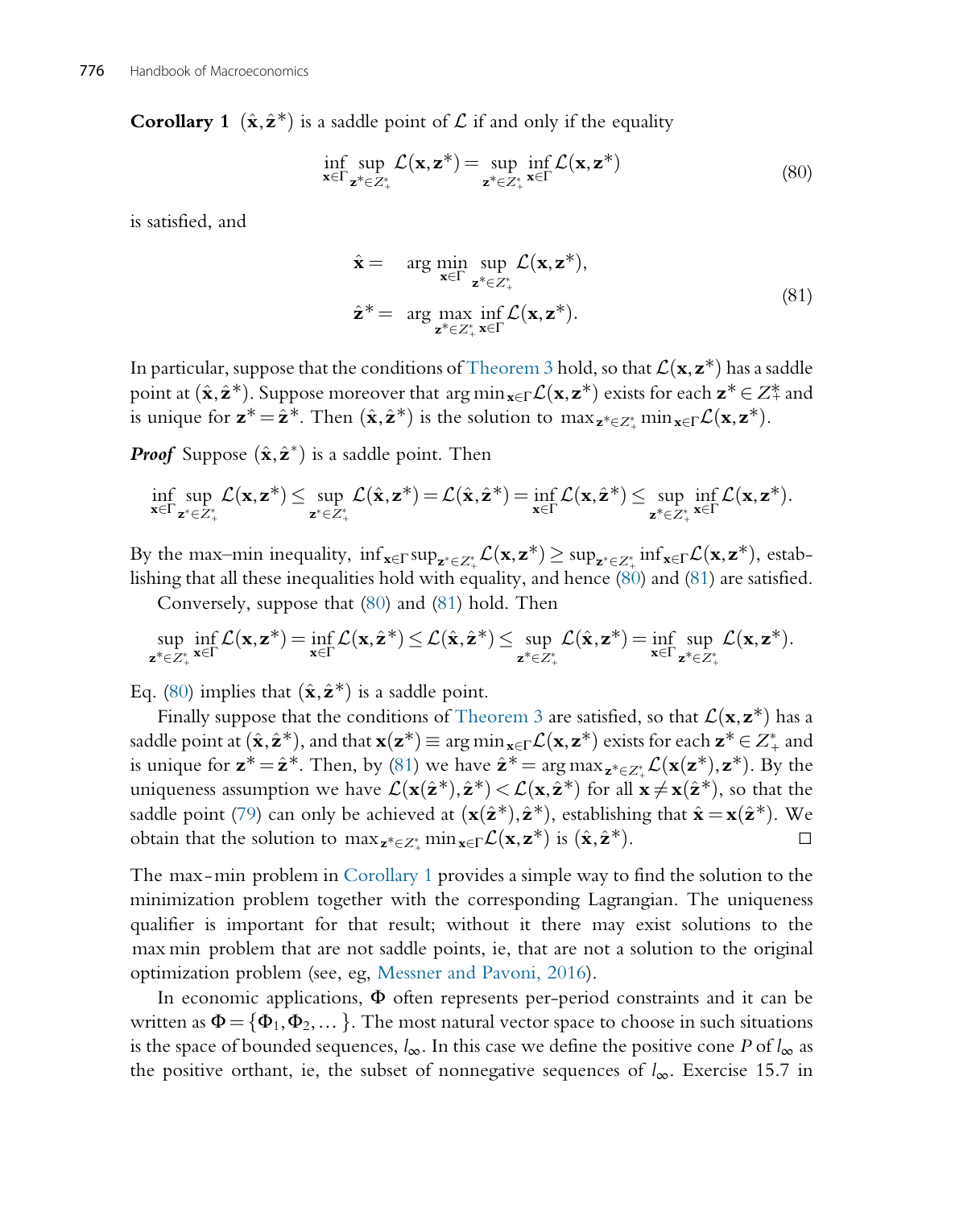**Corollary 1** $(\hat{\mathbf{x}}, \hat{\mathbf{z}}^*)$ is a saddle point of $\mathcal{L}$ if and only if the equality

$$\inf_{\mathbf{x}\in\Gamma} \sup_{\mathbf{z}^*\in Z_+^*} \mathcal{L}(\mathbf{x}, \mathbf{z}^*) = \sup_{\mathbf{z}^*\in Z_+^*} \inf_{\mathbf{x}\in\Gamma} \mathcal{L}(\mathbf{x}, \mathbf{z}^*) \tag{80}$$

is satisfied, and

$$\begin{aligned} \hat{\mathbf{x}} &= \arg\min_{\mathbf{x}\in\Gamma} \sup_{\mathbf{z}^*\in Z_+^*} \mathcal{L}(\mathbf{x}, \mathbf{z}^*), \\ \hat{\mathbf{z}}^* &= \arg\max_{\mathbf{z}^*\in Z_+^*} \inf_{\mathbf{x}\in\Gamma} \mathcal{L}(\mathbf{x}, \mathbf{z}^*). \end{aligned} \tag{81}$$

In particular, suppose that the conditions of Theorem 3 hold, so that $\mathcal{L}(\mathbf{x}, \mathbf{z}^*)$ has a saddle point at $(\hat{\mathbf{x}}, \hat{\mathbf{z}}^*)$. Suppose moreover that $\arg\min_{\mathbf{x}\in\Gamma}\mathcal{L}(\mathbf{x}, \mathbf{z}^*)$ exists for each $\mathbf{z}^* \in Z_+^*$ and is unique for $\mathbf{z}^* = \hat{\mathbf{z}}^*$. Then $(\hat{\mathbf{x}}, \hat{\mathbf{z}}^*)$ is the solution to $\max_{\mathbf{z}^*\in Z_+^*} \min_{\mathbf{x}\in\Gamma}\mathcal{L}(\mathbf{x}, \mathbf{z}^*)$.

***Proof*** Suppose $(\hat{\mathbf{x}}, \hat{\mathbf{z}}^*)$ is a saddle point. Then

$$\inf_{\mathbf{x}\in\Gamma} \sup_{\mathbf{z}^*\in Z_+^*} \mathcal{L}(\mathbf{x}, \mathbf{z}^*) \leq \sup_{\mathbf{z}^*\in Z_+^*} \mathcal{L}(\hat{\mathbf{x}}, \mathbf{z}^*) = \mathcal{L}(\hat{\mathbf{x}}, \hat{\mathbf{z}}^*) = \inf_{\mathbf{x}\in\Gamma} \mathcal{L}(\mathbf{x}, \hat{\mathbf{z}}^*) \leq \sup_{\mathbf{z}^*\in Z_+^*} \inf_{\mathbf{x}\in\Gamma} \mathcal{L}(\mathbf{x}, \mathbf{z}^*).$$

By the max–min inequality, $\inf_{\mathbf{x}\in\Gamma}\sup_{\mathbf{z}^*\in Z_+^*}\mathcal{L}(\mathbf{x}, \mathbf{z}^*) \geq \sup_{\mathbf{z}^*\in Z_+^*}\inf_{\mathbf{x}\in\Gamma}\mathcal{L}(\mathbf{x}, \mathbf{z}^*)$, establishing that all these inequalities hold with equality, and hence (80) and (81) are satisfied.

Conversely, suppose that (80) and (81) hold. Then

$$\sup_{\mathbf{z}^*\in Z_+^*} \inf_{\mathbf{x}\in\Gamma} \mathcal{L}(\mathbf{x}, \mathbf{z}^*) = \inf_{\mathbf{x}\in\Gamma} \mathcal{L}(\mathbf{x}, \hat{\mathbf{z}}^*) \leq \mathcal{L}(\hat{\mathbf{x}}, \hat{\mathbf{z}}^*) \leq \sup_{\mathbf{z}^*\in Z_+^*} \mathcal{L}(\hat{\mathbf{x}}, \mathbf{z}^*) = \inf_{\mathbf{x}\in\Gamma} \sup_{\mathbf{z}^*\in Z_+^*} \mathcal{L}(\mathbf{x}, \mathbf{z}^*).$$

Eq. (80) implies that $(\hat{\mathbf{x}}, \hat{\mathbf{z}}^*)$ is a saddle point.

Finally suppose that the conditions of Theorem 3 are satisfied, so that $\mathcal{L}(\mathbf{x}, \mathbf{z}^*)$ has a saddle point at $(\hat{\mathbf{x}}, \hat{\mathbf{z}}^*)$, and that $\mathbf{x}(\mathbf{z}^*) \equiv \arg\min_{\mathbf{x}\in\Gamma}\mathcal{L}(\mathbf{x}, \mathbf{z}^*)$ exists for each $\mathbf{z}^* \in Z_+^*$ and is unique for $\mathbf{z}^* = \hat{\mathbf{z}}^*$. Then, by (81) we have $\hat{\mathbf{z}}^* = \arg\max_{\mathbf{z}^*\in Z_+^*}\mathcal{L}(\mathbf{x}(\mathbf{z}^*), \mathbf{z}^*)$. By the uniqueness assumption we have $\mathcal{L}(\mathbf{x}(\hat{\mathbf{z}}^*), \hat{\mathbf{z}}^*) < \mathcal{L}(\mathbf{x}, \hat{\mathbf{z}}^*)$ for all $\mathbf{x} \neq \mathbf{x}(\hat{\mathbf{z}}^*)$, so that the saddle point (79) can only be achieved at $(\mathbf{x}(\hat{\mathbf{z}}^*), \hat{\mathbf{z}}^*)$, establishing that $\hat{\mathbf{x}} = \mathbf{x}(\hat{\mathbf{z}}^*)$. We obtain that the solution to $\max_{\mathbf{z}^*\in Z_+^*}\min_{\mathbf{x}\in\Gamma}\mathcal{L}(\mathbf{x}, \mathbf{z}^*)$ is $(\hat{\mathbf{x}}, \hat{\mathbf{z}}^*)$. □

The max-min problem in Corollary 1 provides a simple way to find the solution to the minimization problem together with the corresponding Lagrangian. The uniqueness qualifier is important for that result; without it there may exist solutions to the max min problem that are not saddle points, ie, that are not a solution to the original optimization problem (see, eg, Messner and Pavoni, 2016).

In economic applications, $\Phi$ often represents per-period constraints and it can be written as $\Phi = \{\Phi_1, \Phi_2, \ldots\}$. The most natural vector space to choose in such situations is the space of bounded sequences, $l_\infty$. In this case we define the positive cone $P$ of $l_\infty$ as the positive orthant, ie, the subset of nonnegative sequences of $l_\infty$. Exercise 15.7 in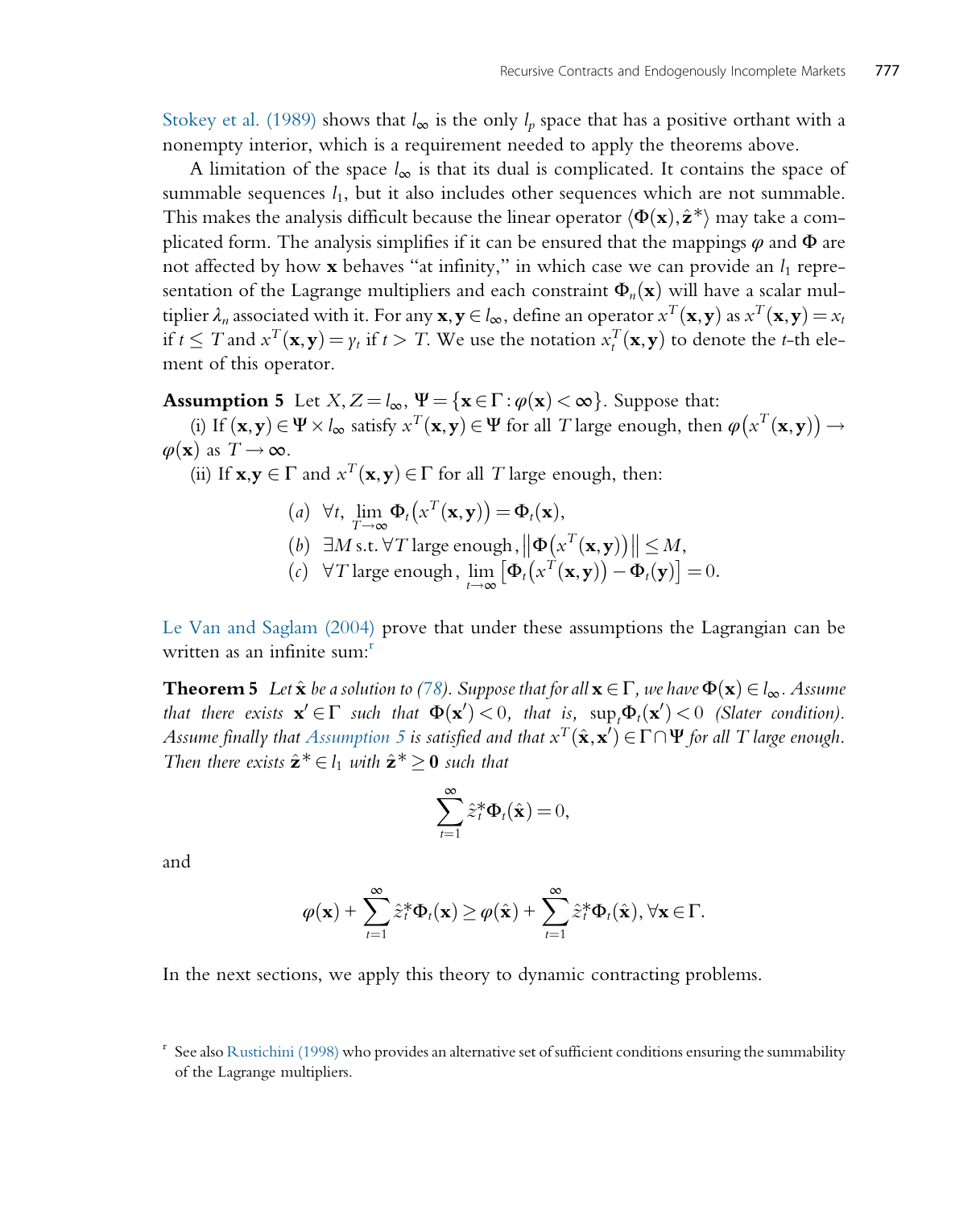Stokey et al. (1989) shows that $l_\infty$ is the only $l_p$ space that has a positive orthant with a nonempty interior, which is a requirement needed to apply the theorems above.

A limitation of the space $l_\infty$ is that its dual is complicated. It contains the space of summable sequences $l_1$, but it also includes other sequences which are not summable. This makes the analysis difficult because the linear operator $\langle \Phi(\mathbf{x}), \hat{\mathbf{z}}^* \rangle$ may take a complicated form. The analysis simplifies if it can be ensured that the mappings $\varphi$ and $\Phi$ are not affected by how $\mathbf{x}$ behaves "at infinity," in which case we can provide an $l_1$ representation of the Lagrange multipliers and each constraint $\Phi_n(\mathbf{x})$ will have a scalar multiplier $\lambda_n$ associated with it. For any $\mathbf{x}, \mathbf{y} \in l_\infty$, define an operator $x^T(\mathbf{x}, \mathbf{y})$ as $x^T(\mathbf{x}, \mathbf{y}) = x_t$ if $t \leq T$ and $x^T(\mathbf{x}, \mathbf{y}) = y_t$ if $t > T$. We use the notation $x_t^T(\mathbf{x}, \mathbf{y})$ to denote the $t$-th element of this operator.

**Assumption 5** Let $X, Z = l_\infty$, $\Psi = \{\mathbf{x} \in \Gamma : \varphi(\mathbf{x}) < \infty\}$. Suppose that:

(i) If $(\mathbf{x}, \mathbf{y}) \in \Psi \times l_\infty$ satisfy $x^T(\mathbf{x}, \mathbf{y}) \in \Psi$ for all $T$ large enough, then $\varphi(x^T(\mathbf{x}, \mathbf{y})) \to \varphi(\mathbf{x})$ as $T \to \infty$.

(ii) If $\mathbf{x}, \mathbf{y} \in \Gamma$ and $x^T(\mathbf{x}, \mathbf{y}) \in \Gamma$ for all $T$ large enough, then:

$$
\begin{aligned}
&(a) \quad \forall t, \ \lim_{T \to \infty} \Phi_t(x^T(\mathbf{x}, \mathbf{y})) = \Phi_t(\mathbf{x}), \\
&(b) \quad \exists M \text{ s.t. } \forall T \text{ large enough}, \left\| \Phi(x^T(\mathbf{x}, \mathbf{y})) \right\| \leq M, \\
&(c) \quad \forall T \text{ large enough}, \ \lim_{t \to \infty} \left[ \Phi_t(x^T(\mathbf{x}, \mathbf{y})) - \Phi_t(\mathbf{y}) \right] = 0.
\end{aligned}
$$

Le Van and Saglam (2004) prove that under these assumptions the Lagrangian can be written as an infinite sum:[r]

**Theorem 5** *Let $\hat{\mathbf{x}}$ be a solution to (78). Suppose that for all $\mathbf{x} \in \Gamma$, we have $\Phi(\mathbf{x}) \in l_\infty$. Assume that there exists $\mathbf{x}' \in \Gamma$ such that $\Phi(\mathbf{x}') < 0$, that is, $\sup_t \Phi_t(\mathbf{x}') < 0$ (Slater condition). Assume finally that Assumption 5 is satisfied and that $x^T(\hat{\mathbf{x}}, \mathbf{x}') \in \Gamma \cap \Psi$ for all $T$ large enough. Then there exists $\hat{\mathbf{z}}^* \in l_1$ with $\hat{\mathbf{z}}^* \geq \mathbf{0}$ such that*

$$
\sum_{t=1}^{\infty} \hat{z}_t^* \Phi_t(\hat{\mathbf{x}}) = 0,
$$

and

$$
\varphi(\mathbf{x}) + \sum_{t=1}^{\infty} \hat{z}_t^* \Phi_t(\mathbf{x}) \geq \varphi(\hat{\mathbf{x}}) + \sum_{t=1}^{\infty} \hat{z}_t^* \Phi_t(\hat{\mathbf{x}}), \forall \mathbf{x} \in \Gamma.
$$

In the next sections, we apply this theory to dynamic contracting problems.

[r] See also Rustichini (1998) who provides an alternative set of sufficient conditions ensuring the summability of the Lagrange multipliers.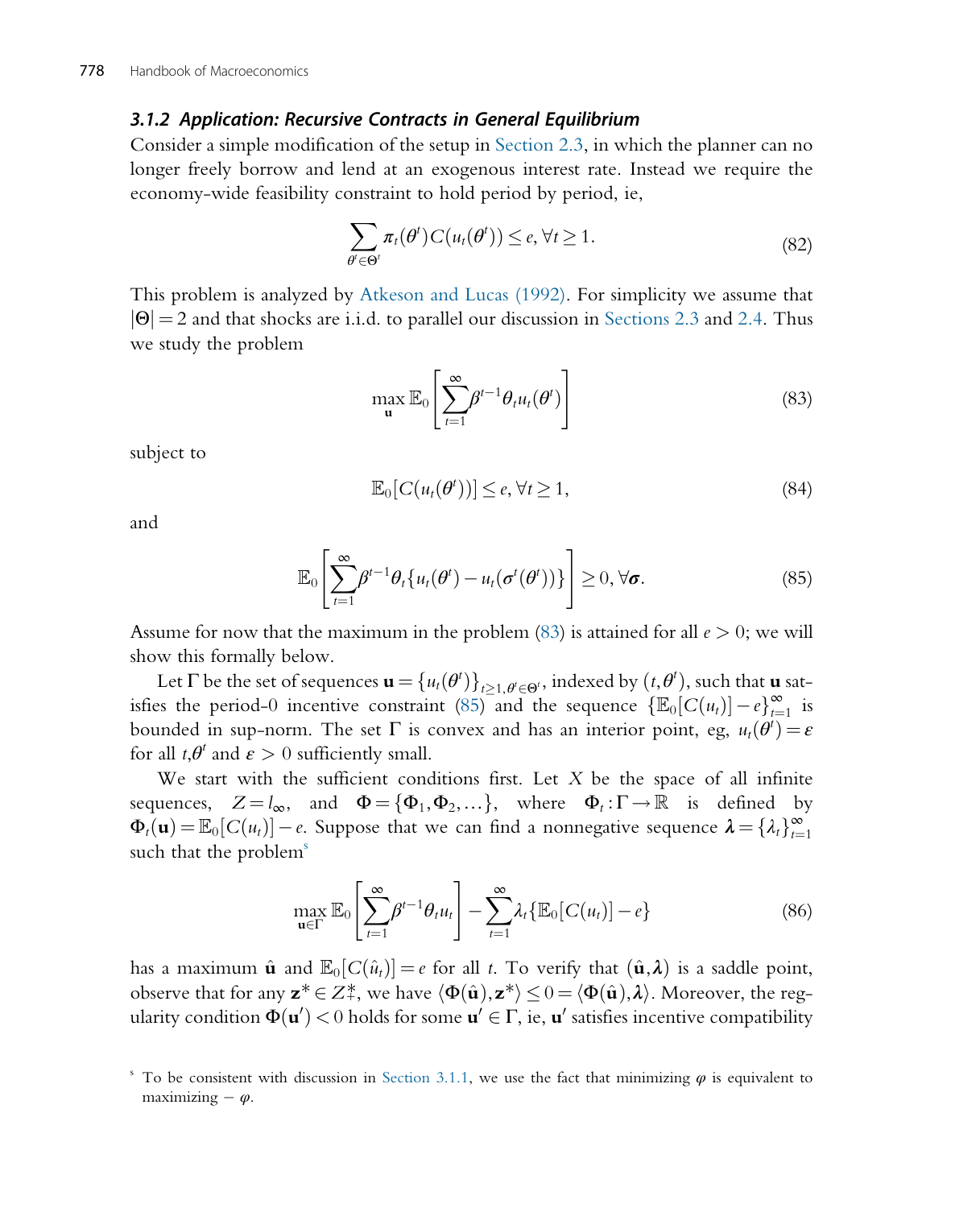### 3.1.2 Application: Recursive Contracts in General Equilibrium

Consider a simple modification of the setup in Section 2.3, in which the planner can no longer freely borrow and lend at an exogenous interest rate. Instead we require the economy-wide feasibility constraint to hold period by period, ie,

$$\sum_{\theta^t \in \Theta^t} \pi_t(\theta^t) C(u_t(\theta^t)) \leq e, \forall t \geq 1. \tag{82}$$

This problem is analyzed by Atkeson and Lucas (1992). For simplicity we assume that $|\Theta| = 2$ and that shocks are i.i.d. to parallel our discussion in Sections 2.3 and 2.4. Thus we study the problem

$$\max_{\mathbf{u}} \mathbb{E}_0 \left[ \sum_{t=1}^{\infty} \beta^{t-1} \theta_t u_t(\theta^t) \right] \tag{83}$$

subject to

$$\mathbb{E}_0[C(u_t(\theta^t))] \leq e, \forall t \geq 1, \tag{84}$$

and

$$\mathbb{E}_0 \left[ \sum_{t=1}^{\infty} \beta^{t-1} \theta_t \{ u_t(\theta^t) - u_t(\sigma^t(\theta^t)) \} \right] \geq 0, \forall \boldsymbol{\sigma}. \tag{85}$$

Assume for now that the maximum in the problem (83) is attained for all $e > 0$; we will show this formally below.

Let $\Gamma$ be the set of sequences $\mathbf{u} = \{u_t(\theta^t)\}_{t \geq 1, \theta^t \in \Theta^t}$, indexed by $(t, \theta^t)$, such that $\mathbf{u}$ satisfies the period-0 incentive constraint (85) and the sequence $\{\mathbb{E}_0[C(u_t)] - e\}_{t=1}^{\infty}$ is bounded in sup-norm. The set $\Gamma$ is convex and has an interior point, eg, $u_t(\theta^t) = \varepsilon$ for all $t, \theta^t$ and $\varepsilon > 0$ sufficiently small.

We start with the sufficient conditions first. Let $X$ be the space of all infinite sequences, $Z = l_\infty$, and $\Phi = \{\Phi_1, \Phi_2, \ldots\}$, where $\Phi_t : \Gamma \to \mathbb{R}$ is defined by $\Phi_t(\mathbf{u}) = \mathbb{E}_0[C(u_t)] - e$. Suppose that we can find a nonnegative sequence $\boldsymbol{\lambda} = \{\lambda_t\}_{t=1}^{\infty}$ such that the problem[s]

$$\max_{\mathbf{u} \in \Gamma} \mathbb{E}_0 \left[ \sum_{t=1}^{\infty} \beta^{t-1} \theta_t u_t \right] - \sum_{t=1}^{\infty} \lambda_t \{ \mathbb{E}_0[C(u_t)] - e \} \tag{86}$$

has a maximum $\hat{\mathbf{u}}$ and $\mathbb{E}_0[C(\hat{u}_t)] = e$ for all $t$. To verify that $(\hat{\mathbf{u}}, \boldsymbol{\lambda})$ is a saddle point, observe that for any $\mathbf{z}^* \in Z_+^*$, we have $\langle \Phi(\hat{\mathbf{u}}), \mathbf{z}^* \rangle \leq 0 = \langle \Phi(\hat{\mathbf{u}}), \boldsymbol{\lambda} \rangle$. Moreover, the regularity condition $\Phi(\mathbf{u}') < 0$ holds for some $\mathbf{u}' \in \Gamma$, ie, $\mathbf{u}'$ satisfies incentive compatibility

[s] To be consistent with discussion in Section 3.1.1, we use the fact that minimizing $\varphi$ is equivalent to maximizing $-\varphi$.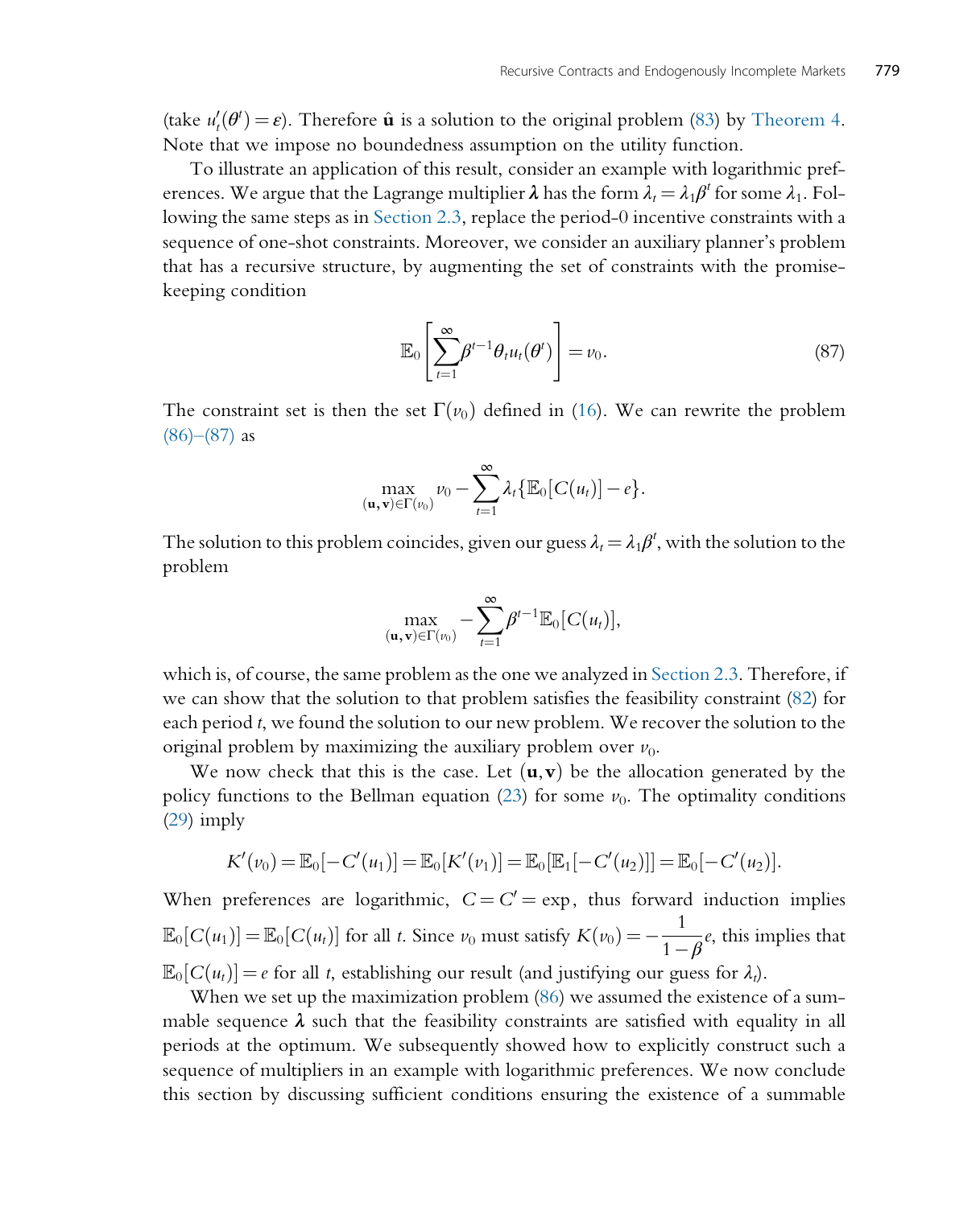(take $u_t'(\theta^t) = \varepsilon$). Therefore $\hat{\mathbf{u}}$ is a solution to the original problem (83) by Theorem 4. Note that we impose no boundedness assumption on the utility function.

To illustrate an application of this result, consider an example with logarithmic preferences. We argue that the Lagrange multiplier $\boldsymbol{\lambda}$ has the form $\lambda_t = \lambda_1 \beta^t$ for some $\lambda_1$. Following the same steps as in Section 2.3, replace the period-0 incentive constraints with a sequence of one-shot constraints. Moreover, we consider an auxiliary planner's problem that has a recursive structure, by augmenting the set of constraints with the promise-keeping condition

$$\mathbb{E}_0\left[\sum_{t=1}^{\infty} \beta^{t-1} \theta_t u_t(\theta^t)\right] = v_0. \tag{87}$$

The constraint set is then the set $\Gamma(v_0)$ defined in (16). We can rewrite the problem (86)–(87) as

$$\max_{(\mathbf{u},\mathbf{v}) \in \Gamma(v_0)} v_0 - \sum_{t=1}^{\infty} \lambda_t \{\mathbb{E}_0[C(u_t)] - e\}.$$

The solution to this problem coincides, given our guess $\lambda_t = \lambda_1 \beta^t$, with the solution to the problem

$$\max_{(\mathbf{u},\mathbf{v}) \in \Gamma(v_0)} - \sum_{t=1}^{\infty} \beta^{t-1} \mathbb{E}_0[C(u_t)],$$

which is, of course, the same problem as the one we analyzed in Section 2.3. Therefore, if we can show that the solution to that problem satisfies the feasibility constraint (82) for each period $t$, we found the solution to our new problem. We recover the solution to the original problem by maximizing the auxiliary problem over $v_0$.

We now check that this is the case. Let $(\mathbf{u}, \mathbf{v})$ be the allocation generated by the policy functions to the Bellman equation (23) for some $v_0$. The optimality conditions (29) imply

$$K'(v_0) = \mathbb{E}_0[-C'(u_1)] = \mathbb{E}_0[K'(v_1)] = \mathbb{E}_0[\mathbb{E}_1[-C'(u_2)]] = \mathbb{E}_0[-C'(u_2)].$$

When preferences are logarithmic, $C = C' = \exp$, thus forward induction implies $\mathbb{E}_0[C(u_1)] = \mathbb{E}_0[C(u_t)]$ for all $t$. Since $v_0$ must satisfy $K(v_0) = -\dfrac{1}{1-\beta} e$, this implies that $\mathbb{E}_0[C(u_t)] = e$ for all $t$, establishing our result (and justifying our guess for $\lambda_t$).

When we set up the maximization problem (86) we assumed the existence of a summable sequence $\boldsymbol{\lambda}$ such that the feasibility constraints are satisfied with equality in all periods at the optimum. We subsequently showed how to explicitly construct such a sequence of multipliers in an example with logarithmic preferences. We now conclude this section by discussing sufficient conditions ensuring the existence of a summable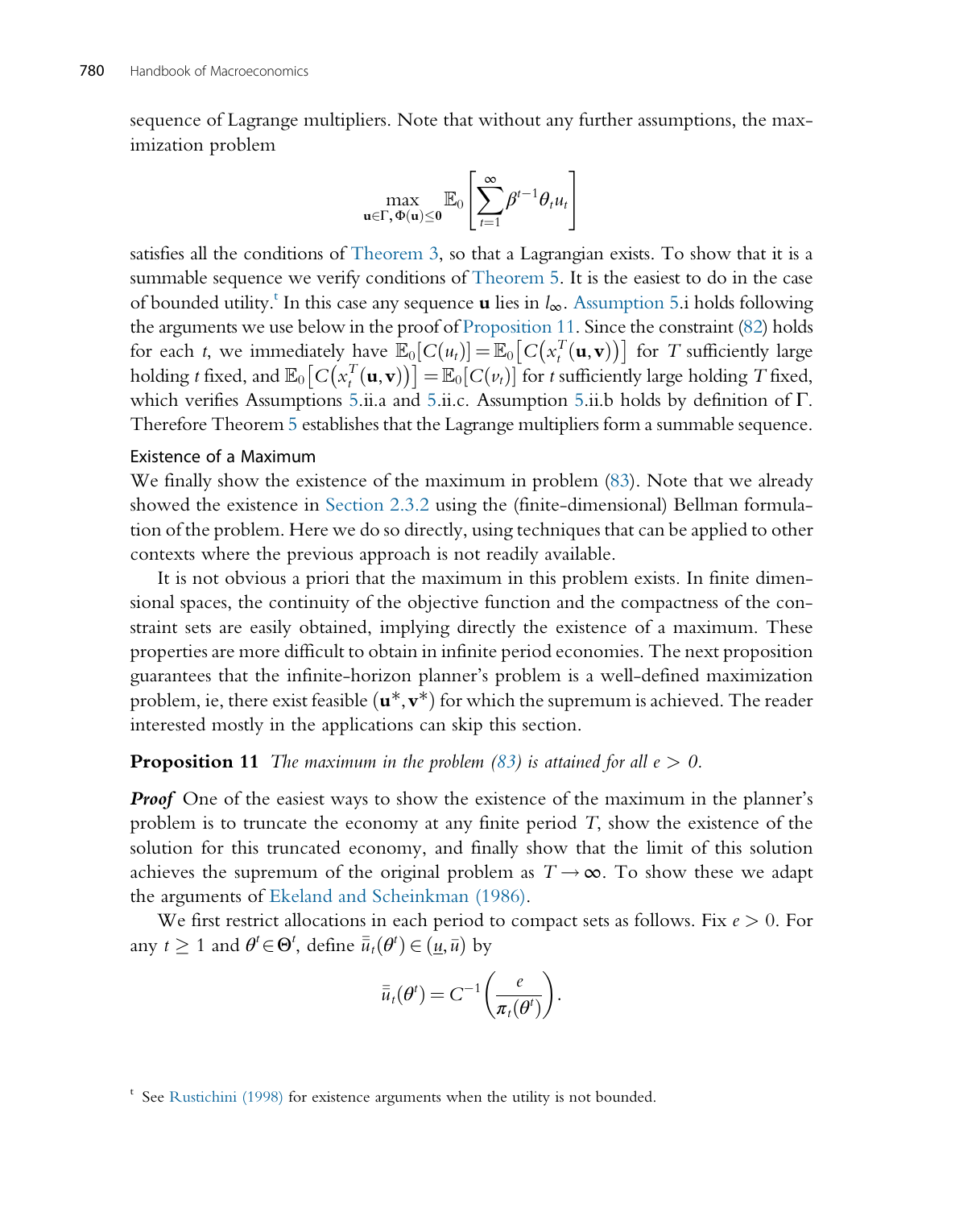sequence of Lagrange multipliers. Note that without any further assumptions, the maximization problem

$$\max_{\mathbf{u}\in\Gamma,\,\Phi(\mathbf{u})\leq\mathbf{0}} \mathbb{E}_0\left[\sum_{t=1}^{\infty}\beta^{t-1}\theta_t u_t\right]$$

satisfies all the conditions of Theorem 3, so that a Lagrangian exists. To show that it is a summable sequence we verify conditions of Theorem 5. It is the easiest to do in the case of bounded utility.[t] In this case any sequence $\mathbf{u}$ lies in $l_\infty$. Assumption 5.i holds following the arguments we use below in the proof of Proposition 11. Since the constraint (82) holds for each $t$, we immediately have $\mathbb{E}_0[C(u_t)] = \mathbb{E}_0\left[C\left(x_t^T(\mathbf{u},\mathbf{v})\right)\right]$ for $T$ sufficiently large holding $t$ fixed, and $\mathbb{E}_0\left[C\left(x_t^T(\mathbf{u},\mathbf{v})\right)\right] = \mathbb{E}_0[C(v_t)]$ for $t$ sufficiently large holding $T$ fixed, which verifies Assumptions 5.ii.a and 5.ii.c. Assumption 5.ii.b holds by definition of $\Gamma$. Therefore Theorem 5 establishes that the Lagrange multipliers form a summable sequence.

### Existence of a Maximum

We finally show the existence of the maximum in problem (83). Note that we already showed the existence in Section 2.3.2 using the (finite-dimensional) Bellman formulation of the problem. Here we do so directly, using techniques that can be applied to other contexts where the previous approach is not readily available.

It is not obvious a priori that the maximum in this problem exists. In finite dimensional spaces, the continuity of the objective function and the compactness of the constraint sets are easily obtained, implying directly the existence of a maximum. These properties are more difficult to obtain in infinite period economies. The next proposition guarantees that the infinite-horizon planner's problem is a well-defined maximization problem, ie, there exist feasible $(\mathbf{u}^*, \mathbf{v}^*)$ for which the supremum is achieved. The reader interested mostly in the applications can skip this section.

**Proposition 11** *The maximum in the problem (83) is attained for all $e > 0$.*

***Proof*** One of the easiest ways to show the existence of the maximum in the planner's problem is to truncate the economy at any finite period $T$, show the existence of the solution for this truncated economy, and finally show that the limit of this solution achieves the supremum of the original problem as $T \to \infty$. To show these we adapt the arguments of Ekeland and Scheinkman (1986).

We first restrict allocations in each period to compact sets as follows. Fix $e > 0$. For any $t \geq 1$ and $\theta^t \in \Theta^t$, define $\bar{\bar{u}}_t(\theta^t) \in (\underline{u}, \bar{u})$ by

$$\bar{\bar{u}}_t(\theta^t) = C^{-1}\left(\frac{e}{\pi_t(\theta^t)}\right).$$

[t] See Rustichini (1998) for existence arguments when the utility is not bounded.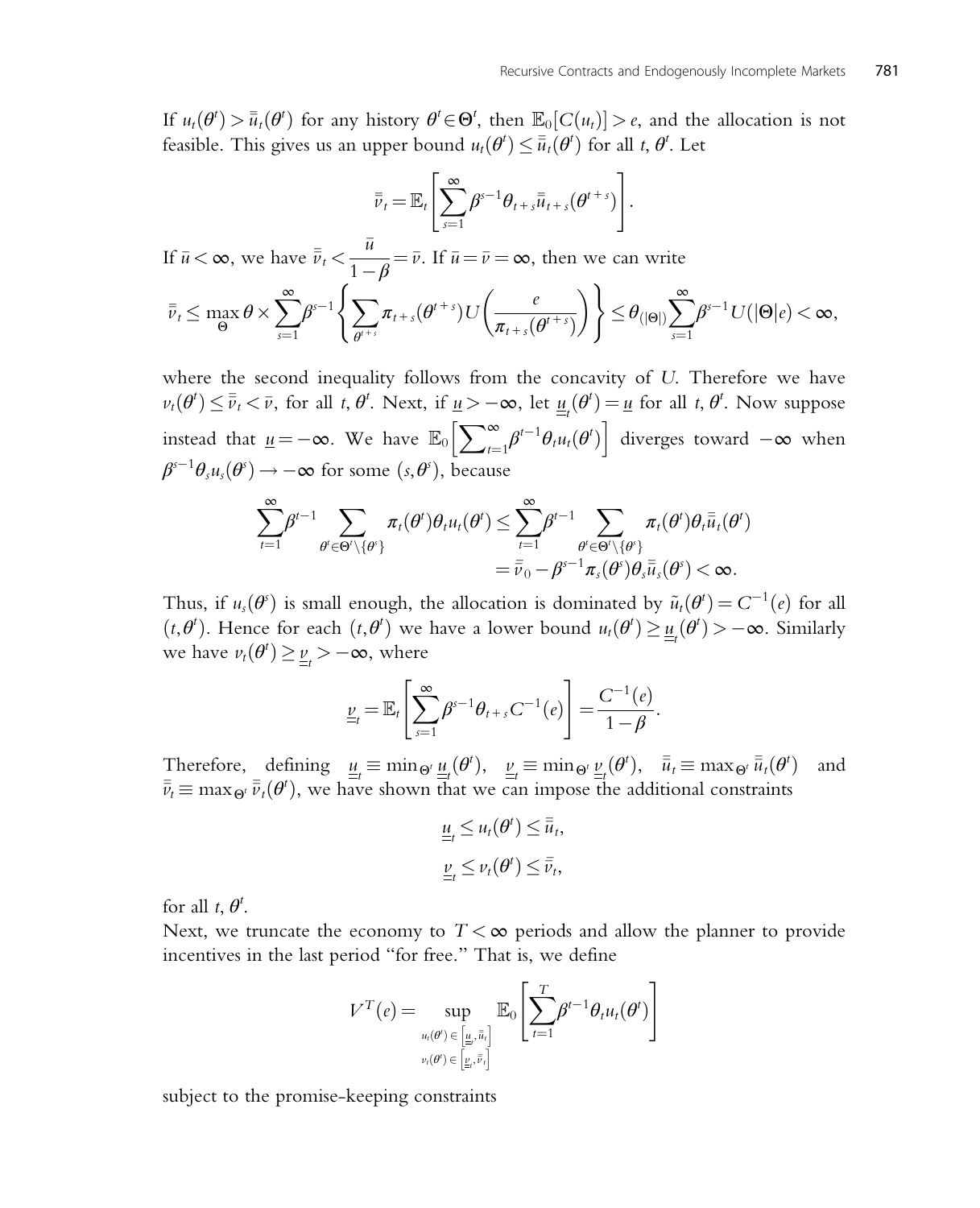If $u_t(\theta^t) > \bar{\bar{u}}_t(\theta^t)$ for any history $\theta^t \in \Theta^t$, then $\mathbb{E}_0[C(u_t)] > e$, and the allocation is not feasible. This gives us an upper bound $u_t(\theta^t) \leq \bar{\bar{u}}_t(\theta^t)$ for all $t$, $\theta^t$. Let

$$\bar{\bar{v}}_t = \mathbb{E}_t\left[\sum_{s=1}^{\infty} \beta^{s-1} \theta_{t+s} \bar{\bar{u}}_{t+s}(\theta^{t+s})\right].$$

If $\bar{u} < \infty$, we have $\bar{\bar{v}}_t < \dfrac{\bar{u}}{1-\beta} = \bar{v}$. If $\bar{u} = \bar{v} = \infty$, then we can write

$$\bar{\bar{v}}_t \leq \max_{\Theta} \theta \times \sum_{s=1}^{\infty} \beta^{s-1} \left\{ \sum_{\theta^{t+s}} \pi_{t+s}(\theta^{t+s}) U\left(\frac{e}{\pi_{t+s}(\theta^{t+s})}\right) \right\} \leq \theta_{(|\Theta|)} \sum_{s=1}^{\infty} \beta^{s-1} U(|\Theta| e) < \infty,$$

where the second inequality follows from the concavity of $U$. Therefore we have $v_t(\theta^t) \leq \bar{\bar{v}}_t < \bar{v}$, for all $t$, $\theta^t$. Next, if $\underline{u} > -\infty$, let $\underline{\underline{u}}_t(\theta^t) = \underline{u}$ for all $t$, $\theta^t$. Now suppose instead that $\underline{u} = -\infty$. We have $\mathbb{E}_0\left[\sum_{t=1}^{\infty} \beta^{t-1} \theta_t u_t(\theta^t)\right]$ diverges toward $-\infty$ when $\beta^{s-1} \theta_s u_s(\theta^s) \to -\infty$ for some $(s, \theta^s)$, because

$$\begin{aligned}
\sum_{t=1}^{\infty} \beta^{t-1} \sum_{\theta^t \in \Theta^t \setminus \{\theta^s\}} \pi_t(\theta^t) \theta_t u_t(\theta^t) &\leq \sum_{t=1}^{\infty} \beta^{t-1} \sum_{\theta^t \in \Theta^t \setminus \{\theta^s\}} \pi_t(\theta^t) \theta_t \bar{\bar{u}}_t(\theta^t) \\
&= \bar{\bar{v}}_0 - \beta^{s-1} \pi_s(\theta^s) \theta_s \bar{\bar{u}}_s(\theta^s) < \infty.
\end{aligned}$$

Thus, if $u_s(\theta^s)$ is small enough, the allocation is dominated by $\tilde{u}_t(\theta^t) = C^{-1}(e)$ for all $(t, \theta^t)$. Hence for each $(t, \theta^t)$ we have a lower bound $u_t(\theta^t) \geq \underline{\underline{u}}_t(\theta^t) > -\infty$. Similarly we have $v_t(\theta^t) \geq \underline{\underline{v}}_t > -\infty$, where

$$\underline{\underline{v}}_t = \mathbb{E}_t\left[\sum_{s=1}^{\infty} \beta^{s-1} \theta_{t+s} C^{-1}(e)\right] = \frac{C^{-1}(e)}{1-\beta}.$$

Therefore, defining $\underline{\underline{u}}_t \equiv \min_{\Theta^t} \underline{\underline{u}}_t(\theta^t)$, $\underline{\underline{v}}_t \equiv \min_{\Theta^t} \underline{\underline{v}}_t(\theta^t)$, $\bar{\bar{u}}_t \equiv \max_{\Theta^t} \bar{\bar{u}}_t(\theta^t)$ and $\bar{\bar{v}}_t \equiv \max_{\Theta^t} \bar{\bar{v}}_t(\theta^t)$, we have shown that we can impose the additional constraints

$$\underline{\underline{u}}_t \leq u_t(\theta^t) \leq \bar{\bar{u}}_t,$$
$$\underline{\underline{v}}_t \leq v_t(\theta^t) \leq \bar{\bar{v}}_t,$$

for all $t$, $\theta^t$.

Next, we truncate the economy to $T < \infty$ periods and allow the planner to provide incentives in the last period "for free." That is, we define

$$V^T(e) = \sup_{\substack{u_t(\theta^t) \in \left[\underline{\underline{u}}_t, \bar{\bar{u}}_t\right] \\ v_t(\theta^t) \in \left[\underline{\underline{v}}_t, \bar{\bar{v}}_t\right]}} \mathbb{E}_0\left[\sum_{t=1}^{T} \beta^{t-1} \theta_t u_t(\theta^t)\right]$$

subject to the promise-keeping constraints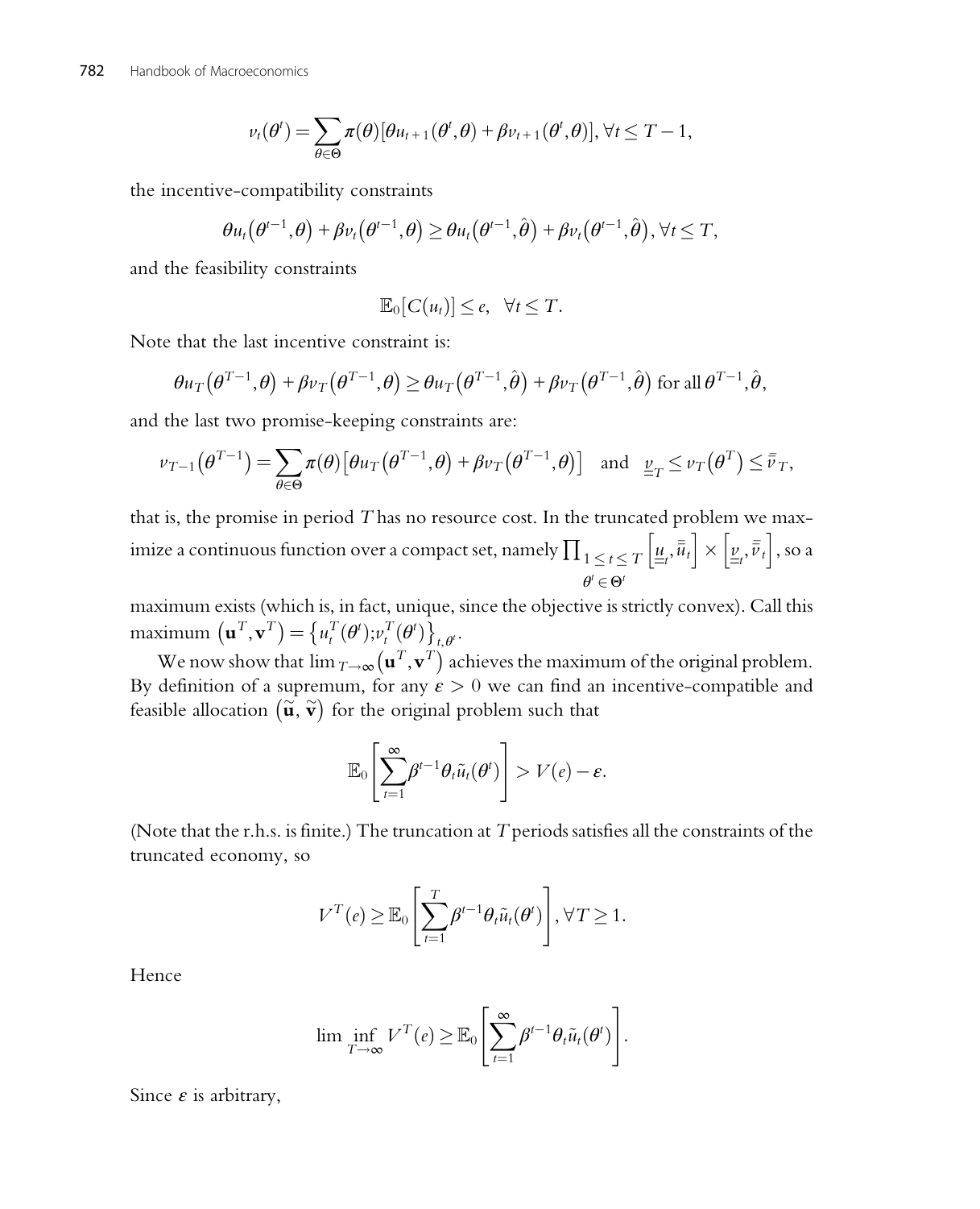$$v_t(\theta^t) = \sum_{\theta \in \Theta} \pi(\theta)[\theta u_{t+1}(\theta^t, \theta) + \beta v_{t+1}(\theta^t, \theta)], \forall t \leq T-1,$$

the incentive-compatibility constraints

$$\theta u_t(\theta^{t-1}, \theta) + \beta v_t(\theta^{t-1}, \theta) \geq \theta u_t(\theta^{t-1}, \hat{\theta}) + \beta v_t(\theta^{t-1}, \hat{\theta}), \forall t \leq T,$$

and the feasibility constraints

$$\mathbb{E}_0[C(u_t)] \leq e, \quad \forall t \leq T.$$

Note that the last incentive constraint is:

$$\theta u_T(\theta^{T-1}, \theta) + \beta v_T(\theta^{T-1}, \theta) \geq \theta u_T(\theta^{T-1}, \hat{\theta}) + \beta v_T(\theta^{T-1}, \hat{\theta}) \text{ for all } \theta^{T-1}, \hat{\theta},$$

and the last two promise-keeping constraints are:

$$v_{T-1}(\theta^{T-1}) = \sum_{\theta \in \Theta} \pi(\theta)[\theta u_T(\theta^{T-1}, \theta) + \beta v_T(\theta^{T-1}, \theta)] \quad \text{and} \quad \underline{\underline{v}}_T \leq v_T(\theta^T) \leq \bar{\bar{v}}_T,$$

that is, the promise in period $T$ has no resource cost. In the truncated problem we maximize a continuous function over a compact set, namely $\prod_{\substack{1 \leq t \leq T \\ \theta^t \in \Theta^t}} \left[\underline{\underline{u}}_t, \bar{\bar{u}}_t\right] \times \left[\underline{\underline{v}}_t, \bar{\bar{v}}_t\right]$, so a maximum exists (which is, in fact, unique, since the objective is strictly convex). Call this maximum $(\mathbf{u}^T, \mathbf{v}^T) = \{u_t^T(\theta^t); v_t^T(\theta^t)\}_{t, \theta^t}$.

We now show that $\lim_{T \to \infty}(\mathbf{u}^T, \mathbf{v}^T)$ achieves the maximum of the original problem. By definition of a supremum, for any $\varepsilon > 0$ we can find an incentive-compatible and feasible allocation $(\tilde{\mathbf{u}}, \tilde{\mathbf{v}})$ for the original problem such that

$$\mathbb{E}_0\left[\sum_{t=1}^{\infty} \beta^{t-1} \theta_t \tilde{u}_t(\theta^t)\right] > V(e) - \varepsilon.$$

(Note that the r.h.s. is finite.) The truncation at $T$ periods satisfies all the constraints of the truncated economy, so

$$V^T(e) \geq \mathbb{E}_0\left[\sum_{t=1}^{T} \beta^{t-1} \theta_t \tilde{u}_t(\theta^t)\right], \forall T \geq 1.$$

Hence

$$\lim \inf_{T \to \infty} V^T(e) \geq \mathbb{E}_0\left[\sum_{t=1}^{\infty} \beta^{t-1} \theta_t \tilde{u}_t(\theta^t)\right].$$

Since $\varepsilon$ is arbitrary,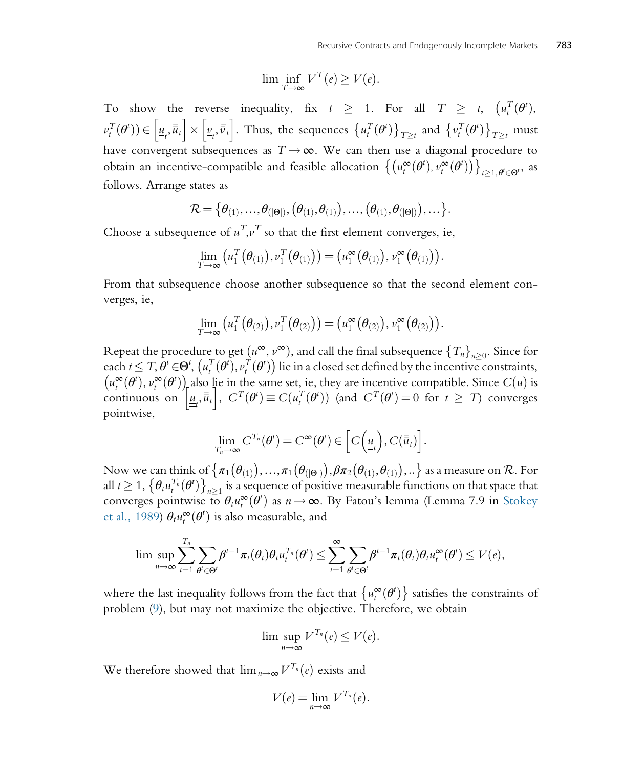$$\liminf_{T\to\infty} V^T(e) \geq V(e).$$

To show the reverse inequality, fix $t \geq 1$. For all $T \geq t$, $\left(u_t^T(\theta^t), v_t^T(\theta^t)\right) \in \left[\underline{\underline{u}}_t, \bar{\bar{u}}_t\right] \times \left[\underline{\underline{v}}_t, \bar{\bar{v}}_t\right]$. Thus, the sequences $\left\{u_t^T(\theta^t)\right\}_{T\geq t}$ and $\left\{v_t^T(\theta^t)\right\}_{T\geq t}$ must have convergent subsequences as $T \to \infty$. We can then use a diagonal procedure to obtain an incentive-compatible and feasible allocation $\left\{\left(u_t^\infty(\theta^t), v_t^\infty(\theta^t)\right)\right\}_{t\geq 1, \theta^t \in \Theta^t}$, as follows. Arrange states as

$$\mathcal{R} = \left\{\theta_{(1)}, \ldots, \theta_{(|\Theta|)}, \left(\theta_{(1)}, \theta_{(1)}\right), \ldots, \left(\theta_{(1)}, \theta_{(|\Theta|)}\right), \ldots\right\}.$$

Choose a subsequence of $u^T, v^T$ so that the first element converges, ie,

$$\lim_{T\to\infty} \left(u_1^T\left(\theta_{(1)}\right), v_1^T\left(\theta_{(1)}\right)\right) = \left(u_1^\infty\left(\theta_{(1)}\right), v_1^\infty\left(\theta_{(1)}\right)\right).$$

From that subsequence choose another subsequence so that the second element converges, ie,

$$\lim_{T\to\infty} \left(u_1^T\left(\theta_{(2)}\right), v_1^T\left(\theta_{(2)}\right)\right) = \left(u_1^\infty\left(\theta_{(2)}\right), v_1^\infty\left(\theta_{(2)}\right)\right).$$

Repeat the procedure to get $(u^\infty, v^\infty)$, and call the final subsequence $\{T_n\}_{n\geq 0}$. Since for each $t \leq T$, $\theta^t \in \Theta^t$, $\left(u_t^T(\theta^t), v_t^T(\theta^t)\right)$ lie in a closed set defined by the incentive constraints, $\left(u_t^\infty(\theta^t), v_t^\infty(\theta^t)\right)$ also lie in the same set, ie, they are incentive compatible. Since $C(u)$ is continuous on $\left[\underline{\underline{u}}_t, \bar{\bar{u}}_t\right]$, $C^T(\theta^t) \equiv C(u_t^T(\theta^t))$ (and $C^T(\theta^t) = 0$ for $t \geq T$) converges pointwise,

$$\lim_{T_n\to\infty} C^{T_n}(\theta^t) = C^\infty(\theta^t) \in \left[C\left(\underline{\underline{u}}_t\right), C(\bar{\bar{u}}_t)\right].$$

Now we can think of $\left\{\pi_1\left(\theta_{(1)}\right), \ldots, \pi_1\left(\theta_{(|\Theta|)}\right), \beta\pi_2\left(\theta_{(1)}, \theta_{(1)}\right), ..\right\}$ as a measure on $\mathcal{R}$. For all $t \geq 1$, $\left\{\theta_t u_t^{T_n}(\theta^t)\right\}_{n\geq 1}$ is a sequence of positive measurable functions on that space that converges pointwise to $\theta_t u_t^\infty(\theta^t)$ as $n \to \infty$. By Fatou's lemma (Lemma 7.9 in Stokey et al., 1989) $\theta_t u_t^\infty(\theta^t)$ is also measurable, and

$$\limsup_{n\to\infty} \sum_{t=1}^{T_n} \sum_{\theta^t \in \Theta^t} \beta^{t-1} \pi_t(\theta_t) \theta_t u_t^{T_n}(\theta^t) \leq \sum_{t=1}^{\infty} \sum_{\theta^t \in \Theta^t} \beta^{t-1} \pi_t(\theta_t) \theta_t u_t^\infty(\theta^t) \leq V(e),$$

where the last inequality follows from the fact that $\left\{u_t^\infty(\theta^t)\right\}$ satisfies the constraints of problem (9), but may not maximize the objective. Therefore, we obtain

$$\limsup_{n\to\infty} V^{T_n}(e) \leq V(e).$$

We therefore showed that $\lim_{n\to\infty} V^{T_n}(e)$ exists and

$$V(e) = \lim_{n\to\infty} V^{T_n}(e).$$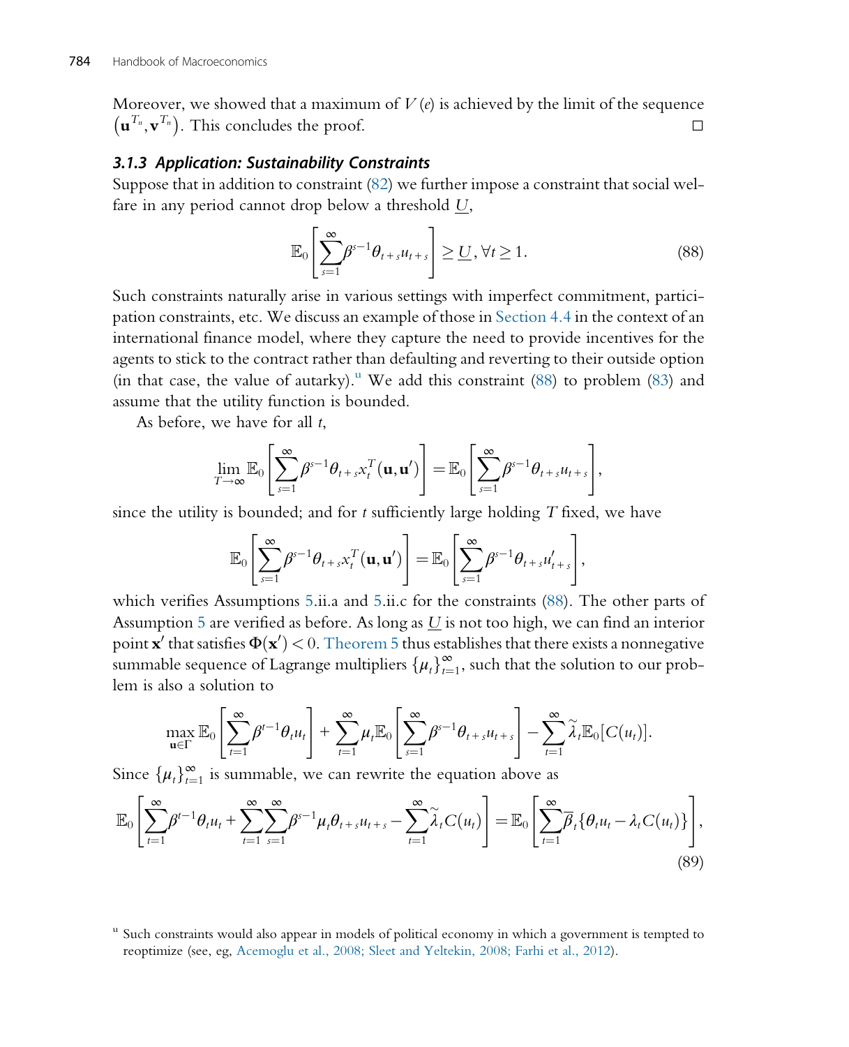Moreover, we showed that a maximum of $V(e)$ is achieved by the limit of the sequence $\left(\mathbf{u}^{T_n}, \mathbf{v}^{T_n}\right)$. This concludes the proof. □

### 3.1.3 Application: Sustainability Constraints

Suppose that in addition to constraint (82) we further impose a constraint that social welfare in any period cannot drop below a threshold $\underline{U}$,

$$\mathbb{E}_0\left[\sum_{s=1}^{\infty}\beta^{s-1}\theta_{t+s}u_{t+s}\right] \geq \underline{U}, \forall t \geq 1. \tag{88}$$

Such constraints naturally arise in various settings with imperfect commitment, participation constraints, etc. We discuss an example of those in Section 4.4 in the context of an international finance model, where they capture the need to provide incentives for the agents to stick to the contract rather than defaulting and reverting to their outside option (in that case, the value of autarky).[u] We add this constraint (88) to problem (83) and assume that the utility function is bounded.

As before, we have for all $t$,

$$\lim_{T\to\infty}\mathbb{E}_0\left[\sum_{s=1}^{\infty}\beta^{s-1}\theta_{t+s}x_t^T(\mathbf{u},\mathbf{u}')\right] = \mathbb{E}_0\left[\sum_{s=1}^{\infty}\beta^{s-1}\theta_{t+s}u_{t+s}\right],$$

since the utility is bounded; and for $t$ sufficiently large holding $T$ fixed, we have

$$\mathbb{E}_0\left[\sum_{s=1}^{\infty}\beta^{s-1}\theta_{t+s}x_t^T(\mathbf{u},\mathbf{u}')\right] = \mathbb{E}_0\left[\sum_{s=1}^{\infty}\beta^{s-1}\theta_{t+s}u'_{t+s}\right],$$

which verifies Assumptions 5.ii.a and 5.ii.c for the constraints (88). The other parts of Assumption 5 are verified as before. As long as $\underline{U}$ is not too high, we can find an interior point $\mathbf{x}'$ that satisfies $\Phi(\mathbf{x}') < 0$. Theorem 5 thus establishes that there exists a nonnegative summable sequence of Lagrange multipliers $\{\mu_t\}_{t=1}^{\infty}$, such that the solution to our problem is also a solution to

$$\max_{\mathbf{u}\in\Gamma}\mathbb{E}_0\left[\sum_{t=1}^{\infty}\beta^{t-1}\theta_t u_t\right] + \sum_{t=1}^{\infty}\mu_t\mathbb{E}_0\left[\sum_{s=1}^{\infty}\beta^{s-1}\theta_{t+s}u_{t+s}\right] - \sum_{t=1}^{\infty}\tilde{\lambda}_t\mathbb{E}_0[C(u_t)].$$

Since $\{\mu_t\}_{t=1}^{\infty}$ is summable, we can rewrite the equation above as

$$\mathbb{E}_0\left[\sum_{t=1}^{\infty}\beta^{t-1}\theta_t u_t + \sum_{t=1}^{\infty}\sum_{s=1}^{\infty}\beta^{s-1}\mu_t\theta_{t+s}u_{t+s} - \sum_{t=1}^{\infty}\tilde{\lambda}_t C(u_t)\right] = \mathbb{E}_0\left[\sum_{t=1}^{\infty}\overline{\beta}_t\{\theta_t u_t - \lambda_t C(u_t)\}\right], \tag{89}$$

[u] Such constraints would also appear in models of political economy in which a government is tempted to reoptimize (see, eg, Acemoglu et al., 2008; Sleet and Yeltekin, 2008; Farhi et al., 2012).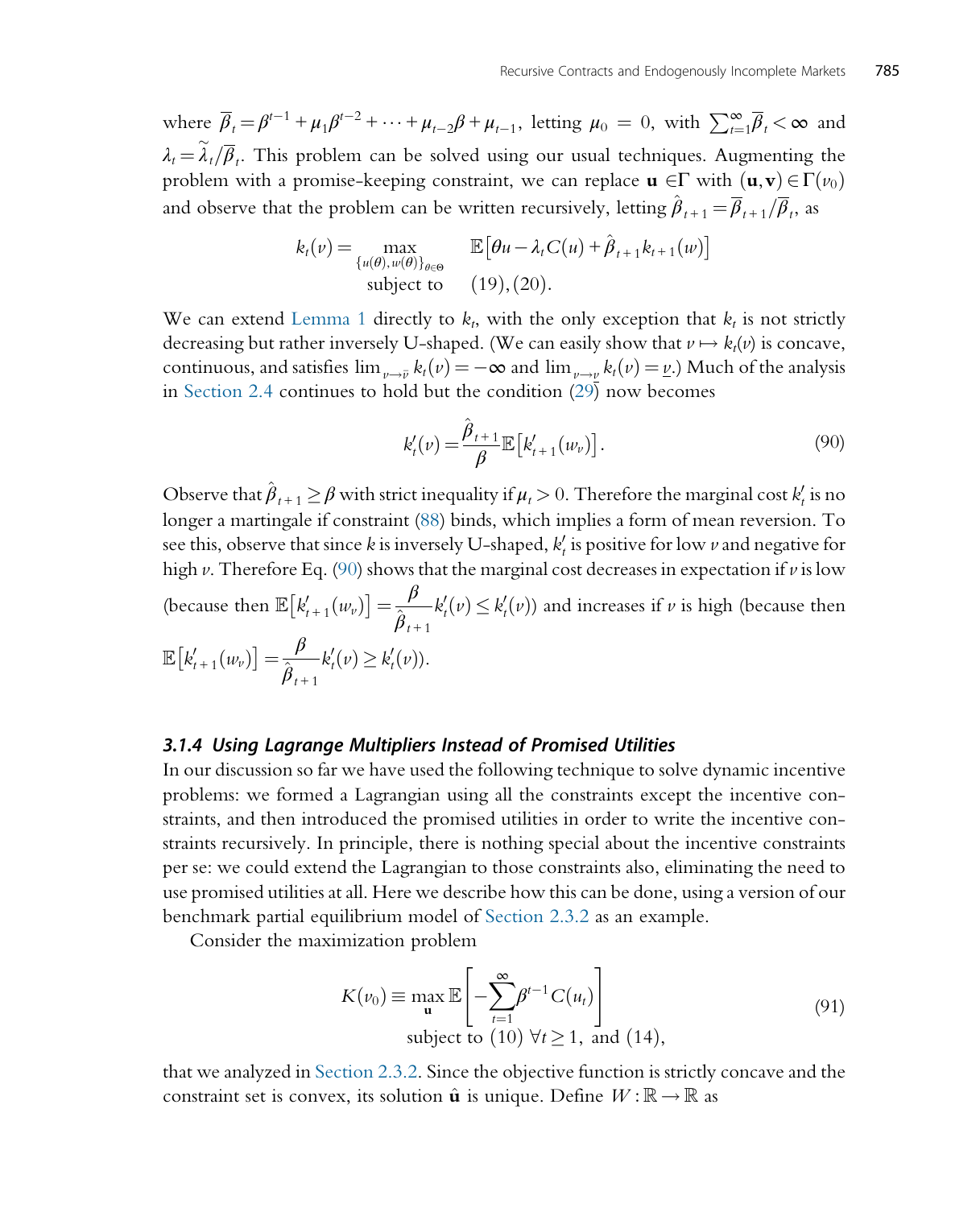where $\overline{\beta}_t = \beta^{t-1} + \mu_1 \beta^{t-2} + \cdots + \mu_{t-2}\beta + \mu_{t-1}$, letting $\mu_0 = 0$, with $\sum_{t=1}^{\infty} \overline{\beta}_t < \infty$ and $\lambda_t = \widetilde{\lambda}_t / \overline{\beta}_t$. This problem can be solved using our usual techniques. Augmenting the problem with a promise-keeping constraint, we can replace $\mathbf{u} \in \Gamma$ with $(\mathbf{u}, \mathbf{v}) \in \Gamma(v_0)$ and observe that the problem can be written recursively, letting $\hat{\beta}_{t+1} = \overline{\beta}_{t+1}/\overline{\beta}_t$, as

$$k_t(v) = \max_{\{u(\theta), w(\theta)\}_{\theta \in \Theta}} \quad \mathbb{E}\left[\theta u - \lambda_t C(u) + \hat{\beta}_{t+1} k_{t+1}(w)\right]$$
$$\text{subject to} \quad (19), (20).$$

We can extend Lemma 1 directly to $k_t$, with the only exception that $k_t$ is not strictly decreasing but rather inversely U-shaped. (We can easily show that $v \mapsto k_t(v)$ is concave, continuous, and satisfies $\lim_{v \to \bar{v}} k_t(v) = -\infty$ and $\lim_{v \to \underline{v}} k_t(v) = \underline{v}$.) Much of the analysis in Section 2.4 continues to hold but the condition (29) now becomes

$$k_t'(v) = \frac{\hat{\beta}_{t+1}}{\beta} \mathbb{E}\left[k_{t+1}'(w_v)\right]. \tag{90}$$

Observe that $\hat{\beta}_{t+1} \geq \beta$ with strict inequality if $\mu_t > 0$. Therefore the marginal cost $k_t'$ is no longer a martingale if constraint (88) binds, which implies a form of mean reversion. To see this, observe that since $k$ is inversely U-shaped, $k_t'$ is positive for low $v$ and negative for high $v$. Therefore Eq. (90) shows that the marginal cost decreases in expectation if $v$ is low (because then $\mathbb{E}\left[k_{t+1}'(w_v)\right] = \dfrac{\beta}{\hat{\beta}_{t+1}} k_t'(v) \leq k_t'(v)$) and increases if $v$ is high (because then $\mathbb{E}\left[k_{t+1}'(w_v)\right] = \dfrac{\beta}{\hat{\beta}_{t+1}} k_t'(v) \geq k_t'(v)$).

### 3.1.4 Using Lagrange Multipliers Instead of Promised Utilities

In our discussion so far we have used the following technique to solve dynamic incentive problems: we formed a Lagrangian using all the constraints except the incentive constraints, and then introduced the promised utilities in order to write the incentive constraints recursively. In principle, there is nothing special about the incentive constraints per se: we could extend the Lagrangian to those constraints also, eliminating the need to use promised utilities at all. Here we describe how this can be done, using a version of our benchmark partial equilibrium model of Section 2.3.2 as an example.

Consider the maximization problem

$$K(v_0) \equiv \max_{\mathbf{u}} \mathbb{E}\left[-\sum_{t=1}^{\infty} \beta^{t-1} C(u_t)\right]$$
$$\text{subject to } (10)\ \forall t \geq 1, \text{ and } (14), \tag{91}$$

that we analyzed in Section 2.3.2. Since the objective function is strictly concave and the constraint set is convex, its solution $\hat{\mathbf{u}}$ is unique. Define $W : \mathbb{R} \to \mathbb{R}$ as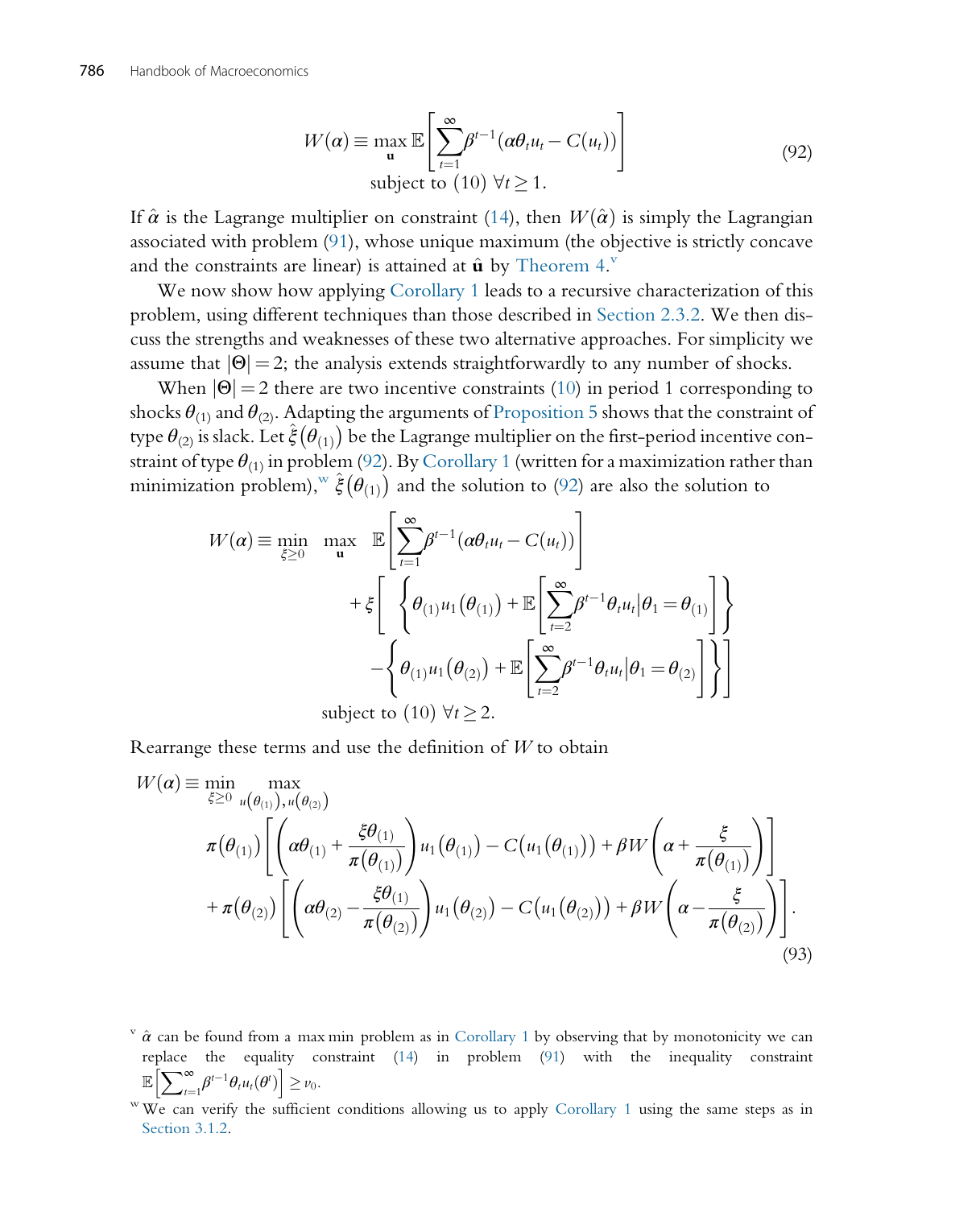$$W(\alpha) \equiv \max_{\mathbf{u}} \mathbb{E}\left[\sum_{t=1}^{\infty} \beta^{t-1}(\alpha\theta_t u_t - C(u_t))\right] \tag{92}$$
$$\text{subject to (10) } \forall t \geq 1.$$

If $\hat{\alpha}$ is the Lagrange multiplier on constraint (14), then $W(\hat{\alpha})$ is simply the Lagrangian associated with problem (91), whose unique maximum (the objective is strictly concave and the constraints are linear) is attained at $\hat{\mathbf{u}}$ by Theorem 4.[v]

We now show how applying Corollary 1 leads to a recursive characterization of this problem, using different techniques than those described in Section 2.3.2. We then discuss the strengths and weaknesses of these two alternative approaches. For simplicity we assume that $|\Theta| = 2$; the analysis extends straightforwardly to any number of shocks.

When $|\Theta| = 2$ there are two incentive constraints (10) in period 1 corresponding to shocks $\theta_{(1)}$ and $\theta_{(2)}$. Adapting the arguments of Proposition 5 shows that the constraint of type $\theta_{(2)}$ is slack. Let $\hat{\xi}(\theta_{(1)})$ be the Lagrange multiplier on the first-period incentive constraint of type $\theta_{(1)}$ in problem (92). By Corollary 1 (written for a maximization rather than minimization problem),[w] $\hat{\xi}(\theta_{(1)})$ and the solution to (92) are also the solution to

$$\begin{aligned}
W(\alpha) \equiv \min_{\xi \geq 0} \ \max_{\mathbf{u}} \ & \mathbb{E}\left[\sum_{t=1}^{\infty} \beta^{t-1}(\alpha\theta_t u_t - C(u_t))\right] \\
& + \xi\left[\left\{\theta_{(1)} u_1(\theta_{(1)}) + \mathbb{E}\left[\sum_{t=2}^{\infty} \beta^{t-1}\theta_t u_t \middle| \theta_1 = \theta_{(1)}\right]\right\}\right. \\
& \left. - \left\{\theta_{(1)} u_1(\theta_{(2)}) + \mathbb{E}\left[\sum_{t=2}^{\infty} \beta^{t-1}\theta_t u_t \middle| \theta_1 = \theta_{(2)}\right]\right\}\right] \\
& \text{subject to (10) } \forall t \geq 2.
\end{aligned}$$

Rearrange these terms and use the definition of $W$ to obtain

$$\begin{aligned}
W(\alpha) \equiv \min_{\xi \geq 0} \ & \max_{u(\theta_{(1)}),\, u(\theta_{(2)})} \\
& \pi(\theta_{(1)})\left[\left(\alpha\theta_{(1)} + \frac{\xi\theta_{(1)}}{\pi(\theta_{(1)})}\right) u_1(\theta_{(1)}) - C(u_1(\theta_{(1)})) + \beta W\left(\alpha + \frac{\xi}{\pi(\theta_{(1)})}\right)\right] \\
& + \pi(\theta_{(2)})\left[\left(\alpha\theta_{(2)} - \frac{\xi\theta_{(1)}}{\pi(\theta_{(2)})}\right) u_1(\theta_{(2)}) - C(u_1(\theta_{(2)})) + \beta W\left(\alpha - \frac{\xi}{\pi(\theta_{(2)})}\right)\right].
\end{aligned} \tag{93}$$

[v] $\hat{\alpha}$ can be found from a max min problem as in Corollary 1 by observing that by monotonicity we can replace the equality constraint (14) in problem (91) with the inequality constraint $\mathbb{E}\left[\sum_{t=1}^{\infty} \beta^{t-1}\theta_t u_t(\theta^t)\right] \geq v_0$.

[w] We can verify the sufficient conditions allowing us to apply Corollary 1 using the same steps as in Section 3.1.2.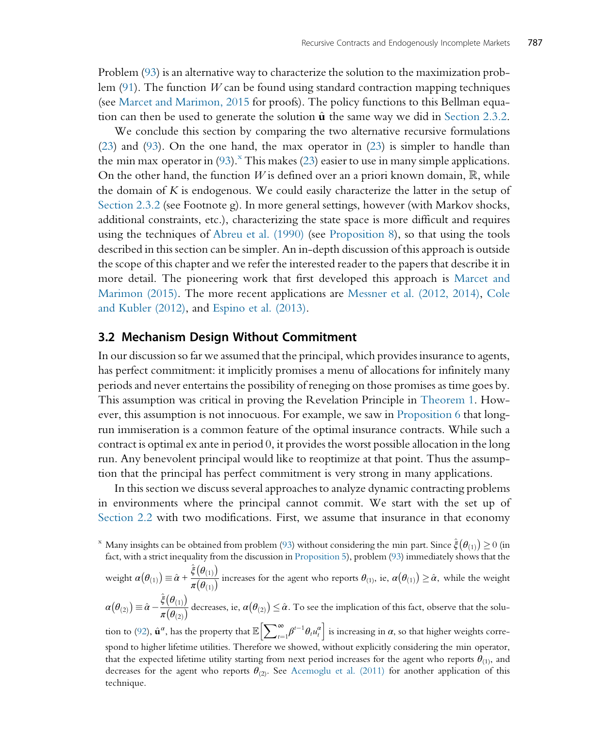Problem (93) is an alternative way to characterize the solution to the maximization problem (91). The function $W$ can be found using standard contraction mapping techniques (see Marcet and Marimon, 2015 for proofs). The policy functions to this Bellman equation can then be used to generate the solution $\hat{\mathbf{u}}$ the same way we did in Section 2.3.2.

We conclude this section by comparing the two alternative recursive formulations (23) and (93). On the one hand, the max operator in (23) is simpler to handle than the min max operator in (93).[x] This makes (23) easier to use in many simple applications. On the other hand, the function $W$ is defined over an a priori known domain, $\mathbb{R}$, while the domain of $K$ is endogenous. We could easily characterize the latter in the setup of Section 2.3.2 (see Footnote g). In more general settings, however (with Markov shocks, additional constraints, etc.), characterizing the state space is more difficult and requires using the techniques of Abreu et al. (1990) (see Proposition 8), so that using the tools described in this section can be simpler. An in-depth discussion of this approach is outside the scope of this chapter and we refer the interested reader to the papers that describe it in more detail. The pioneering work that first developed this approach is Marcet and Marimon (2015). The more recent applications are Messner et al. (2012, 2014), Cole and Kubler (2012), and Espino et al. (2013).

## 3.2 Mechanism Design Without Commitment

In our discussion so far we assumed that the principal, which provides insurance to agents, has perfect commitment: it implicitly promises a menu of allocations for infinitely many periods and never entertains the possibility of reneging on those promises as time goes by. This assumption was critical in proving the Revelation Principle in Theorem 1. However, this assumption is not innocuous. For example, we saw in Proposition 6 that long-run immiseration is a common feature of the optimal insurance contracts. While such a contract is optimal ex ante in period 0, it provides the worst possible allocation in the long run. Any benevolent principal would like to reoptimize at that point. Thus the assumption that the principal has perfect commitment is very strong in many applications.

In this section we discuss several approaches to analyze dynamic contracting problems in environments where the principal cannot commit. We start with the set up of Section 2.2 with two modifications. First, we assume that insurance in that economy

[x] Many insights can be obtained from problem (93) without considering the min part. Since $\hat{\xi}(\theta_{(1)}) \geq 0$ (in fact, with a strict inequality from the discussion in Proposition 5), problem (93) immediately shows that the weight $\alpha(\theta_{(1)}) \equiv \hat{\alpha} + \frac{\hat{\xi}(\theta_{(1)})}{\pi(\theta_{(1)})}$ increases for the agent who reports $\theta_{(1)}$, ie, $\alpha(\theta_{(1)}) \geq \hat{\alpha}$, while the weight $\alpha(\theta_{(2)}) \equiv \hat{\alpha} - \frac{\hat{\xi}(\theta_{(1)})}{\pi(\theta_{(2)})}$ decreases, ie, $\alpha(\theta_{(2)}) \leq \hat{\alpha}$. To see the implication of this fact, observe that the solution to (92), $\hat{\mathbf{u}}^{\alpha}$, has the property that $\mathbb{E}\left[\sum_{t=1}^{\infty} \beta^{t-1} \theta_t u_t^{\alpha}\right]$ is increasing in $\alpha$, so that higher weights correspond to higher lifetime utilities. Therefore we showed, without explicitly considering the min operator, that the expected lifetime utility starting from next period increases for the agent who reports $\theta_{(1)}$, and decreases for the agent who reports $\theta_{(2)}$. See Acemoglu et al. (2011) for another application of this technique.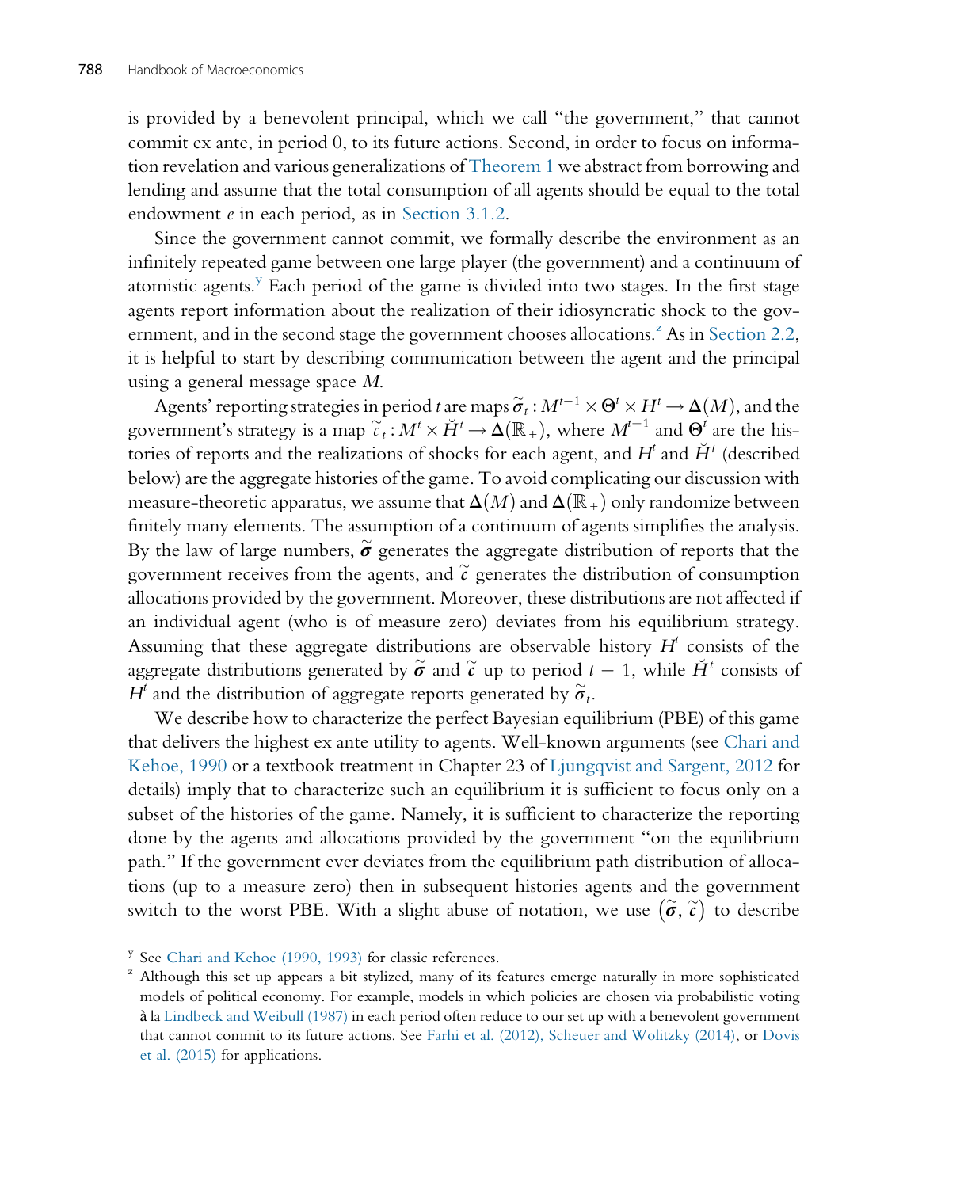is provided by a benevolent principal, which we call "the government," that cannot commit ex ante, in period 0, to its future actions. Second, in order to focus on information revelation and various generalizations of Theorem 1 we abstract from borrowing and lending and assume that the total consumption of all agents should be equal to the total endowment $e$ in each period, as in Section 3.1.2.

Since the government cannot commit, we formally describe the environment as an infinitely repeated game between one large player (the government) and a continuum of atomistic agents.[y] Each period of the game is divided into two stages. In the first stage agents report information about the realization of their idiosyncratic shock to the government, and in the second stage the government chooses allocations.[z] As in Section 2.2, it is helpful to start by describing communication between the agent and the principal using a general message space $M$.

Agents' reporting strategies in period $t$ are maps $\tilde{\sigma}_t : M^{t-1} \times \Theta^t \times H^t \rightarrow \Delta(M)$, and the government's strategy is a map $\tilde{c}_t : M^t \times \breve{H}^t \rightarrow \Delta(\mathbb{R}_+)$, where $M^{t-1}$ and $\Theta^t$ are the histories of reports and the realizations of shocks for each agent, and $H^t$ and $\breve{H}^t$ (described below) are the aggregate histories of the game. To avoid complicating our discussion with measure-theoretic apparatus, we assume that $\Delta(M)$ and $\Delta(\mathbb{R}_+)$ only randomize between finitely many elements. The assumption of a continuum of agents simplifies the analysis. By the law of large numbers, $\tilde{\boldsymbol{\sigma}}$ generates the aggregate distribution of reports that the government receives from the agents, and $\tilde{\boldsymbol{c}}$ generates the distribution of consumption allocations provided by the government. Moreover, these distributions are not affected if an individual agent (who is of measure zero) deviates from his equilibrium strategy. Assuming that these aggregate distributions are observable history $H^t$ consists of the aggregate distributions generated by $\tilde{\boldsymbol{\sigma}}$ and $\tilde{\boldsymbol{c}}$ up to period $t-1$, while $\breve{H}^t$ consists of $H^t$ and the distribution of aggregate reports generated by $\tilde{\boldsymbol{\sigma}}_t$.

We describe how to characterize the perfect Bayesian equilibrium (PBE) of this game that delivers the highest ex ante utility to agents. Well-known arguments (see Chari and Kehoe, 1990 or a textbook treatment in Chapter 23 of Ljungqvist and Sargent, 2012 for details) imply that to characterize such an equilibrium it is sufficient to focus only on a subset of the histories of the game. Namely, it is sufficient to characterize the reporting done by the agents and allocations provided by the government "on the equilibrium path." If the government ever deviates from the equilibrium path distribution of allocations (up to a measure zero) then in subsequent histories agents and the government switch to the worst PBE. With a slight abuse of notation, we use $(\tilde{\boldsymbol{\sigma}}, \tilde{\boldsymbol{c}})$ to describe

[y] See Chari and Kehoe (1990, 1993) for classic references.

[z] Although this set up appears a bit stylized, many of its features emerge naturally in more sophisticated models of political economy. For example, models in which policies are chosen via probabilistic voting à la Lindbeck and Weibull (1987) in each period often reduce to our set up with a benevolent government that cannot commit to its future actions. See Farhi et al. (2012), Scheuer and Wolitzky (2014), or Dovis et al. (2015) for applications.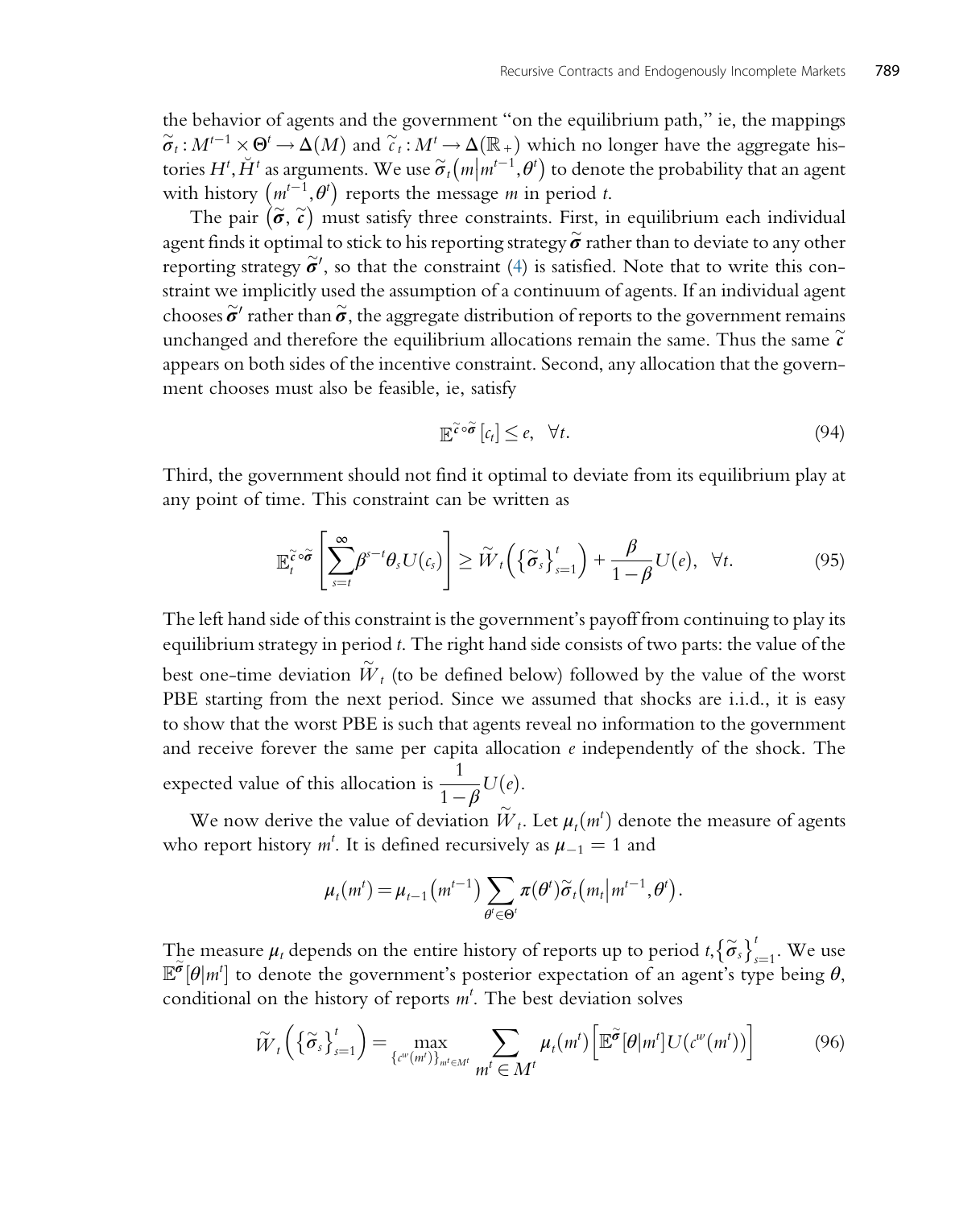the behavior of agents and the government "on the equilibrium path," ie, the mappings $\tilde{\boldsymbol{\sigma}}_t : M^{t-1} \times \Theta^t \rightarrow \Delta(M)$ and $\tilde{c}_t : M^t \rightarrow \Delta(\mathbb{R}_+)$ which no longer have the aggregate histories $H^t, \check{H}^t$ as arguments. We use $\tilde{\sigma}_t\left(m \middle| m^{t-1}, \theta^t\right)$ to denote the probability that an agent with history $\left(m^{t-1}, \theta^t\right)$ reports the message $m$ in period $t$.

The pair $\left(\tilde{\boldsymbol{\sigma}}, \tilde{\boldsymbol{c}}\right)$ must satisfy three constraints. First, in equilibrium each individual agent finds it optimal to stick to his reporting strategy $\tilde{\boldsymbol{\sigma}}$ rather than to deviate to any other reporting strategy $\tilde{\boldsymbol{\sigma}}'$, so that the constraint (4) is satisfied. Note that to write this constraint we implicitly used the assumption of a continuum of agents. If an individual agent chooses $\tilde{\boldsymbol{\sigma}}'$ rather than $\tilde{\boldsymbol{\sigma}}$, the aggregate distribution of reports to the government remains unchanged and therefore the equilibrium allocations remain the same. Thus the same $\tilde{\boldsymbol{c}}$ appears on both sides of the incentive constraint. Second, any allocation that the government chooses must also be feasible, ie, satisfy

$$\mathbb{E}^{\tilde{\boldsymbol{c}} \circ \tilde{\boldsymbol{\sigma}}}\left[c_t\right] \leq e, \quad \forall t. \tag{94}$$

Third, the government should not find it optimal to deviate from its equilibrium play at any point of time. This constraint can be written as

$$\mathbb{E}_t^{\tilde{\boldsymbol{c}} \circ \tilde{\boldsymbol{\sigma}}}\left[\sum_{s=t}^{\infty} \beta^{s-t} \theta_s U(c_s)\right] \geq \tilde{W}_t\left(\left\{\tilde{\boldsymbol{\sigma}}_s\right\}_{s=1}^{t}\right) + \frac{\beta}{1-\beta} U(e), \quad \forall t. \tag{95}$$

The left hand side of this constraint is the government's payoff from continuing to play its equilibrium strategy in period $t$. The right hand side consists of two parts: the value of the best one-time deviation $\tilde{W}_t$ (to be defined below) followed by the value of the worst PBE starting from the next period. Since we assumed that shocks are i.i.d., it is easy to show that the worst PBE is such that agents reveal no information to the government and receive forever the same per capita allocation $e$ independently of the shock. The expected value of this allocation is $\dfrac{1}{1-\beta} U(e)$.

We now derive the value of deviation $\tilde{W}_t$. Let $\mu_t(m^t)$ denote the measure of agents who report history $m^t$. It is defined recursively as $\mu_{-1} = 1$ and

$$\mu_t(m^t) = \mu_{t-1}\left(m^{t-1}\right) \sum_{\theta^t \in \Theta^t} \pi(\theta^t) \tilde{\sigma}_t\left(m_t \middle| m^{t-1}, \theta^t\right).$$

The measure $\mu_t$ depends on the entire history of reports up to period $t$, $\left\{\tilde{\boldsymbol{\sigma}}_s\right\}_{s=1}^{t}$. We use $\mathbb{E}^{\tilde{\boldsymbol{\sigma}}}[\theta | m^t]$ to denote the government's posterior expectation of an agent's type being $\theta$, conditional on the history of reports $m^t$. The best deviation solves

$$\tilde{W}_t\left(\left\{\tilde{\boldsymbol{\sigma}}_s\right\}_{s=1}^{t}\right) = \max_{\left\{c^w(m^t)\right\}_{m^t \in M^t}} \sum_{m^t \in M^t} \mu_t(m^t)\left[\mathbb{E}^{\tilde{\boldsymbol{\sigma}}}[\theta | m^t] U(c^w(m^t))\right] \tag{96}$$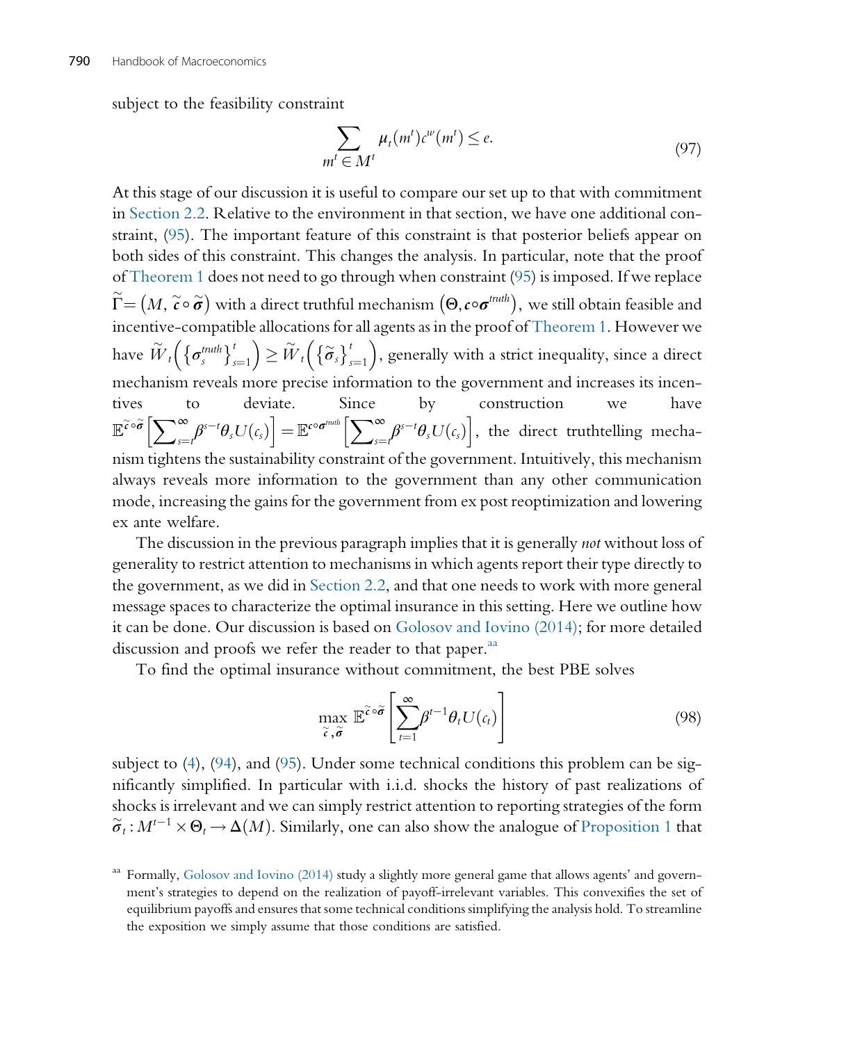subject to the feasibility constraint

$$\sum_{m^t \in M^t} \mu_t(m^t) c^w(m^t) \le e. \tag{97}$$

At this stage of our discussion it is useful to compare our set up to that with commitment in Section 2.2. Relative to the environment in that section, we have one additional constraint, (95). The important feature of this constraint is that posterior beliefs appear on both sides of this constraint. This changes the analysis. In particular, note that the proof of Theorem 1 does not need to go through when constraint (95) is imposed. If we replace $\tilde{\Gamma} = \left(M, \tilde{\boldsymbol{c}} \circ \tilde{\boldsymbol{\sigma}}\right)$ with a direct truthful mechanism $\left(\Theta, \boldsymbol{c} \circ \boldsymbol{\sigma}^{truth}\right)$, we still obtain feasible and incentive-compatible allocations for all agents as in the proof of Theorem 1. However we have $\tilde{W}_t\left(\left\{\sigma_s^{truth}\right\}_{s=1}^t\right) \ge \tilde{W}_t\left(\left\{\tilde{\sigma}_s\right\}_{s=1}^t\right)$, generally with a strict inequality, since a direct mechanism reveals more precise information to the government and increases its incentives to deviate. Since by construction we have $\mathbb{E}^{\tilde{\boldsymbol{c}} \circ \tilde{\boldsymbol{\sigma}}}\left[\sum_{s=t}^{\infty} \beta^{s-t} \theta_s U(c_s)\right] = \mathbb{E}^{\boldsymbol{c} \circ \boldsymbol{\sigma}^{truth}}\left[\sum_{s=t}^{\infty} \beta^{s-t} \theta_s U(c_s)\right]$, the direct truthtelling mechanism tightens the sustainability constraint of the government. Intuitively, this mechanism always reveals more information to the government than any other communication mode, increasing the gains for the government from ex post reoptimization and lowering ex ante welfare.

The discussion in the previous paragraph implies that it is generally *not* without loss of generality to restrict attention to mechanisms in which agents report their type directly to the government, as we did in Section 2.2, and that one needs to work with more general message spaces to characterize the optimal insurance in this setting. Here we outline how it can be done. Our discussion is based on Golosov and Iovino (2014); for more detailed discussion and proofs we refer the reader to that paper.[aa]

To find the optimal insurance without commitment, the best PBE solves

$$\max_{\tilde{\boldsymbol{c}}, \tilde{\boldsymbol{\sigma}}} \mathbb{E}^{\tilde{\boldsymbol{c}} \circ \tilde{\boldsymbol{\sigma}}}\left[\sum_{t=1}^{\infty} \beta^{t-1} \theta_t U(c_t)\right] \tag{98}$$

subject to (4), (94), and (95). Under some technical conditions this problem can be significantly simplified. In particular with i.i.d. shocks the history of past realizations of shocks is irrelevant and we can simply restrict attention to reporting strategies of the form $\tilde{\sigma}_t : M^{t-1} \times \Theta_t \to \Delta(M)$. Similarly, one can also show the analogue of Proposition 1 that

[aa] Formally, Golosov and Iovino (2014) study a slightly more general game that allows agents' and government's strategies to depend on the realization of payoff-irrelevant variables. This convexifies the set of equilibrium payoffs and ensures that some technical conditions simplifying the analysis hold. To streamline the exposition we simply assume that those conditions are satisfied.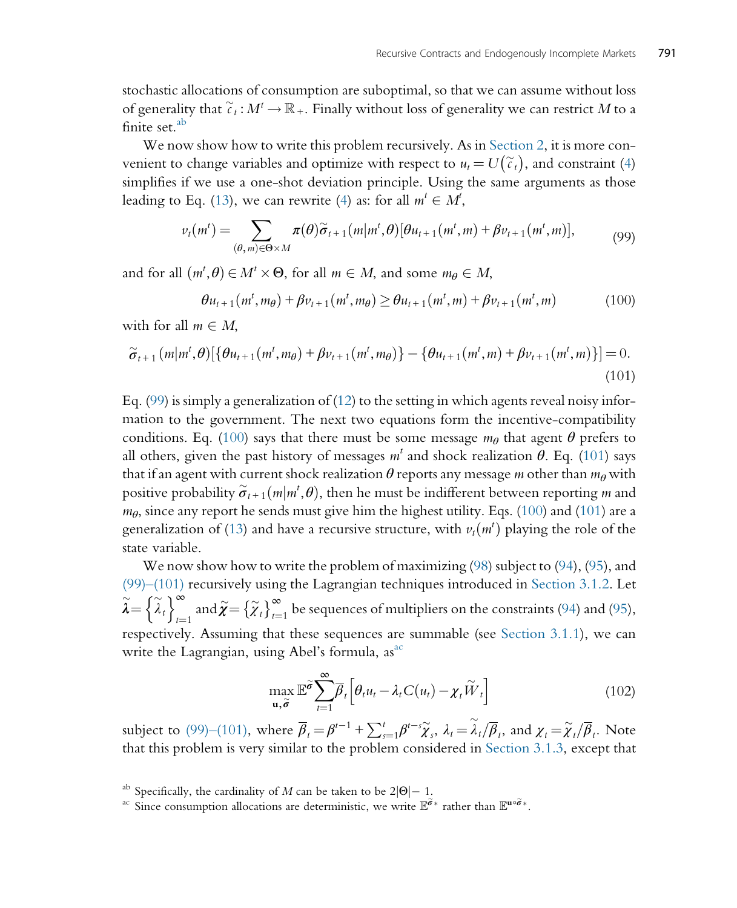stochastic allocations of consumption are suboptimal, so that we can assume without loss of generality that $\widetilde{c}_t : M^t \to \mathbb{R}_+$. Finally without loss of generality we can restrict $M$ to a finite set.[ab]

We now show how to write this problem recursively. As in Section 2, it is more convenient to change variables and optimize with respect to $u_t = U(\widetilde{c}_t)$, and constraint (4) simplifies if we use a one-shot deviation principle. Using the same arguments as those leading to Eq. (13), we can rewrite (4) as: for all $m^t \in M^t$,

$$v_t(m^t) = \sum_{(\theta,m)\in\Theta\times M} \pi(\theta)\widetilde{\sigma}_{t+1}(m|m^t,\theta)[\theta u_{t+1}(m^t,m) + \beta v_{t+1}(m^t,m)], \tag{99}$$

and for all $(m^t,\theta) \in M^t \times \Theta$, for all $m \in M$, and some $m_\theta \in M$,

$$\theta u_{t+1}(m^t,m_\theta) + \beta v_{t+1}(m^t,m_\theta) \geq \theta u_{t+1}(m^t,m) + \beta v_{t+1}(m^t,m) \tag{100}$$

with for all $m \in M$,

$$\widetilde{\sigma}_{t+1}(m|m^t,\theta)[\{\theta u_{t+1}(m^t,m_\theta) + \beta v_{t+1}(m^t,m_\theta)\} - \{\theta u_{t+1}(m^t,m) + \beta v_{t+1}(m^t,m)\}] = 0. \tag{101}$$

Eq. (99) is simply a generalization of (12) to the setting in which agents reveal noisy information to the government. The next two equations form the incentive-compatibility conditions. Eq. (100) says that there must be some message $m_\theta$ that agent $\theta$ prefers to all others, given the past history of messages $m^t$ and shock realization $\theta$. Eq. (101) says that if an agent with current shock realization $\theta$ reports any message $m$ other than $m_\theta$ with positive probability $\widetilde{\sigma}_{t+1}(m|m^t,\theta)$, then he must be indifferent between reporting $m$ and $m_\theta$, since any report he sends must give him the highest utility. Eqs. (100) and (101) are a generalization of (13) and have a recursive structure, with $v_t(m^t)$ playing the role of the state variable.

We now show how to write the problem of maximizing (98) subject to (94), (95), and (99)–(101) recursively using the Lagrangian techniques introduced in Section 3.1.2. Let $\widetilde{\boldsymbol{\lambda}} = \left\{\widetilde{\lambda}_t\right\}_{t=1}^{\infty}$ and $\widetilde{\boldsymbol{\chi}} = \{\widetilde{\chi}_t\}_{t=1}^{\infty}$ be sequences of multipliers on the constraints (94) and (95), respectively. Assuming that these sequences are summable (see Section 3.1.1), we can write the Lagrangian, using Abel's formula, as[ac]

$$\max_{\mathbf{u},\widetilde{\boldsymbol{\sigma}}} \mathbb{E}^{\widetilde{\boldsymbol{\sigma}}} \sum_{t=1}^{\infty} \overline{\beta}_t \left[\theta_t u_t - \lambda_t C(u_t) - \chi_t \widetilde{W}_t\right] \tag{102}$$

subject to (99)–(101), where $\overline{\beta}_t = \beta^{t-1} + \sum_{s=1}^{t} \beta^{t-s}\widetilde{\chi}_s$, $\lambda_t = \widetilde{\lambda}_t / \overline{\beta}_t$, and $\chi_t = \widetilde{\chi}_t / \overline{\beta}_t$. Note that this problem is very similar to the problem considered in Section 3.1.3, except that

[ab] Specifically, the cardinality of $M$ can be taken to be $2|\Theta| - 1$.

[ac] Since consumption allocations are deterministic, we write $\mathbb{E}^{\widetilde{\boldsymbol{\sigma}}}*$ rather than $\mathbb{E}^{\mathbf{u}\circ\widetilde{\boldsymbol{\sigma}}}*$.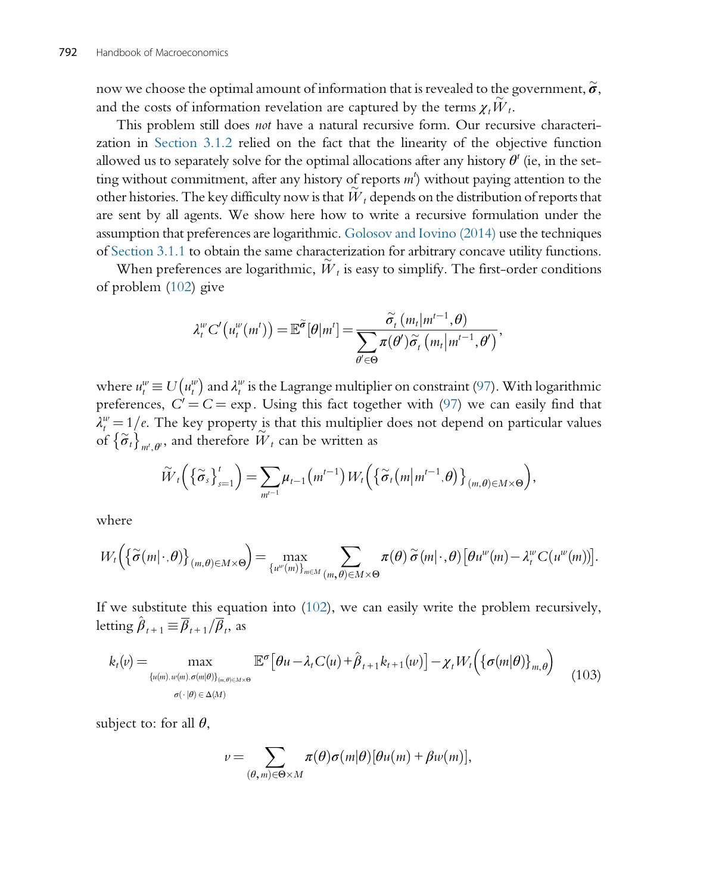now we choose the optimal amount of information that is revealed to the government, $\tilde{\boldsymbol{\sigma}}$, and the costs of information revelation are captured by the terms $\chi_t \widetilde{W}_t$.

This problem still does *not* have a natural recursive form. Our recursive characterization in Section 3.1.2 relied on the fact that the linearity of the objective function allowed us to separately solve for the optimal allocations after any history $\theta^t$ (ie, in the setting without commitment, after any history of reports $m^t$) without paying attention to the other histories. The key difficulty now is that $\widetilde{W}_t$ depends on the distribution of reports that are sent by all agents. We show here how to write a recursive formulation under the assumption that preferences are logarithmic. Golosov and Iovino (2014) use the techniques of Section 3.1.1 to obtain the same characterization for arbitrary concave utility functions.

When preferences are logarithmic, $\widetilde{W}_t$ is easy to simplify. The first-order conditions of problem (102) give

$$\lambda_t^w C'\left(u_t^w(m^t)\right) = \mathbb{E}^{\tilde{\sigma}}[\theta | m^t] = \frac{\tilde{\sigma}_t\left(m_t | m^{t-1}, \theta\right)}{\sum_{\theta' \in \Theta} \pi(\theta') \tilde{\sigma}_t\left(m_t | m^{t-1}, \theta'\right)},$$

where $u_t^w \equiv U\left(u_t^w\right)$ and $\lambda_t^w$ is the Lagrange multiplier on constraint (97). With logarithmic preferences, $C' = C = \exp$. Using this fact together with (97) we can easily find that $\lambda_t^w = 1/e$. The key property is that this multiplier does not depend on particular values of $\left\{\tilde{\sigma}_t\right\}_{m^t, \theta^t}$, and therefore $\widetilde{W}_t$ can be written as

$$\widetilde{W}_t\left(\left\{\tilde{\sigma}_s\right\}_{s=1}^t\right) = \sum_{m^{t-1}} \mu_{t-1}\left(m^{t-1}\right) W_t\left(\left\{\tilde{\sigma}_t\left(m \middle| m^{t-1}, \theta\right)\right\}_{(m,\theta) \in M \times \Theta}\right),$$

where

$$W_t\left(\left\{\tilde{\sigma}(m|\cdot, \theta)\right\}_{(m,\theta) \in M \times \Theta}\right) = \max_{\{u^w(m)\}_{m \in M}} \sum_{(m,\theta) \in M \times \Theta} \pi(\theta)\, \tilde{\sigma}(m|\cdot, \theta)\left[\theta u^w(m) - \lambda_t^w C(u^w(m))\right].$$

If we substitute this equation into (102), we can easily write the problem recursively, letting $\hat{\beta}_{t+1} \equiv \overline{\beta}_{t+1}/\overline{\beta}_t$, as

$$k_t(v) = \max_{\substack{\{u(m), w(m), \sigma(m|\theta)\}_{(m,\theta) \in M \times \Theta} \\ \sigma(\cdot|\theta) \in \Delta(M)}} \mathbb{E}^{\sigma}\left[\theta u - \lambda_t C(u) + \hat{\beta}_{t+1} k_{t+1}(w)\right] - \chi_t W_t\left(\left\{\sigma(m|\theta)\right\}_{m,\theta}\right) \tag{103}$$

subject to: for all $\theta$,

$$v = \sum_{(\theta, m) \in \Theta \times M} \pi(\theta) \sigma(m|\theta)\left[\theta u(m) + \beta w(m)\right],$$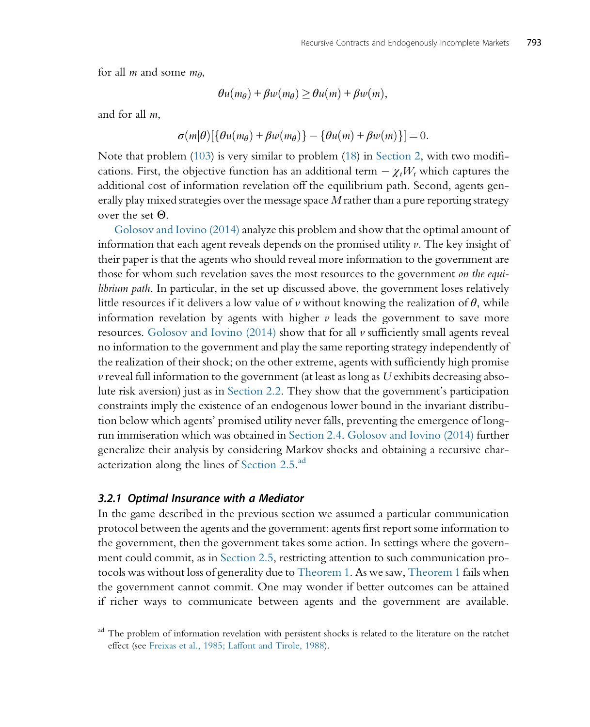for all $m$ and some $m_\theta$,

$$\theta u(m_\theta) + \beta w(m_\theta) \geq \theta u(m) + \beta w(m),$$

and for all $m$,

$$\sigma(m|\theta)[\{\theta u(m_\theta) + \beta w(m_\theta)\} - \{\theta u(m) + \beta w(m)\}] = 0.$$

Note that problem (103) is very similar to problem (18) in Section 2, with two modifications. First, the objective function has an additional term $-\chi_t W_t$ which captures the additional cost of information revelation off the equilibrium path. Second, agents generally play mixed strategies over the message space $M$ rather than a pure reporting strategy over the set $\Theta$.

Golosov and Iovino (2014) analyze this problem and show that the optimal amount of information that each agent reveals depends on the promised utility $v$. The key insight of their paper is that the agents who should reveal more information to the government are those for whom such revelation saves the most resources to the government *on the equilibrium path*. In particular, in the set up discussed above, the government loses relatively little resources if it delivers a low value of $v$ without knowing the realization of $\theta$, while information revelation by agents with higher $v$ leads the government to save more resources. Golosov and Iovino (2014) show that for all $v$ sufficiently small agents reveal no information to the government and play the same reporting strategy independently of the realization of their shock; on the other extreme, agents with sufficiently high promise $v$ reveal full information to the government (at least as long as $U$ exhibits decreasing absolute risk aversion) just as in Section 2.2. They show that the government's participation constraints imply the existence of an endogenous lower bound in the invariant distribution below which agents' promised utility never falls, preventing the emergence of long-run immiseration which was obtained in Section 2.4. Golosov and Iovino (2014) further generalize their analysis by considering Markov shocks and obtaining a recursive characterization along the lines of Section 2.5.[ad]

### 3.2.1 Optimal Insurance with a Mediator

In the game described in the previous section we assumed a particular communication protocol between the agents and the government: agents first report some information to the government, then the government takes some action. In settings where the government could commit, as in Section 2.5, restricting attention to such communication protocols was without loss of generality due to Theorem 1. As we saw, Theorem 1 fails when the government cannot commit. One may wonder if better outcomes can be attained if richer ways to communicate between agents and the government are available.

[ad] The problem of information revelation with persistent shocks is related to the literature on the ratchet effect (see Freixas et al., 1985; Laffont and Tirole, 1988).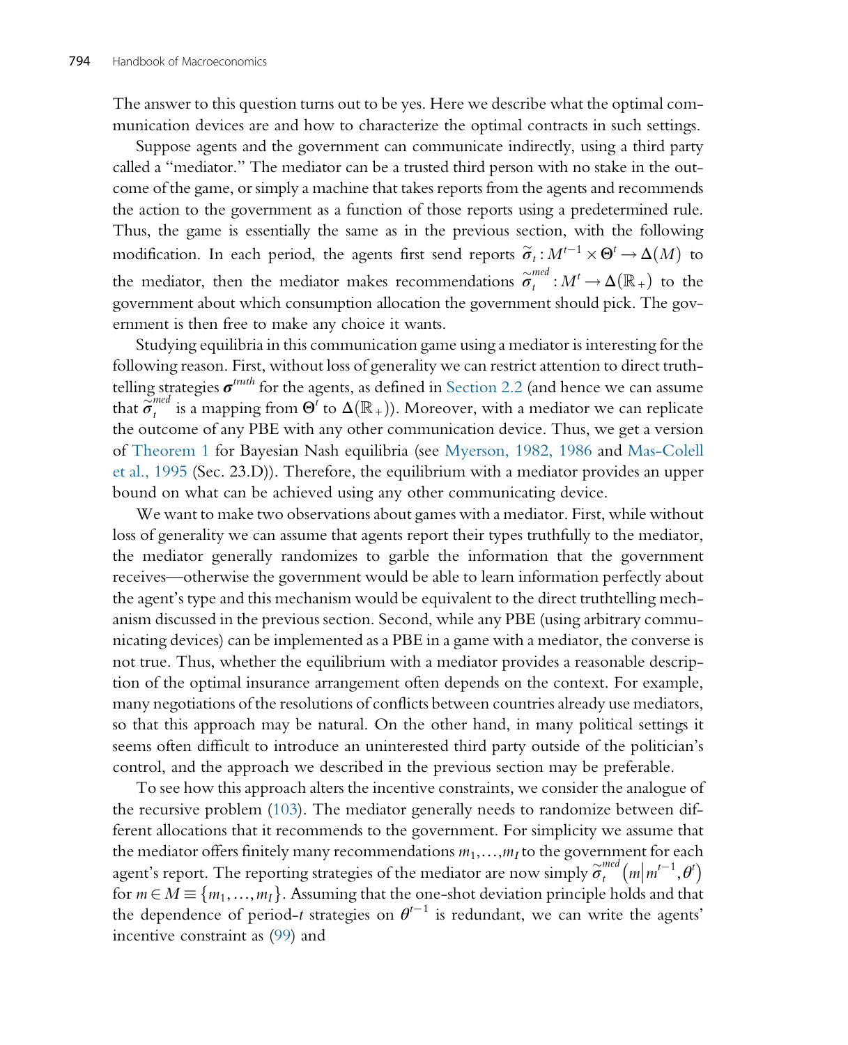The answer to this question turns out to be yes. Here we describe what the optimal communication devices are and how to characterize the optimal contracts in such settings.

Suppose agents and the government can communicate indirectly, using a third party called a "mediator." The mediator can be a trusted third person with no stake in the outcome of the game, or simply a machine that takes reports from the agents and recommends the action to the government as a function of those reports using a predetermined rule. Thus, the game is essentially the same as in the previous section, with the following modification. In each period, the agents first send reports $\tilde{\sigma}_t : M^{t-1} \times \Theta^t \to \Delta(M)$ to the mediator, then the mediator makes recommendations $\tilde{\sigma}_t^{med} : M^t \to \Delta(\mathbb{R}_+)$ to the government about which consumption allocation the government should pick. The government is then free to make any choice it wants.

Studying equilibria in this communication game using a mediator is interesting for the following reason. First, without loss of generality we can restrict attention to direct truthtelling strategies $\boldsymbol{\sigma}^{truth}$ for the agents, as defined in Section 2.2 (and hence we can assume that $\tilde{\sigma}_t^{med}$ is a mapping from $\Theta^t$ to $\Delta(\mathbb{R}_+)$). Moreover, with a mediator we can replicate the outcome of any PBE with any other communication device. Thus, we get a version of Theorem 1 for Bayesian Nash equilibria (see Myerson, 1982, 1986 and Mas-Colell et al., 1995 (Sec. 23.D)). Therefore, the equilibrium with a mediator provides an upper bound on what can be achieved using any other communicating device.

We want to make two observations about games with a mediator. First, while without loss of generality we can assume that agents report their types truthfully to the mediator, the mediator generally randomizes to garble the information that the government receives—otherwise the government would be able to learn information perfectly about the agent's type and this mechanism would be equivalent to the direct truthtelling mechanism discussed in the previous section. Second, while any PBE (using arbitrary communicating devices) can be implemented as a PBE in a game with a mediator, the converse is not true. Thus, whether the equilibrium with a mediator provides a reasonable description of the optimal insurance arrangement often depends on the context. For example, many negotiations of the resolutions of conflicts between countries already use mediators, so that this approach may be natural. On the other hand, in many political settings it seems often difficult to introduce an uninterested third party outside of the politician's control, and the approach we described in the previous section may be preferable.

To see how this approach alters the incentive constraints, we consider the analogue of the recursive problem (103). The mediator generally needs to randomize between different allocations that it recommends to the government. For simplicity we assume that the mediator offers finitely many recommendations $m_1, \ldots, m_I$ to the government for each agent's report. The reporting strategies of the mediator are now simply $\tilde{\sigma}_t^{med}\left(m \middle| m^{t-1}, \theta^t\right)$ for $m \in M \equiv \{m_1, \ldots, m_I\}$. Assuming that the one-shot deviation principle holds and that the dependence of period-$t$ strategies on $\theta^{t-1}$ is redundant, we can write the agents' incentive constraint as (99) and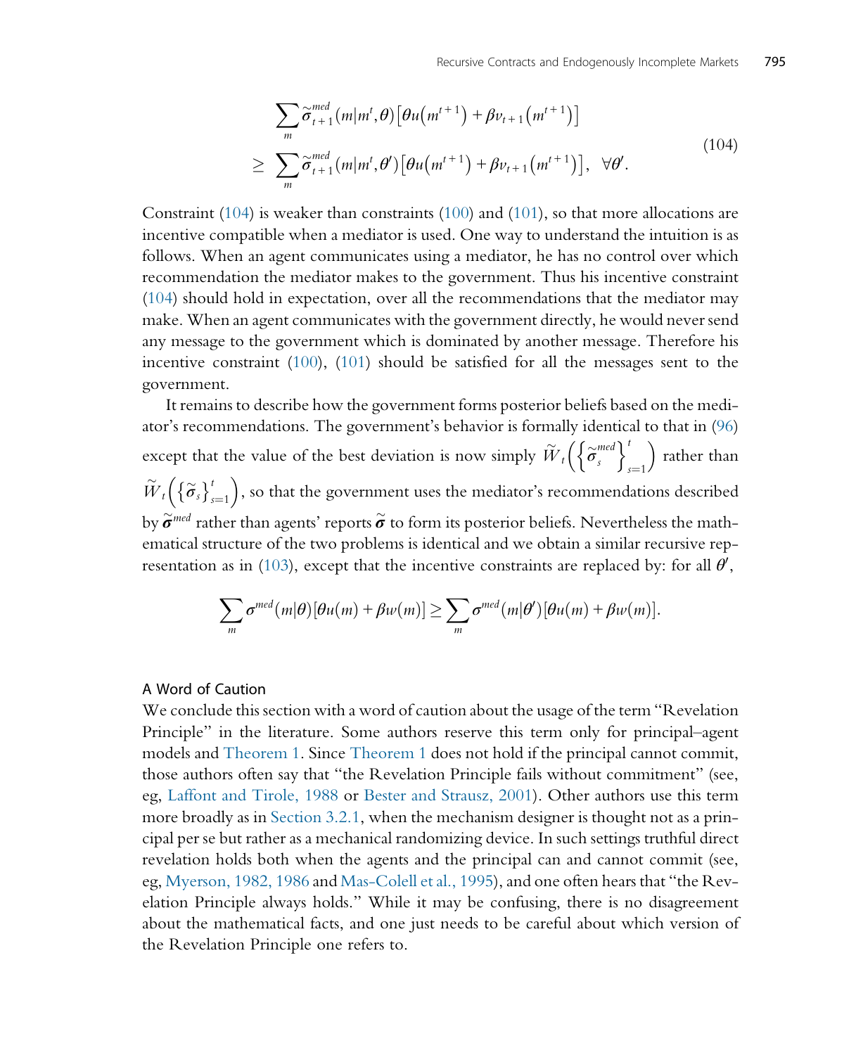$$
\begin{aligned}
&\sum_m \tilde{\sigma}_{t+1}^{med}(m|m^t,\theta)\left[\theta u\left(m^{t+1}\right) + \beta v_{t+1}\left(m^{t+1}\right)\right] \\
&\geq \sum_m \tilde{\sigma}_{t+1}^{med}(m|m^t,\theta')\left[\theta u\left(m^{t+1}\right) + \beta v_{t+1}\left(m^{t+1}\right)\right], \quad \forall \theta'.
\end{aligned} \tag{104}
$$

Constraint (104) is weaker than constraints (100) and (101), so that more allocations are incentive compatible when a mediator is used. One way to understand the intuition is as follows. When an agent communicates using a mediator, he has no control over which recommendation the mediator makes to the government. Thus his incentive constraint (104) should hold in expectation, over all the recommendations that the mediator may make. When an agent communicates with the government directly, he would never send any message to the government which is dominated by another message. Therefore his incentive constraint (100), (101) should be satisfied for all the messages sent to the government.

It remains to describe how the government forms posterior beliefs based on the mediator's recommendations. The government's behavior is formally identical to that in (96) except that the value of the best deviation is now simply $\tilde{W}_t\left(\left\{\tilde{\sigma}_s^{med}\right\}_{s=1}^{t}\right)$ rather than $\tilde{W}_t\left(\left\{\tilde{\sigma}_s\right\}_{s=1}^{t}\right)$, so that the government uses the mediator's recommendations described by $\tilde{\boldsymbol{\sigma}}^{med}$ rather than agents' reports $\tilde{\boldsymbol{\sigma}}$ to form its posterior beliefs. Nevertheless the mathematical structure of the two problems is identical and we obtain a similar recursive representation as in (103), except that the incentive constraints are replaced by: for all $\theta'$,

$$
\sum_m \sigma^{med}(m|\theta)[\theta u(m) + \beta w(m)] \geq \sum_m \sigma^{med}(m|\theta')[\theta u(m) + \beta w(m)].
$$

### A Word of Caution

We conclude this section with a word of caution about the usage of the term "Revelation Principle" in the literature. Some authors reserve this term only for principal–agent models and Theorem 1. Since Theorem 1 does not hold if the principal cannot commit, those authors often say that "the Revelation Principle fails without commitment" (see, eg, Laffont and Tirole, 1988 or Bester and Strausz, 2001). Other authors use this term more broadly as in Section 3.2.1, when the mechanism designer is thought not as a principal per se but rather as a mechanical randomizing device. In such settings truthful direct revelation holds both when the agents and the principal can and cannot commit (see, eg, Myerson, 1982, 1986 and Mas-Colell et al., 1995), and one often hears that "the Revelation Principle always holds." While it may be confusing, there is no disagreement about the mathematical facts, and one just needs to be careful about which version of the Revelation Principle one refers to.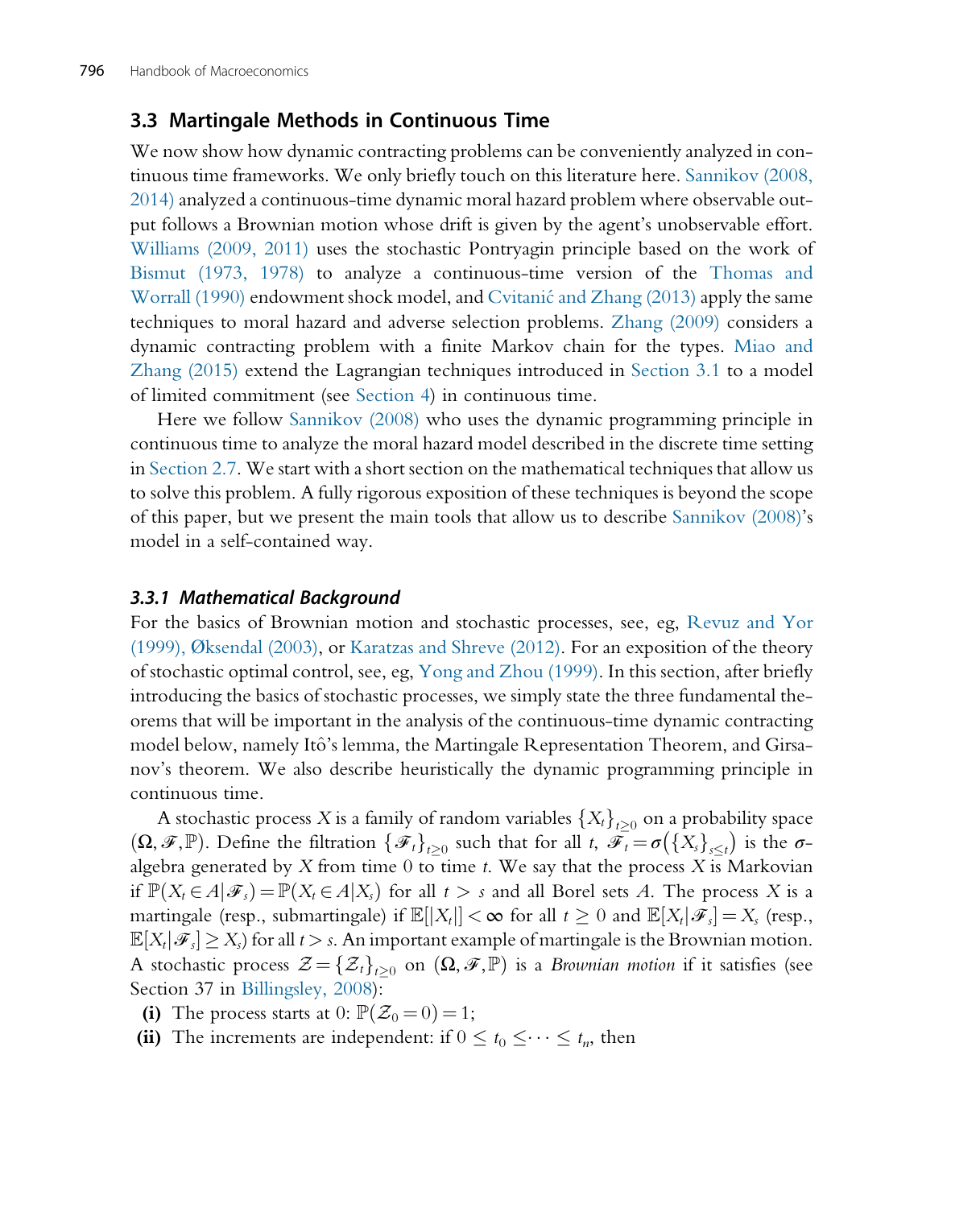## 3.3 Martingale Methods in Continuous Time

We now show how dynamic contracting problems can be conveniently analyzed in continuous time frameworks. We only briefly touch on this literature here. Sannikov (2008, 2014) analyzed a continuous-time dynamic moral hazard problem where observable output follows a Brownian motion whose drift is given by the agent's unobservable effort. Williams (2009, 2011) uses the stochastic Pontryagin principle based on the work of Bismut (1973, 1978) to analyze a continuous-time version of the Thomas and Worrall (1990) endowment shock model, and Cvitanić and Zhang (2013) apply the same techniques to moral hazard and adverse selection problems. Zhang (2009) considers a dynamic contracting problem with a finite Markov chain for the types. Miao and Zhang (2015) extend the Lagrangian techniques introduced in Section 3.1 to a model of limited commitment (see Section 4) in continuous time.

Here we follow Sannikov (2008) who uses the dynamic programming principle in continuous time to analyze the moral hazard model described in the discrete time setting in Section 2.7. We start with a short section on the mathematical techniques that allow us to solve this problem. A fully rigorous exposition of these techniques is beyond the scope of this paper, but we present the main tools that allow us to describe Sannikov (2008)'s model in a self-contained way.

### 3.3.1 Mathematical Background

For the basics of Brownian motion and stochastic processes, see, eg, Revuz and Yor (1999), Øksendal (2003), or Karatzas and Shreve (2012). For an exposition of the theory of stochastic optimal control, see, eg, Yong and Zhou (1999). In this section, after briefly introducing the basics of stochastic processes, we simply state the three fundamental theorems that will be important in the analysis of the continuous-time dynamic contracting model below, namely Itô's lemma, the Martingale Representation Theorem, and Girsanov's theorem. We also describe heuristically the dynamic programming principle in continuous time.

A stochastic process $X$ is a family of random variables $\{X_t\}_{t\geq 0}$ on a probability space $(\Omega, \mathscr{F}, \mathbb{P})$. Define the filtration $\{\mathscr{F}_t\}_{t\geq 0}$ such that for all $t$, $\mathscr{F}_t = \sigma\big(\{X_s\}_{s\leq t}\big)$ is the $\sigma$-algebra generated by $X$ from time 0 to time $t$. We say that the process $X$ is Markovian if $\mathbb{P}(X_t \in A | \mathscr{F}_s) = \mathbb{P}(X_t \in A | X_s)$ for all $t > s$ and all Borel sets $A$. The process $X$ is a martingale (resp., submartingale) if $\mathbb{E}[|X_t|] < \infty$ for all $t \geq 0$ and $\mathbb{E}[X_t | \mathscr{F}_s] = X_s$ (resp., $\mathbb{E}[X_t | \mathscr{F}_s] \geq X_s$) for all $t > s$. An important example of martingale is the Brownian motion. A stochastic process $\mathcal{Z} = \{\mathcal{Z}_t\}_{t\geq 0}$ on $(\Omega, \mathscr{F}, \mathbb{P})$ is a *Brownian motion* if it satisfies (see Section 37 in Billingsley, 2008):

**(i)** The process starts at 0: $\mathbb{P}(\mathcal{Z}_0 = 0) = 1$;

**(ii)** The increments are independent: if $0 \leq t_0 \leq \cdots \leq t_n$, then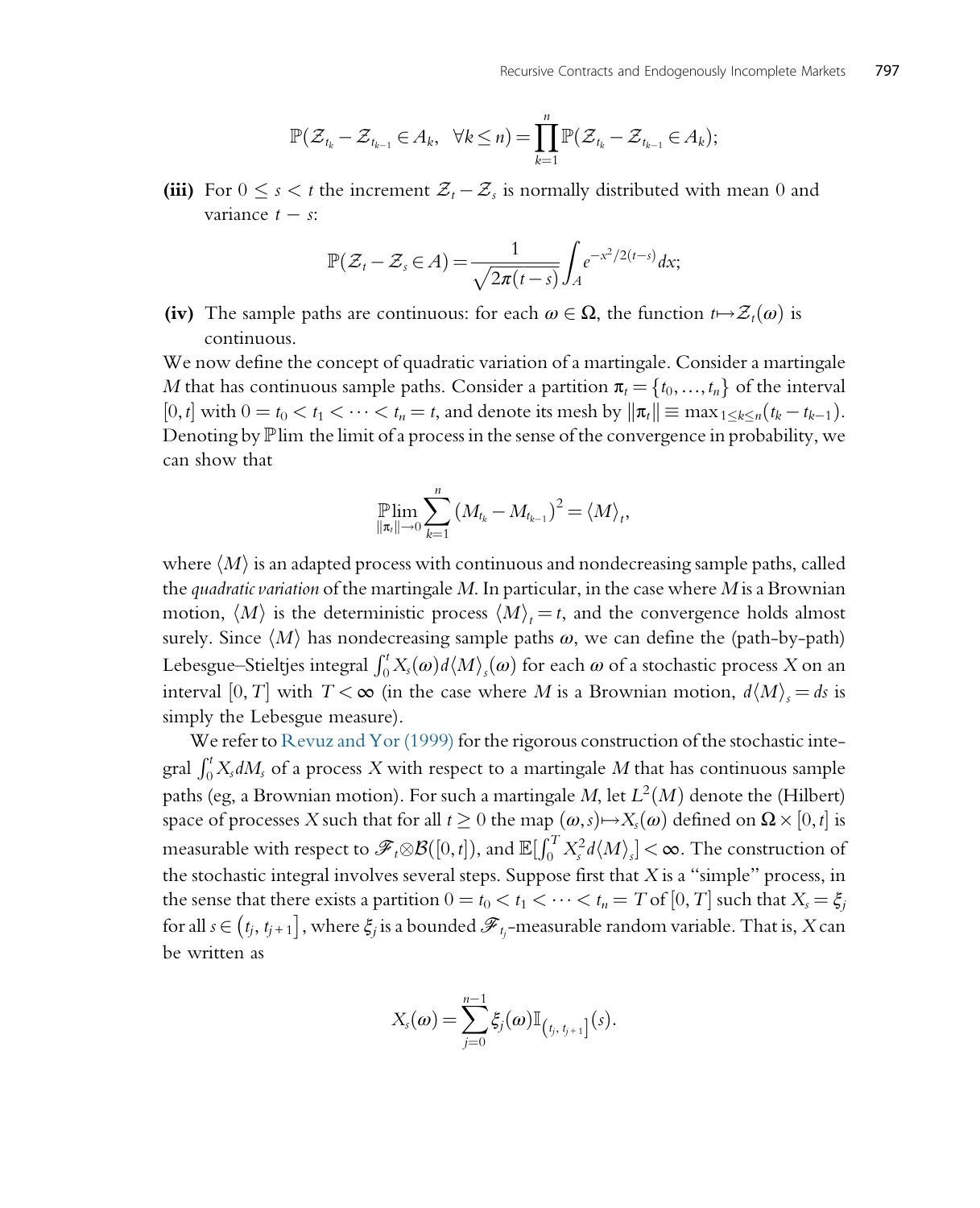$$\mathbb{P}(\mathcal{Z}_{t_k} - \mathcal{Z}_{t_{k-1}} \in A_k, \ \ \forall k \leq n) = \prod_{k=1}^{n} \mathbb{P}(\mathcal{Z}_{t_k} - \mathcal{Z}_{t_{k-1}} \in A_k);$$

**(iii)** For $0 \leq s < t$ the increment $\mathcal{Z}_t - \mathcal{Z}_s$ is normally distributed with mean 0 and variance $t - s$:

$$\mathbb{P}(\mathcal{Z}_t - \mathcal{Z}_s \in A) = \frac{1}{\sqrt{2\pi(t-s)}} \int_A e^{-x^2/2(t-s)} dx;$$

**(iv)** The sample paths are continuous: for each $\omega \in \Omega$, the function $t \mapsto \mathcal{Z}_t(\omega)$ is continuous.

We now define the concept of quadratic variation of a martingale. Consider a martingale $M$ that has continuous sample paths. Consider a partition $\pi_t = \{t_0, \ldots, t_n\}$ of the interval $[0, t]$ with $0 = t_0 < t_1 < \cdots < t_n = t$, and denote its mesh by $\|\pi_t\| \equiv \max_{1 \leq k \leq n}(t_k - t_{k-1})$. Denoting by $\mathbb{P}\lim$ the limit of a process in the sense of the convergence in probability, we can show that

$$\mathbb{P}\lim_{\|\pi_t\| \to 0} \sum_{k=1}^{n} \left(M_{t_k} - M_{t_{k-1}}\right)^2 = \langle M \rangle_t,$$

where $\langle M \rangle$ is an adapted process with continuous and nondecreasing sample paths, called the *quadratic variation* of the martingale $M$. In particular, in the case where $M$ is a Brownian motion, $\langle M \rangle$ is the deterministic process $\langle M \rangle_t = t$, and the convergence holds almost surely. Since $\langle M \rangle$ has nondecreasing sample paths $\omega$, we can define the (path-by-path) Lebesgue–Stieltjes integral $\int_0^t X_s(\omega) d\langle M \rangle_s(\omega)$ for each $\omega$ of a stochastic process $X$ on an interval $[0, T]$ with $T < \infty$ (in the case where $M$ is a Brownian motion, $d\langle M \rangle_s = ds$ is simply the Lebesgue measure).

We refer to Revuz and Yor (1999) for the rigorous construction of the stochastic integral $\int_0^t X_s dM_s$ of a process $X$ with respect to a martingale $M$ that has continuous sample paths (eg, a Brownian motion). For such a martingale $M$, let $L^2(M)$ denote the (Hilbert) space of processes $X$ such that for all $t \geq 0$ the map $(\omega, s) \mapsto X_s(\omega)$ defined on $\Omega \times [0, t]$ is measurable with respect to $\mathcal{F}_t \otimes \mathcal{B}([0, t])$, and $\mathbb{E}[\int_0^T X_s^2 d\langle M \rangle_s] < \infty$. The construction of the stochastic integral involves several steps. Suppose first that $X$ is a "simple" process, in the sense that there exists a partition $0 = t_0 < t_1 < \cdots < t_n = T$ of $[0, T]$ such that $X_s = \xi_j$ for all $s \in (t_j, t_{j+1}]$, where $\xi_j$ is a bounded $\mathcal{F}_{t_j}$-measurable random variable. That is, $X$ can be written as

$$X_s(\omega) = \sum_{j=0}^{n-1} \xi_j(\omega) \mathbb{I}_{(t_j, t_{j+1}]}(s).$$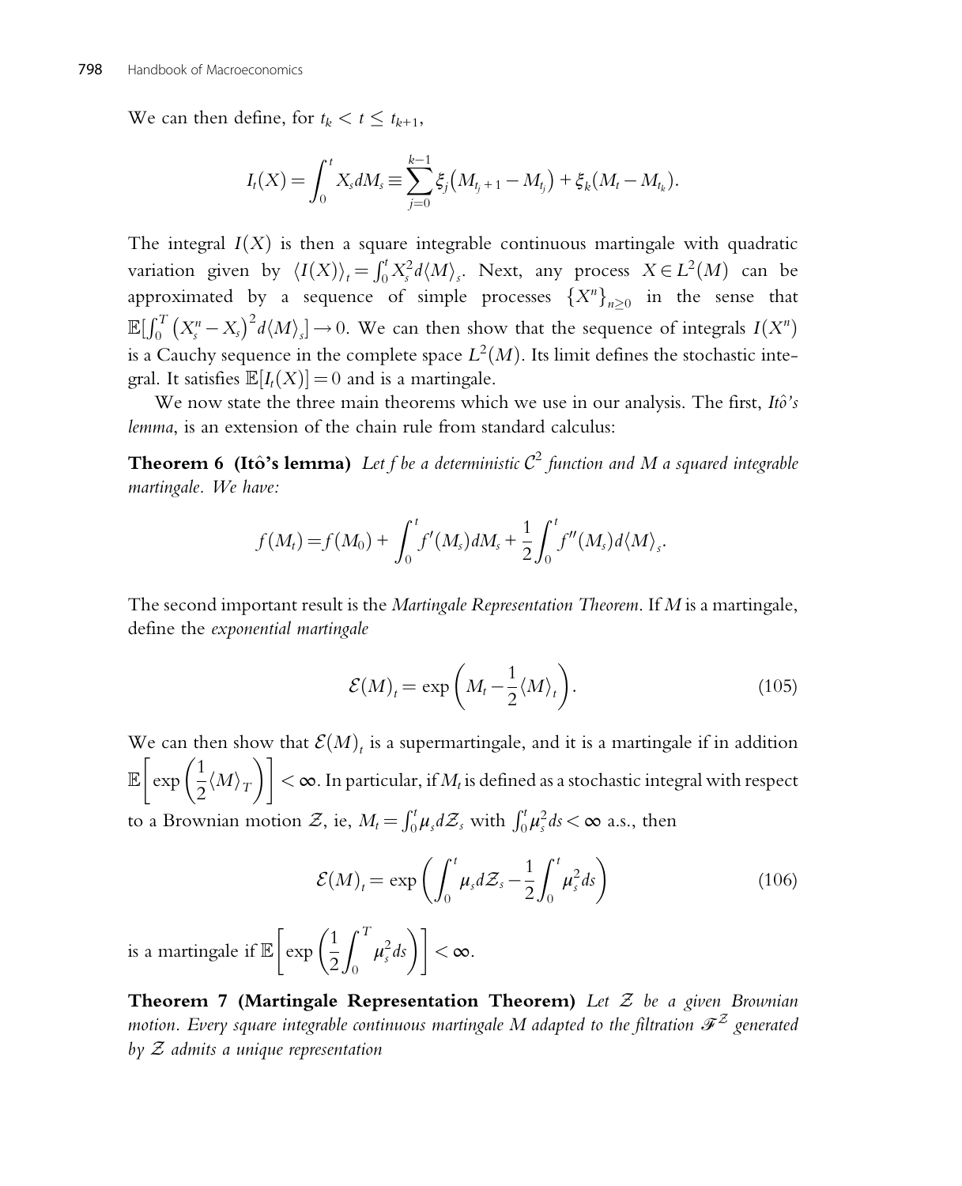We can then define, for $t_k < t \leq t_{k+1}$,

$$I_t(X) = \int_0^t X_s dM_s \equiv \sum_{j=0}^{k-1} \xi_j \left( M_{t_j+1} - M_{t_j} \right) + \xi_k (M_t - M_{t_k}).$$

The integral $I(X)$ is then a square integrable continuous martingale with quadratic variation given by $\langle I(X) \rangle_t = \int_0^t X_s^2 d\langle M \rangle_s$. Next, any process $X \in L^2(M)$ can be approximated by a sequence of simple processes $\{X^n\}_{n \geq 0}$ in the sense that $\mathbb{E}[\int_0^T \left( X_s^n - X_s \right)^2 d\langle M \rangle_s] \to 0$. We can then show that the sequence of integrals $I(X^n)$ is a Cauchy sequence in the complete space $L^2(M)$. Its limit defines the stochastic integral. It satisfies $\mathbb{E}[I_t(X)] = 0$ and is a martingale.

We now state the three main theorems which we use in our analysis. The first, *Itô's lemma*, is an extension of the chain rule from standard calculus:

**Theorem 6 (Itô's lemma)** *Let f be a deterministic $\mathcal{C}^2$ function and M a squared integrable martingale. We have:*

$$f(M_t) = f(M_0) + \int_0^t f'(M_s) dM_s + \frac{1}{2} \int_0^t f''(M_s) d\langle M \rangle_s.$$

The second important result is the *Martingale Representation Theorem*. If $M$ is a martingale, define the *exponential martingale*

$$\mathcal{E}(M)_t = \exp\left( M_t - \frac{1}{2} \langle M \rangle_t \right). \tag{105}$$

We can then show that $\mathcal{E}(M)_t$ is a supermartingale, and it is a martingale if in addition $\mathbb{E}\left[ \exp\left( \frac{1}{2} \langle M \rangle_T \right) \right] < \infty$. In particular, if $M_t$ is defined as a stochastic integral with respect to a Brownian motion $\mathcal{Z}$, ie, $M_t = \int_0^t \mu_s d\mathcal{Z}_s$ with $\int_0^t \mu_s^2 ds < \infty$ a.s., then

$$\mathcal{E}(M)_t = \exp\left( \int_0^t \mu_s d\mathcal{Z}_s - \frac{1}{2} \int_0^t \mu_s^2 ds \right) \tag{106}$$

is a martingale if $\mathbb{E}\left[ \exp\left( \frac{1}{2} \int_0^T \mu_s^2 ds \right) \right] < \infty$.

**Theorem 7 (Martingale Representation Theorem)** *Let $\mathcal{Z}$ be a given Brownian motion. Every square integrable continuous martingale M adapted to the filtration $\mathscr{F}^{\mathcal{Z}}$ generated by $\mathcal{Z}$ admits a unique representation*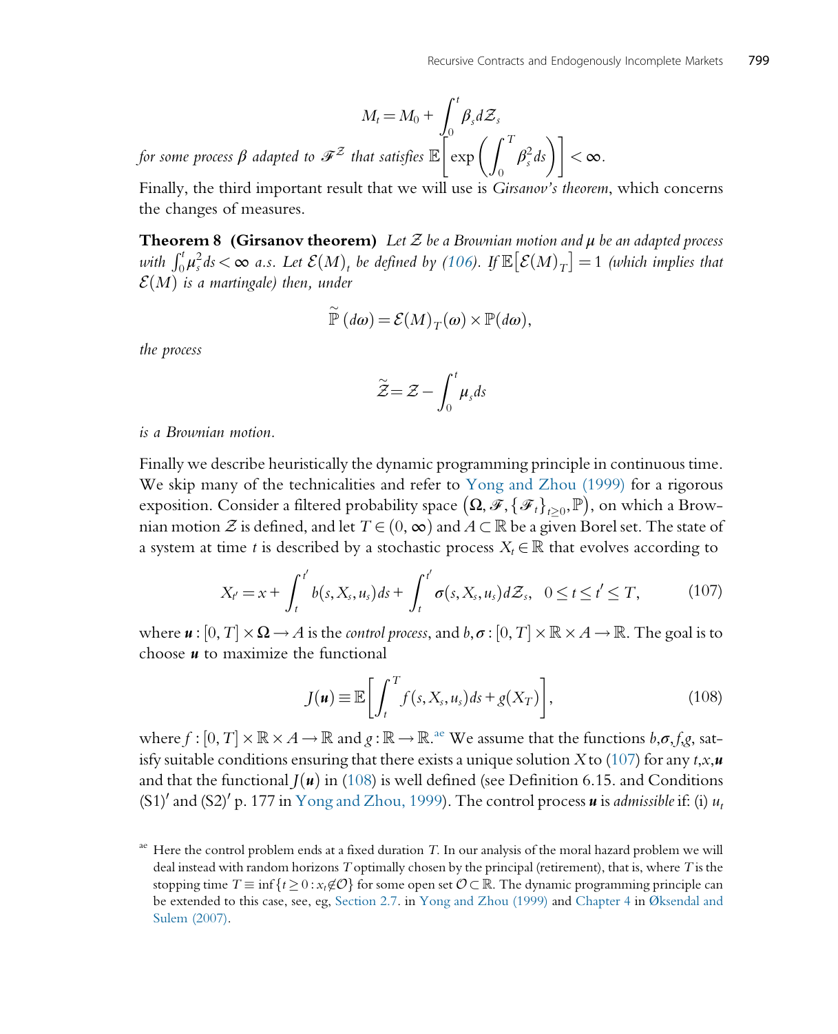$$M_t = M_0 + \int_0^t \beta_s d\mathcal{Z}_s$$

*for some process $\beta$ adapted to $\mathscr{F}^{\mathcal{Z}}$ that satisfies $\mathbb{E}\left[\exp\left(\int_0^T \beta_s^2 ds\right)\right] < \infty$.*

Finally, the third important result that we will use is *Girsanov's theorem*, which concerns the changes of measures.

**Theorem 8 (Girsanov theorem)** *Let $\mathcal{Z}$ be a Brownian motion and $\mu$ be an adapted process with $\int_0^t \mu_s^2 ds < \infty$ a.s. Let $\mathcal{E}(M)_t$ be defined by (106). If $\mathbb{E}\left[\mathcal{E}(M)_T\right] = 1$ (which implies that $\mathcal{E}(M)$ is a martingale) then, under*

$$\widetilde{\mathbb{P}}(d\omega) = \mathcal{E}(M)_T(\omega) \times \mathbb{P}(d\omega),$$

*the process*

$$\widetilde{\mathcal{Z}} = \mathcal{Z} - \int_0^t \mu_s ds$$

*is a Brownian motion.*

Finally we describe heuristically the dynamic programming principle in continuous time. We skip many of the technicalities and refer to Yong and Zhou (1999) for a rigorous exposition. Consider a filtered probability space $\left(\Omega, \mathscr{F}, \{\mathscr{F}_t\}_{t \geq 0}, \mathbb{P}\right)$, on which a Brownian motion $\mathcal{Z}$ is defined, and let $T \in (0, \infty)$ and $A \subset \mathbb{R}$ be a given Borel set. The state of a system at time $t$ is described by a stochastic process $X_t \in \mathbb{R}$ that evolves according to

$$X_{t'} = x + \int_t^{t'} b(s, X_s, u_s) ds + \int_t^{t'} \sigma(s, X_s, u_s) d\mathcal{Z}_s, \quad 0 \leq t \leq t' \leq T, \tag{107}$$

where $\boldsymbol{u} : [0, T] \times \Omega \to A$ is the *control process*, and $b, \sigma : [0, T] \times \mathbb{R} \times A \to \mathbb{R}$. The goal is to choose $\boldsymbol{u}$ to maximize the functional

$$J(\boldsymbol{u}) \equiv \mathbb{E}\left[\int_t^T f(s, X_s, u_s) ds + g(X_T)\right], \tag{108}$$

where $f : [0, T] \times \mathbb{R} \times A \to \mathbb{R}$ and $g : \mathbb{R} \to \mathbb{R}$.[ae] We assume that the functions $b, \sigma, f, g$, satisfy suitable conditions ensuring that there exists a unique solution $X$ to (107) for any $t, x, \boldsymbol{u}$ and that the functional $J(\boldsymbol{u})$ in (108) is well defined (see Definition 6.15. and Conditions (S1)′ and (S2)′ p. 177 in Yong and Zhou, 1999). The control process $\boldsymbol{u}$ is *admissible* if: (i) $u_t$

[ae] Here the control problem ends at a fixed duration $T$. In our analysis of the moral hazard problem we will deal instead with random horizons $T$ optimally chosen by the principal (retirement), that is, where $T$ is the stopping time $T \equiv \inf\{t \geq 0 : x_t \notin \mathcal{O}\}$ for some open set $\mathcal{O} \subset \mathbb{R}$. The dynamic programming principle can be extended to this case, see, eg, Section 2.7. in Yong and Zhou (1999) and Chapter 4 in Øksendal and Sulem (2007).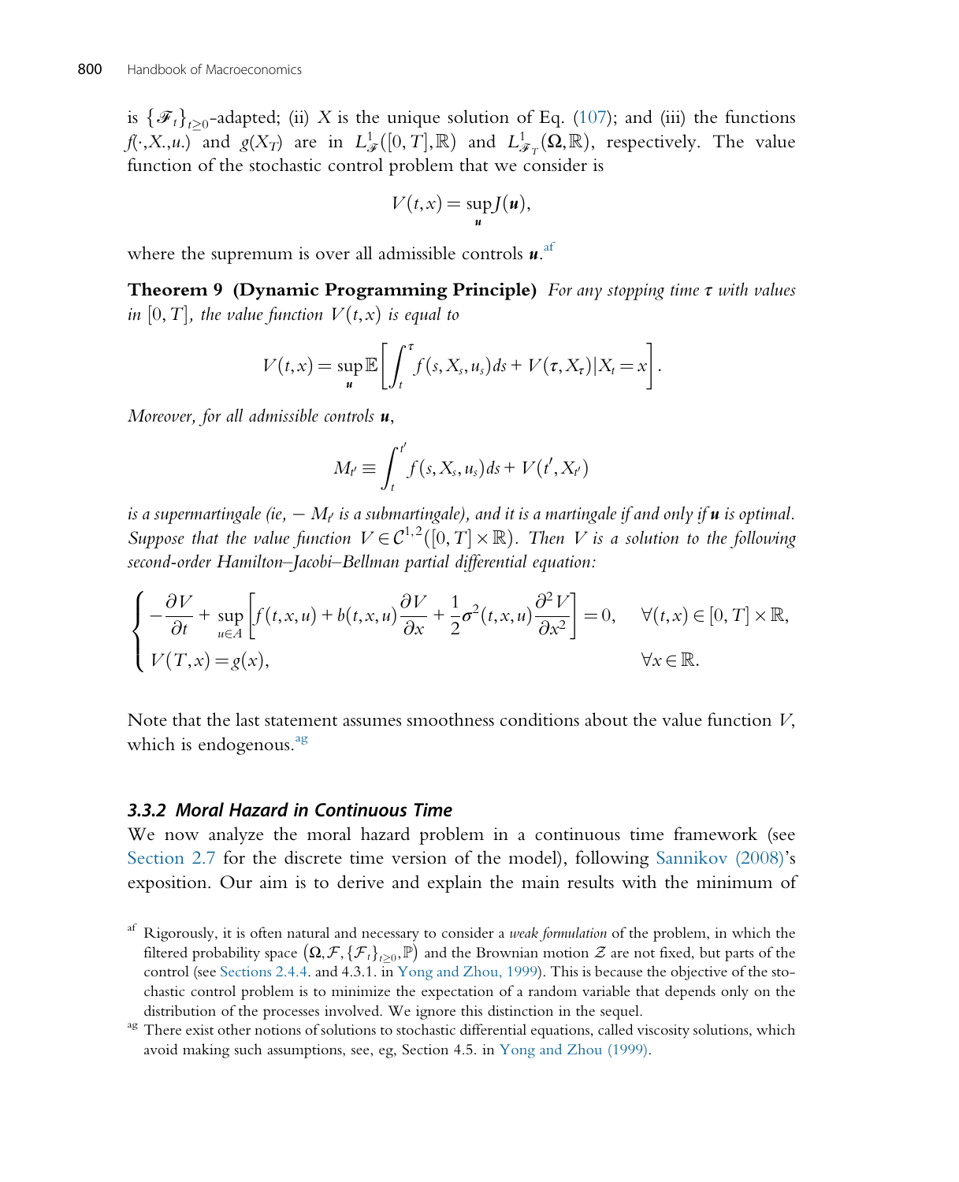is $\{\mathscr{F}_t\}_{t\geq 0}$-adapted; (ii) $X$ is the unique solution of Eq. (107); and (iii) the functions $f(\cdot,X_\cdot,u_\cdot)$ and $g(X_T)$ are in $L^1_{\mathscr{F}}([0,T],\mathbb{R})$ and $L^1_{\mathscr{F}_T}(\Omega,\mathbb{R})$, respectively. The value function of the stochastic control problem that we consider is

$$V(t,x) = \sup_{\boldsymbol{u}} J(\boldsymbol{u}),$$

where the supremum is over all admissible controls $\boldsymbol{u}$.[af]

**Theorem 9 (Dynamic Programming Principle)** *For any stopping time $\tau$ with values in $[0,T]$, the value function $V(t,x)$ is equal to*

$$V(t,x) = \sup_{\boldsymbol{u}} \mathbb{E}\left[\int_t^\tau f(s,X_s,u_s)ds + V(\tau,X_\tau)|X_t = x\right].$$

*Moreover, for all admissible controls $\boldsymbol{u}$,*

$$M_{t'} \equiv \int_t^{t'} f(s,X_s,u_s)ds + V(t',X_{t'})$$

*is a supermartingale (ie, $-M_{t'}$ is a submartingale), and it is a martingale if and only if $\boldsymbol{u}$ is optimal. Suppose that the value function $V \in \mathcal{C}^{1,2}([0,T]\times\mathbb{R})$. Then $V$ is a solution to the following second-order Hamilton–Jacobi–Bellman partial differential equation:*

$$\begin{cases} -\dfrac{\partial V}{\partial t} + \sup\limits_{u\in A}\left[f(t,x,u) + b(t,x,u)\dfrac{\partial V}{\partial x} + \dfrac{1}{2}\sigma^2(t,x,u)\dfrac{\partial^2 V}{\partial x^2}\right] = 0, & \forall (t,x)\in[0,T]\times\mathbb{R}, \\ V(T,x) = g(x), & \forall x\in\mathbb{R}. \end{cases}$$

Note that the last statement assumes smoothness conditions about the value function $V$, which is endogenous.[ag]

### 3.3.2 Moral Hazard in Continuous Time

We now analyze the moral hazard problem in a continuous time framework (see Section 2.7 for the discrete time version of the model), following Sannikov (2008)'s exposition. Our aim is to derive and explain the main results with the minimum of

[af] Rigorously, it is often natural and necessary to consider a *weak formulation* of the problem, in which the filtered probability space $(\Omega,\mathcal{F},\{\mathcal{F}_t\}_{t\geq 0},\mathbb{P})$ and the Brownian motion $\mathcal{Z}$ are not fixed, but parts of the control (see Sections 2.4.4. and 4.3.1. in Yong and Zhou, 1999). This is because the objective of the stochastic control problem is to minimize the expectation of a random variable that depends only on the distribution of the processes involved. We ignore this distinction in the sequel.

[ag] There exist other notions of solutions to stochastic differential equations, called viscosity solutions, which avoid making such assumptions, see, eg, Section 4.5. in Yong and Zhou (1999).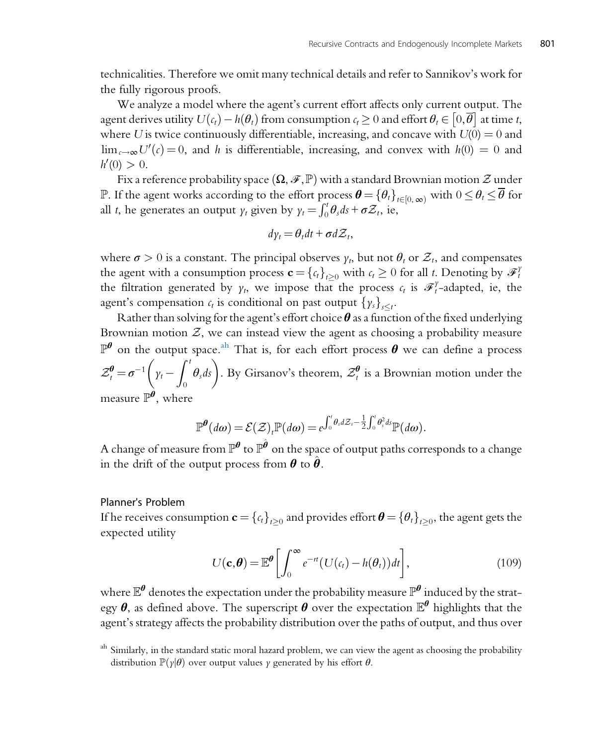technicalities. Therefore we omit many technical details and refer to Sannikov's work for the fully rigorous proofs.

We analyze a model where the agent's current effort affects only current output. The agent derives utility $U(c_t) - h(\theta_t)$ from consumption $c_t \geq 0$ and effort $\theta_t \in [0, \overline{\theta}]$ at time $t$, where $U$ is twice continuously differentiable, increasing, and concave with $U(0) = 0$ and $\lim_{c\to\infty} U'(c) = 0$, and $h$ is differentiable, increasing, and convex with $h(0) = 0$ and $h'(0) > 0$.

Fix a reference probability space $(\Omega, \mathscr{F}, \mathbb{P})$ with a standard Brownian motion $\mathcal{Z}$ under $\mathbb{P}$. If the agent works according to the effort process $\boldsymbol{\theta} = \{\theta_t\}_{t\in[0,\infty)}$ with $0 \leq \theta_t \leq \overline{\theta}$ for all $t$, he generates an output $y_t$ given by $y_t = \int_0^t \theta_s ds + \sigma \mathcal{Z}_t$, ie,

$$d y_t = \theta_t dt + \sigma d\mathcal{Z}_t,$$

where $\sigma > 0$ is a constant. The principal observes $y_t$, but not $\theta_t$ or $\mathcal{Z}_t$, and compensates the agent with a consumption process $\mathbf{c} = \{c_t\}_{t\geq 0}$ with $c_t \geq 0$ for all $t$. Denoting by $\mathscr{F}_t^y$ the filtration generated by $y_t$, we impose that the process $c_t$ is $\mathscr{F}_t^y$-adapted, ie, the agent's compensation $c_t$ is conditional on past output $\{y_s\}_{s\leq t}$.

Rather than solving for the agent's effort choice $\boldsymbol{\theta}$ as a function of the fixed underlying Brownian motion $\mathcal{Z}$, we can instead view the agent as choosing a probability measure $\mathbb{P}^{\boldsymbol{\theta}}$ on the output space.[ah] That is, for each effort process $\boldsymbol{\theta}$ we can define a process $\mathcal{Z}_t^{\boldsymbol{\theta}} = \sigma^{-1}\left(y_t - \int_0^t \theta_s ds\right)$. By Girsanov's theorem, $\mathcal{Z}_t^{\boldsymbol{\theta}}$ is a Brownian motion under the measure $\mathbb{P}^{\boldsymbol{\theta}}$, where

$$\mathbb{P}^{\boldsymbol{\theta}}(d\omega) = \mathcal{E}(\mathcal{Z})_t \mathbb{P}(d\omega) = e^{\int_0^t \theta_s d\mathcal{Z}_s - \frac{1}{2}\int_0^t \theta_s^2 ds}\mathbb{P}(d\omega).$$

A change of measure from $\mathbb{P}^{\boldsymbol{\theta}}$ to $\mathbb{P}^{\hat{\boldsymbol{\theta}}}$ on the space of output paths corresponds to a change in the drift of the output process from $\boldsymbol{\theta}$ to $\hat{\boldsymbol{\theta}}$.

### Planner's Problem

If he receives consumption $\mathbf{c} = \{c_t\}_{t\geq 0}$ and provides effort $\boldsymbol{\theta} = \{\theta_t\}_{t\geq 0}$, the agent gets the expected utility

$$U(\mathbf{c}, \boldsymbol{\theta}) = \mathbb{E}^{\boldsymbol{\theta}}\left[\int_0^\infty e^{-rt}(U(c_t) - h(\theta_t))dt\right], \tag{109}$$

where $\mathbb{E}^{\boldsymbol{\theta}}$ denotes the expectation under the probability measure $\mathbb{P}^{\boldsymbol{\theta}}$ induced by the strategy $\boldsymbol{\theta}$, as defined above. The superscript $\boldsymbol{\theta}$ over the expectation $\mathbb{E}^{\boldsymbol{\theta}}$ highlights that the agent's strategy affects the probability distribution over the paths of output, and thus over

[ah] Similarly, in the standard static moral hazard problem, we can view the agent as choosing the probability distribution $\mathbb{P}(y|\theta)$ over output values $y$ generated by his effort $\theta$.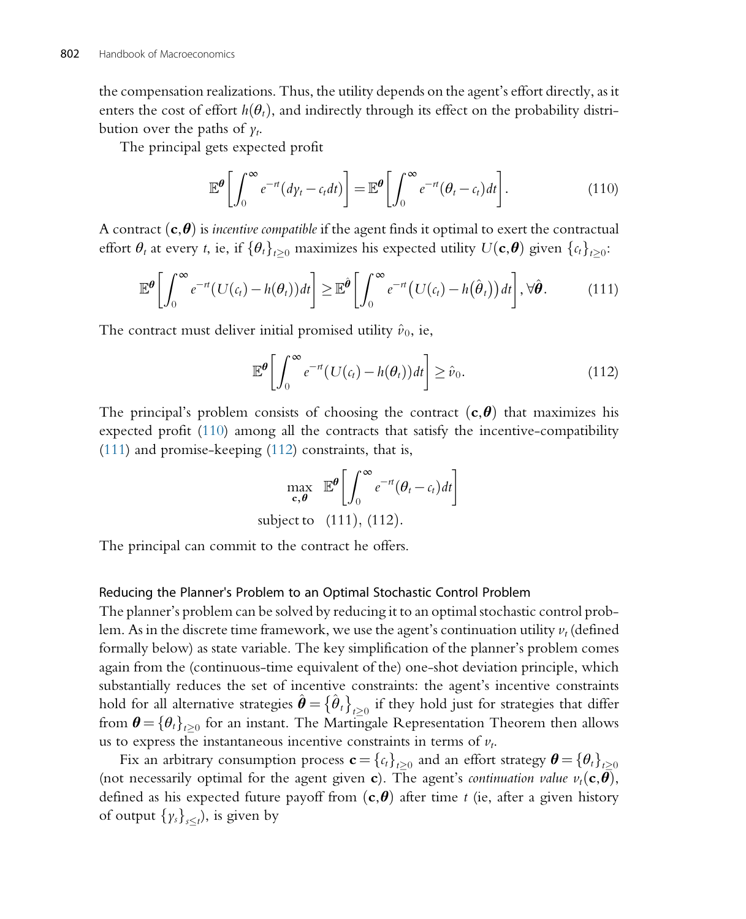the compensation realizations. Thus, the utility depends on the agent's effort directly, as it enters the cost of effort $h(\theta_t)$, and indirectly through its effect on the probability distribution over the paths of $y_t$.

The principal gets expected profit

$$\mathbb{E}^{\boldsymbol{\theta}}\left[\int_0^\infty e^{-rt}(dy_t - c_t dt)\right] = \mathbb{E}^{\boldsymbol{\theta}}\left[\int_0^\infty e^{-rt}(\theta_t - c_t)dt\right]. \tag{110}$$

A contract $(\mathbf{c}, \boldsymbol{\theta})$ is *incentive compatible* if the agent finds it optimal to exert the contractual effort $\theta_t$ at every $t$, ie, if $\{\theta_t\}_{t\geq 0}$ maximizes his expected utility $U(\mathbf{c}, \boldsymbol{\theta})$ given $\{c_t\}_{t\geq 0}$:

$$\mathbb{E}^{\boldsymbol{\theta}}\left[\int_0^\infty e^{-rt}(U(c_t) - h(\theta_t))dt\right] \geq \mathbb{E}^{\hat{\boldsymbol{\theta}}}\left[\int_0^\infty e^{-rt}\left(U(c_t) - h(\hat{\theta}_t)\right)dt\right], \forall \hat{\boldsymbol{\theta}}. \tag{111}$$

The contract must deliver initial promised utility $\hat{v}_0$, ie,

$$\mathbb{E}^{\boldsymbol{\theta}}\left[\int_0^\infty e^{-rt}(U(c_t) - h(\theta_t))dt\right] \geq \hat{v}_0. \tag{112}$$

The principal's problem consists of choosing the contract $(\mathbf{c}, \boldsymbol{\theta})$ that maximizes his expected profit (110) among all the contracts that satisfy the incentive-compatibility (111) and promise-keeping (112) constraints, that is,

$$\begin{aligned}
&\max_{\mathbf{c},\boldsymbol{\theta}} \quad \mathbb{E}^{\boldsymbol{\theta}}\left[\int_0^\infty e^{-rt}(\theta_t - c_t)dt\right] \\
&\text{subject to} \quad (111),\ (112).
\end{aligned}$$

The principal can commit to the contract he offers.

### Reducing the Planner's Problem to an Optimal Stochastic Control Problem

The planner's problem can be solved by reducing it to an optimal stochastic control problem. As in the discrete time framework, we use the agent's continuation utility $v_t$ (defined formally below) as state variable. The key simplification of the planner's problem comes again from the (continuous-time equivalent of the) one-shot deviation principle, which substantially reduces the set of incentive constraints: the agent's incentive constraints hold for all alternative strategies $\hat{\boldsymbol{\theta}} = \{\hat{\theta}_t\}_{t\geq 0}$ if they hold just for strategies that differ from $\boldsymbol{\theta} = \{\theta_t\}_{t\geq 0}$ for an instant. The Martingale Representation Theorem then allows us to express the instantaneous incentive constraints in terms of $v_t$.

Fix an arbitrary consumption process $\mathbf{c} = \{c_t\}_{t\geq 0}$ and an effort strategy $\boldsymbol{\theta} = \{\theta_t\}_{t\geq 0}$ (not necessarily optimal for the agent given $\mathbf{c}$). The agent's *continuation value* $v_t(\mathbf{c}, \boldsymbol{\theta})$, defined as his expected future payoff from $(\mathbf{c}, \boldsymbol{\theta})$ after time $t$ (ie, after a given history of output $\{y_s\}_{s\leq t}$), is given by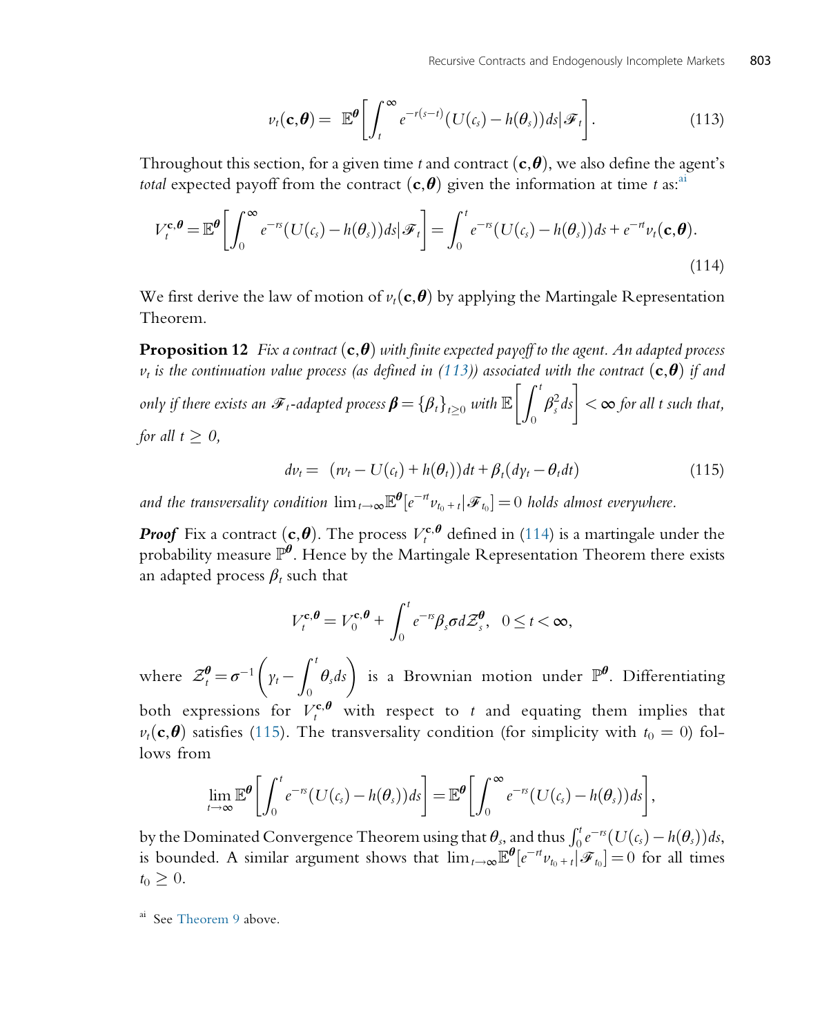$$v_t(\mathbf{c},\boldsymbol{\theta}) = \mathbb{E}^{\boldsymbol{\theta}}\left[\int_t^\infty e^{-r(s-t)}(U(c_s) - h(\theta_s))ds \middle| \mathscr{F}_t\right]. \tag{113}$$

Throughout this section, for a given time $t$ and contract $(\mathbf{c},\boldsymbol{\theta})$, we also define the agent's *total* expected payoff from the contract $(\mathbf{c},\boldsymbol{\theta})$ given the information at time $t$ as:[ai]

$$V_t^{\mathbf{c},\boldsymbol{\theta}} = \mathbb{E}^{\boldsymbol{\theta}}\left[\int_0^\infty e^{-rs}(U(c_s) - h(\theta_s))ds \middle| \mathscr{F}_t\right] = \int_0^t e^{-rs}(U(c_s) - h(\theta_s))ds + e^{-rt}v_t(\mathbf{c},\boldsymbol{\theta}). \tag{114}$$

We first derive the law of motion of $v_t(\mathbf{c},\boldsymbol{\theta})$ by applying the Martingale Representation Theorem.

**Proposition 12** *Fix a contract $(\mathbf{c},\boldsymbol{\theta})$ with finite expected payoff to the agent. An adapted process $v_t$ is the continuation value process (as defined in (113)) associated with the contract $(\mathbf{c},\boldsymbol{\theta})$ if and only if there exists an $\mathscr{F}_t$-adapted process $\boldsymbol{\beta} = \{\beta_t\}_{t\geq 0}$ with $\mathbb{E}\left[\int_0^t \beta_s^2 ds\right] < \infty$ for all $t$ such that, for all $t \geq 0$,*

$$dv_t = (rv_t - U(c_t) + h(\theta_t))dt + \beta_t(dy_t - \theta_t dt) \tag{115}$$

*and the transversality condition $\lim_{t\to\infty}\mathbb{E}^{\boldsymbol{\theta}}[e^{-rt}v_{t_0+t}|\mathscr{F}_{t_0}] = 0$ holds almost everywhere.*

***Proof*** Fix a contract $(\mathbf{c},\boldsymbol{\theta})$. The process $V_t^{\mathbf{c},\boldsymbol{\theta}}$ defined in (114) is a martingale under the probability measure $\mathbb{P}^{\boldsymbol{\theta}}$. Hence by the Martingale Representation Theorem there exists an adapted process $\beta_t$ such that

$$V_t^{\mathbf{c},\boldsymbol{\theta}} = V_0^{\mathbf{c},\boldsymbol{\theta}} + \int_0^t e^{-rs}\beta_s\sigma d\mathcal{Z}_s^{\boldsymbol{\theta}}, \quad 0 \leq t < \infty,$$

where $\mathcal{Z}_t^{\boldsymbol{\theta}} = \sigma^{-1}\left(y_t - \int_0^t \theta_s ds\right)$ is a Brownian motion under $\mathbb{P}^{\boldsymbol{\theta}}$. Differentiating both expressions for $V_t^{\mathbf{c},\boldsymbol{\theta}}$ with respect to $t$ and equating them implies that $v_t(\mathbf{c},\boldsymbol{\theta})$ satisfies (115). The transversality condition (for simplicity with $t_0 = 0$) follows from

$$\lim_{t\to\infty}\mathbb{E}^{\boldsymbol{\theta}}\left[\int_0^t e^{-rs}(U(c_s) - h(\theta_s))ds\right] = \mathbb{E}^{\boldsymbol{\theta}}\left[\int_0^\infty e^{-rs}(U(c_s) - h(\theta_s))ds\right],$$

by the Dominated Convergence Theorem using that $\theta_s$, and thus $\int_0^t e^{-rs}(U(c_s) - h(\theta_s))ds$, is bounded. A similar argument shows that $\lim_{t\to\infty}\mathbb{E}^{\boldsymbol{\theta}}[e^{-rt}v_{t_0+t}|\mathscr{F}_{t_0}] = 0$ for all times $t_0 \geq 0$.

[ai] See Theorem 9 above.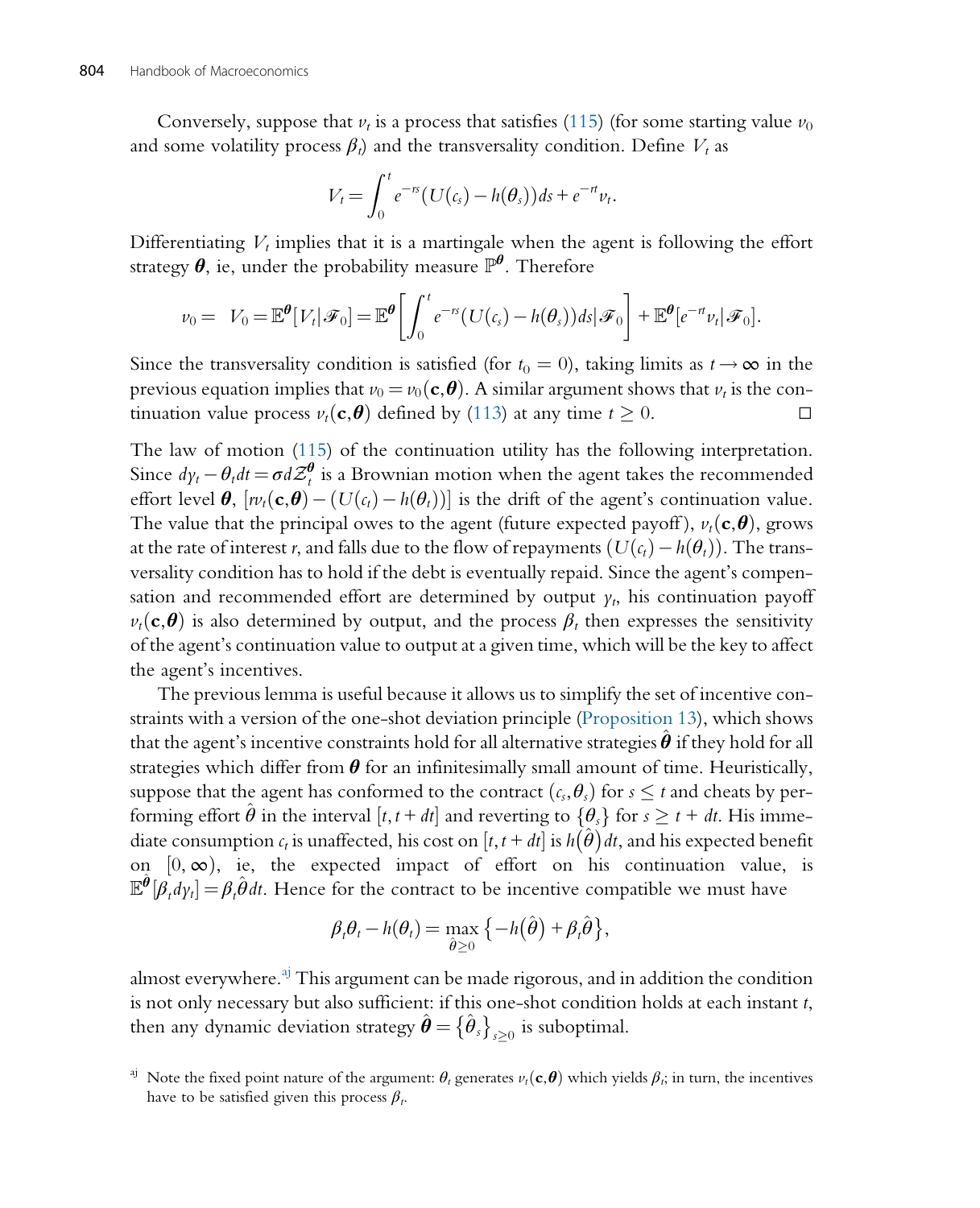Conversely, suppose that $v_t$ is a process that satisfies (115) (for some starting value $v_0$ and some volatility process $\beta_t$) and the transversality condition. Define $V_t$ as

$$V_t = \int_0^t e^{-rs}(U(c_s) - h(\theta_s))ds + e^{-rt}v_t.$$

Differentiating $V_t$ implies that it is a martingale when the agent is following the effort strategy $\boldsymbol{\theta}$, ie, under the probability measure $\mathbb{P}^{\boldsymbol{\theta}}$. Therefore

$$v_0 = \ V_0 = \mathbb{E}^{\boldsymbol{\theta}}[V_t|\mathscr{F}_0] = \mathbb{E}^{\boldsymbol{\theta}}\left[\int_0^t e^{-rs}(U(c_s) - h(\theta_s))ds|\mathscr{F}_0\right] + \mathbb{E}^{\boldsymbol{\theta}}[e^{-rt}v_t|\mathscr{F}_0].$$

Since the transversality condition is satisfied (for $t_0 = 0$), taking limits as $t \to \infty$ in the previous equation implies that $v_0 = v_0(\mathbf{c}, \boldsymbol{\theta})$. A similar argument shows that $v_t$ is the continuation value process $v_t(\mathbf{c}, \boldsymbol{\theta})$ defined by (113) at any time $t \geq 0$. □

The law of motion (115) of the continuation utility has the following interpretation. Since $dy_t - \theta_t dt = \sigma d\mathcal{Z}_t^{\boldsymbol{\theta}}$ is a Brownian motion when the agent takes the recommended effort level $\boldsymbol{\theta}$, $[rv_t(\mathbf{c}, \boldsymbol{\theta}) - (U(c_t) - h(\theta_t))]$ is the drift of the agent's continuation value. The value that the principal owes to the agent (future expected payoff), $v_t(\mathbf{c}, \boldsymbol{\theta})$, grows at the rate of interest $r$, and falls due to the flow of repayments $(U(c_t) - h(\theta_t))$. The transversality condition has to hold if the debt is eventually repaid. Since the agent's compensation and recommended effort are determined by output $y_t$, his continuation payoff $v_t(\mathbf{c}, \boldsymbol{\theta})$ is also determined by output, and the process $\beta_t$ then expresses the sensitivity of the agent's continuation value to output at a given time, which will be the key to affect the agent's incentives.

The previous lemma is useful because it allows us to simplify the set of incentive constraints with a version of the one-shot deviation principle (Proposition 13), which shows that the agent's incentive constraints hold for all alternative strategies $\hat{\boldsymbol{\theta}}$ if they hold for all strategies which differ from $\boldsymbol{\theta}$ for an infinitesimally small amount of time. Heuristically, suppose that the agent has conformed to the contract $(c_s, \theta_s)$ for $s \leq t$ and cheats by performing effort $\hat{\theta}$ in the interval $[t, t + dt]$ and reverting to $\{\theta_s\}$ for $s \geq t + dt$. His immediate consumption $c_t$ is unaffected, his cost on $[t, t + dt]$ is $h(\hat{\theta})dt$, and his expected benefit on $[0, \infty)$, ie, the expected impact of effort on his continuation value, is $\mathbb{E}^{\hat{\boldsymbol{\theta}}}[\beta_t dy_t] = \beta_t \hat{\theta} dt$. Hence for the contract to be incentive compatible we must have

$$\beta_t \theta_t - h(\theta_t) = \max_{\hat{\theta} \geq 0} \left\{ -h(\hat{\theta}) + \beta_t \hat{\theta} \right\},$$

almost everywhere.[aj] This argument can be made rigorous, and in addition the condition is not only necessary but also sufficient: if this one-shot condition holds at each instant $t$, then any dynamic deviation strategy $\hat{\boldsymbol{\theta}} = \left\{\hat{\theta}_s\right\}_{s \geq 0}$ is suboptimal.

[aj] Note the fixed point nature of the argument: $\theta_t$ generates $v_t(\mathbf{c}, \boldsymbol{\theta})$ which yields $\beta_t$; in turn, the incentives have to be satisfied given this process $\beta_t$.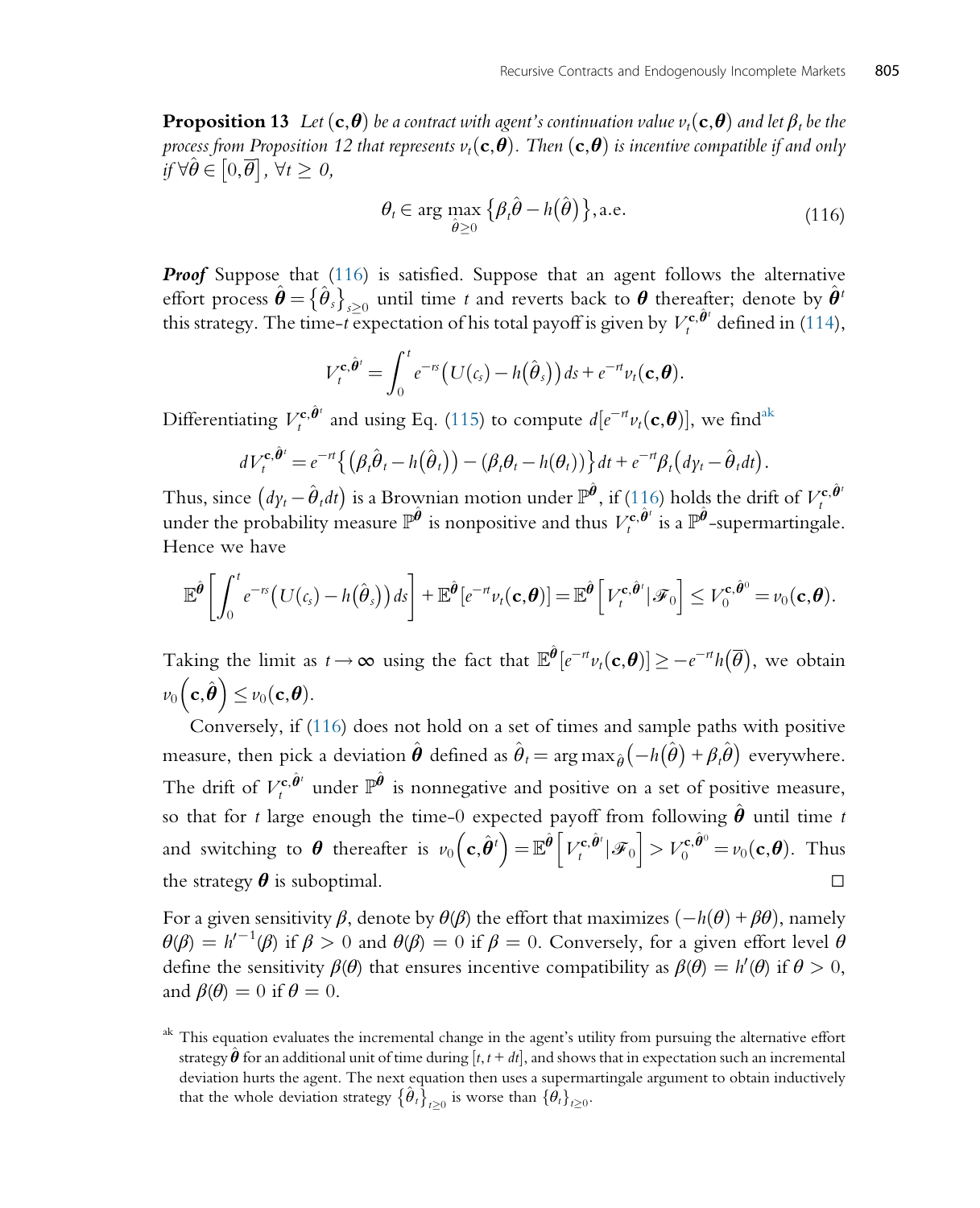**Proposition 13** *Let $(\mathbf{c},\boldsymbol{\theta})$ be a contract with agent's continuation value $v_t(\mathbf{c},\boldsymbol{\theta})$ and let $\beta_t$ be the process from Proposition 12 that represents $v_t(\mathbf{c},\boldsymbol{\theta})$. Then $(\mathbf{c},\boldsymbol{\theta})$ is incentive compatible if and only if $\forall\hat{\theta}\in[0,\overline{\theta}]$, $\forall t\geq 0$,*

$$\theta_t \in \arg\max_{\hat{\theta}\geq 0}\left\{\beta_t\hat{\theta}-h(\hat{\theta})\right\}, \text{a.e.} \tag{116}$$

***Proof*** Suppose that (116) is satisfied. Suppose that an agent follows the alternative effort process $\hat{\boldsymbol{\theta}}=\{\hat{\theta}_s\}_{s\geq 0}$ until time $t$ and reverts back to $\boldsymbol{\theta}$ thereafter; denote by $\hat{\boldsymbol{\theta}}^t$ this strategy. The time-$t$ expectation of his total payoff is given by $V_t^{\mathbf{c},\hat{\boldsymbol{\theta}}^t}$ defined in (114),

$$V_t^{\mathbf{c},\hat{\boldsymbol{\theta}}^t}=\int_0^t e^{-rs}\left(U(c_s)-h(\hat{\theta}_s)\right)ds+e^{-rt}v_t(\mathbf{c},\boldsymbol{\theta}).$$

Differentiating $V_t^{\mathbf{c},\hat{\boldsymbol{\theta}}^t}$ and using Eq. (115) to compute $d[e^{-rt}v_t(\mathbf{c},\boldsymbol{\theta})]$, we find[ak]

$$dV_t^{\mathbf{c},\hat{\boldsymbol{\theta}}^t}=e^{-rt}\left\{\left(\beta_t\hat{\theta}_t-h(\hat{\theta}_t)\right)-\left(\beta_t\theta_t-h(\theta_t)\right)\right\}dt+e^{-rt}\beta_t\left(dy_t-\hat{\theta}_t dt\right).$$

Thus, since $\left(dy_t-\hat{\theta}_t dt\right)$ is a Brownian motion under $\mathbb{P}^{\hat{\boldsymbol{\theta}}}$, if (116) holds the drift of $V_t^{\mathbf{c},\hat{\boldsymbol{\theta}}^t}$ under the probability measure $\mathbb{P}^{\hat{\boldsymbol{\theta}}}$ is nonpositive and thus $V_t^{\mathbf{c},\hat{\boldsymbol{\theta}}^t}$ is a $\mathbb{P}^{\hat{\boldsymbol{\theta}}}$-supermartingale. Hence we have

$$\mathbb{E}^{\hat{\boldsymbol{\theta}}}\left[\int_0^t e^{-rs}\left(U(c_s)-h(\hat{\theta}_s)\right)ds\right]+\mathbb{E}^{\hat{\boldsymbol{\theta}}}[e^{-rt}v_t(\mathbf{c},\boldsymbol{\theta})]=\mathbb{E}^{\hat{\boldsymbol{\theta}}}\left[V_t^{\mathbf{c},\hat{\boldsymbol{\theta}}^t}|\mathscr{F}_0\right]\leq V_0^{\mathbf{c},\hat{\boldsymbol{\theta}}^0}=v_0(\mathbf{c},\boldsymbol{\theta}).$$

Taking the limit as $t\to\infty$ using the fact that $\mathbb{E}^{\hat{\boldsymbol{\theta}}}[e^{-rt}v_t(\mathbf{c},\boldsymbol{\theta})]\geq -e^{-rt}h(\overline{\theta})$, we obtain $v_0\left(\mathbf{c},\hat{\boldsymbol{\theta}}\right)\leq v_0(\mathbf{c},\boldsymbol{\theta})$.

Conversely, if (116) does not hold on a set of times and sample paths with positive measure, then pick a deviation $\hat{\boldsymbol{\theta}}$ defined as $\hat{\theta}_t=\arg\max_{\hat{\theta}}\left(-h(\hat{\theta})+\beta_t\hat{\theta}\right)$ everywhere. The drift of $V_t^{\mathbf{c},\hat{\boldsymbol{\theta}}^t}$ under $\mathbb{P}^{\hat{\boldsymbol{\theta}}}$ is nonnegative and positive on a set of positive measure, so that for $t$ large enough the time-0 expected payoff from following $\hat{\boldsymbol{\theta}}$ until time $t$ and switching to $\boldsymbol{\theta}$ thereafter is $v_0\left(\mathbf{c},\hat{\boldsymbol{\theta}}^t\right)=\mathbb{E}^{\hat{\boldsymbol{\theta}}}\left[V_t^{\mathbf{c},\hat{\boldsymbol{\theta}}^t}|\mathscr{F}_0\right]>V_0^{\mathbf{c},\hat{\boldsymbol{\theta}}^0}=v_0(\mathbf{c},\boldsymbol{\theta})$. Thus the strategy $\boldsymbol{\theta}$ is suboptimal. □

For a given sensitivity $\beta$, denote by $\theta(\beta)$ the effort that maximizes $(-h(\theta)+\beta\theta)$, namely $\theta(\beta)=h'^{-1}(\beta)$ if $\beta>0$ and $\theta(\beta)=0$ if $\beta=0$. Conversely, for a given effort level $\theta$ define the sensitivity $\beta(\theta)$ that ensures incentive compatibility as $\beta(\theta)=h'(\theta)$ if $\theta>0$, and $\beta(\theta)=0$ if $\theta=0$.

[ak] This equation evaluates the incremental change in the agent's utility from pursuing the alternative effort strategy $\hat{\boldsymbol{\theta}}$ for an additional unit of time during $[t,t+dt]$, and shows that in expectation such an incremental deviation hurts the agent. The next equation then uses a supermartingale argument to obtain inductively that the whole deviation strategy $\{\hat{\theta}_t\}_{t\geq 0}$ is worse than $\{\theta_t\}_{t\geq 0}$.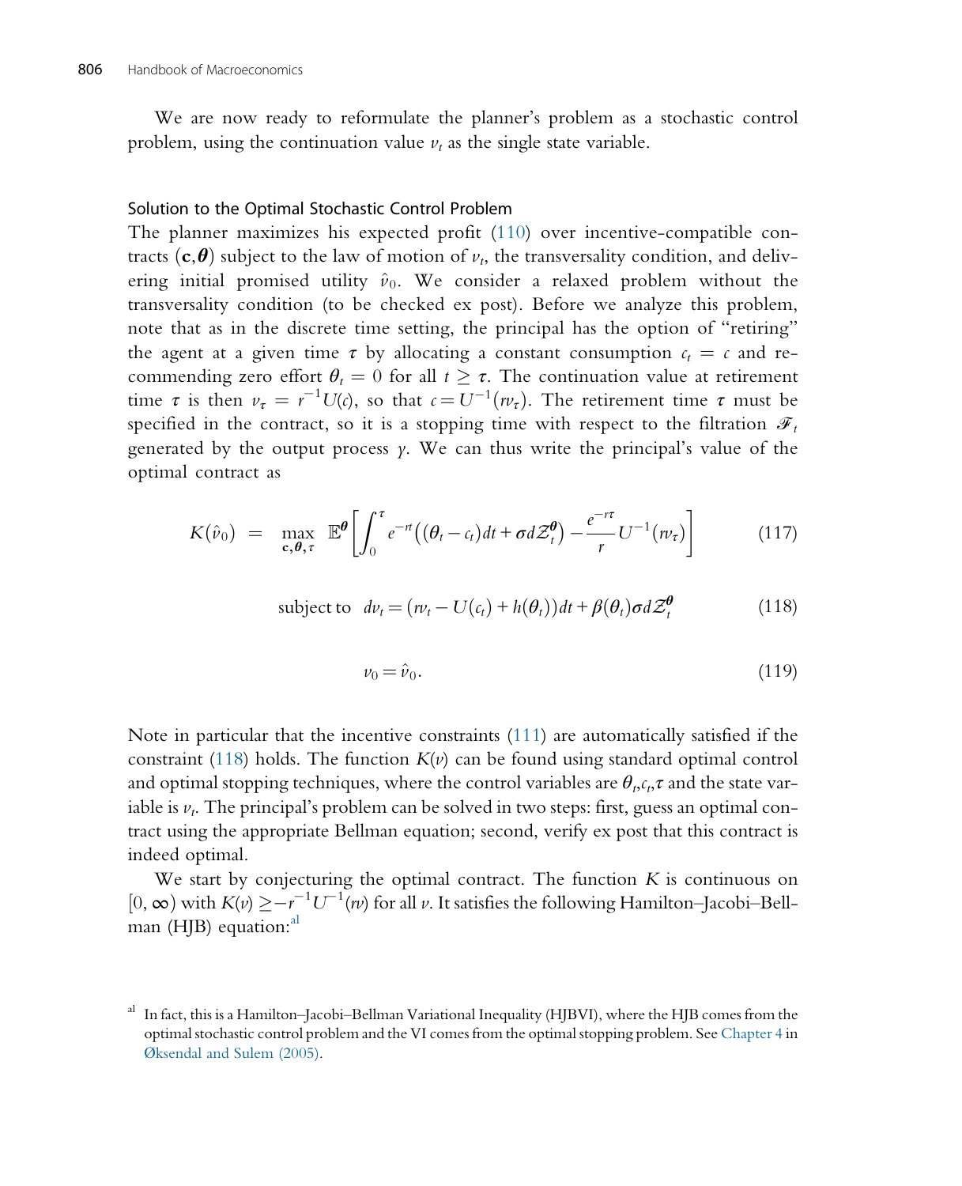We are now ready to reformulate the planner's problem as a stochastic control problem, using the continuation value $v_t$ as the single state variable.

### Solution to the Optimal Stochastic Control Problem

The planner maximizes his expected profit (110) over incentive-compatible contracts $(\mathbf{c},\boldsymbol{\theta})$ subject to the law of motion of $v_t$, the transversality condition, and delivering initial promised utility $\hat{v}_0$. We consider a relaxed problem without the transversality condition (to be checked ex post). Before we analyze this problem, note that as in the discrete time setting, the principal has the option of "retiring" the agent at a given time $\tau$ by allocating a constant consumption $c_t = c$ and recommending zero effort $\theta_t = 0$ for all $t \geq \tau$. The continuation value at retirement time $\tau$ is then $v_\tau = r^{-1}U(c)$, so that $c = U^{-1}(rv_\tau)$. The retirement time $\tau$ must be specified in the contract, so it is a stopping time with respect to the filtration $\mathscr{F}_t$ generated by the output process $y$. We can thus write the principal's value of the optimal contract as

$$K(\hat{v}_0) \;=\; \max_{\mathbf{c},\boldsymbol{\theta},\tau} \;\mathbb{E}^{\boldsymbol{\theta}}\left[\int_0^\tau e^{-rt}\left((\theta_t - c_t)dt + \sigma d\mathcal{Z}_t^{\boldsymbol{\theta}}\right) - \frac{e^{-r\tau}}{r}U^{-1}(rv_\tau)\right] \tag{117}$$

$$\text{subject to} \;\; dv_t = (rv_t - U(c_t) + h(\theta_t))dt + \beta(\theta_t)\sigma d\mathcal{Z}_t^{\boldsymbol{\theta}} \tag{118}$$

$$v_0 = \hat{v}_0. \tag{119}$$

Note in particular that the incentive constraints (111) are automatically satisfied if the constraint (118) holds. The function $K(v)$ can be found using standard optimal control and optimal stopping techniques, where the control variables are $\theta_t, c_t, \tau$ and the state variable is $v_t$. The principal's problem can be solved in two steps: first, guess an optimal contract using the appropriate Bellman equation; second, verify ex post that this contract is indeed optimal.

We start by conjecturing the optimal contract. The function $K$ is continuous on $[0,\infty)$ with $K(v) \geq -r^{-1}U^{-1}(rv)$ for all $v$. It satisfies the following Hamilton–Jacobi–Bellman (HJB) equation:[al]

[al] In fact, this is a Hamilton–Jacobi–Bellman Variational Inequality (HJBVI), where the HJB comes from the optimal stochastic control problem and the VI comes from the optimal stopping problem. See Chapter 4 in Øksendal and Sulem (2005).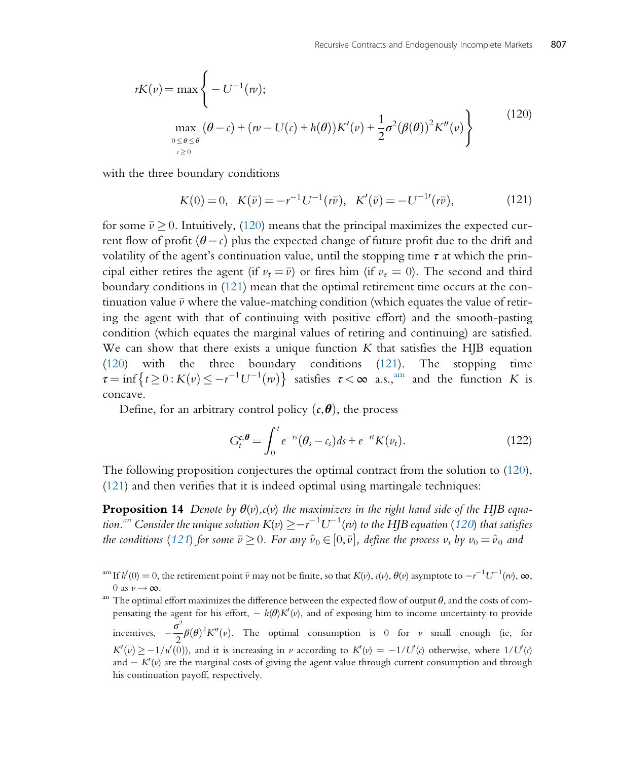$$rK(v) = \max\left\{ -U^{-1}(rv); \max_{\substack{0 \le \theta \le \bar{\theta} \\ c \ge 0}} (\theta - c) + (rv - U(c) + h(\theta))K'(v) + \frac{1}{2}\sigma^2(\beta(\theta))^2 K''(v) \right\} \tag{120}$$

with the three boundary conditions

$$K(0) = 0, \quad K(\bar{v}) = -r^{-1}U^{-1}(r\bar{v}), \quad K'(\bar{v}) = -U^{-1\prime}(r\bar{v}), \tag{121}$$

for some $\bar{v} \ge 0$. Intuitively, (120) means that the principal maximizes the expected current flow of profit $(\theta - c)$ plus the expected change of future profit due to the drift and volatility of the agent's continuation value, until the stopping time $\tau$ at which the principal either retires the agent (if $v_\tau = \bar{v}$) or fires him (if $v_\tau = 0$). The second and third boundary conditions in (121) mean that the optimal retirement time occurs at the continuation value $\bar{v}$ where the value-matching condition (which equates the value of retiring the agent with that of continuing with positive effort) and the smooth-pasting condition (which equates the marginal values of retiring and continuing) are satisfied. We can show that there exists a unique function $K$ that satisfies the HJB equation (120) with the three boundary conditions (121). The stopping time $\tau = \inf\{t \ge 0 : K(v) \le -r^{-1}U^{-1}(rv)\}$ satisfies $\tau < \infty$ a.s.,[am] and the function $K$ is concave.

Define, for an arbitrary control policy $(\boldsymbol{c}, \boldsymbol{\theta})$, the process

$$G_t^{\boldsymbol{c},\boldsymbol{\theta}} = \int_0^t e^{-rs}(\theta_s - c_s)ds + e^{-rt}K(v_t). \tag{122}$$

The following proposition conjectures the optimal contract from the solution to (120), (121) and then verifies that it is indeed optimal using martingale techniques:

**Proposition 14** *Denote by $\theta(v), c(v)$ the maximizers in the right hand side of the HJB equation.*[an] *Consider the unique solution $K(v) \ge -r^{-1}U^{-1}(rv)$ to the HJB equation (120) that satisfies the conditions (121) for some $\bar{v} \ge 0$. For any $\hat{v}_0 \in [0, \bar{v}]$, define the process $v_t$ by $v_0 = \hat{v}_0$ and*

[am] If $h'(0) = 0$, the retirement point $\bar{v}$ may not be finite, so that $K(v)$, $c(v)$, $\theta(v)$ asymptote to $-r^{-1}U^{-1}(rv)$, $\infty$, $0$ as $v \to \infty$.

[an] The optimal effort maximizes the difference between the expected flow of output $\theta$, and the costs of compensating the agent for his effort, $-h(\theta)K'(v)$, and of exposing him to income uncertainty to provide incentives, $-\frac{\sigma^2}{2}\beta(\theta)^2 K''(v)$. The optimal consumption is 0 for $v$ small enough (ie, for $K'(v) \ge -1/u'(0)$), and it is increasing in $v$ according to $K'(v) = -1/U'(c)$ otherwise, where $1/U'(c)$ and $-K'(v)$ are the marginal costs of giving the agent value through current consumption and through his continuation payoff, respectively.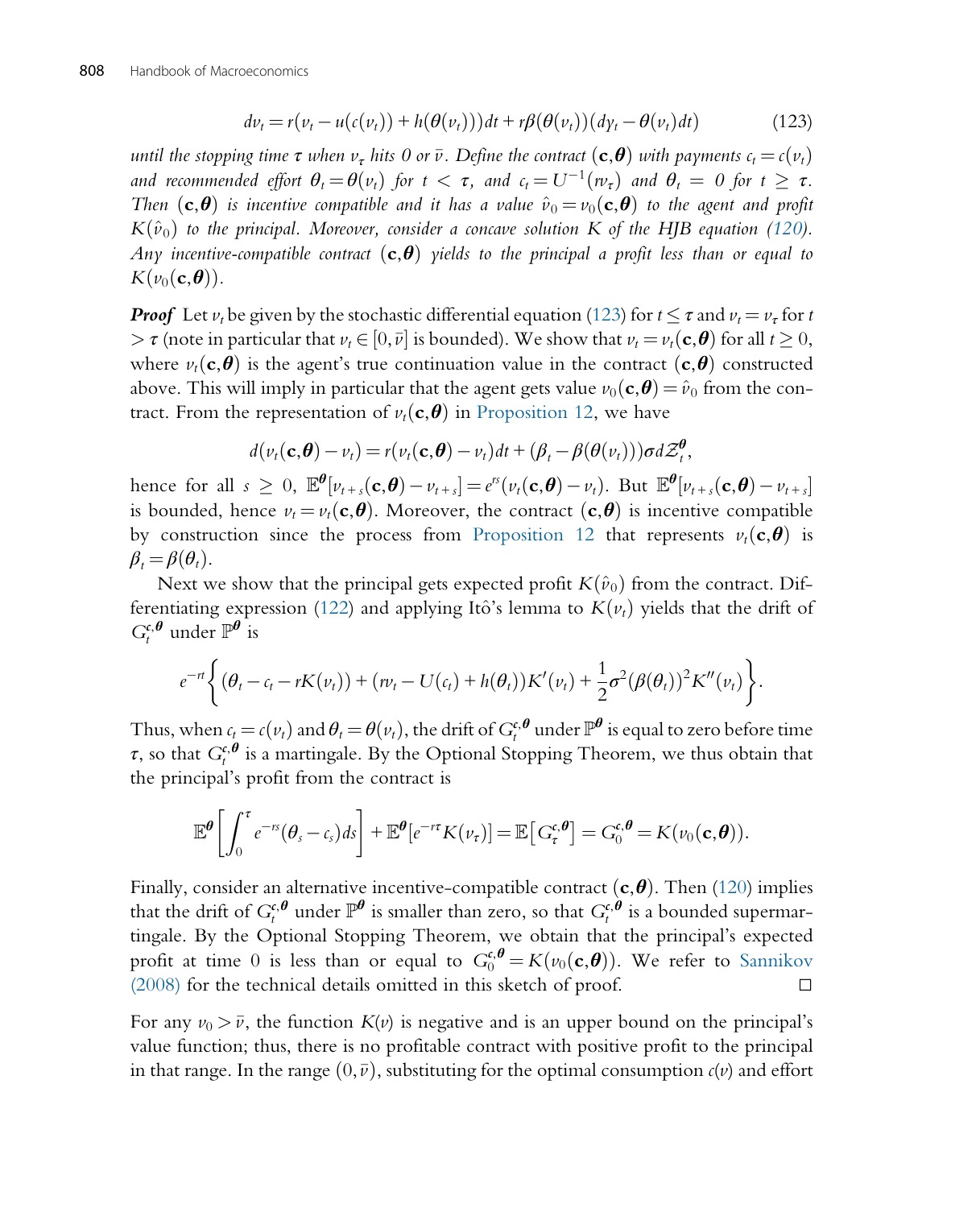$$dv_t = r(v_t - u(c(v_t)) + h(\theta(v_t)))dt + r\beta(\theta(v_t))(dy_t - \theta(v_t)dt) \tag{123}$$

*until the stopping time $\tau$ when $v_\tau$ hits 0 or $\bar{v}$. Define the contract $(\mathbf{c}, \boldsymbol{\theta})$ with payments $c_t = c(v_t)$ and recommended effort $\theta_t = \theta(v_t)$ for $t < \tau$, and $c_t = U^{-1}(rv_\tau)$ and $\theta_t = 0$ for $t \geq \tau$. Then $(\mathbf{c}, \boldsymbol{\theta})$ is incentive compatible and it has a value $\hat{v}_0 = v_0(\mathbf{c}, \boldsymbol{\theta})$ to the agent and profit $K(\hat{v}_0)$ to the principal. Moreover, consider a concave solution $K$ of the HJB equation (120). Any incentive-compatible contract $(\mathbf{c}, \boldsymbol{\theta})$ yields to the principal a profit less than or equal to $K(v_0(\mathbf{c}, \boldsymbol{\theta}))$.*

***Proof*** Let $v_t$ be given by the stochastic differential equation (123) for $t \leq \tau$ and $v_t = v_\tau$ for $t > \tau$ (note in particular that $v_t \in [0, \bar{v}]$ is bounded). We show that $v_t = v_t(\mathbf{c}, \boldsymbol{\theta})$ for all $t \geq 0$, where $v_t(\mathbf{c}, \boldsymbol{\theta})$ is the agent's true continuation value in the contract $(\mathbf{c}, \boldsymbol{\theta})$ constructed above. This will imply in particular that the agent gets value $v_0(\mathbf{c}, \boldsymbol{\theta}) = \hat{v}_0$ from the contract. From the representation of $v_t(\mathbf{c}, \boldsymbol{\theta})$ in Proposition 12, we have

$$d(v_t(\mathbf{c}, \boldsymbol{\theta}) - v_t) = r(v_t(\mathbf{c}, \boldsymbol{\theta}) - v_t)dt + (\beta_t - \beta(\theta(v_t)))\sigma d\mathcal{Z}_t^{\boldsymbol{\theta}},$$

hence for all $s \geq 0$, $\mathbb{E}^{\boldsymbol{\theta}}[v_{t+s}(\mathbf{c}, \boldsymbol{\theta}) - v_{t+s}] = e^{rs}(v_t(\mathbf{c}, \boldsymbol{\theta}) - v_t)$. But $\mathbb{E}^{\boldsymbol{\theta}}[v_{t+s}(\mathbf{c}, \boldsymbol{\theta}) - v_{t+s}]$ is bounded, hence $v_t = v_t(\mathbf{c}, \boldsymbol{\theta})$. Moreover, the contract $(\mathbf{c}, \boldsymbol{\theta})$ is incentive compatible by construction since the process from Proposition 12 that represents $v_t(\mathbf{c}, \boldsymbol{\theta})$ is $\beta_t = \beta(\theta_t)$.

Next we show that the principal gets expected profit $K(\hat{v}_0)$ from the contract. Differentiating expression (122) and applying Itô's lemma to $K(v_t)$ yields that the drift of $G_t^{\mathbf{c}, \boldsymbol{\theta}}$ under $\mathbb{P}^{\boldsymbol{\theta}}$ is

$$e^{-rt}\left\{(\theta_t - c_t - rK(v_t)) + (rv_t - U(c_t) + h(\theta_t))K'(v_t) + \frac{1}{2}\sigma^2(\beta(\theta_t))^2 K''(v_t)\right\}.$$

Thus, when $c_t = c(v_t)$ and $\theta_t = \theta(v_t)$, the drift of $G_t^{\mathbf{c}, \boldsymbol{\theta}}$ under $\mathbb{P}^{\boldsymbol{\theta}}$ is equal to zero before time $\tau$, so that $G_t^{\mathbf{c}, \boldsymbol{\theta}}$ is a martingale. By the Optional Stopping Theorem, we thus obtain that the principal's profit from the contract is

$$\mathbb{E}^{\boldsymbol{\theta}}\left[\int_0^\tau e^{-rs}(\theta_s - c_s)ds\right] + \mathbb{E}^{\boldsymbol{\theta}}[e^{-r\tau}K(v_\tau)] = \mathbb{E}\left[G_\tau^{\mathbf{c}, \boldsymbol{\theta}}\right] = G_0^{\mathbf{c}, \boldsymbol{\theta}} = K(v_0(\mathbf{c}, \boldsymbol{\theta})).$$

Finally, consider an alternative incentive-compatible contract $(\mathbf{c}, \boldsymbol{\theta})$. Then (120) implies that the drift of $G_t^{\mathbf{c}, \boldsymbol{\theta}}$ under $\mathbb{P}^{\boldsymbol{\theta}}$ is smaller than zero, so that $G_t^{\mathbf{c}, \boldsymbol{\theta}}$ is a bounded supermartingale. By the Optional Stopping Theorem, we obtain that the principal's expected profit at time 0 is less than or equal to $G_0^{\mathbf{c}, \boldsymbol{\theta}} = K(v_0(\mathbf{c}, \boldsymbol{\theta}))$. We refer to Sannikov (2008) for the technical details omitted in this sketch of proof. □

For any $v_0 > \bar{v}$, the function $K(v)$ is negative and is an upper bound on the principal's value function; thus, there is no profitable contract with positive profit to the principal in that range. In the range $(0, \bar{v})$, substituting for the optimal consumption $c(v)$ and effort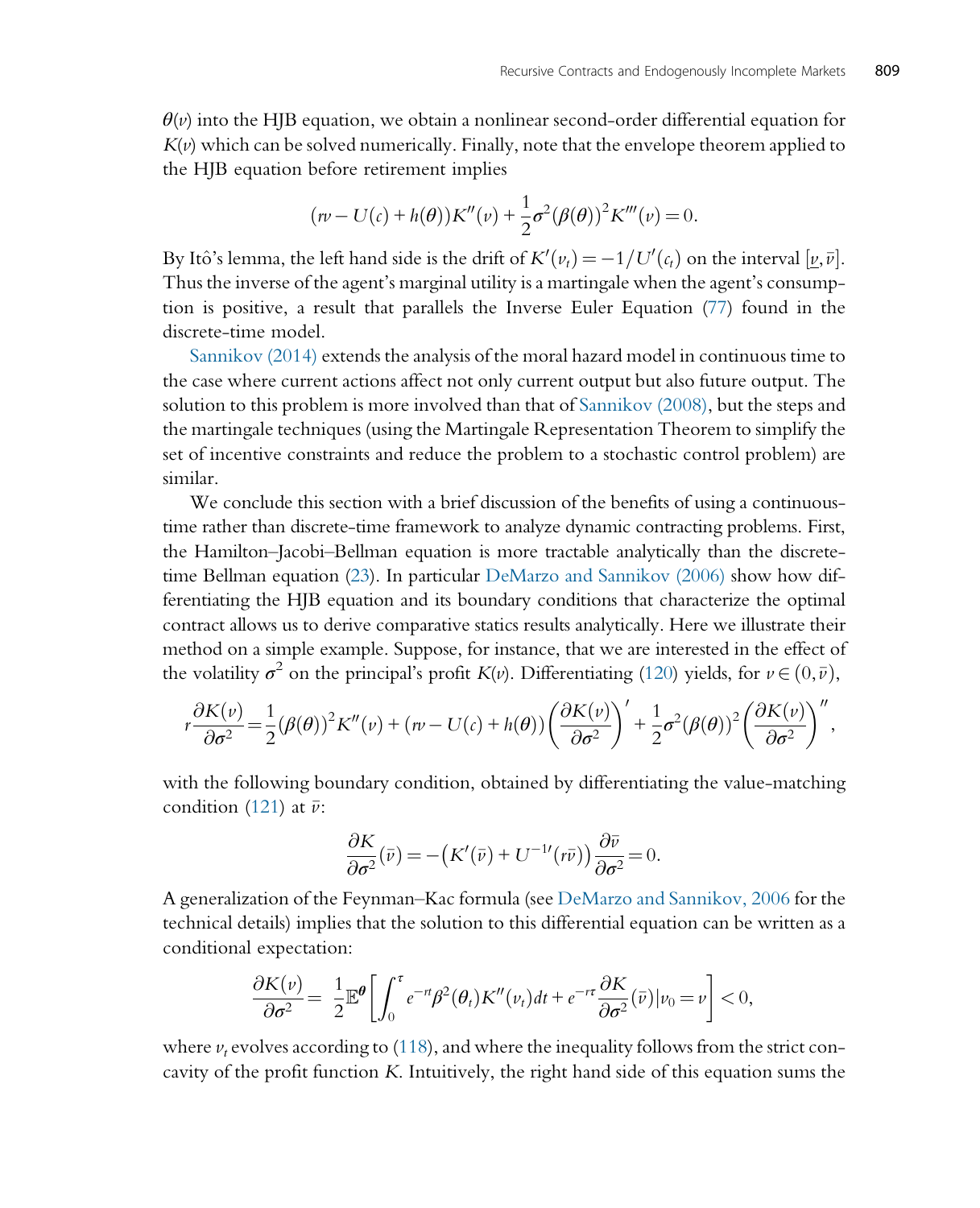$\theta(v)$ into the HJB equation, we obtain a nonlinear second-order differential equation for $K(v)$ which can be solved numerically. Finally, note that the envelope theorem applied to the HJB equation before retirement implies

$$(rv - U(c) + h(\theta))K''(v) + \frac{1}{2}\sigma^2(\beta(\theta))^2 K'''(v) = 0.$$

By Itô's lemma, the left hand side is the drift of $K'(v_t) = -1/U'(c_t)$ on the interval $[\underline{v}, \bar{v}]$. Thus the inverse of the agent's marginal utility is a martingale when the agent's consumption is positive, a result that parallels the Inverse Euler Equation (77) found in the discrete-time model.

Sannikov (2014) extends the analysis of the moral hazard model in continuous time to the case where current actions affect not only current output but also future output. The solution to this problem is more involved than that of Sannikov (2008), but the steps and the martingale techniques (using the Martingale Representation Theorem to simplify the set of incentive constraints and reduce the problem to a stochastic control problem) are similar.

We conclude this section with a brief discussion of the benefits of using a continuous-time rather than discrete-time framework to analyze dynamic contracting problems. First, the Hamilton–Jacobi–Bellman equation is more tractable analytically than the discrete-time Bellman equation (23). In particular DeMarzo and Sannikov (2006) show how differentiating the HJB equation and its boundary conditions that characterize the optimal contract allows us to derive comparative statics results analytically. Here we illustrate their method on a simple example. Suppose, for instance, that we are interested in the effect of the volatility $\sigma^2$ on the principal's profit $K(v)$. Differentiating (120) yields, for $v \in (0, \bar{v})$,

$$r\frac{\partial K(v)}{\partial \sigma^2} = \frac{1}{2}(\beta(\theta))^2 K''(v) + (rv - U(c) + h(\theta))\left(\frac{\partial K(v)}{\partial \sigma^2}\right)' + \frac{1}{2}\sigma^2(\beta(\theta))^2\left(\frac{\partial K(v)}{\partial \sigma^2}\right)'',$$

with the following boundary condition, obtained by differentiating the value-matching condition (121) at $\bar{v}$:

$$\frac{\partial K}{\partial \sigma^2}(\bar{v}) = -\left(K'(\bar{v}) + U^{-1\prime}(r\bar{v})\right)\frac{\partial \bar{v}}{\partial \sigma^2} = 0.$$

A generalization of the Feynman–Kac formula (see DeMarzo and Sannikov, 2006 for the technical details) implies that the solution to this differential equation can be written as a conditional expectation:

$$\frac{\partial K(v)}{\partial \sigma^2} = \frac{1}{2}\mathbb{E}^{\boldsymbol{\theta}}\left[\int_0^{\tau} e^{-rt}\beta^2(\theta_t)K''(v_t)dt + e^{-r\tau}\frac{\partial K}{\partial \sigma^2}(\bar{v})|v_0 = v\right] < 0,$$

where $v_t$ evolves according to (118), and where the inequality follows from the strict concavity of the profit function $K$. Intuitively, the right hand side of this equation sums the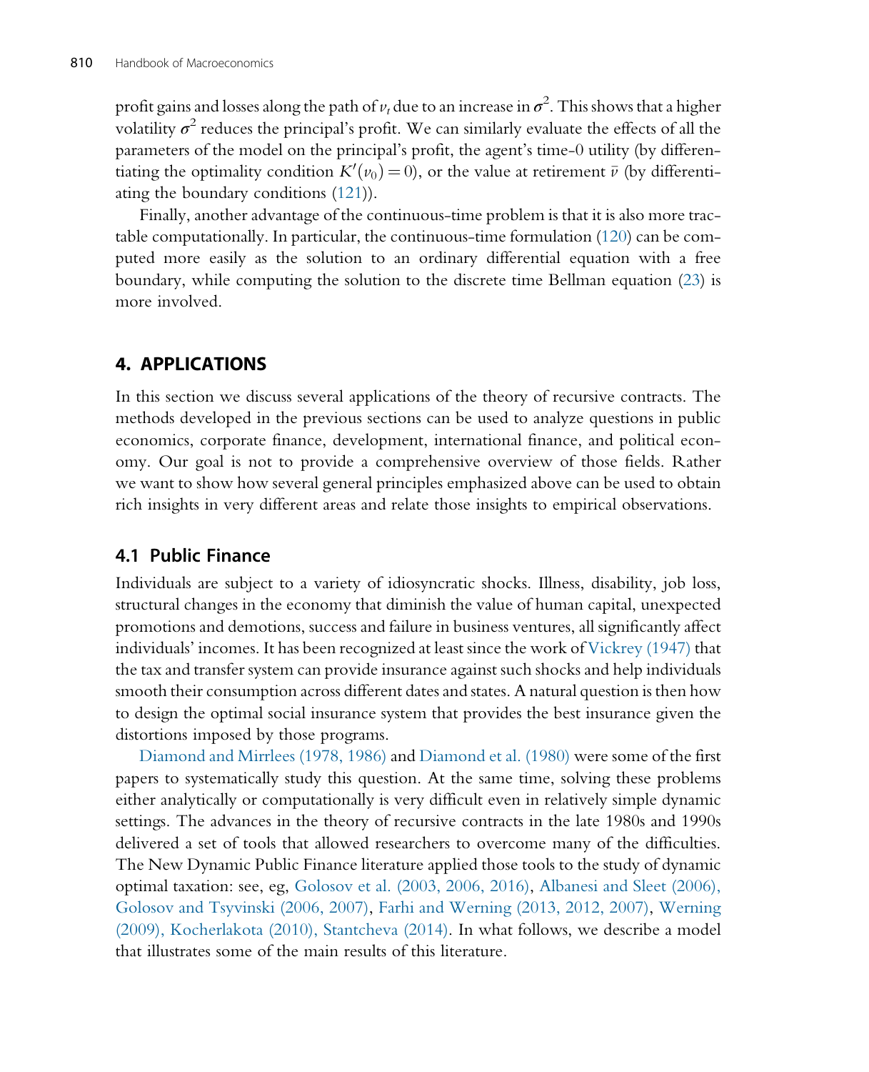profit gains and losses along the path of $v_t$ due to an increase in $\sigma^2$. This shows that a higher volatility $\sigma^2$ reduces the principal's profit. We can similarly evaluate the effects of all the parameters of the model on the principal's profit, the agent's time-0 utility (by differentiating the optimality condition $K'(v_0)=0$), or the value at retirement $\bar{v}$ (by differentiating the boundary conditions (121)).

Finally, another advantage of the continuous-time problem is that it is also more tractable computationally. In particular, the continuous-time formulation (120) can be computed more easily as the solution to an ordinary differential equation with a free boundary, while computing the solution to the discrete time Bellman equation (23) is more involved.

## 4. APPLICATIONS

In this section we discuss several applications of the theory of recursive contracts. The methods developed in the previous sections can be used to analyze questions in public economics, corporate finance, development, international finance, and political economy. Our goal is not to provide a comprehensive overview of those fields. Rather we want to show how several general principles emphasized above can be used to obtain rich insights in very different areas and relate those insights to empirical observations.

### 4.1 Public Finance

Individuals are subject to a variety of idiosyncratic shocks. Illness, disability, job loss, structural changes in the economy that diminish the value of human capital, unexpected promotions and demotions, success and failure in business ventures, all significantly affect individuals' incomes. It has been recognized at least since the work of Vickrey (1947) that the tax and transfer system can provide insurance against such shocks and help individuals smooth their consumption across different dates and states. A natural question is then how to design the optimal social insurance system that provides the best insurance given the distortions imposed by those programs.

Diamond and Mirrlees (1978, 1986) and Diamond et al. (1980) were some of the first papers to systematically study this question. At the same time, solving these problems either analytically or computationally is very difficult even in relatively simple dynamic settings. The advances in the theory of recursive contracts in the late 1980s and 1990s delivered a set of tools that allowed researchers to overcome many of the difficulties. The New Dynamic Public Finance literature applied those tools to the study of dynamic optimal taxation: see, eg, Golosov et al. (2003, 2006, 2016), Albanesi and Sleet (2006), Golosov and Tsyvinski (2006, 2007), Farhi and Werning (2013, 2012, 2007), Werning (2009), Kocherlakota (2010), Stantcheva (2014). In what follows, we describe a model that illustrates some of the main results of this literature.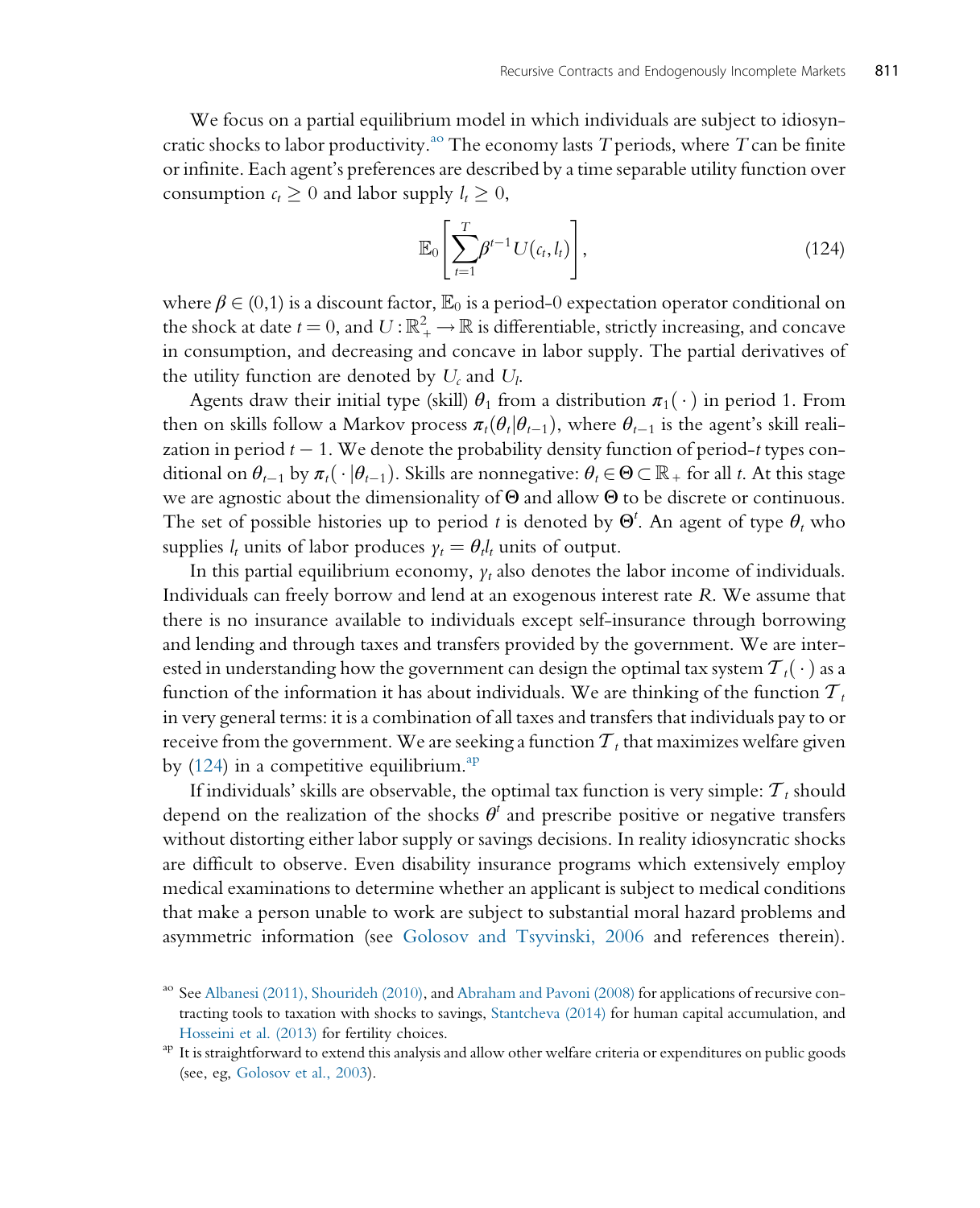We focus on a partial equilibrium model in which individuals are subject to idiosyncratic shocks to labor productivity.[ao] The economy lasts $T$ periods, where $T$ can be finite or infinite. Each agent's preferences are described by a time separable utility function over consumption $c_t \geq 0$ and labor supply $l_t \geq 0$,

$$\mathbb{E}_0\left[\sum_{t=1}^{T}\beta^{t-1}U(c_t, l_t)\right], \tag{124}$$

where $\beta \in (0,1)$ is a discount factor, $\mathbb{E}_0$ is a period-0 expectation operator conditional on the shock at date $t = 0$, and $U : \mathbb{R}_+^2 \to \mathbb{R}$ is differentiable, strictly increasing, and concave in consumption, and decreasing and concave in labor supply. The partial derivatives of the utility function are denoted by $U_c$ and $U_l$.

Agents draw their initial type (skill) $\theta_1$ from a distribution $\pi_1(\cdot)$ in period 1. From then on skills follow a Markov process $\pi_t(\theta_t|\theta_{t-1})$, where $\theta_{t-1}$ is the agent's skill realization in period $t-1$. We denote the probability density function of period-$t$ types conditional on $\theta_{t-1}$ by $\pi_t(\cdot|\theta_{t-1})$. Skills are nonnegative: $\theta_t \in \Theta \subset \mathbb{R}_+$ for all $t$. At this stage we are agnostic about the dimensionality of $\Theta$ and allow $\Theta$ to be discrete or continuous. The set of possible histories up to period $t$ is denoted by $\Theta^t$. An agent of type $\theta_t$ who supplies $l_t$ units of labor produces $y_t = \theta_t l_t$ units of output.

In this partial equilibrium economy, $y_t$ also denotes the labor income of individuals. Individuals can freely borrow and lend at an exogenous interest rate $R$. We assume that there is no insurance available to individuals except self-insurance through borrowing and lending and through taxes and transfers provided by the government. We are interested in understanding how the government can design the optimal tax system $\mathcal{T}_t(\cdot)$ as a function of the information it has about individuals. We are thinking of the function $\mathcal{T}_t$ in very general terms: it is a combination of all taxes and transfers that individuals pay to or receive from the government. We are seeking a function $\mathcal{T}_t$ that maximizes welfare given by (124) in a competitive equilibrium.[ap]

If individuals' skills are observable, the optimal tax function is very simple: $\mathcal{T}_t$ should depend on the realization of the shocks $\theta^t$ and prescribe positive or negative transfers without distorting either labor supply or savings decisions. In reality idiosyncratic shocks are difficult to observe. Even disability insurance programs which extensively employ medical examinations to determine whether an applicant is subject to medical conditions that make a person unable to work are subject to substantial moral hazard problems and asymmetric information (see Golosov and Tsyvinski, 2006 and references therein).

[ao] See Albanesi (2011), Shourideh (2010), and Abraham and Pavoni (2008) for applications of recursive contracting tools to taxation with shocks to savings, Stantcheva (2014) for human capital accumulation, and Hosseini et al. (2013) for fertility choices.

[ap] It is straightforward to extend this analysis and allow other welfare criteria or expenditures on public goods (see, eg, Golosov et al., 2003).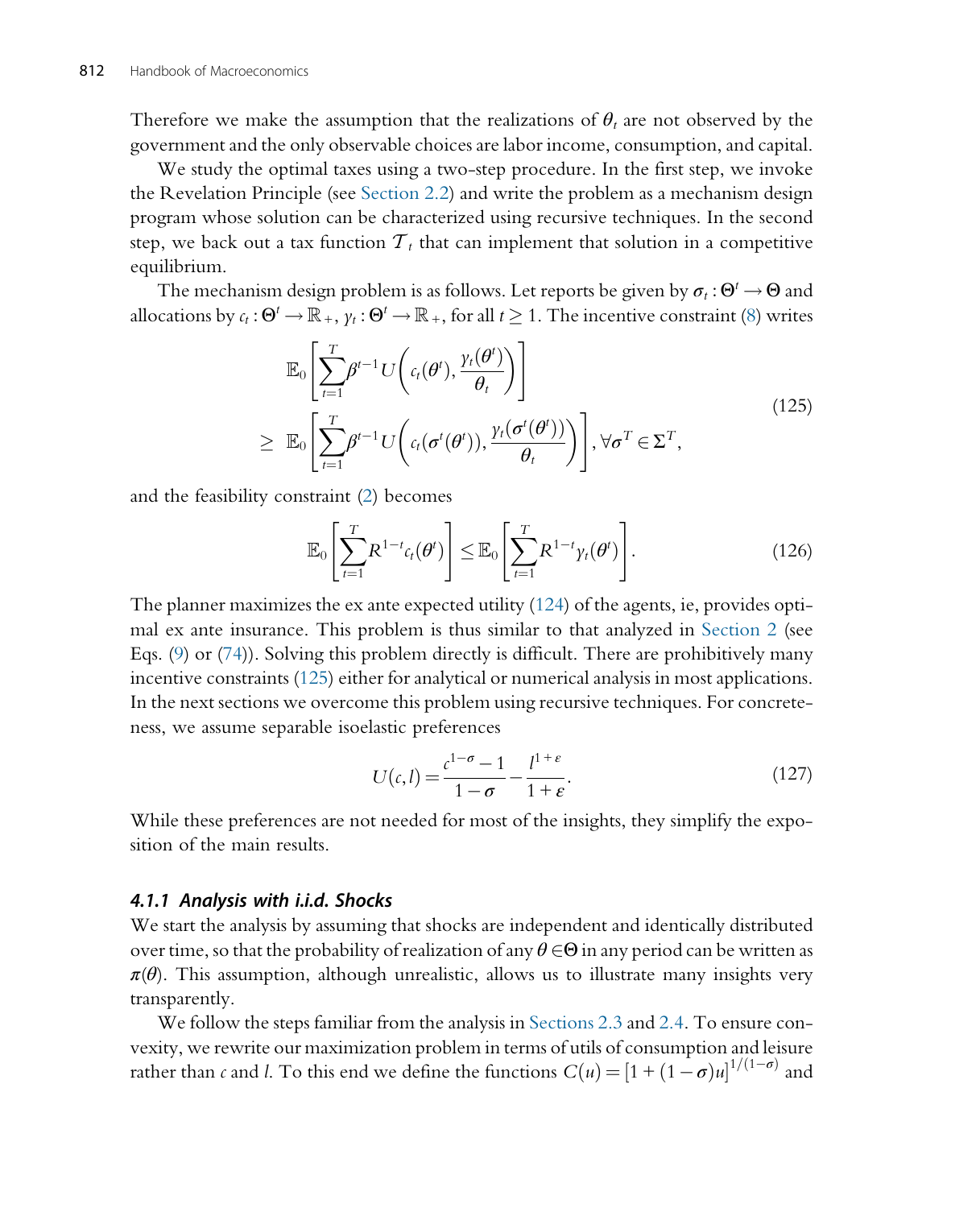Therefore we make the assumption that the realizations of $\theta_t$ are not observed by the government and the only observable choices are labor income, consumption, and capital.

We study the optimal taxes using a two-step procedure. In the first step, we invoke the Revelation Principle (see Section 2.2) and write the problem as a mechanism design program whose solution can be characterized using recursive techniques. In the second step, we back out a tax function $\mathcal{T}_t$ that can implement that solution in a competitive equilibrium.

The mechanism design problem is as follows. Let reports be given by $\sigma_t : \Theta^t \to \Theta$ and allocations by $c_t : \Theta^t \to \mathbb{R}_+$, $y_t : \Theta^t \to \mathbb{R}_+$, for all $t \geq 1$. The incentive constraint (8) writes

$$
\begin{aligned}
&\mathbb{E}_0\left[\sum_{t=1}^{T}\beta^{t-1}U\left(c_t(\theta^t), \frac{y_t(\theta^t)}{\theta_t}\right)\right] \\
\geq\ &\mathbb{E}_0\left[\sum_{t=1}^{T}\beta^{t-1}U\left(c_t(\sigma^t(\theta^t)), \frac{y_t(\sigma^t(\theta^t))}{\theta_t}\right)\right], \forall \sigma^T \in \Sigma^T,
\end{aligned}
\tag{125}
$$

and the feasibility constraint (2) becomes

$$
\mathbb{E}_0\left[\sum_{t=1}^{T}R^{1-t}c_t(\theta^t)\right] \leq \mathbb{E}_0\left[\sum_{t=1}^{T}R^{1-t}y_t(\theta^t)\right]. \tag{126}
$$

The planner maximizes the ex ante expected utility (124) of the agents, ie, provides optimal ex ante insurance. This problem is thus similar to that analyzed in Section 2 (see Eqs. (9) or (74)). Solving this problem directly is difficult. There are prohibitively many incentive constraints (125) either for analytical or numerical analysis in most applications. In the next sections we overcome this problem using recursive techniques. For concreteness, we assume separable isoelastic preferences

$$
U(c,l) = \frac{c^{1-\sigma}-1}{1-\sigma} - \frac{l^{1+\varepsilon}}{1+\varepsilon}. \tag{127}
$$

While these preferences are not needed for most of the insights, they simplify the exposition of the main results.

#### *4.1.1 Analysis with i.i.d. Shocks*

We start the analysis by assuming that shocks are independent and identically distributed over time, so that the probability of realization of any $\theta \in \Theta$ in any period can be written as $\pi(\theta)$. This assumption, although unrealistic, allows us to illustrate many insights very transparently.

We follow the steps familiar from the analysis in Sections 2.3 and 2.4. To ensure convexity, we rewrite our maximization problem in terms of utils of consumption and leisure rather than $c$ and $l$. To this end we define the functions $C(u) = [1 + (1-\sigma)u]^{1/(1-\sigma)}$ and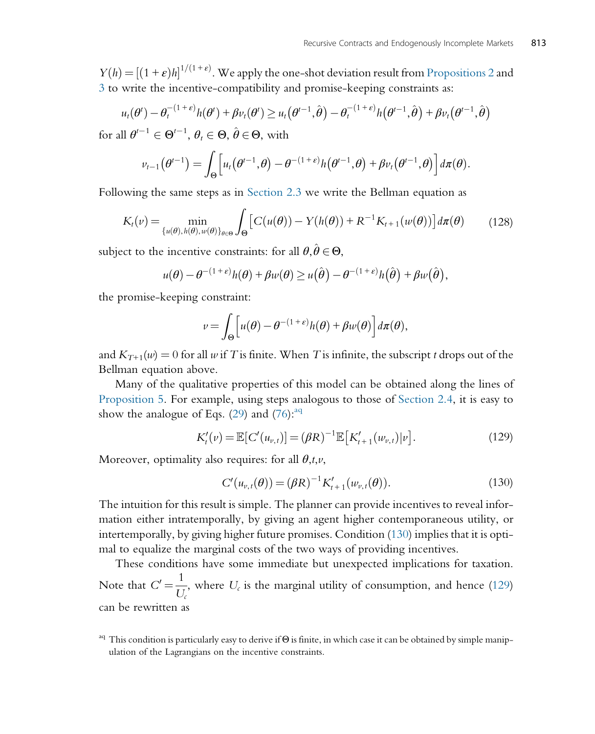$Y(h) = [(1+\varepsilon)h]^{1/(1+\varepsilon)}$. We apply the one-shot deviation result from Propositions 2 and 3 to write the incentive-compatibility and promise-keeping constraints as:

$$u_t(\theta^t) - \theta_t^{-(1+\varepsilon)} h(\theta^t) + \beta v_t(\theta^t) \geq u_t\left(\theta^{t-1}, \hat{\theta}\right) - \theta_t^{-(1+\varepsilon)} h\left(\theta^{t-1}, \hat{\theta}\right) + \beta v_t\left(\theta^{t-1}, \hat{\theta}\right)$$

for all $\theta^{t-1} \in \Theta^{t-1}$, $\theta_t \in \Theta$, $\hat{\theta} \in \Theta$, with

$$v_{t-1}\left(\theta^{t-1}\right) = \int_\Theta \left[u_t\left(\theta^{t-1}, \theta\right) - \theta^{-(1+\varepsilon)} h\left(\theta^{t-1}, \theta\right) + \beta v_t\left(\theta^{t-1}, \theta\right)\right] d\pi(\theta).$$

Following the same steps as in Section 2.3 we write the Bellman equation as

$$K_t(v) = \min_{\{u(\theta), h(\theta), w(\theta)\}_{\theta \in \Theta}} \int_\Theta \left[C(u(\theta)) - Y(h(\theta)) + R^{-1} K_{t+1}(w(\theta))\right] d\pi(\theta) \tag{128}$$

subject to the incentive constraints: for all $\theta, \hat{\theta} \in \Theta$,

$$u(\theta) - \theta^{-(1+\varepsilon)} h(\theta) + \beta w(\theta) \geq u\left(\hat{\theta}\right) - \theta^{-(1+\varepsilon)} h\left(\hat{\theta}\right) + \beta w\left(\hat{\theta}\right),$$

the promise-keeping constraint:

$$v = \int_\Theta \left[u(\theta) - \theta^{-(1+\varepsilon)} h(\theta) + \beta w(\theta)\right] d\pi(\theta),$$

and $K_{T+1}(w) = 0$ for all $w$ if $T$ is finite. When $T$ is infinite, the subscript $t$ drops out of the Bellman equation above.

Many of the qualitative properties of this model can be obtained along the lines of Proposition 5. For example, using steps analogous to those of Section 2.4, it is easy to show the analogue of Eqs. (29) and (76):[aq]

$$K_t'(v) = \mathbb{E}[C'(u_{v,t})] = (\beta R)^{-1} \mathbb{E}\left[K_{t+1}'(w_{v,t}) | v\right]. \tag{129}$$

Moreover, optimality also requires: for all $\theta, t, v$,

$$C'(u_{v,t}(\theta)) = (\beta R)^{-1} K_{t+1}'(w_{v,t}(\theta)). \tag{130}$$

The intuition for this result is simple. The planner can provide incentives to reveal information either intratemporally, by giving an agent higher contemporaneous utility, or intertemporally, by giving higher future promises. Condition (130) implies that it is optimal to equalize the marginal costs of the two ways of providing incentives.

These conditions have some immediate but unexpected implications for taxation. Note that $C' = \dfrac{1}{U_c}$, where $U_c$ is the marginal utility of consumption, and hence (129) can be rewritten as

[aq] This condition is particularly easy to derive if $\Theta$ is finite, in which case it can be obtained by simple manipulation of the Lagrangians on the incentive constraints.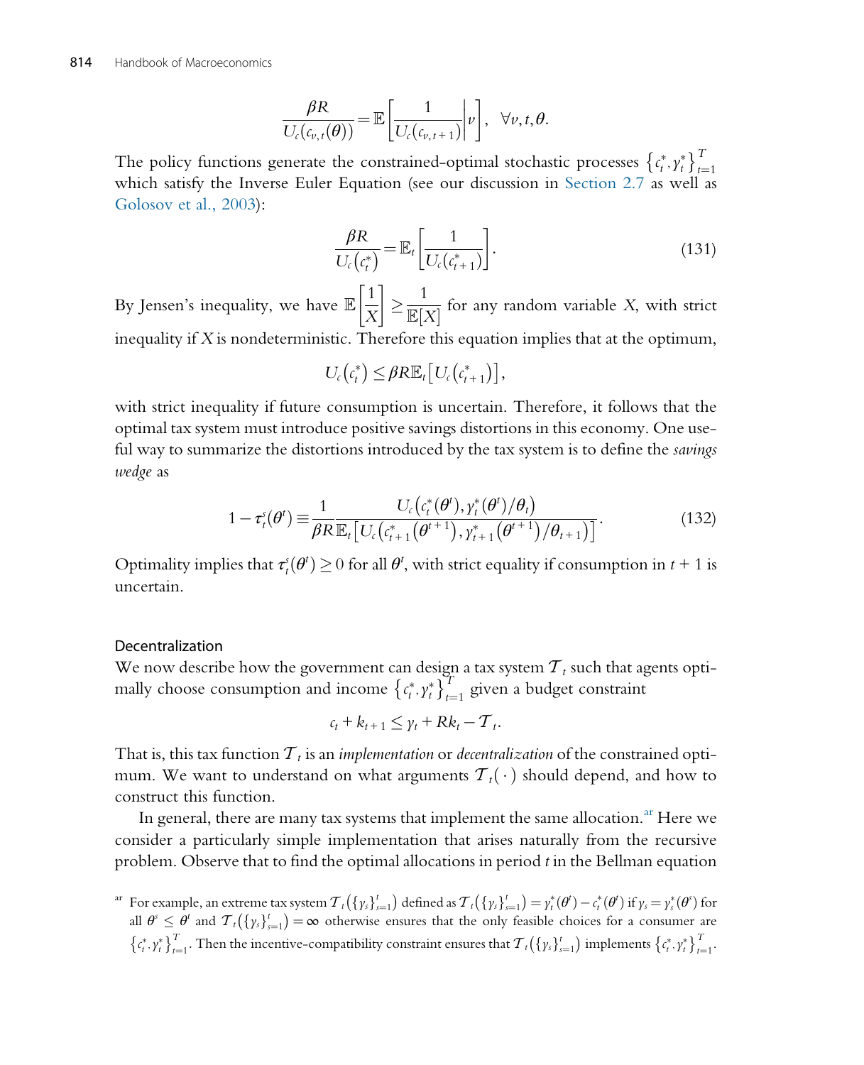$$\frac{\beta R}{U_c(c_{v,t}(\theta))} = \mathbb{E}\left[\frac{1}{U_c(c_{v,t+1})}\middle| v\right], \quad \forall v, t, \theta.$$

The policy functions generate the constrained-optimal stochastic processes $\{c_t^*, y_t^*\}_{t=1}^T$ which satisfy the Inverse Euler Equation (see our discussion in Section 2.7 as well as Golosov et al., 2003):

$$\frac{\beta R}{U_c(c_t^*)} = \mathbb{E}_t\left[\frac{1}{U_c(c_{t+1}^*)}\right]. \tag{131}$$

By Jensen's inequality, we have $\mathbb{E}\left[\frac{1}{X}\right] \geq \frac{1}{\mathbb{E}[X]}$ for any random variable $X$, with strict inequality if $X$ is nondeterministic. Therefore this equation implies that at the optimum,

$$U_c(c_t^*) \leq \beta R \mathbb{E}_t\left[U_c(c_{t+1}^*)\right],$$

with strict inequality if future consumption is uncertain. Therefore, it follows that the optimal tax system must introduce positive savings distortions in this economy. One useful way to summarize the distortions introduced by the tax system is to define the *savings wedge* as

$$1 - \tau_t^s(\theta^t) \equiv \frac{1}{\beta R} \frac{U_c\left(c_t^*(\theta^t), y_t^*(\theta^t)/\theta_t\right)}{\mathbb{E}_t\left[U_c\left(c_{t+1}^*(\theta^{t+1}), y_{t+1}^*(\theta^{t+1})/\theta_{t+1}\right)\right]}. \tag{132}$$

Optimality implies that $\tau_t^s(\theta^t) \geq 0$ for all $\theta^t$, with strict equality if consumption in $t+1$ is uncertain.

### Decentralization

We now describe how the government can design a tax system $\mathcal{T}_t$ such that agents optimally choose consumption and income $\{c_t^*, y_t^*\}_{t=1}^T$ given a budget constraint

$$c_t + k_{t+1} \leq y_t + Rk_t - \mathcal{T}_t.$$

That is, this tax function $\mathcal{T}_t$ is an *implementation* or *decentralization* of the constrained optimum. We want to understand on what arguments $\mathcal{T}_t(\cdot)$ should depend, and how to construct this function.

In general, there are many tax systems that implement the same allocation.[ar] Here we consider a particularly simple implementation that arises naturally from the recursive problem. Observe that to find the optimal allocations in period $t$ in the Bellman equation

[ar] For example, an extreme tax system $\mathcal{T}_t(\{y_s\}_{s=1}^t)$ defined as $\mathcal{T}_t(\{y_s\}_{s=1}^t) = y_t^*(\theta^t) - c_t^*(\theta^t)$ if $y_s = y_s^*(\theta^s)$ for all $\theta^s \leq \theta^t$ and $\mathcal{T}_t(\{y_s\}_{s=1}^t) = \infty$ otherwise ensures that the only feasible choices for a consumer are $\{c_t^*, y_t^*\}_{t=1}^T$. Then the incentive-compatibility constraint ensures that $\mathcal{T}_t(\{y_s\}_{s=1}^t)$ implements $\{c_t^*, y_t^*\}_{t=1}^T$.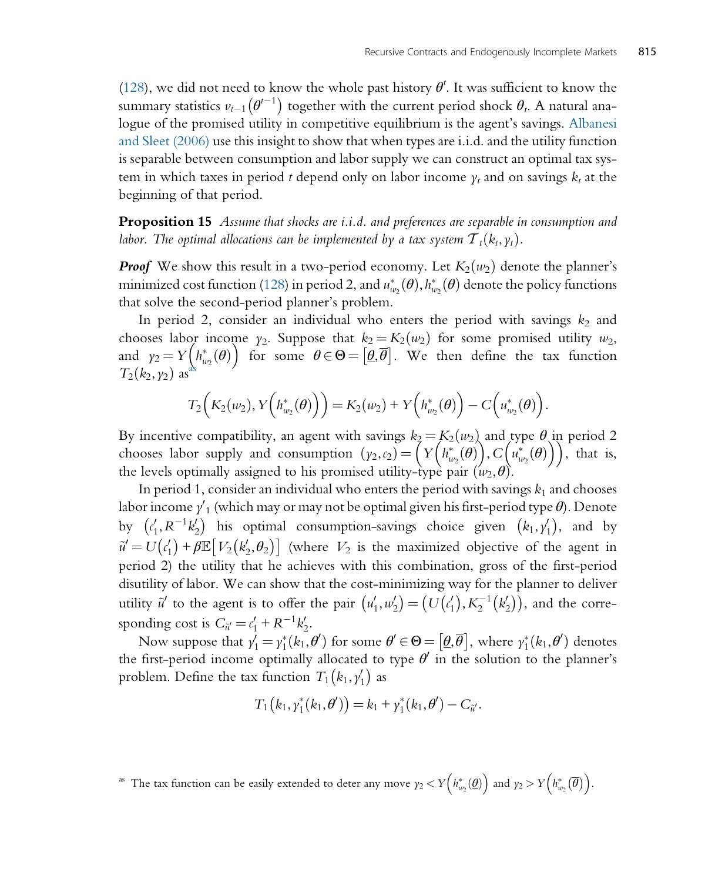(128), we did not need to know the whole past history $\theta^t$. It was sufficient to know the summary statistics $v_{t-1}(\theta^{t-1})$ together with the current period shock $\theta_t$. A natural analogue of the promised utility in competitive equilibrium is the agent's savings. Albanesi and Sleet (2006) use this insight to show that when types are i.i.d. and the utility function is separable between consumption and labor supply we can construct an optimal tax system in which taxes in period $t$ depend only on labor income $y_t$ and on savings $k_t$ at the beginning of that period.

**Proposition 15** *Assume that shocks are i.i.d. and preferences are separable in consumption and labor. The optimal allocations can be implemented by a tax system $\mathcal{T}_t(k_t, y_t)$.*

***Proof*** We show this result in a two-period economy. Let $K_2(w_2)$ denote the planner's minimized cost function (128) in period 2, and $u^*_{w_2}(\theta), h^*_{w_2}(\theta)$ denote the policy functions that solve the second-period planner's problem.

In period 2, consider an individual who enters the period with savings $k_2$ and chooses labor income $y_2$. Suppose that $k_2 = K_2(w_2)$ for some promised utility $w_2$, and $y_2 = Y\left(h^*_{w_2}(\theta)\right)$ for some $\theta \in \Theta = [\underline{\theta}, \overline{\theta}]$. We then define the tax function $T_2(k_2, y_2)$ as[as]

$$T_2\left(K_2(w_2), Y\left(h^*_{w_2}(\theta)\right)\right) = K_2(w_2) + Y\left(h^*_{w_2}(\theta)\right) - C\left(u^*_{w_2}(\theta)\right).$$

By incentive compatibility, an agent with savings $k_2 = K_2(w_2)$ and type $\theta$ in period 2 chooses labor supply and consumption $(y_2, c_2) = \left(Y\left(h^*_{w_2}(\theta)\right), C\left(u^*_{w_2}(\theta)\right)\right)$, that is, the levels optimally assigned to his promised utility-type pair $(w_2, \theta)$.

In period 1, consider an individual who enters the period with savings $k_1$ and chooses labor income $y'_1$ (which may or may not be optimal given his first-period type $\theta$). Denote by $\left(c'_1, R^{-1}k'_2\right)$ his optimal consumption-savings choice given $\left(k_1, y'_1\right)$, and by $\tilde{u}' = U\left(c'_1\right) + \beta \mathbb{E}\left[V_2\left(k'_2, \theta_2\right)\right]$ (where $V_2$ is the maximized objective of the agent in period 2) the utility that he achieves with this combination, gross of the first-period disutility of labor. We can show that the cost-minimizing way for the planner to deliver utility $\tilde{u}'$ to the agent is to offer the pair $\left(u'_1, w'_2\right) = \left(U\left(c'_1\right), K_2^{-1}\left(k'_2\right)\right)$, and the corresponding cost is $C_{\tilde{u}'} = c'_1 + R^{-1}k'_2$.

Now suppose that $y'_1 = y^*_1(k_1, \theta')$ for some $\theta' \in \Theta = [\underline{\theta}, \overline{\theta}]$, where $y^*_1(k_1, \theta')$ denotes the first-period income optimally allocated to type $\theta'$ in the solution to the planner's problem. Define the tax function $T_1\left(k_1, y'_1\right)$ as

$$T_1\left(k_1, y^*_1(k_1, \theta')\right) = k_1 + y^*_1(k_1, \theta') - C_{\tilde{u}'}.$$

[as] The tax function can be easily extended to deter any move $y_2 < Y\left(h^*_{w_2}(\underline{\theta})\right)$ and $y_2 > Y\left(h^*_{w_2}(\overline{\theta})\right)$.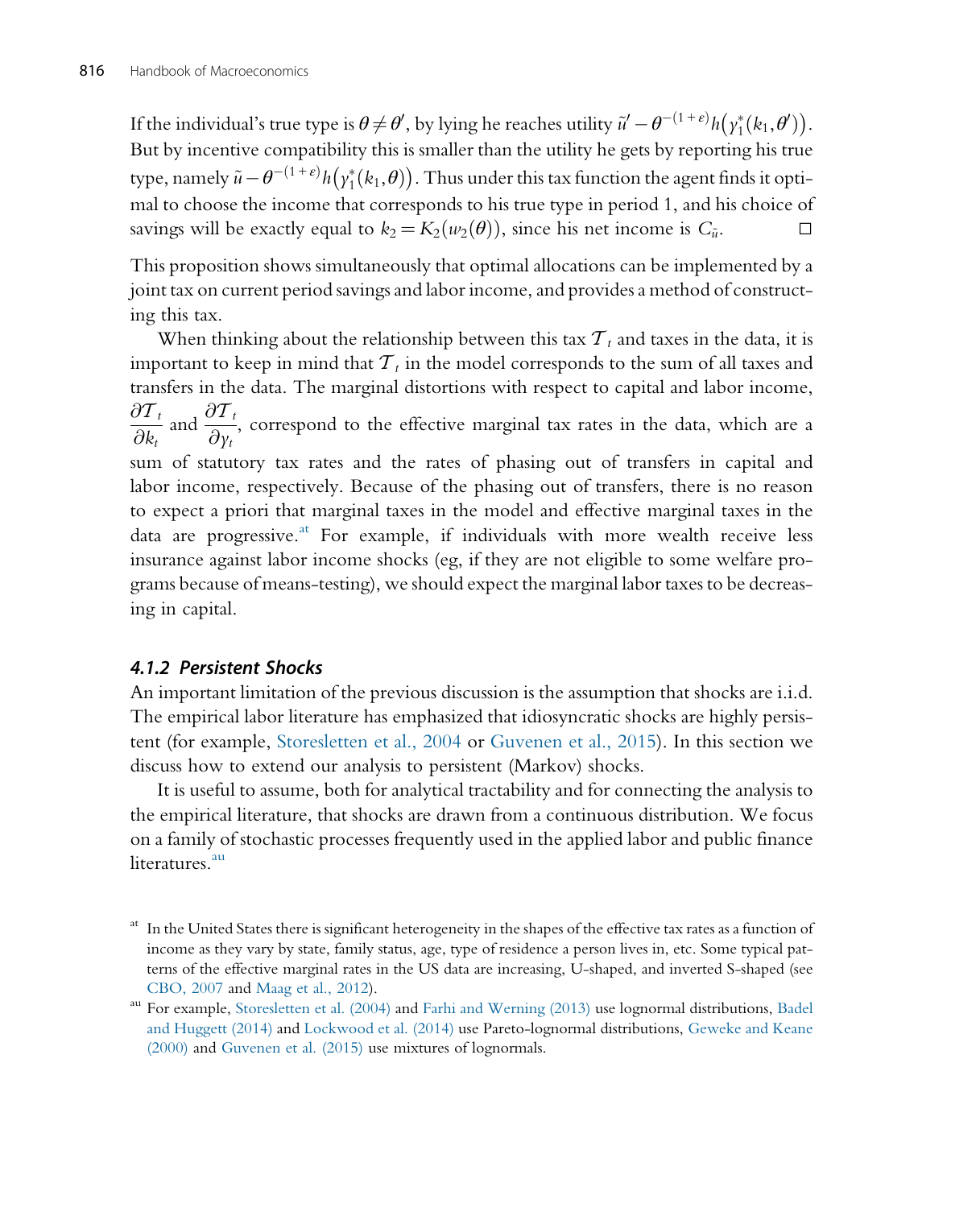If the individual's true type is $\theta \neq \theta'$, by lying he reaches utility $\tilde{u}' - \theta^{-(1+\varepsilon)} h\left(y_1^*(k_1, \theta')\right)$. But by incentive compatibility this is smaller than the utility he gets by reporting his true type, namely $\tilde{u} - \theta^{-(1+\varepsilon)} h\left(y_1^*(k_1, \theta)\right)$. Thus under this tax function the agent finds it optimal to choose the income that corresponds to his true type in period 1, and his choice of savings will be exactly equal to $k_2 = K_2(w_2(\theta))$, since his net income is $C_{\tilde{u}}$. □

This proposition shows simultaneously that optimal allocations can be implemented by a joint tax on current period savings and labor income, and provides a method of constructing this tax.

When thinking about the relationship between this tax $\mathcal{T}_t$ and taxes in the data, it is important to keep in mind that $\mathcal{T}_t$ in the model corresponds to the sum of all taxes and transfers in the data. The marginal distortions with respect to capital and labor income, $\frac{\partial \mathcal{T}_t}{\partial k_t}$ and $\frac{\partial \mathcal{T}_t}{\partial y_t}$, correspond to the effective marginal tax rates in the data, which are a sum of statutory tax rates and the rates of phasing out of transfers in capital and labor income, respectively. Because of the phasing out of transfers, there is no reason to expect a priori that marginal taxes in the model and effective marginal taxes in the data are progressive.[at] For example, if individuals with more wealth receive less insurance against labor income shocks (eg, if they are not eligible to some welfare programs because of means-testing), we should expect the marginal labor taxes to be decreasing in capital.

### 4.1.2 Persistent Shocks

An important limitation of the previous discussion is the assumption that shocks are i.i.d. The empirical labor literature has emphasized that idiosyncratic shocks are highly persistent (for example, Storesletten et al., 2004 or Guvenen et al., 2015). In this section we discuss how to extend our analysis to persistent (Markov) shocks.

It is useful to assume, both for analytical tractability and for connecting the analysis to the empirical literature, that shocks are drawn from a continuous distribution. We focus on a family of stochastic processes frequently used in the applied labor and public finance literatures.[au]

[at] In the United States there is significant heterogeneity in the shapes of the effective tax rates as a function of income as they vary by state, family status, age, type of residence a person lives in, etc. Some typical patterns of the effective marginal rates in the US data are increasing, U-shaped, and inverted S-shaped (see CBO, 2007 and Maag et al., 2012).

[au] For example, Storesletten et al. (2004) and Farhi and Werning (2013) use lognormal distributions, Badel and Huggett (2014) and Lockwood et al. (2014) use Pareto-lognormal distributions, Geweke and Keane (2000) and Guvenen et al. (2015) use mixtures of lognormals.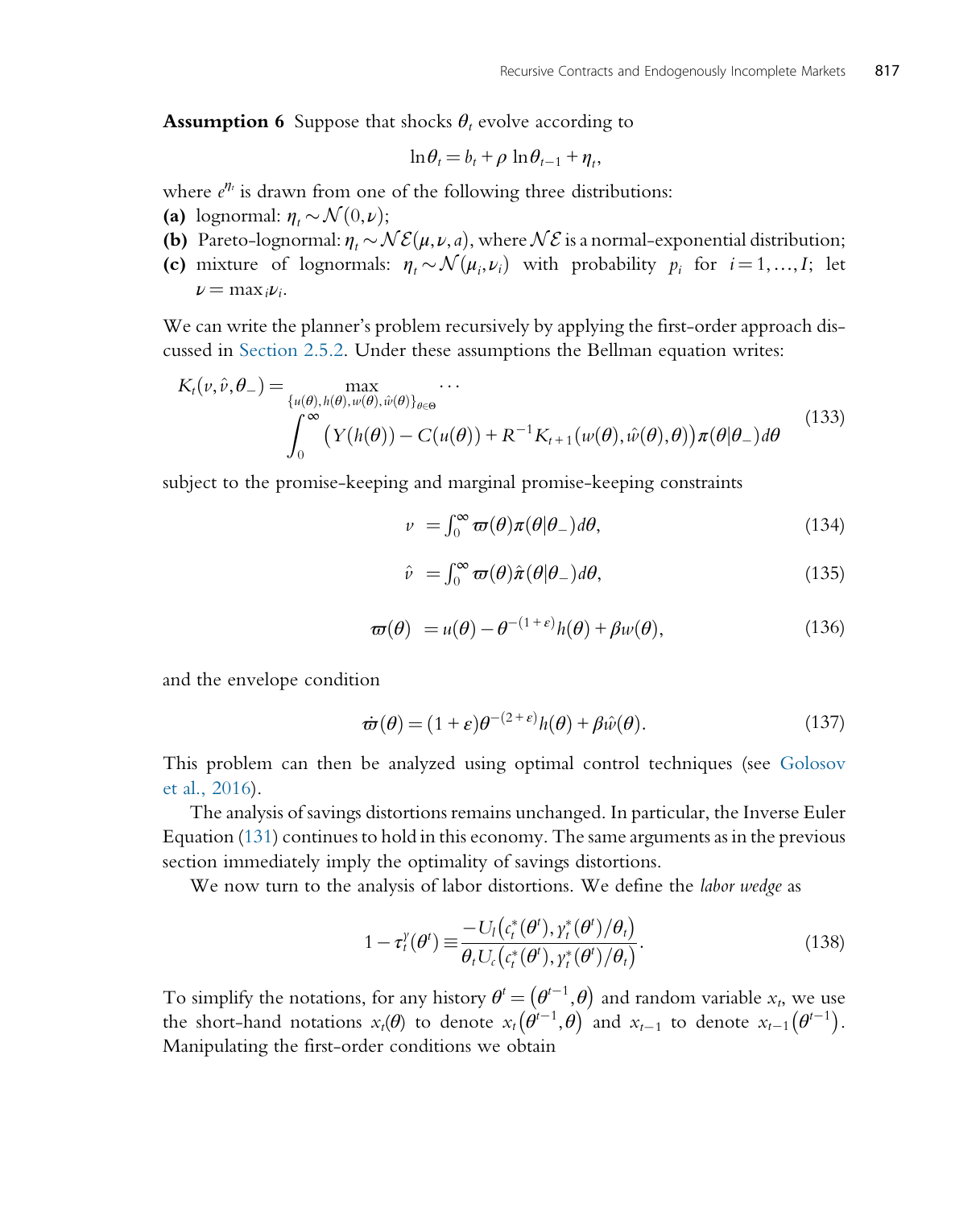**Assumption 6** Suppose that shocks $\theta_t$ evolve according to

$$\ln\theta_t = b_t + \rho \ln\theta_{t-1} + \eta_t,$$

where $e^{\eta_t}$ is drawn from one of the following three distributions:

**(a)** lognormal: $\eta_t \sim \mathcal{N}(0,\nu)$;

**(b)** Pareto-lognormal: $\eta_t \sim \mathcal{NE}(\mu,\nu,a)$, where $\mathcal{NE}$ is a normal-exponential distribution;

**(c)** mixture of lognormals: $\eta_t \sim \mathcal{N}(\mu_i,\nu_i)$ with probability $p_i$ for $i = 1,\ldots,I$; let $\nu = \max_i \nu_i$.

We can write the planner's problem recursively by applying the first-order approach discussed in Section 2.5.2. Under these assumptions the Bellman equation writes:

$$K_t(v,\hat{v},\theta_-) = \max_{\{u(\theta),h(\theta),w(\theta),\hat{w}(\theta)\}_{\theta\in\Theta}} \cdots \int_0^\infty \left(Y(h(\theta)) - C(u(\theta)) + R^{-1}K_{t+1}(w(\theta),\hat{w}(\theta),\theta)\right)\pi(\theta|\theta_-)d\theta \tag{133}$$

subject to the promise-keeping and marginal promise-keeping constraints

$$v = \int_0^\infty \varpi(\theta)\pi(\theta|\theta_-)d\theta, \tag{134}$$

$$\hat{v} = \int_0^\infty \varpi(\theta)\hat{\pi}(\theta|\theta_-)d\theta, \tag{135}$$

$$\varpi(\theta) = u(\theta) - \theta^{-(1+\varepsilon)}h(\theta) + \beta w(\theta), \tag{136}$$

and the envelope condition

$$\dot{\varpi}(\theta) = (1+\varepsilon)\theta^{-(2+\varepsilon)}h(\theta) + \beta\hat{w}(\theta). \tag{137}$$

This problem can then be analyzed using optimal control techniques (see Golosov et al., 2016).

The analysis of savings distortions remains unchanged. In particular, the Inverse Euler Equation (131) continues to hold in this economy. The same arguments as in the previous section immediately imply the optimality of savings distortions.

We now turn to the analysis of labor distortions. We define the *labor wedge* as

$$1 - \tau_t^y(\theta^t) \equiv \frac{-U_l\left(c_t^*(\theta^t), y_t^*(\theta^t)/\theta_t\right)}{\theta_t U_c\left(c_t^*(\theta^t), y_t^*(\theta^t)/\theta_t\right)}. \tag{138}$$

To simplify the notations, for any history $\theta^t = \left(\theta^{t-1},\theta\right)$ and random variable $x_t$, we use the short-hand notations $x_t(\theta)$ to denote $x_t\left(\theta^{t-1},\theta\right)$ and $x_{t-1}$ to denote $x_{t-1}\left(\theta^{t-1}\right)$. Manipulating the first-order conditions we obtain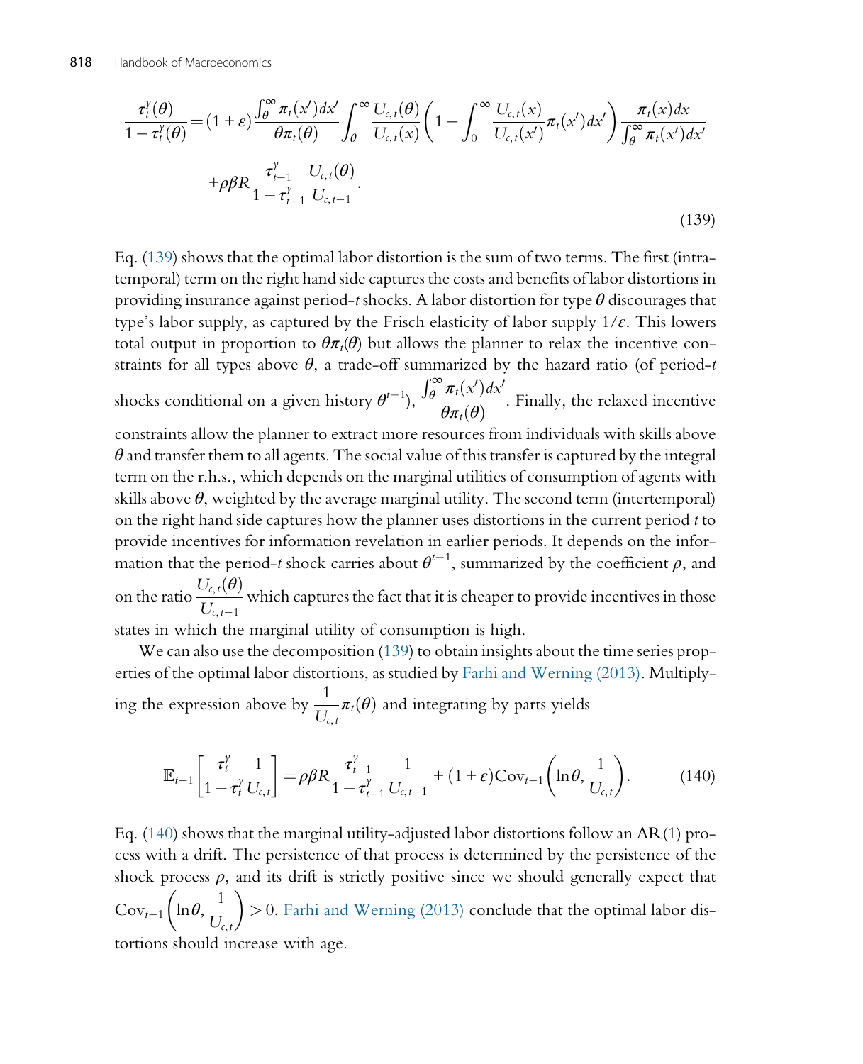$$\frac{\tau_t^y(\theta)}{1-\tau_t^y(\theta)} = (1+\varepsilon)\frac{\int_\theta^\infty \pi_t(x')dx'}{\theta\pi_t(\theta)}\int_\theta^\infty \frac{U_{c,t}(\theta)}{U_{c,t}(x)}\left(1-\int_0^\infty \frac{U_{c,t}(x)}{U_{c,t}(x')}\pi_t(x')dx'\right)\frac{\pi_t(x)dx}{\int_\theta^\infty \pi_t(x')dx'}$$
$$+\rho\beta R\frac{\tau_{t-1}^y}{1-\tau_{t-1}^y}\frac{U_{c,t}(\theta)}{U_{c,t-1}}. \tag{139}$$

Eq. (139) shows that the optimal labor distortion is the sum of two terms. The first (intratemporal) term on the right hand side captures the costs and benefits of labor distortions in providing insurance against period-$t$ shocks. A labor distortion for type $\theta$ discourages that type's labor supply, as captured by the Frisch elasticity of labor supply $1/\varepsilon$. This lowers total output in proportion to $\theta\pi_t(\theta)$ but allows the planner to relax the incentive constraints for all types above $\theta$, a trade-off summarized by the hazard ratio (of period-$t$ shocks conditional on a given history $\theta^{t-1}$), $\frac{\int_\theta^\infty \pi_t(x')dx'}{\theta\pi_t(\theta)}$. Finally, the relaxed incentive constraints allow the planner to extract more resources from individuals with skills above $\theta$ and transfer them to all agents. The social value of this transfer is captured by the integral term on the r.h.s., which depends on the marginal utilities of consumption of agents with skills above $\theta$, weighted by the average marginal utility. The second term (intertemporal) on the right hand side captures how the planner uses distortions in the current period $t$ to provide incentives for information revelation in earlier periods. It depends on the information that the period-$t$ shock carries about $\theta^{t-1}$, summarized by the coefficient $\rho$, and on the ratio $\frac{U_{c,t}(\theta)}{U_{c,t-1}}$ which captures the fact that it is cheaper to provide incentives in those states in which the marginal utility of consumption is high.

We can also use the decomposition (139) to obtain insights about the time series properties of the optimal labor distortions, as studied by Farhi and Werning (2013). Multiplying the expression above by $\frac{1}{U_{c,t}}\pi_t(\theta)$ and integrating by parts yields

$$\mathbb{E}_{t-1}\left[\frac{\tau_t^y}{1-\tau_t^y}\frac{1}{U_{c,t}}\right] = \rho\beta R\frac{\tau_{t-1}^y}{1-\tau_{t-1}^y}\frac{1}{U_{c,t-1}} + (1+\varepsilon)\text{Cov}_{t-1}\left(\ln\theta, \frac{1}{U_{c,t}}\right). \tag{140}$$

Eq. (140) shows that the marginal utility-adjusted labor distortions follow an AR(1) process with a drift. The persistence of that process is determined by the persistence of the shock process $\rho$, and its drift is strictly positive since we should generally expect that $\text{Cov}_{t-1}\left(\ln\theta, \frac{1}{U_{c,t}}\right) > 0$. Farhi and Werning (2013) conclude that the optimal labor distortions should increase with age.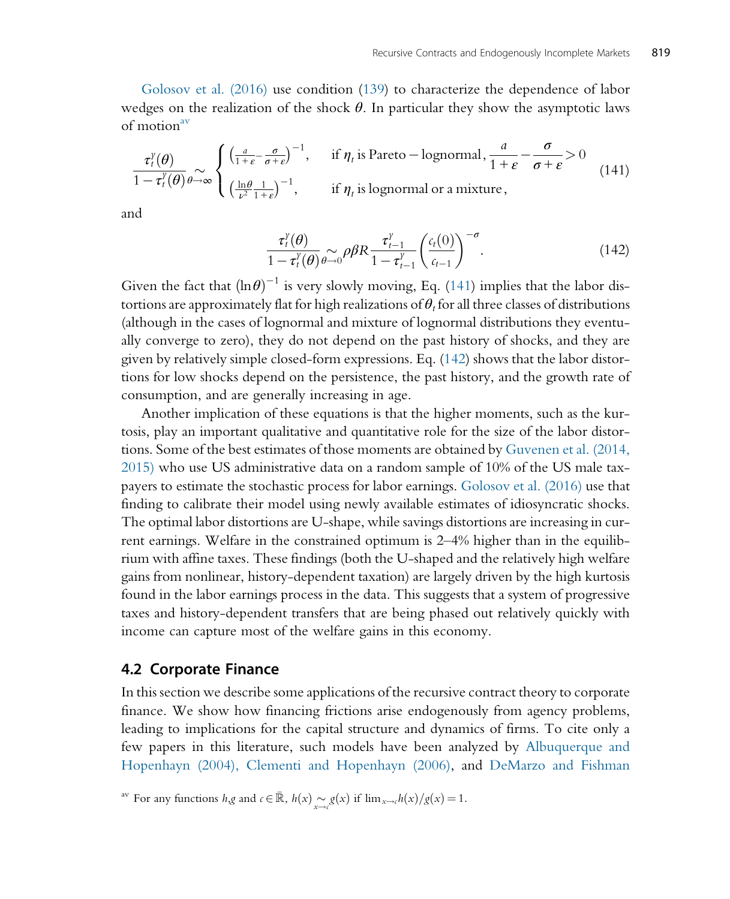Golosov et al. (2016) use condition (139) to characterize the dependence of labor wedges on the realization of the shock $\theta$. In particular they show the asymptotic laws of motion[av]

$$\frac{\tau_t^y(\theta)}{1-\tau_t^y(\theta)} \underset{\theta\to\infty}{\sim} \begin{cases} \left(\frac{a}{1+\varepsilon}-\frac{\sigma}{\sigma+\varepsilon}\right)^{-1}, & \text{if } \eta_t \text{ is Pareto} - \text{lognormal}, \frac{a}{1+\varepsilon}-\frac{\sigma}{\sigma+\varepsilon}>0 \\ \left(\frac{\ln\theta}{\nu^2}\frac{1}{1+\varepsilon}\right)^{-1}, & \text{if } \eta_t \text{ is lognormal or a mixture}, \end{cases} \tag{141}$$

and

$$\frac{\tau_t^y(\theta)}{1-\tau_t^y(\theta)} \underset{\theta\to 0}{\sim} \rho\beta R \frac{\tau_{t-1}^y}{1-\tau_{t-1}^y}\left(\frac{c_t(0)}{c_{t-1}}\right)^{-\sigma}. \tag{142}$$

Given the fact that $(\ln\theta)^{-1}$ is very slowly moving, Eq. (141) implies that the labor distortions are approximately flat for high realizations of $\theta_t$ for all three classes of distributions (although in the cases of lognormal and mixture of lognormal distributions they eventually converge to zero), they do not depend on the past history of shocks, and they are given by relatively simple closed-form expressions. Eq. (142) shows that the labor distortions for low shocks depend on the persistence, the past history, and the growth rate of consumption, and are generally increasing in age.

Another implication of these equations is that the higher moments, such as the kurtosis, play an important qualitative and quantitative role for the size of the labor distortions. Some of the best estimates of those moments are obtained by Guvenen et al. (2014, 2015) who use US administrative data on a random sample of 10% of the US male taxpayers to estimate the stochastic process for labor earnings. Golosov et al. (2016) use that finding to calibrate their model using newly available estimates of idiosyncratic shocks. The optimal labor distortions are U-shape, while savings distortions are increasing in current earnings. Welfare in the constrained optimum is 2–4% higher than in the equilibrium with affine taxes. These findings (both the U-shaped and the relatively high welfare gains from nonlinear, history-dependent taxation) are largely driven by the high kurtosis found in the labor earnings process in the data. This suggests that a system of progressive taxes and history-dependent transfers that are being phased out relatively quickly with income can capture most of the welfare gains in this economy.

## 4.2 Corporate Finance

In this section we describe some applications of the recursive contract theory to corporate finance. We show how financing frictions arise endogenously from agency problems, leading to implications for the capital structure and dynamics of firms. To cite only a few papers in this literature, such models have been analyzed by Albuquerque and Hopenhayn (2004), Clementi and Hopenhayn (2006), and DeMarzo and Fishman

[av] For any functions $h$,$g$ and $c \in \bar{\mathbb{R}}$, $h(x) \underset{x\to c}{\sim} g(x)$ if $\lim_{x\to c} h(x)/g(x) = 1$.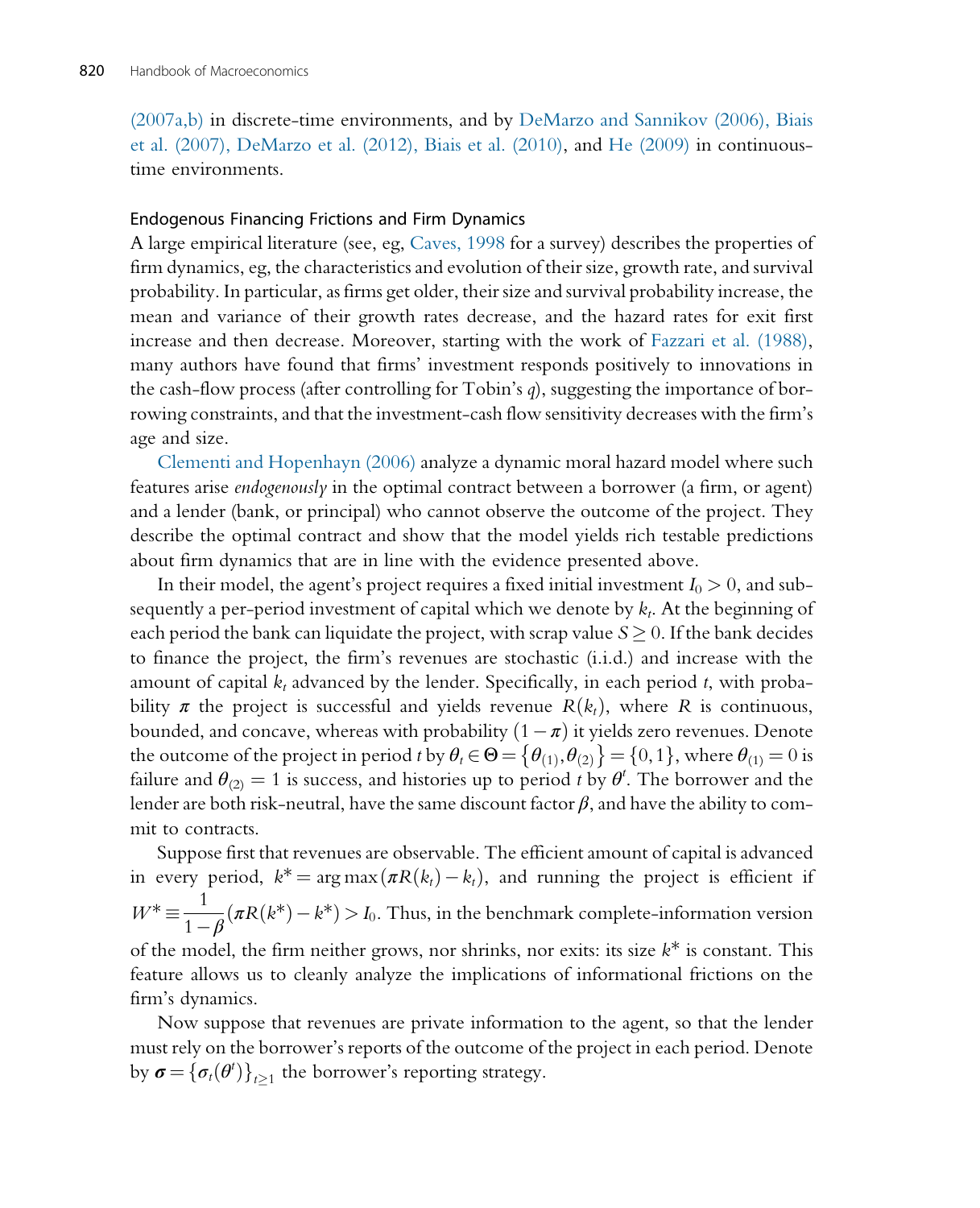(2007a,b) in discrete-time environments, and by DeMarzo and Sannikov (2006), Biais et al. (2007), DeMarzo et al. (2012), Biais et al. (2010), and He (2009) in continuous-time environments.

### Endogenous Financing Frictions and Firm Dynamics

A large empirical literature (see, eg, Caves, 1998 for a survey) describes the properties of firm dynamics, eg, the characteristics and evolution of their size, growth rate, and survival probability. In particular, as firms get older, their size and survival probability increase, the mean and variance of their growth rates decrease, and the hazard rates for exit first increase and then decrease. Moreover, starting with the work of Fazzari et al. (1988), many authors have found that firms' investment responds positively to innovations in the cash-flow process (after controlling for Tobin's $q$), suggesting the importance of borrowing constraints, and that the investment-cash flow sensitivity decreases with the firm's age and size.

Clementi and Hopenhayn (2006) analyze a dynamic moral hazard model where such features arise *endogenously* in the optimal contract between a borrower (a firm, or agent) and a lender (bank, or principal) who cannot observe the outcome of the project. They describe the optimal contract and show that the model yields rich testable predictions about firm dynamics that are in line with the evidence presented above.

In their model, the agent's project requires a fixed initial investment $I_0 > 0$, and subsequently a per-period investment of capital which we denote by $k_t$. At the beginning of each period the bank can liquidate the project, with scrap value $S \geq 0$. If the bank decides to finance the project, the firm's revenues are stochastic (i.i.d.) and increase with the amount of capital $k_t$ advanced by the lender. Specifically, in each period $t$, with probability $\pi$ the project is successful and yields revenue $R(k_t)$, where $R$ is continuous, bounded, and concave, whereas with probability $(1-\pi)$ it yields zero revenues. Denote the outcome of the project in period $t$ by $\theta_t \in \Theta = \{\theta_{(1)}, \theta_{(2)}\} = \{0, 1\}$, where $\theta_{(1)} = 0$ is failure and $\theta_{(2)} = 1$ is success, and histories up to period $t$ by $\theta^t$. The borrower and the lender are both risk-neutral, have the same discount factor $\beta$, and have the ability to commit to contracts.

Suppose first that revenues are observable. The efficient amount of capital is advanced in every period, $k^* = \arg\max(\pi R(k_t) - k_t)$, and running the project is efficient if $W^* \equiv \dfrac{1}{1-\beta}(\pi R(k^*) - k^*) > I_0$. Thus, in the benchmark complete-information version of the model, the firm neither grows, nor shrinks, nor exits: its size $k^*$ is constant. This feature allows us to cleanly analyze the implications of informational frictions on the firm's dynamics.

Now suppose that revenues are private information to the agent, so that the lender must rely on the borrower's reports of the outcome of the project in each period. Denote by $\boldsymbol{\sigma} = \{\sigma_t(\theta^t)\}_{t \geq 1}$ the borrower's reporting strategy.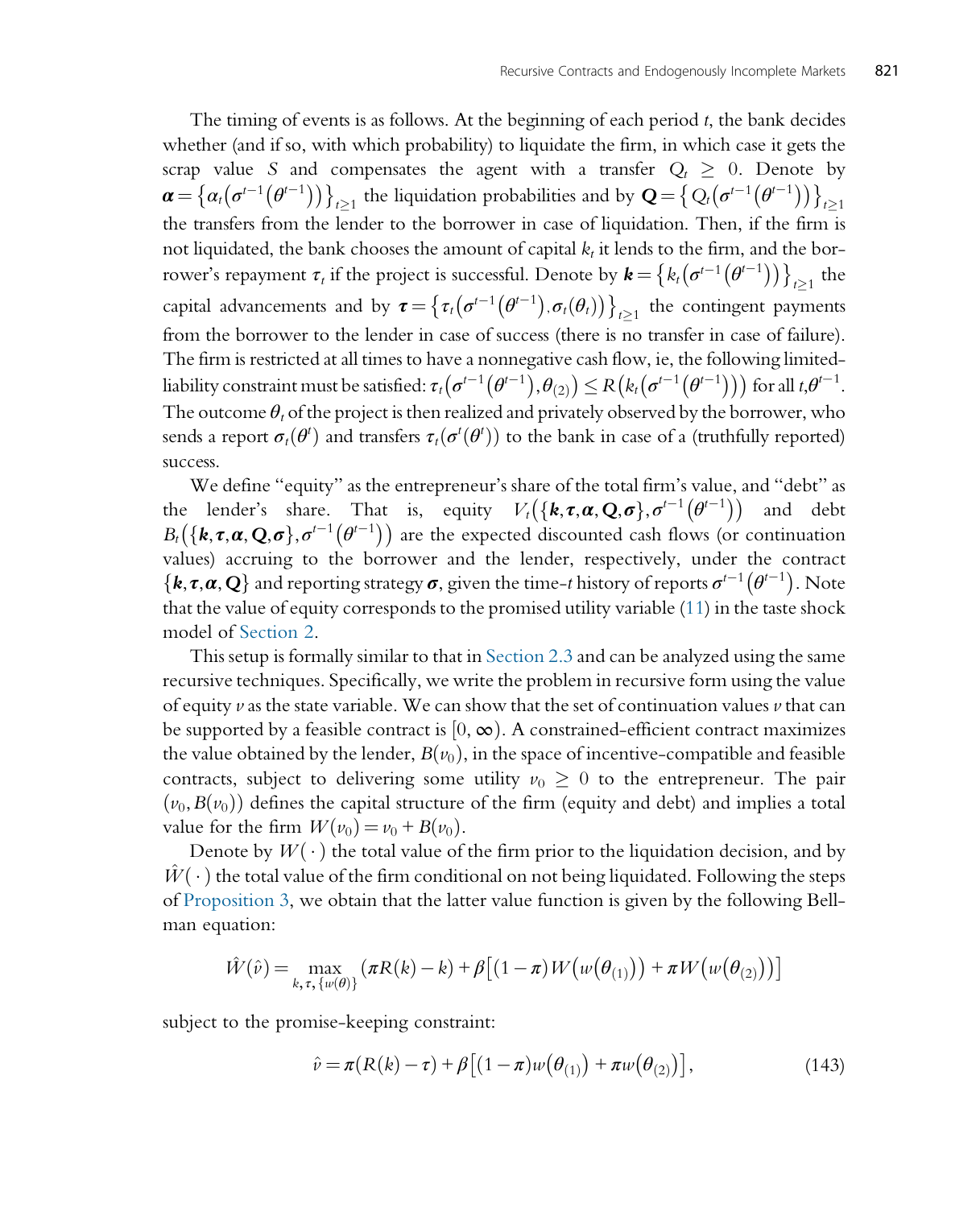The timing of events is as follows. At the beginning of each period $t$, the bank decides whether (and if so, with which probability) to liquidate the firm, in which case it gets the scrap value $S$ and compensates the agent with a transfer $Q_t \geq 0$. Denote by $\boldsymbol{\alpha} = \{\alpha_t(\sigma^{t-1}(\theta^{t-1}))\}_{t\geq 1}$ the liquidation probabilities and by $\mathbf{Q} = \{Q_t(\sigma^{t-1}(\theta^{t-1}))\}_{t\geq 1}$ the transfers from the lender to the borrower in case of liquidation. Then, if the firm is not liquidated, the bank chooses the amount of capital $k_t$ it lends to the firm, and the borrower's repayment $\tau_t$ if the project is successful. Denote by $\boldsymbol{k} = \{k_t(\sigma^{t-1}(\theta^{t-1}))\}_{t\geq 1}$ the capital advancements and by $\boldsymbol{\tau} = \{\tau_t(\sigma^{t-1}(\theta^{t-1}), \sigma_t(\theta_t))\}_{t\geq 1}$ the contingent payments from the borrower to the lender in case of success (there is no transfer in case of failure). The firm is restricted at all times to have a nonnegative cash flow, ie, the following limited-liability constraint must be satisfied: $\tau_t(\sigma^{t-1}(\theta^{t-1}), \theta_{(2)}) \leq R(k_t(\sigma^{t-1}(\theta^{t-1})))$ for all $t, \theta^{t-1}$. The outcome $\theta_t$ of the project is then realized and privately observed by the borrower, who sends a report $\sigma_t(\theta^t)$ and transfers $\tau_t(\sigma^t(\theta^t))$ to the bank in case of a (truthfully reported) success.

We define "equity" as the entrepreneur's share of the total firm's value, and "debt" as the lender's share. That is, equity $V_t(\{\boldsymbol{k}, \boldsymbol{\tau}, \boldsymbol{\alpha}, \mathbf{Q}, \boldsymbol{\sigma}\}, \sigma^{t-1}(\theta^{t-1}))$ and debt $B_t(\{\boldsymbol{k}, \boldsymbol{\tau}, \boldsymbol{\alpha}, \mathbf{Q}, \boldsymbol{\sigma}\}, \sigma^{t-1}(\theta^{t-1}))$ are the expected discounted cash flows (or continuation values) accruing to the borrower and the lender, respectively, under the contract $\{\boldsymbol{k}, \boldsymbol{\tau}, \boldsymbol{\alpha}, \mathbf{Q}\}$ and reporting strategy $\boldsymbol{\sigma}$, given the time-$t$ history of reports $\sigma^{t-1}(\theta^{t-1})$. Note that the value of equity corresponds to the promised utility variable (11) in the taste shock model of Section 2.

This setup is formally similar to that in Section 2.3 and can be analyzed using the same recursive techniques. Specifically, we write the problem in recursive form using the value of equity $v$ as the state variable. We can show that the set of continuation values $v$ that can be supported by a feasible contract is $[0, \infty)$. A constrained-efficient contract maximizes the value obtained by the lender, $B(v_0)$, in the space of incentive-compatible and feasible contracts, subject to delivering some utility $v_0 \geq 0$ to the entrepreneur. The pair $(v_0, B(v_0))$ defines the capital structure of the firm (equity and debt) and implies a total value for the firm $W(v_0) = v_0 + B(v_0)$.

Denote by $W(\cdot)$ the total value of the firm prior to the liquidation decision, and by $\hat{W}(\cdot)$ the total value of the firm conditional on not being liquidated. Following the steps of Proposition 3, we obtain that the latter value function is given by the following Bellman equation:

$$\hat{W}(\hat{v}) = \max_{k, \tau, \{w(\theta)\}} (\pi R(k) - k) + \beta\left[(1-\pi) W\left(w\left(\theta_{(1)}\right)\right) + \pi W\left(w\left(\theta_{(2)}\right)\right)\right]$$

subject to the promise-keeping constraint:

$$\hat{v} = \pi(R(k) - \tau) + \beta\left[(1-\pi) w\left(\theta_{(1)}\right) + \pi w\left(\theta_{(2)}\right)\right], \tag{143}$$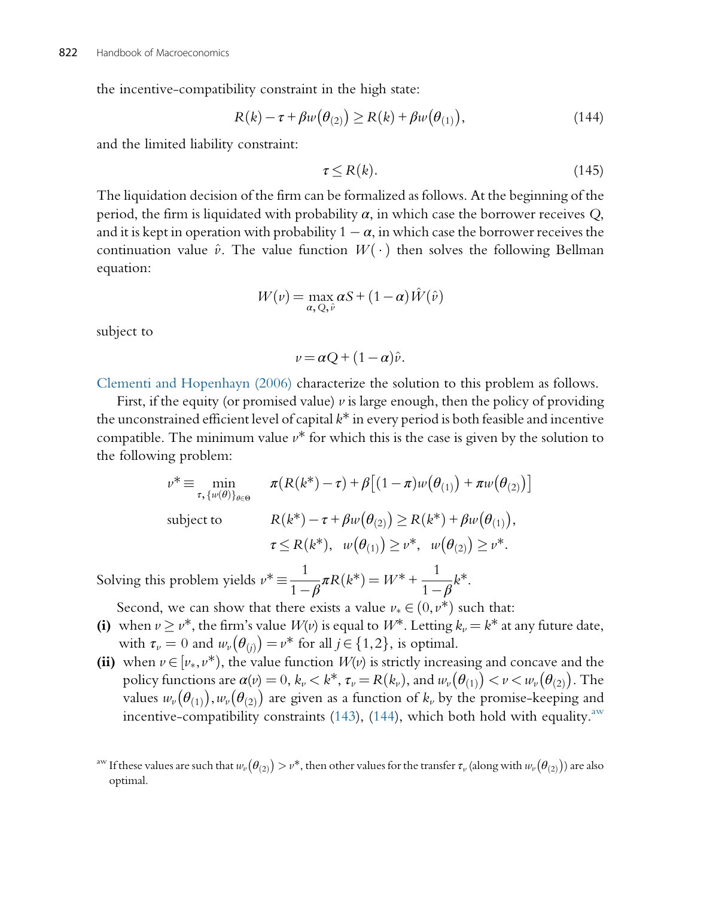the incentive-compatibility constraint in the high state:

$$R(k) - \tau + \beta w(\theta_{(2)}) \geq R(k) + \beta w(\theta_{(1)}), \tag{144}$$

and the limited liability constraint:

$$\tau \leq R(k). \tag{145}$$

The liquidation decision of the firm can be formalized as follows. At the beginning of the period, the firm is liquidated with probability $\alpha$, in which case the borrower receives $Q$, and it is kept in operation with probability $1-\alpha$, in which case the borrower receives the continuation value $\hat{v}$. The value function $W(\cdot)$ then solves the following Bellman equation:

$$W(v) = \max_{\alpha, Q, \hat{v}} \alpha S + (1-\alpha)\hat{W}(\hat{v})$$

subject to

$$v = \alpha Q + (1-\alpha)\hat{v}.$$

Clementi and Hopenhayn (2006) characterize the solution to this problem as follows.

First, if the equity (or promised value) $v$ is large enough, then the policy of providing the unconstrained efficient level of capital $k^*$ in every period is both feasible and incentive compatible. The minimum value $v^*$ for which this is the case is given by the solution to the following problem:

$$\begin{aligned}
v^* \equiv \min_{\tau, \{w(\theta)\}_{\theta \in \Theta}} \quad & \pi(R(k^*) - \tau) + \beta\left[(1-\pi)w(\theta_{(1)}) + \pi w(\theta_{(2)})\right] \\
\text{subject to} \quad & R(k^*) - \tau + \beta w(\theta_{(2)}) \geq R(k^*) + \beta w(\theta_{(1)}), \\
& \tau \leq R(k^*), \quad w(\theta_{(1)}) \geq v^*, \quad w(\theta_{(2)}) \geq v^*.
\end{aligned}$$

Solving this problem yields $v^* \equiv \dfrac{1}{1-\beta}\pi R(k^*) = W^* + \dfrac{1}{1-\beta}k^*$.

Second, we can show that there exists a value $v_* \in (0, v^*)$ such that:

**(i)** when $v \geq v^*$, the firm's value $W(v)$ is equal to $W^*$. Letting $k_v = k^*$ at any future date, with $\tau_v = 0$ and $w_v(\theta_{(j)}) = v^*$ for all $j \in \{1, 2\}$, is optimal.

**(ii)** when $v \in [v_*, v^*)$, the value function $W(v)$ is strictly increasing and concave and the policy functions are $\alpha(v) = 0$, $k_v < k^*$, $\tau_v = R(k_v)$, and $w_v(\theta_{(1)}) < v < w_v(\theta_{(2)})$. The values $w_v(\theta_{(1)}), w_v(\theta_{(2)})$ are given as a function of $k_v$ by the promise-keeping and incentive-compatibility constraints (143), (144), which both hold with equality.[aw]

[aw] If these values are such that $w_v(\theta_{(2)}) > v^*$, then other values for the transfer $\tau_v$ (along with $w_v(\theta_{(2)})$) are also optimal.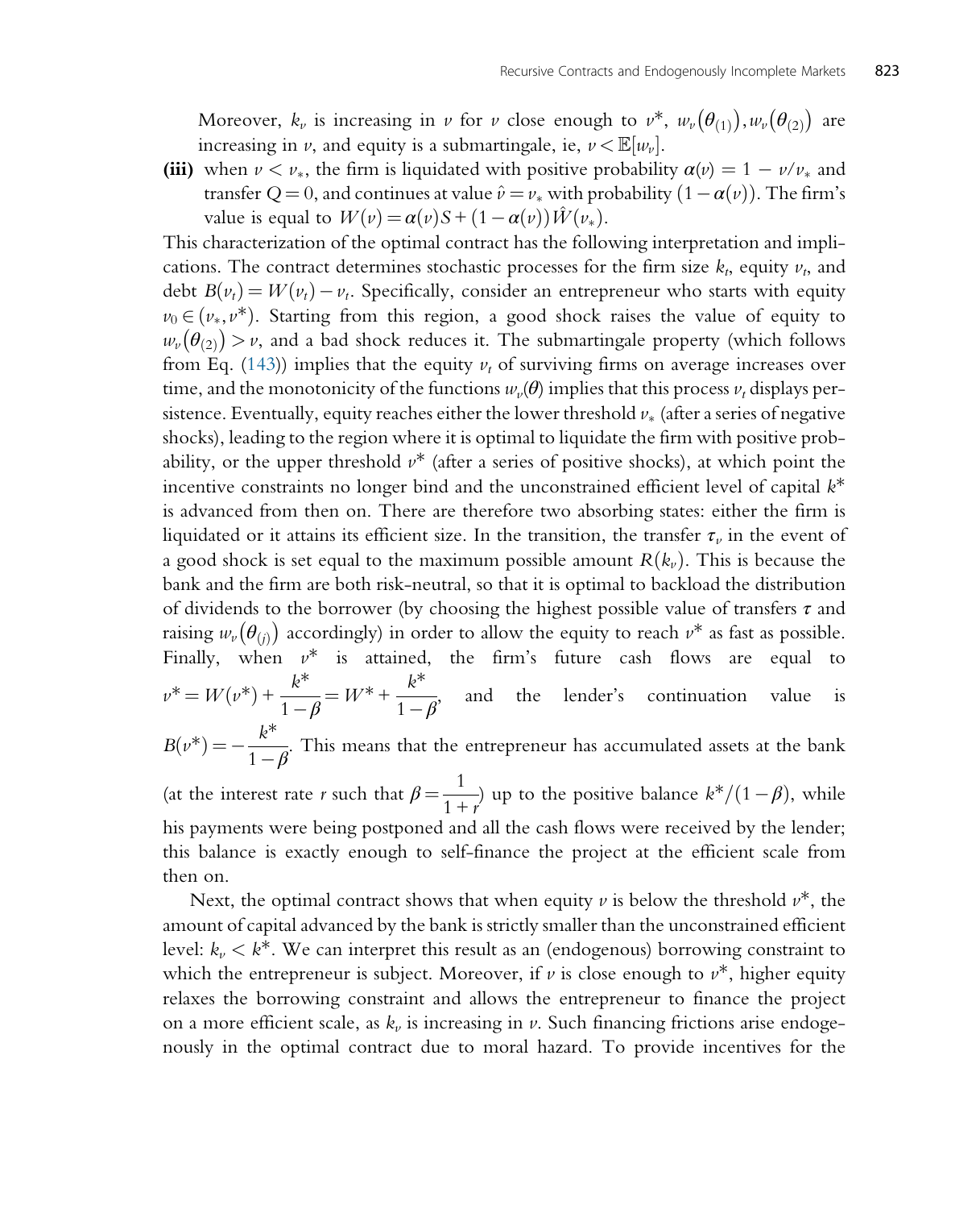Moreover, $k_\nu$ is increasing in $\nu$ for $\nu$ close enough to $\nu^*$, $w_\nu(\theta_{(1)}), w_\nu(\theta_{(2)})$ are increasing in $\nu$, and equity is a submartingale, ie, $\nu < \mathbb{E}[w_\nu]$.

**(iii)** when $\nu < \nu_*$, the firm is liquidated with positive probability $\alpha(\nu) = 1 - \nu/\nu_*$ and transfer $Q = 0$, and continues at value $\hat{\nu} = \nu_*$ with probability $(1 - \alpha(\nu))$. The firm's value is equal to $W(\nu) = \alpha(\nu)S + (1 - \alpha(\nu))\hat{W}(\nu_*)$.

This characterization of the optimal contract has the following interpretation and implications. The contract determines stochastic processes for the firm size $k_t$, equity $\nu_t$, and debt $B(\nu_t) = W(\nu_t) - \nu_t$. Specifically, consider an entrepreneur who starts with equity $\nu_0 \in (\nu_*, \nu^*)$. Starting from this region, a good shock raises the value of equity to $w_\nu(\theta_{(2)}) > \nu$, and a bad shock reduces it. The submartingale property (which follows from Eq. (143)) implies that the equity $\nu_t$ of surviving firms on average increases over time, and the monotonicity of the functions $w_\nu(\theta)$ implies that this process $\nu_t$ displays persistence. Eventually, equity reaches either the lower threshold $\nu_*$ (after a series of negative shocks), leading to the region where it is optimal to liquidate the firm with positive probability, or the upper threshold $\nu^*$ (after a series of positive shocks), at which point the incentive constraints no longer bind and the unconstrained efficient level of capital $k^*$ is advanced from then on. There are therefore two absorbing states: either the firm is liquidated or it attains its efficient size. In the transition, the transfer $\tau_\nu$ in the event of a good shock is set equal to the maximum possible amount $R(k_\nu)$. This is because the bank and the firm are both risk-neutral, so that it is optimal to backload the distribution of dividends to the borrower (by choosing the highest possible value of transfers $\tau$ and raising $w_\nu(\theta_{(j)})$ accordingly) in order to allow the equity to reach $\nu^*$ as fast as possible. Finally, when $\nu^*$ is attained, the firm's future cash flows are equal to $\nu^* = W(\nu^*) + \dfrac{k^*}{1-\beta} = W^* + \dfrac{k^*}{1-\beta}$, and the lender's continuation value is $B(\nu^*) = -\dfrac{k^*}{1-\beta}$. This means that the entrepreneur has accumulated assets at the bank (at the interest rate $r$ such that $\beta = \dfrac{1}{1+r}$) up to the positive balance $k^*/(1-\beta)$, while his payments were being postponed and all the cash flows were received by the lender; this balance is exactly enough to self-finance the project at the efficient scale from then on.

Next, the optimal contract shows that when equity $\nu$ is below the threshold $\nu^*$, the amount of capital advanced by the bank is strictly smaller than the unconstrained efficient level: $k_\nu < k^*$. We can interpret this result as an (endogenous) borrowing constraint to which the entrepreneur is subject. Moreover, if $\nu$ is close enough to $\nu^*$, higher equity relaxes the borrowing constraint and allows the entrepreneur to finance the project on a more efficient scale, as $k_\nu$ is increasing in $\nu$. Such financing frictions arise endogenously in the optimal contract due to moral hazard. To provide incentives for the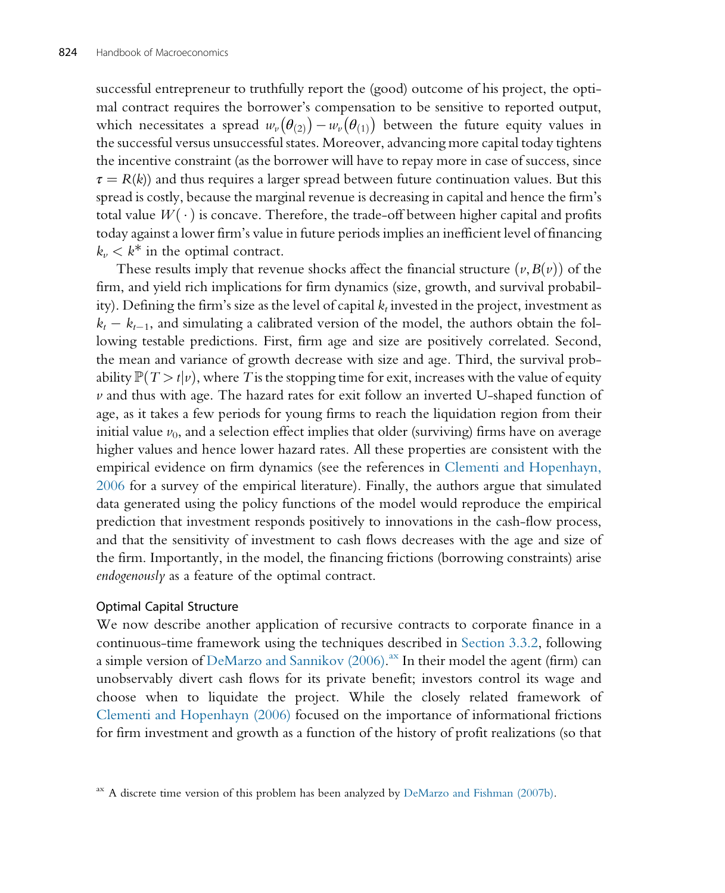successful entrepreneur to truthfully report the (good) outcome of his project, the optimal contract requires the borrower's compensation to be sensitive to reported output, which necessitates a spread $w_\nu(\theta_{(2)}) - w_\nu(\theta_{(1)})$ between the future equity values in the successful versus unsuccessful states. Moreover, advancing more capital today tightens the incentive constraint (as the borrower will have to repay more in case of success, since $\tau = R(k)$) and thus requires a larger spread between future continuation values. But this spread is costly, because the marginal revenue is decreasing in capital and hence the firm's total value $W(\cdot)$ is concave. Therefore, the trade-off between higher capital and profits today against a lower firm's value in future periods implies an inefficient level of financing $k_\nu < k^*$ in the optimal contract.

These results imply that revenue shocks affect the financial structure $(\nu, B(\nu))$ of the firm, and yield rich implications for firm dynamics (size, growth, and survival probability). Defining the firm's size as the level of capital $k_t$ invested in the project, investment as $k_t - k_{t-1}$, and simulating a calibrated version of the model, the authors obtain the following testable predictions. First, firm age and size are positively correlated. Second, the mean and variance of growth decrease with size and age. Third, the survival probability $\mathbb{P}(T > t|\nu)$, where $T$ is the stopping time for exit, increases with the value of equity $\nu$ and thus with age. The hazard rates for exit follow an inverted U-shaped function of age, as it takes a few periods for young firms to reach the liquidation region from their initial value $\nu_0$, and a selection effect implies that older (surviving) firms have on average higher values and hence lower hazard rates. All these properties are consistent with the empirical evidence on firm dynamics (see the references in Clementi and Hopenhayn, 2006 for a survey of the empirical literature). Finally, the authors argue that simulated data generated using the policy functions of the model would reproduce the empirical prediction that investment responds positively to innovations in the cash-flow process, and that the sensitivity of investment to cash flows decreases with the age and size of the firm. Importantly, in the model, the financing frictions (borrowing constraints) arise *endogenously* as a feature of the optimal contract.

### Optimal Capital Structure

We now describe another application of recursive contracts to corporate finance in a continuous-time framework using the techniques described in Section 3.3.2, following a simple version of DeMarzo and Sannikov (2006).[ax] In their model the agent (firm) can unobservably divert cash flows for its private benefit; investors control its wage and choose when to liquidate the project. While the closely related framework of Clementi and Hopenhayn (2006) focused on the importance of informational frictions for firm investment and growth as a function of the history of profit realizations (so that

[ax] A discrete time version of this problem has been analyzed by DeMarzo and Fishman (2007b).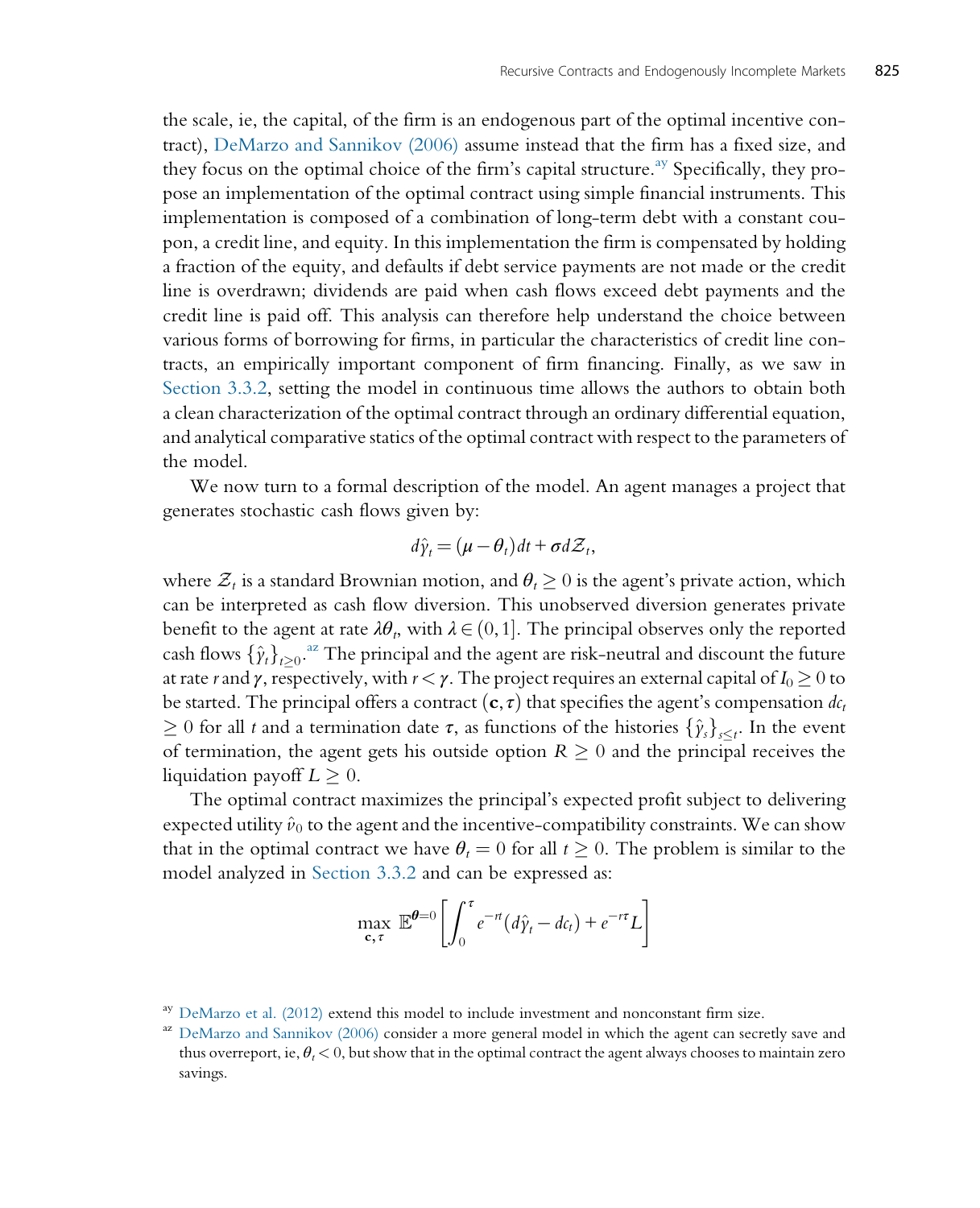the scale, ie, the capital, of the firm is an endogenous part of the optimal incentive contract), DeMarzo and Sannikov (2006) assume instead that the firm has a fixed size, and they focus on the optimal choice of the firm's capital structure.[ay] Specifically, they propose an implementation of the optimal contract using simple financial instruments. This implementation is composed of a combination of long-term debt with a constant coupon, a credit line, and equity. In this implementation the firm is compensated by holding a fraction of the equity, and defaults if debt service payments are not made or the credit line is overdrawn; dividends are paid when cash flows exceed debt payments and the credit line is paid off. This analysis can therefore help understand the choice between various forms of borrowing for firms, in particular the characteristics of credit line contracts, an empirically important component of firm financing. Finally, as we saw in Section 3.3.2, setting the model in continuous time allows the authors to obtain both a clean characterization of the optimal contract through an ordinary differential equation, and analytical comparative statics of the optimal contract with respect to the parameters of the model.

We now turn to a formal description of the model. An agent manages a project that generates stochastic cash flows given by:

$$d\hat{y}_t = (\mu - \theta_t)dt + \sigma d\mathcal{Z}_t,$$

where $\mathcal{Z}_t$ is a standard Brownian motion, and $\theta_t \geq 0$ is the agent's private action, which can be interpreted as cash flow diversion. This unobserved diversion generates private benefit to the agent at rate $\lambda\theta_t$, with $\lambda \in (0, 1]$. The principal observes only the reported cash flows $\{\hat{y}_t\}_{t \geq 0}$.[az] The principal and the agent are risk-neutral and discount the future at rate $r$ and $\gamma$, respectively, with $r < \gamma$. The project requires an external capital of $I_0 \geq 0$ to be started. The principal offers a contract $(\mathbf{c}, \tau)$ that specifies the agent's compensation $dc_t \geq 0$ for all $t$ and a termination date $\tau$, as functions of the histories $\{\hat{y}_s\}_{s \leq t}$. In the event of termination, the agent gets his outside option $R \geq 0$ and the principal receives the liquidation payoff $L \geq 0$.

The optimal contract maximizes the principal's expected profit subject to delivering expected utility $\hat{v}_0$ to the agent and the incentive-compatibility constraints. We can show that in the optimal contract we have $\theta_t = 0$ for all $t \geq 0$. The problem is similar to the model analyzed in Section 3.3.2 and can be expressed as:

$$\max_{\mathbf{c}, \tau} \; \mathbb{E}^{\boldsymbol{\theta}=0}\left[\int_0^{\tau} e^{-rt}(d\hat{y}_t - dc_t) + e^{-r\tau}L\right]$$

---

[ay] DeMarzo et al. (2012) extend this model to include investment and nonconstant firm size.

[az] DeMarzo and Sannikov (2006) consider a more general model in which the agent can secretly save and thus overreport, ie, $\theta_t < 0$, but show that in the optimal contract the agent always chooses to maintain zero savings.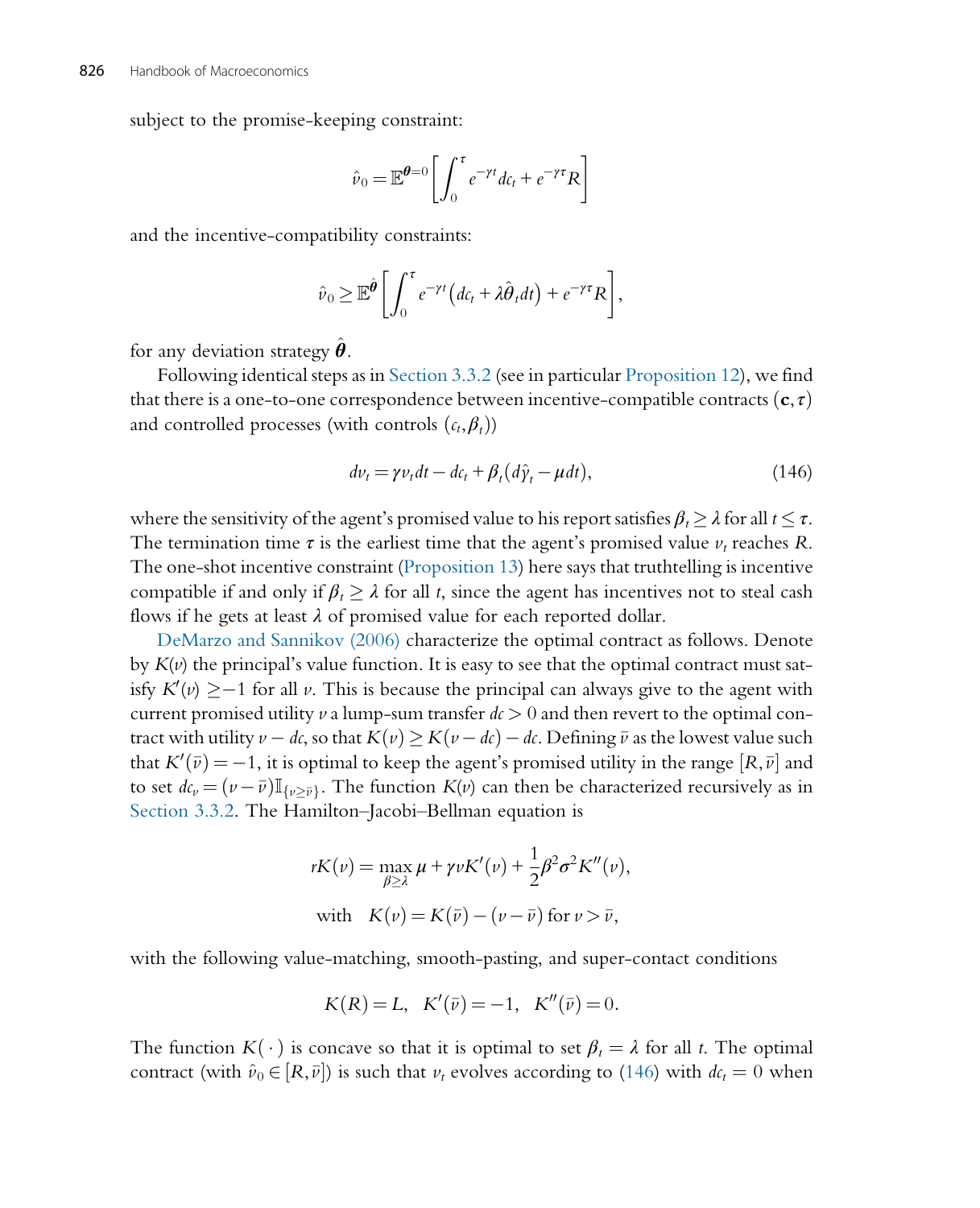subject to the promise-keeping constraint:

$$\hat{v}_0 = \mathbb{E}^{\boldsymbol{\theta}=0}\left[\int_0^{\tau} e^{-\gamma t} dc_t + e^{-\gamma \tau} R\right]$$

and the incentive-compatibility constraints:

$$\hat{v}_0 \geq \mathbb{E}^{\hat{\boldsymbol{\theta}}}\left[\int_0^{\tau} e^{-\gamma t}\left(dc_t + \lambda \hat{\theta}_t dt\right) + e^{-\gamma \tau} R\right],$$

for any deviation strategy $\hat{\boldsymbol{\theta}}$.

Following identical steps as in Section 3.3.2 (see in particular Proposition 12), we find that there is a one-to-one correspondence between incentive-compatible contracts $(\mathbf{c}, \tau)$ and controlled processes (with controls $(c_t, \beta_t)$)

$$dv_t = \gamma v_t dt - dc_t + \beta_t (d\hat{y}_t - \mu dt), \tag{146}$$

where the sensitivity of the agent's promised value to his report satisfies $\beta_t \geq \lambda$ for all $t \leq \tau$. The termination time $\tau$ is the earliest time that the agent's promised value $v_t$ reaches $R$. The one-shot incentive constraint (Proposition 13) here says that truthtelling is incentive compatible if and only if $\beta_t \geq \lambda$ for all $t$, since the agent has incentives not to steal cash flows if he gets at least $\lambda$ of promised value for each reported dollar.

DeMarzo and Sannikov (2006) characterize the optimal contract as follows. Denote by $K(v)$ the principal's value function. It is easy to see that the optimal contract must satisfy $K'(v) \geq -1$ for all $v$. This is because the principal can always give to the agent with current promised utility $v$ a lump-sum transfer $dc > 0$ and then revert to the optimal contract with utility $v - dc$, so that $K(v) \geq K(v - dc) - dc$. Defining $\bar{v}$ as the lowest value such that $K'(\bar{v}) = -1$, it is optimal to keep the agent's promised utility in the range $[R, \bar{v}]$ and to set $dc_v = (v - \bar{v})\mathbb{I}_{\{v \geq \bar{v}\}}$. The function $K(v)$ can then be characterized recursively as in Section 3.3.2. The Hamilton–Jacobi–Bellman equation is

$$rK(v) = \max_{\beta \geq \lambda} \mu + \gamma v K'(v) + \frac{1}{2}\beta^2 \sigma^2 K''(v),$$

$$\text{with} \quad K(v) = K(\bar{v}) - (v - \bar{v}) \text{ for } v > \bar{v},$$

with the following value-matching, smooth-pasting, and super-contact conditions

$$K(R) = L, \quad K'(\bar{v}) = -1, \quad K''(\bar{v}) = 0.$$

The function $K(\cdot)$ is concave so that it is optimal to set $\beta_t = \lambda$ for all $t$. The optimal contract (with $\hat{v}_0 \in [R, \bar{v}]$) is such that $v_t$ evolves according to (146) with $dc_t = 0$ when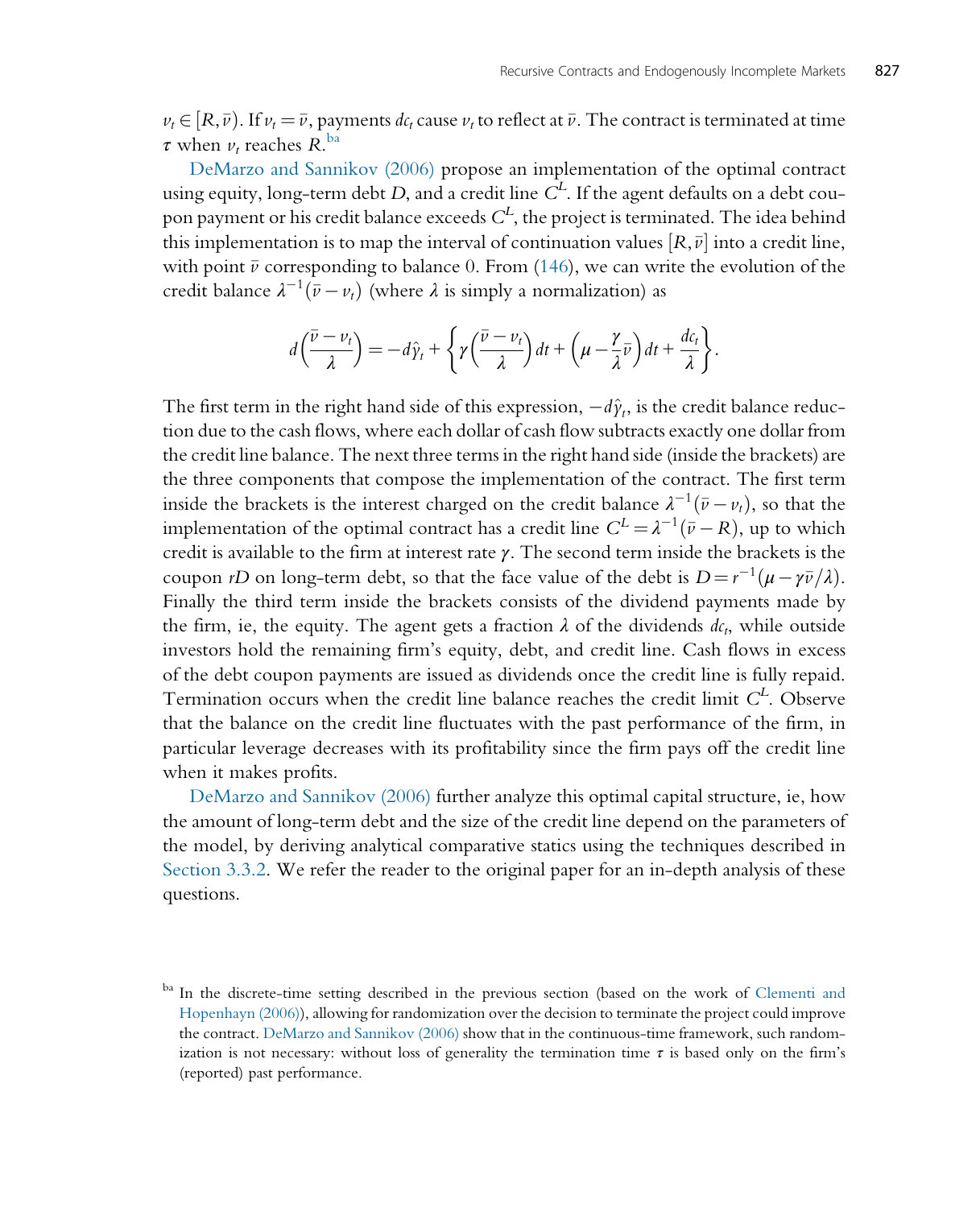$v_t \in [R, \bar{v})$. If $v_t = \bar{v}$, payments $dc_t$ cause $v_t$ to reflect at $\bar{v}$. The contract is terminated at time $\tau$ when $v_t$ reaches $R$.[ba]

DeMarzo and Sannikov (2006) propose an implementation of the optimal contract using equity, long-term debt $D$, and a credit line $C^L$. If the agent defaults on a debt coupon payment or his credit balance exceeds $C^L$, the project is terminated. The idea behind this implementation is to map the interval of continuation values $[R, \bar{v}]$ into a credit line, with point $\bar{v}$ corresponding to balance 0. From (146), we can write the evolution of the credit balance $\lambda^{-1}(\bar{v} - v_t)$ (where $\lambda$ is simply a normalization) as

$$d\left(\frac{\bar{v} - v_t}{\lambda}\right) = -d\hat{y}_t + \left\{\gamma\left(\frac{\bar{v} - v_t}{\lambda}\right)dt + \left(\mu - \frac{\gamma}{\lambda}\bar{v}\right)dt + \frac{dc_t}{\lambda}\right\}.$$

The first term in the right hand side of this expression, $-d\hat{y}_t$, is the credit balance reduction due to the cash flows, where each dollar of cash flow subtracts exactly one dollar from the credit line balance. The next three terms in the right hand side (inside the brackets) are the three components that compose the implementation of the contract. The first term inside the brackets is the interest charged on the credit balance $\lambda^{-1}(\bar{v} - v_t)$, so that the implementation of the optimal contract has a credit line $C^L = \lambda^{-1}(\bar{v} - R)$, up to which credit is available to the firm at interest rate $\gamma$. The second term inside the brackets is the coupon $rD$ on long-term debt, so that the face value of the debt is $D = r^{-1}(\mu - \gamma\bar{v}/\lambda)$. Finally the third term inside the brackets consists of the dividend payments made by the firm, ie, the equity. The agent gets a fraction $\lambda$ of the dividends $dc_t$, while outside investors hold the remaining firm's equity, debt, and credit line. Cash flows in excess of the debt coupon payments are issued as dividends once the credit line is fully repaid. Termination occurs when the credit line balance reaches the credit limit $C^L$. Observe that the balance on the credit line fluctuates with the past performance of the firm, in particular leverage decreases with its profitability since the firm pays off the credit line when it makes profits.

DeMarzo and Sannikov (2006) further analyze this optimal capital structure, ie, how the amount of long-term debt and the size of the credit line depend on the parameters of the model, by deriving analytical comparative statics using the techniques described in Section 3.3.2. We refer the reader to the original paper for an in-depth analysis of these questions.

[ba] In the discrete-time setting described in the previous section (based on the work of Clementi and Hopenhayn (2006)), allowing for randomization over the decision to terminate the project could improve the contract. DeMarzo and Sannikov (2006) show that in the continuous-time framework, such randomization is not necessary: without loss of generality the termination time $\tau$ is based only on the firm's (reported) past performance.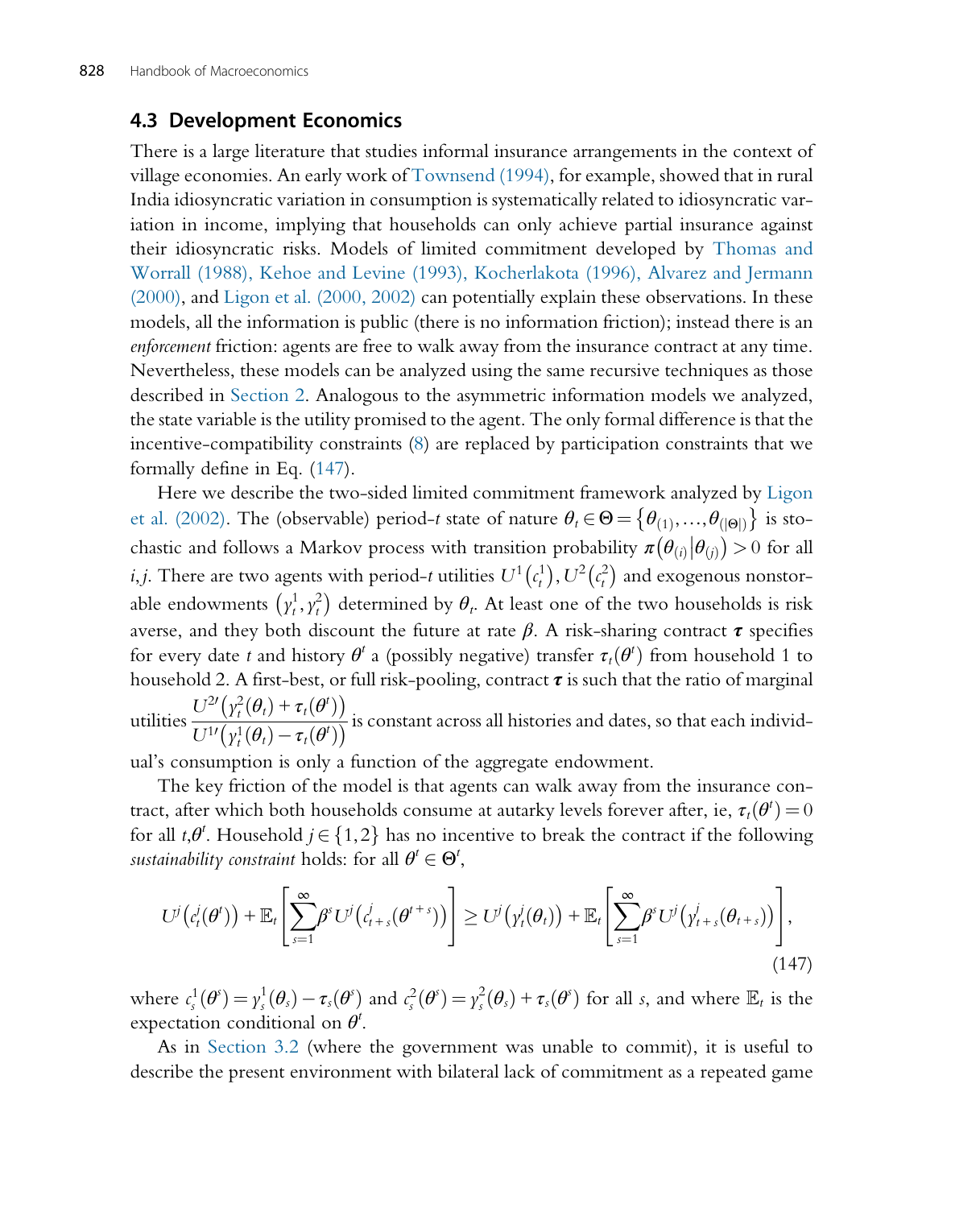## 4.3 Development Economics

There is a large literature that studies informal insurance arrangements in the context of village economies. An early work of Townsend (1994), for example, showed that in rural India idiosyncratic variation in consumption is systematically related to idiosyncratic variation in income, implying that households can only achieve partial insurance against their idiosyncratic risks. Models of limited commitment developed by Thomas and Worrall (1988), Kehoe and Levine (1993), Kocherlakota (1996), Alvarez and Jermann (2000), and Ligon et al. (2000, 2002) can potentially explain these observations. In these models, all the information is public (there is no information friction); instead there is an *enforcement* friction: agents are free to walk away from the insurance contract at any time. Nevertheless, these models can be analyzed using the same recursive techniques as those described in Section 2. Analogous to the asymmetric information models we analyzed, the state variable is the utility promised to the agent. The only formal difference is that the incentive-compatibility constraints (8) are replaced by participation constraints that we formally define in Eq. (147).

Here we describe the two-sided limited commitment framework analyzed by Ligon et al. (2002). The (observable) period-$t$ state of nature $\theta_t \in \Theta = \{\theta_{(1)}, \ldots, \theta_{(|\Theta|)}\}$ is stochastic and follows a Markov process with transition probability $\pi(\theta_{(i)} | \theta_{(j)}) > 0$ for all $i, j$. There are two agents with period-$t$ utilities $U^1(c_t^1), U^2(c_t^2)$ and exogenous nonstorable endowments $(y_t^1, y_t^2)$ determined by $\theta_t$. At least one of the two households is risk averse, and they both discount the future at rate $\beta$. A risk-sharing contract $\boldsymbol{\tau}$ specifies for every date $t$ and history $\theta^t$ a (possibly negative) transfer $\tau_t(\theta^t)$ from household 1 to household 2. A first-best, or full risk-pooling, contract $\boldsymbol{\tau}$ is such that the ratio of marginal utilities $\frac{U^{2\prime}(y_t^2(\theta_t) + \tau_t(\theta^t))}{U^{1\prime}(y_t^1(\theta_t) - \tau_t(\theta^t))}$ is constant across all histories and dates, so that each individual's consumption is only a function of the aggregate endowment.

The key friction of the model is that agents can walk away from the insurance contract, after which both households consume at autarky levels forever after, ie, $\tau_t(\theta^t) = 0$ for all $t, \theta^t$. Household $j \in \{1, 2\}$ has no incentive to break the contract if the following *sustainability constraint* holds: for all $\theta^t \in \Theta^t$,

$$U^j(c_t^j(\theta^t)) + \mathbb{E}_t\left[\sum_{s=1}^{\infty} \beta^s U^j(c_{t+s}^j(\theta^{t+s}))\right] \geq U^j(y_t^j(\theta_t)) + \mathbb{E}_t\left[\sum_{s=1}^{\infty} \beta^s U^j(y_{t+s}^j(\theta_{t+s}))\right], \tag{147}$$

where $c_s^1(\theta^s) = y_s^1(\theta_s) - \tau_s(\theta^s)$ and $c_s^2(\theta^s) = y_s^2(\theta_s) + \tau_s(\theta^s)$ for all $s$, and where $\mathbb{E}_t$ is the expectation conditional on $\theta^t$.

As in Section 3.2 (where the government was unable to commit), it is useful to describe the present environment with bilateral lack of commitment as a repeated game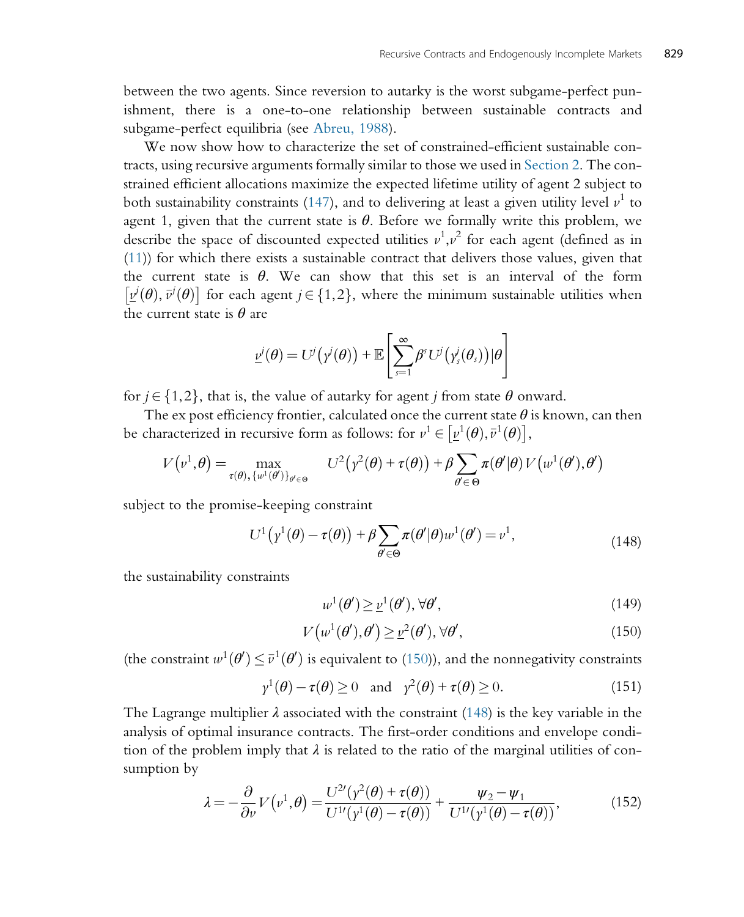between the two agents. Since reversion to autarky is the worst subgame-perfect punishment, there is a one-to-one relationship between sustainable contracts and subgame-perfect equilibria (see Abreu, 1988).

We now show how to characterize the set of constrained-efficient sustainable contracts, using recursive arguments formally similar to those we used in Section 2. The constrained efficient allocations maximize the expected lifetime utility of agent 2 subject to both sustainability constraints (147), and to delivering at least a given utility level $v^1$ to agent 1, given that the current state is $\theta$. Before we formally write this problem, we describe the space of discounted expected utilities $v^1, v^2$ for each agent (defined as in (11)) for which there exists a sustainable contract that delivers those values, given that the current state is $\theta$. We can show that this set is an interval of the form $\left[\underline{v}^j(\theta), \bar{v}^j(\theta)\right]$ for each agent $j \in \{1,2\}$, where the minimum sustainable utilities when the current state is $\theta$ are

$$\underline{v}^j(\theta) = U^j\left(y^j(\theta)\right) + \mathbb{E}\left[\sum_{s=1}^{\infty} \beta^s U^j\left(y_s^j(\theta_s)\right) | \theta\right]$$

for $j \in \{1,2\}$, that is, the value of autarky for agent $j$ from state $\theta$ onward.

The ex post efficiency frontier, calculated once the current state $\theta$ is known, can then be characterized in recursive form as follows: for $v^1 \in \left[\underline{v}^1(\theta), \bar{v}^1(\theta)\right]$,

$$V\left(v^1, \theta\right) = \max_{\tau(\theta), \{w^1(\theta')\}_{\theta' \in \Theta}} \quad U^2\left(y^2(\theta) + \tau(\theta)\right) + \beta \sum_{\theta' \in \Theta} \pi(\theta'|\theta) V\left(w^1(\theta'), \theta'\right)$$

subject to the promise-keeping constraint

$$U^1\left(y^1(\theta) - \tau(\theta)\right) + \beta \sum_{\theta' \in \Theta} \pi(\theta'|\theta) w^1(\theta') = v^1, \tag{148}$$

the sustainability constraints

$$w^1(\theta') \geq \underline{v}^1(\theta'), \forall \theta', \tag{149}$$

$$V\left(w^1(\theta'), \theta'\right) \geq \underline{v}^2(\theta'), \forall \theta', \tag{150}$$

(the constraint $w^1(\theta') \leq \bar{v}^1(\theta')$ is equivalent to (150)), and the nonnegativity constraints

$$y^1(\theta) - \tau(\theta) \geq 0 \quad \text{and} \quad y^2(\theta) + \tau(\theta) \geq 0. \tag{151}$$

The Lagrange multiplier $\lambda$ associated with the constraint (148) is the key variable in the analysis of optimal insurance contracts. The first-order conditions and envelope condition of the problem imply that $\lambda$ is related to the ratio of the marginal utilities of consumption by

$$\lambda = -\frac{\partial}{\partial v} V\left(v^1, \theta\right) = \frac{U^{2\prime}(y^2(\theta) + \tau(\theta))}{U^{1\prime}(y^1(\theta) - \tau(\theta))} + \frac{\psi_2 - \psi_1}{U^{1\prime}(y^1(\theta) - \tau(\theta))}, \tag{152}$$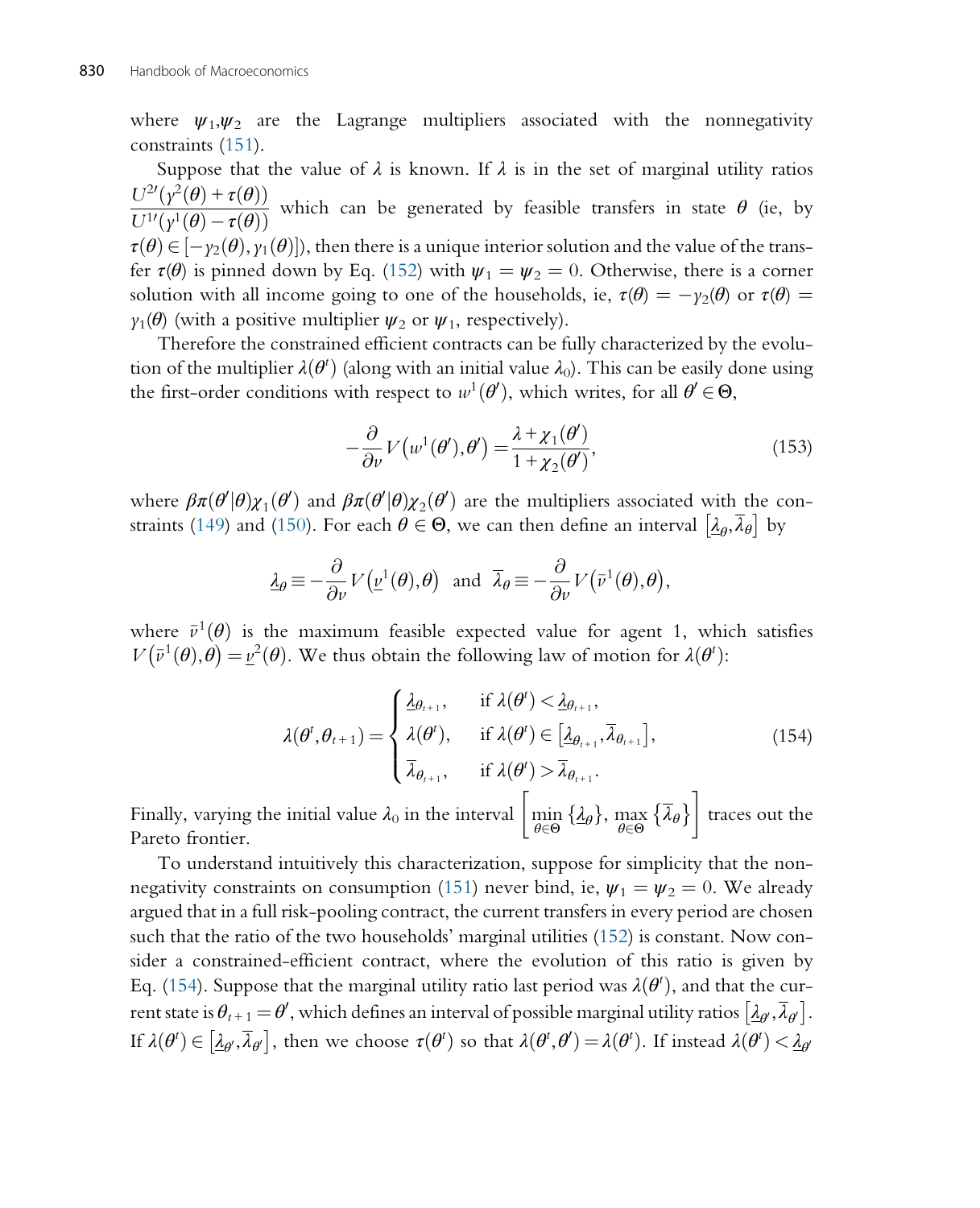where $\psi_1, \psi_2$ are the Lagrange multipliers associated with the nonnegativity constraints (151).

Suppose that the value of $\lambda$ is known. If $\lambda$ is in the set of marginal utility ratios $\dfrac{U^{2\prime}(y^2(\theta)+\tau(\theta))}{U^{1\prime}(y^1(\theta)-\tau(\theta))}$ which can be generated by feasible transfers in state $\theta$ (ie, by $\tau(\theta) \in [-y_2(\theta), y_1(\theta)]$), then there is a unique interior solution and the value of the transfer $\tau(\theta)$ is pinned down by Eq. (152) with $\psi_1 = \psi_2 = 0$. Otherwise, there is a corner solution with all income going to one of the households, ie, $\tau(\theta) = -y_2(\theta)$ or $\tau(\theta) = y_1(\theta)$ (with a positive multiplier $\psi_2$ or $\psi_1$, respectively).

Therefore the constrained efficient contracts can be fully characterized by the evolution of the multiplier $\lambda(\theta^t)$ (along with an initial value $\lambda_0$). This can be easily done using the first-order conditions with respect to $w^1(\theta')$, which writes, for all $\theta' \in \Theta$,

$$-\frac{\partial}{\partial v} V\left(w^1(\theta'), \theta'\right) = \frac{\lambda + \chi_1(\theta')}{1 + \chi_2(\theta')}, \tag{153}$$

where $\beta\pi(\theta'|\theta)\chi_1(\theta')$ and $\beta\pi(\theta'|\theta)\chi_2(\theta')$ are the multipliers associated with the constraints (149) and (150). For each $\theta \in \Theta$, we can then define an interval $\left[\underline{\lambda}_\theta, \overline{\lambda}_\theta\right]$ by

$$\underline{\lambda}_\theta \equiv -\frac{\partial}{\partial v} V\left(\underline{v}^1(\theta), \theta\right) \text{ and } \overline{\lambda}_\theta \equiv -\frac{\partial}{\partial v} V\left(\bar{v}^1(\theta), \theta\right),$$

where $\bar{v}^1(\theta)$ is the maximum feasible expected value for agent 1, which satisfies $V\left(\bar{v}^1(\theta), \theta\right) = \underline{v}^2(\theta)$. We thus obtain the following law of motion for $\lambda(\theta^t)$:

$$\lambda(\theta^t, \theta_{t+1}) = \begin{cases} \underline{\lambda}_{\theta_{t+1}}, & \text{if } \lambda(\theta^t) < \underline{\lambda}_{\theta_{t+1}}, \\ \lambda(\theta^t), & \text{if } \lambda(\theta^t) \in \left[\underline{\lambda}_{\theta_{t+1}}, \overline{\lambda}_{\theta_{t+1}}\right], \\ \overline{\lambda}_{\theta_{t+1}}, & \text{if } \lambda(\theta^t) > \overline{\lambda}_{\theta_{t+1}}. \end{cases} \tag{154}$$

Finally, varying the initial value $\lambda_0$ in the interval $\left[\min_{\theta \in \Theta} \{\underline{\lambda}_\theta\}, \max_{\theta \in \Theta} \{\overline{\lambda}_\theta\}\right]$ traces out the Pareto frontier.

To understand intuitively this characterization, suppose for simplicity that the nonnegativity constraints on consumption (151) never bind, ie, $\psi_1 = \psi_2 = 0$. We already argued that in a full risk-pooling contract, the current transfers in every period are chosen such that the ratio of the two households' marginal utilities (152) is constant. Now consider a constrained-efficient contract, where the evolution of this ratio is given by Eq. (154). Suppose that the marginal utility ratio last period was $\lambda(\theta^t)$, and that the current state is $\theta_{t+1} = \theta'$, which defines an interval of possible marginal utility ratios $\left[\underline{\lambda}_{\theta'}, \overline{\lambda}_{\theta'}\right]$. If $\lambda(\theta^t) \in \left[\underline{\lambda}_{\theta'}, \overline{\lambda}_{\theta'}\right]$, then we choose $\tau(\theta^t)$ so that $\lambda(\theta^t, \theta') = \lambda(\theta^t)$. If instead $\lambda(\theta^t) < \underline{\lambda}_{\theta'}$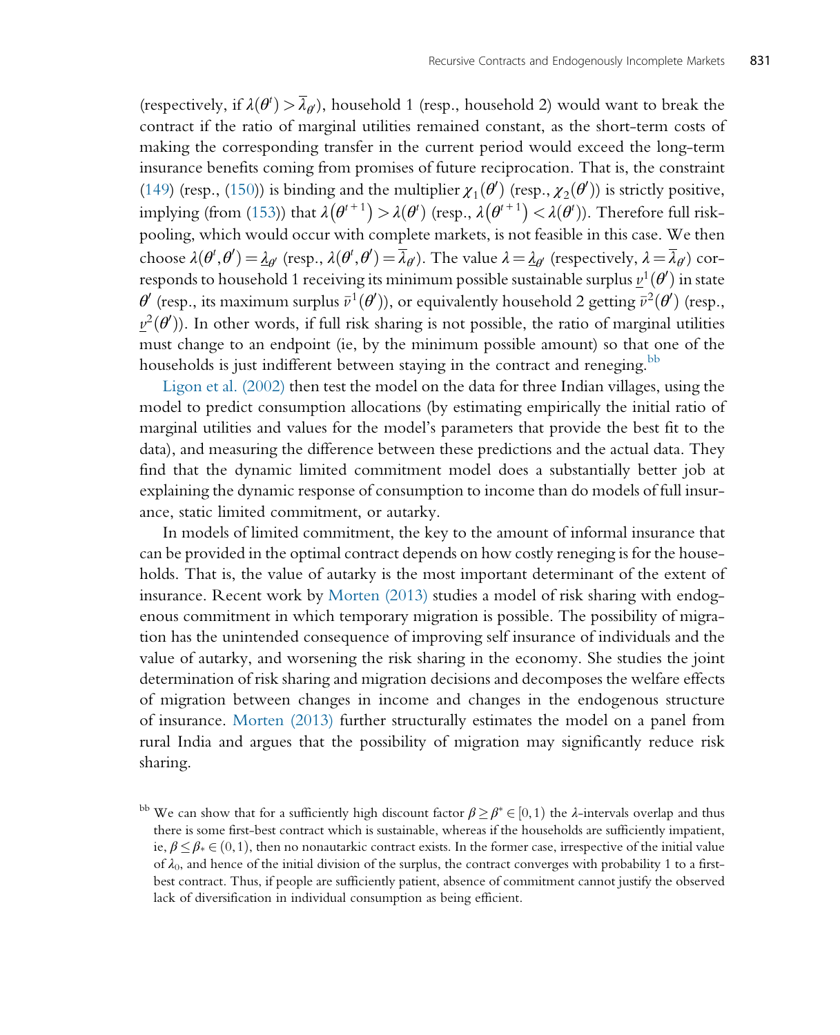(respectively, if $\lambda(\theta^t) > \overline{\lambda}_{\theta'}$), household 1 (resp., household 2) would want to break the contract if the ratio of marginal utilities remained constant, as the short-term costs of making the corresponding transfer in the current period would exceed the long-term insurance benefits coming from promises of future reciprocation. That is, the constraint (149) (resp., (150)) is binding and the multiplier $\chi_1(\theta')$ (resp., $\chi_2(\theta')$) is strictly positive, implying (from (153)) that $\lambda(\theta^{t+1}) > \lambda(\theta^t)$ (resp., $\lambda(\theta^{t+1}) < \lambda(\theta^t)$). Therefore full risk-pooling, which would occur with complete markets, is not feasible in this case. We then choose $\lambda(\theta^t, \theta') = \underline{\lambda}_{\theta'}$ (resp., $\lambda(\theta^t, \theta') = \overline{\lambda}_{\theta'}$). The value $\lambda = \underline{\lambda}_{\theta'}$ (respectively, $\lambda = \overline{\lambda}_{\theta'}$) corresponds to household 1 receiving its minimum possible sustainable surplus $\underline{v}^1(\theta')$ in state $\theta'$ (resp., its maximum surplus $\bar{v}^1(\theta')$), or equivalently household 2 getting $\bar{v}^2(\theta')$ (resp., $\underline{v}^2(\theta')$). In other words, if full risk sharing is not possible, the ratio of marginal utilities must change to an endpoint (ie, by the minimum possible amount) so that one of the households is just indifferent between staying in the contract and reneging.[bb]

Ligon et al. (2002) then test the model on the data for three Indian villages, using the model to predict consumption allocations (by estimating empirically the initial ratio of marginal utilities and values for the model's parameters that provide the best fit to the data), and measuring the difference between these predictions and the actual data. They find that the dynamic limited commitment model does a substantially better job at explaining the dynamic response of consumption to income than do models of full insurance, static limited commitment, or autarky.

In models of limited commitment, the key to the amount of informal insurance that can be provided in the optimal contract depends on how costly reneging is for the households. That is, the value of autarky is the most important determinant of the extent of insurance. Recent work by Morten (2013) studies a model of risk sharing with endogenous commitment in which temporary migration is possible. The possibility of migration has the unintended consequence of improving self insurance of individuals and the value of autarky, and worsening the risk sharing in the economy. She studies the joint determination of risk sharing and migration decisions and decomposes the welfare effects of migration between changes in income and changes in the endogenous structure of insurance. Morten (2013) further structurally estimates the model on a panel from rural India and argues that the possibility of migration may significantly reduce risk sharing.

[bb] We can show that for a sufficiently high discount factor $\beta \geq \beta^* \in [0,1)$ the $\lambda$-intervals overlap and thus there is some first-best contract which is sustainable, whereas if the households are sufficiently impatient, ie, $\beta \leq \beta_* \in (0,1)$, then no nonautarkic contract exists. In the former case, irrespective of the initial value of $\lambda_0$, and hence of the initial division of the surplus, the contract converges with probability 1 to a first-best contract. Thus, if people are sufficiently patient, absence of commitment cannot justify the observed lack of diversification in individual consumption as being efficient.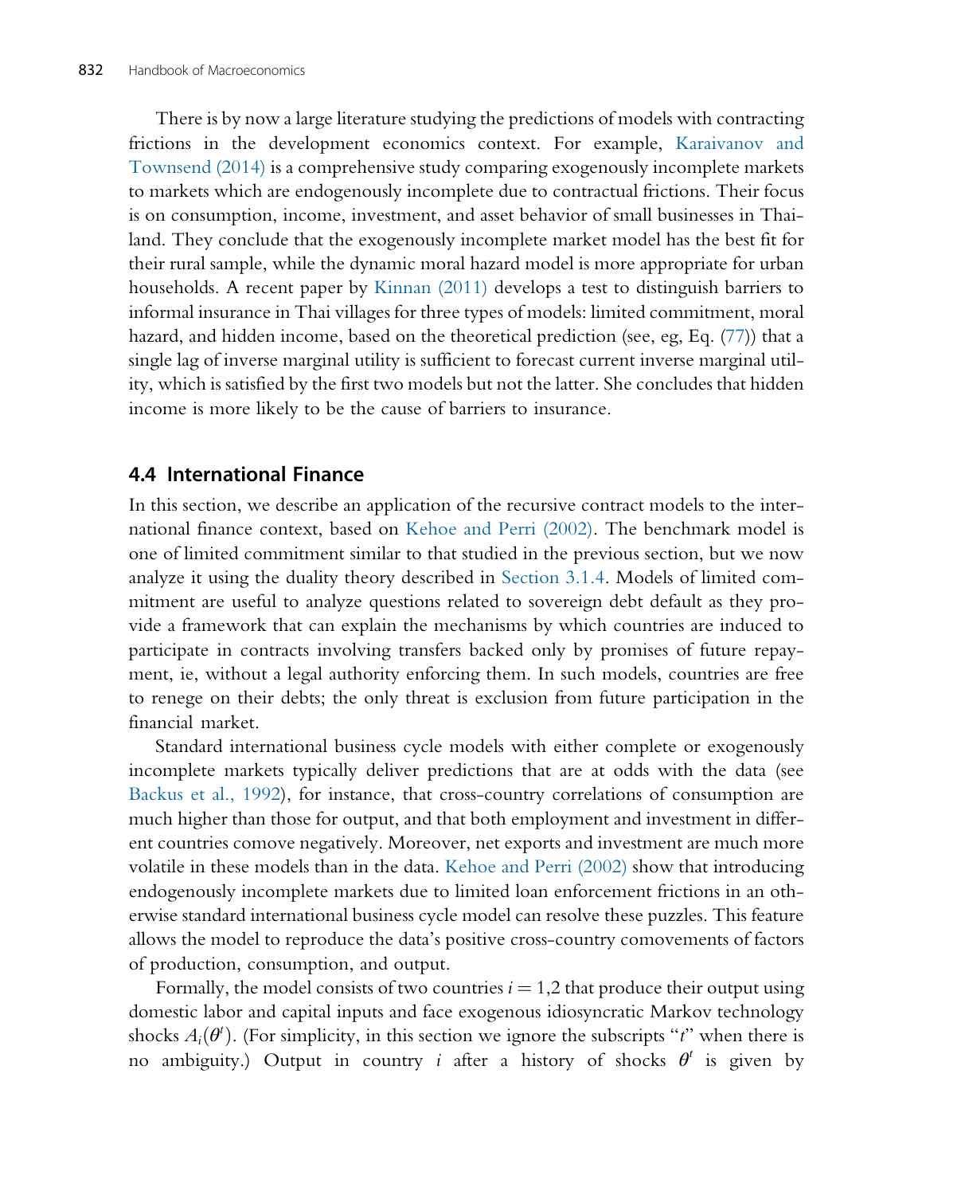There is by now a large literature studying the predictions of models with contracting frictions in the development economics context. For example, Karaivanov and Townsend (2014) is a comprehensive study comparing exogenously incomplete markets to markets which are endogenously incomplete due to contractual frictions. Their focus is on consumption, income, investment, and asset behavior of small businesses in Thailand. They conclude that the exogenously incomplete market model has the best fit for their rural sample, while the dynamic moral hazard model is more appropriate for urban households. A recent paper by Kinnan (2011) develops a test to distinguish barriers to informal insurance in Thai villages for three types of models: limited commitment, moral hazard, and hidden income, based on the theoretical prediction (see, eg, Eq. (77)) that a single lag of inverse marginal utility is sufficient to forecast current inverse marginal utility, which is satisfied by the first two models but not the latter. She concludes that hidden income is more likely to be the cause of barriers to insurance.

## 4.4 International Finance

In this section, we describe an application of the recursive contract models to the international finance context, based on Kehoe and Perri (2002). The benchmark model is one of limited commitment similar to that studied in the previous section, but we now analyze it using the duality theory described in Section 3.1.4. Models of limited commitment are useful to analyze questions related to sovereign debt default as they provide a framework that can explain the mechanisms by which countries are induced to participate in contracts involving transfers backed only by promises of future repayment, ie, without a legal authority enforcing them. In such models, countries are free to renege on their debts; the only threat is exclusion from future participation in the financial market.

Standard international business cycle models with either complete or exogenously incomplete markets typically deliver predictions that are at odds with the data (see Backus et al., 1992), for instance, that cross-country correlations of consumption are much higher than those for output, and that both employment and investment in different countries comove negatively. Moreover, net exports and investment are much more volatile in these models than in the data. Kehoe and Perri (2002) show that introducing endogenously incomplete markets due to limited loan enforcement frictions in an otherwise standard international business cycle model can resolve these puzzles. This feature allows the model to reproduce the data's positive cross-country comovements of factors of production, consumption, and output.

Formally, the model consists of two countries $i = 1,2$ that produce their output using domestic labor and capital inputs and face exogenous idiosyncratic Markov technology shocks $A_i(\theta^t)$. (For simplicity, in this section we ignore the subscripts "$t$" when there is no ambiguity.) Output in country $i$ after a history of shocks $\theta^t$ is given by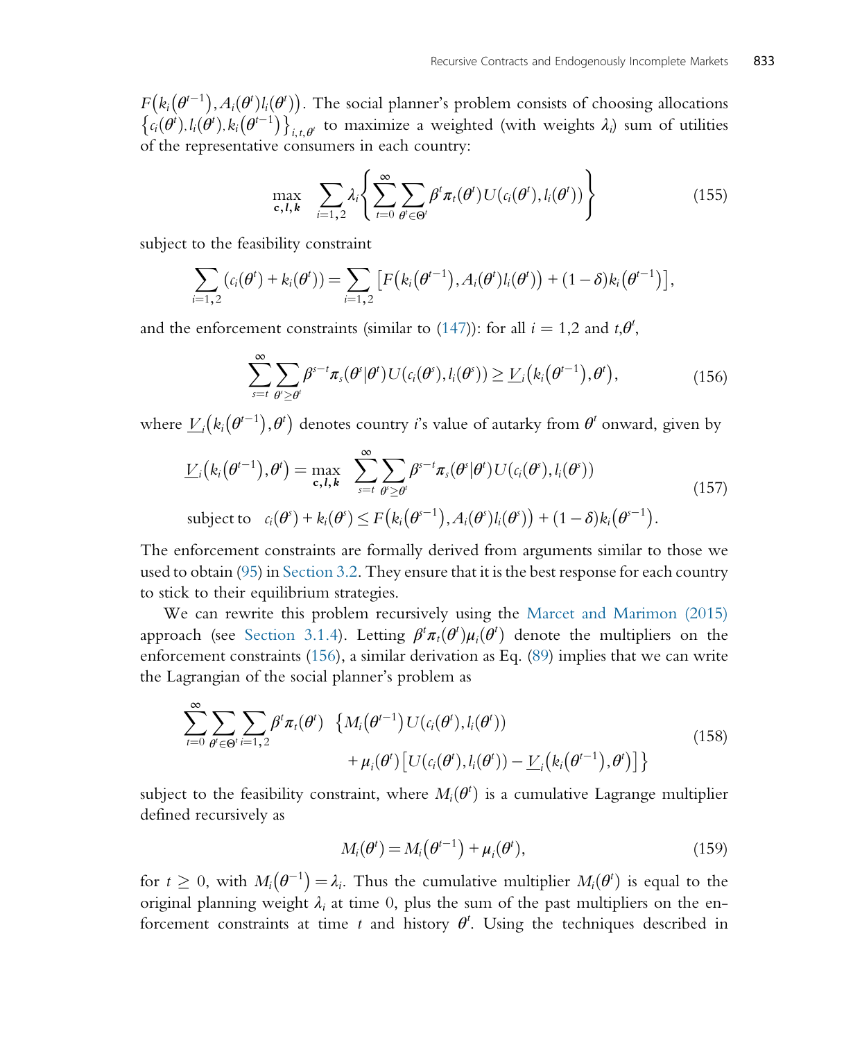$F\left(k_i\left(\theta^{t-1}\right), A_i(\theta^t) l_i(\theta^t)\right)$. The social planner's problem consists of choosing allocations $\left\{c_i(\theta^t), l_i(\theta^t), k_i\left(\theta^{t-1}\right)\right\}_{i,t,\theta^t}$ to maximize a weighted (with weights $\lambda_i$) sum of utilities of the representative consumers in each country:

$$\max_{\mathbf{c},\boldsymbol{l},\boldsymbol{k}} \sum_{i=1,2} \lambda_i \left\{ \sum_{t=0}^{\infty} \sum_{\theta^t \in \Theta^t} \beta^t \pi_t(\theta^t) U(c_i(\theta^t), l_i(\theta^t)) \right\} \tag{155}$$

subject to the feasibility constraint

$$\sum_{i=1,2} \left(c_i(\theta^t) + k_i(\theta^t)\right) = \sum_{i=1,2} \left[ F\left(k_i\left(\theta^{t-1}\right), A_i(\theta^t) l_i(\theta^t)\right) + (1-\delta) k_i\left(\theta^{t-1}\right) \right],$$

and the enforcement constraints (similar to (147)): for all $i = 1,2$ and $t, \theta^t$,

$$\sum_{s=t}^{\infty} \sum_{\theta^s \geq \theta^t} \beta^{s-t} \pi_s(\theta^s | \theta^t) U(c_i(\theta^s), l_i(\theta^s)) \geq \underline{V}_i\left(k_i\left(\theta^{t-1}\right), \theta^t\right), \tag{156}$$

where $\underline{V}_i\left(k_i\left(\theta^{t-1}\right), \theta^t\right)$ denotes country $i$'s value of autarky from $\theta^t$ onward, given by

$$\begin{aligned} \underline{V}_i\left(k_i\left(\theta^{t-1}\right), \theta^t\right) &= \max_{\mathbf{c},\boldsymbol{l},\boldsymbol{k}} \sum_{s=t}^{\infty} \sum_{\theta^s \geq \theta^t} \beta^{s-t} \pi_s(\theta^s | \theta^t) U(c_i(\theta^s), l_i(\theta^s)) \\ \text{subject to} \quad & c_i(\theta^s) + k_i(\theta^s) \leq F\left(k_i\left(\theta^{s-1}\right), A_i(\theta^s) l_i(\theta^s)\right) + (1-\delta) k_i\left(\theta^{s-1}\right). \end{aligned} \tag{157}$$

The enforcement constraints are formally derived from arguments similar to those we used to obtain (95) in Section 3.2. They ensure that it is the best response for each country to stick to their equilibrium strategies.

We can rewrite this problem recursively using the Marcet and Marimon (2015) approach (see Section 3.1.4). Letting $\beta^t \pi_t(\theta^t) \mu_i(\theta^t)$ denote the multipliers on the enforcement constraints (156), a similar derivation as Eq. (89) implies that we can write the Lagrangian of the social planner's problem as

$$\begin{aligned} \sum_{t=0}^{\infty} \sum_{\theta^t \in \Theta^t} \sum_{i=1,2} \beta^t \pi_t(\theta^t) \quad & \left\{ M_i\left(\theta^{t-1}\right) U(c_i(\theta^t), l_i(\theta^t)) \right. \\ & \left. + \mu_i(\theta^t) \left[ U(c_i(\theta^t), l_i(\theta^t)) - \underline{V}_i\left(k_i\left(\theta^{t-1}\right), \theta^t\right) \right] \right\} \end{aligned} \tag{158}$$

subject to the feasibility constraint, where $M_i(\theta^t)$ is a cumulative Lagrange multiplier defined recursively as

$$M_i(\theta^t) = M_i\left(\theta^{t-1}\right) + \mu_i(\theta^t), \tag{159}$$

for $t \geq 0$, with $M_i\left(\theta^{-1}\right) = \lambda_i$. Thus the cumulative multiplier $M_i(\theta^t)$ is equal to the original planning weight $\lambda_i$ at time 0, plus the sum of the past multipliers on the enforcement constraints at time $t$ and history $\theta^t$. Using the techniques described in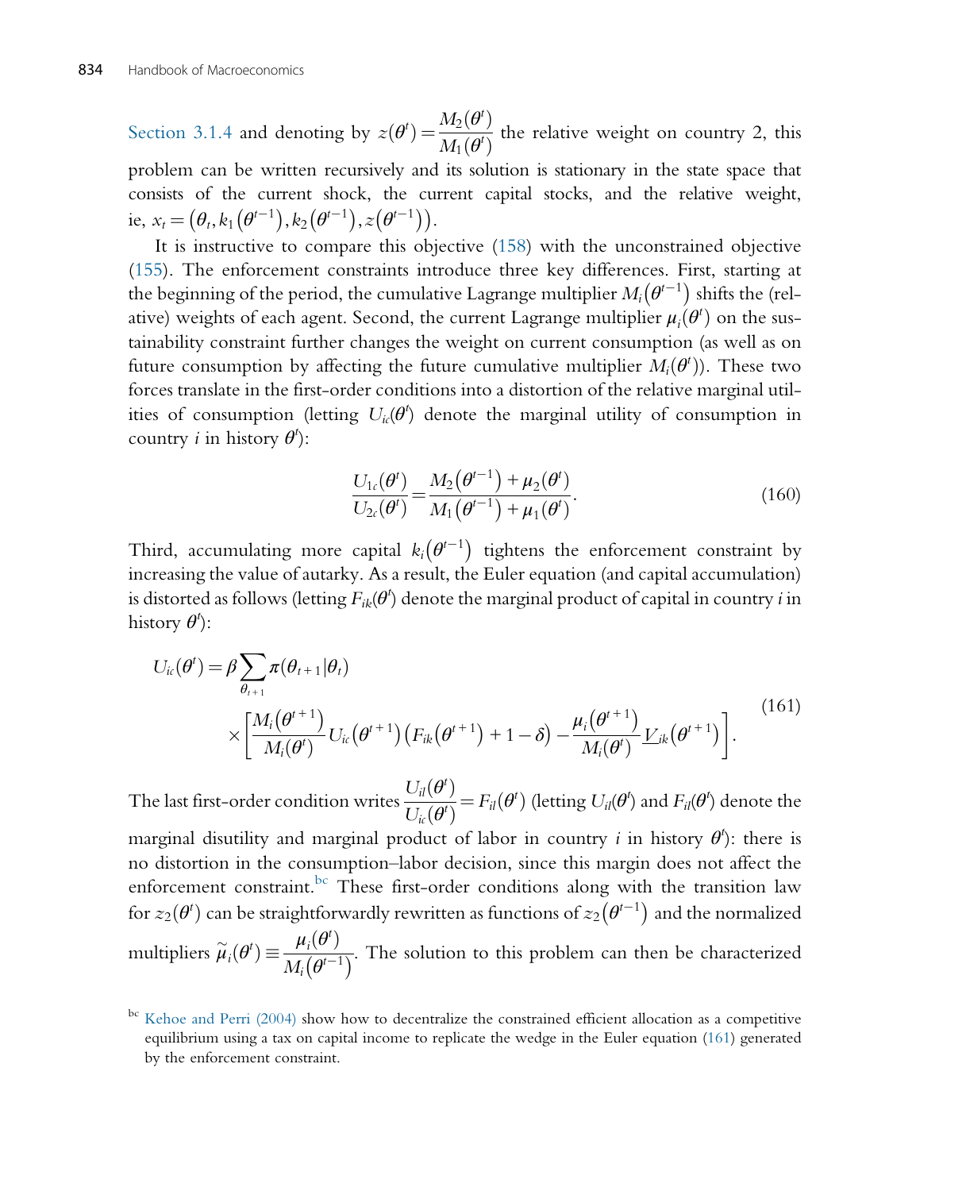Section 3.1.4 and denoting by $z(\theta^t) = \dfrac{M_2(\theta^t)}{M_1(\theta^t)}$ the relative weight on country 2, this problem can be written recursively and its solution is stationary in the state space that consists of the current shock, the current capital stocks, and the relative weight, ie, $x_t = \left(\theta_t, k_1\left(\theta^{t-1}\right), k_2\left(\theta^{t-1}\right), z\left(\theta^{t-1}\right)\right)$.

It is instructive to compare this objective (158) with the unconstrained objective (155). The enforcement constraints introduce three key differences. First, starting at the beginning of the period, the cumulative Lagrange multiplier $M_i\left(\theta^{t-1}\right)$ shifts the (relative) weights of each agent. Second, the current Lagrange multiplier $\mu_i(\theta^t)$ on the sustainability constraint further changes the weight on current consumption (as well as on future consumption by affecting the future cumulative multiplier $M_i(\theta^t)$). These two forces translate in the first-order conditions into a distortion of the relative marginal utilities of consumption (letting $U_{ic}(\theta^t)$ denote the marginal utility of consumption in country $i$ in history $\theta^t$):

$$\frac{U_{1c}(\theta^t)}{U_{2c}(\theta^t)} = \frac{M_2\left(\theta^{t-1}\right) + \mu_2(\theta^t)}{M_1\left(\theta^{t-1}\right) + \mu_1(\theta^t)}. \tag{160}$$

Third, accumulating more capital $k_i\left(\theta^{t-1}\right)$ tightens the enforcement constraint by increasing the value of autarky. As a result, the Euler equation (and capital accumulation) is distorted as follows (letting $F_{ik}(\theta^t)$ denote the marginal product of capital in country $i$ in history $\theta^t$):

$$\begin{aligned} U_{ic}(\theta^t) = \beta \sum_{\theta_{t+1}} \pi(\theta_{t+1}|\theta_t) \\ \times \left[ \frac{M_i\left(\theta^{t+1}\right)}{M_i(\theta^t)} U_{ic}\left(\theta^{t+1}\right)\left(F_{ik}\left(\theta^{t+1}\right) + 1 - \delta\right) - \frac{\mu_i\left(\theta^{t+1}\right)}{M_i(\theta^t)} \underline{V}_{ik}\left(\theta^{t+1}\right) \right]. \end{aligned} \tag{161}$$

The last first-order condition writes $\dfrac{U_{il}(\theta^t)}{U_{ic}(\theta^t)} = F_{il}(\theta^t)$ (letting $U_{il}(\theta^t)$ and $F_{il}(\theta^t)$ denote the marginal disutility and marginal product of labor in country $i$ in history $\theta^t$): there is no distortion in the consumption–labor decision, since this margin does not affect the enforcement constraint.[bc] These first-order conditions along with the transition law for $z_2(\theta^t)$ can be straightforwardly rewritten as functions of $z_2\left(\theta^{t-1}\right)$ and the normalized multipliers $\widetilde{\mu}_i(\theta^t) \equiv \dfrac{\mu_i(\theta^t)}{M_i\left(\theta^{t-1}\right)}$. The solution to this problem can then be characterized

[bc] Kehoe and Perri (2004) show how to decentralize the constrained efficient allocation as a competitive equilibrium using a tax on capital income to replicate the wedge in the Euler equation (161) generated by the enforcement constraint.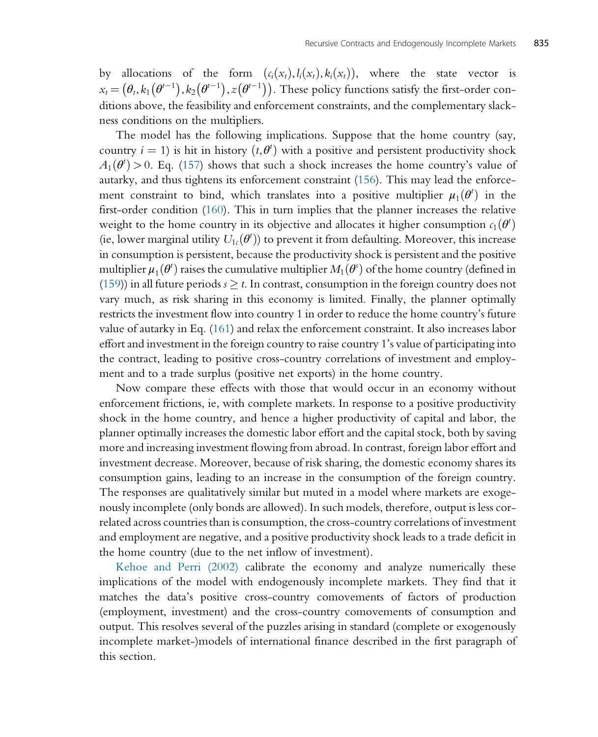by allocations of the form $(c_i(x_t), l_i(x_t), k_i(x_t))$, where the state vector is $x_t = (\theta_t, k_1(\theta^{t-1}), k_2(\theta^{t-1}), z(\theta^{t-1}))$. These policy functions satisfy the first-order conditions above, the feasibility and enforcement constraints, and the complementary slackness conditions on the multipliers.

The model has the following implications. Suppose that the home country (say, country $i = 1$) is hit in history $(t, \theta^t)$ with a positive and persistent productivity shock $A_1(\theta^t) > 0$. Eq. (157) shows that such a shock increases the home country's value of autarky, and thus tightens its enforcement constraint (156). This may lead the enforcement constraint to bind, which translates into a positive multiplier $\mu_1(\theta^t)$ in the first-order condition (160). This in turn implies that the planner increases the relative weight to the home country in its objective and allocates it higher consumption $c_1(\theta^t)$ (ie, lower marginal utility $U_{1c}(\theta^t)$) to prevent it from defaulting. Moreover, this increase in consumption is persistent, because the productivity shock is persistent and the positive multiplier $\mu_1(\theta^t)$ raises the cumulative multiplier $M_1(\theta^s)$ of the home country (defined in (159)) in all future periods $s \geq t$. In contrast, consumption in the foreign country does not vary much, as risk sharing in this economy is limited. Finally, the planner optimally restricts the investment flow into country 1 in order to reduce the home country's future value of autarky in Eq. (161) and relax the enforcement constraint. It also increases labor effort and investment in the foreign country to raise country 1's value of participating into the contract, leading to positive cross-country correlations of investment and employment and to a trade surplus (positive net exports) in the home country.

Now compare these effects with those that would occur in an economy without enforcement frictions, ie, with complete markets. In response to a positive productivity shock in the home country, and hence a higher productivity of capital and labor, the planner optimally increases the domestic labor effort and the capital stock, both by saving more and increasing investment flowing from abroad. In contrast, foreign labor effort and investment decrease. Moreover, because of risk sharing, the domestic economy shares its consumption gains, leading to an increase in the consumption of the foreign country. The responses are qualitatively similar but muted in a model where markets are exogenously incomplete (only bonds are allowed). In such models, therefore, output is less correlated across countries than is consumption, the cross-country correlations of investment and employment are negative, and a positive productivity shock leads to a trade deficit in the home country (due to the net inflow of investment).

Kehoe and Perri (2002) calibrate the economy and analyze numerically these implications of the model with endogenously incomplete markets. They find that it matches the data's positive cross-country comovements of factors of production (employment, investment) and the cross-country comovements of consumption and output. This resolves several of the puzzles arising in standard (complete or exogenously incomplete market-)models of international finance described in the first paragraph of this section.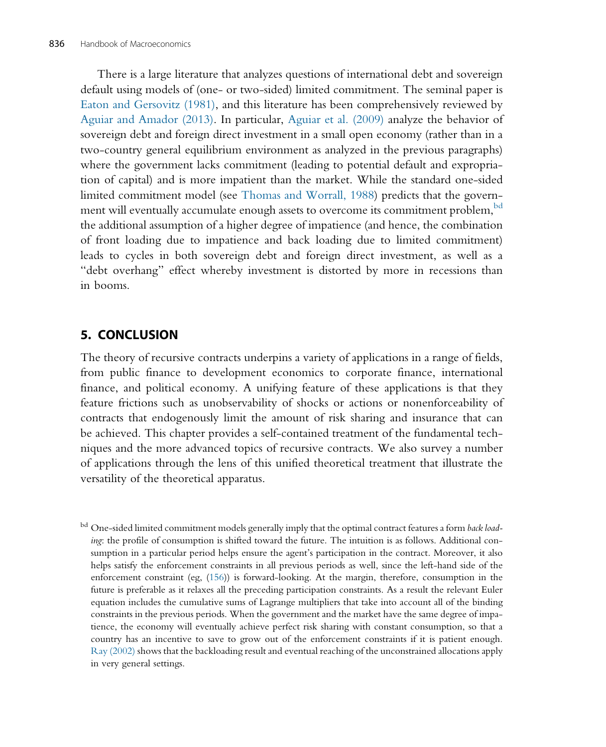There is a large literature that analyzes questions of international debt and sovereign default using models of (one- or two-sided) limited commitment. The seminal paper is Eaton and Gersovitz (1981), and this literature has been comprehensively reviewed by Aguiar and Amador (2013). In particular, Aguiar et al. (2009) analyze the behavior of sovereign debt and foreign direct investment in a small open economy (rather than in a two-country general equilibrium environment as analyzed in the previous paragraphs) where the government lacks commitment (leading to potential default and expropriation of capital) and is more impatient than the market. While the standard one-sided limited commitment model (see Thomas and Worrall, 1988) predicts that the government will eventually accumulate enough assets to overcome its commitment problem,[bd] the additional assumption of a higher degree of impatience (and hence, the combination of front loading due to impatience and back loading due to limited commitment) leads to cycles in both sovereign debt and foreign direct investment, as well as a "debt overhang" effect whereby investment is distorted by more in recessions than in booms.

## 5. CONCLUSION

The theory of recursive contracts underpins a variety of applications in a range of fields, from public finance to development economics to corporate finance, international finance, and political economy. A unifying feature of these applications is that they feature frictions such as unobservability of shocks or actions or nonenforceability of contracts that endogenously limit the amount of risk sharing and insurance that can be achieved. This chapter provides a self-contained treatment of the fundamental techniques and the more advanced topics of recursive contracts. We also survey a number of applications through the lens of this unified theoretical treatment that illustrate the versatility of the theoretical apparatus.

[bd] One-sided limited commitment models generally imply that the optimal contract features a form *back loading*: the profile of consumption is shifted toward the future. The intuition is as follows. Additional consumption in a particular period helps ensure the agent's participation in the contract. Moreover, it also helps satisfy the enforcement constraints in all previous periods as well, since the left-hand side of the enforcement constraint (eg, (156)) is forward-looking. At the margin, therefore, consumption in the future is preferable as it relaxes all the preceding participation constraints. As a result the relevant Euler equation includes the cumulative sums of Lagrange multipliers that take into account all of the binding constraints in the previous periods. When the government and the market have the same degree of impatience, the economy will eventually achieve perfect risk sharing with constant consumption, so that a country has an incentive to save to grow out of the enforcement constraints if it is patient enough. Ray (2002) shows that the backloading result and eventual reaching of the unconstrained allocations apply in very general settings.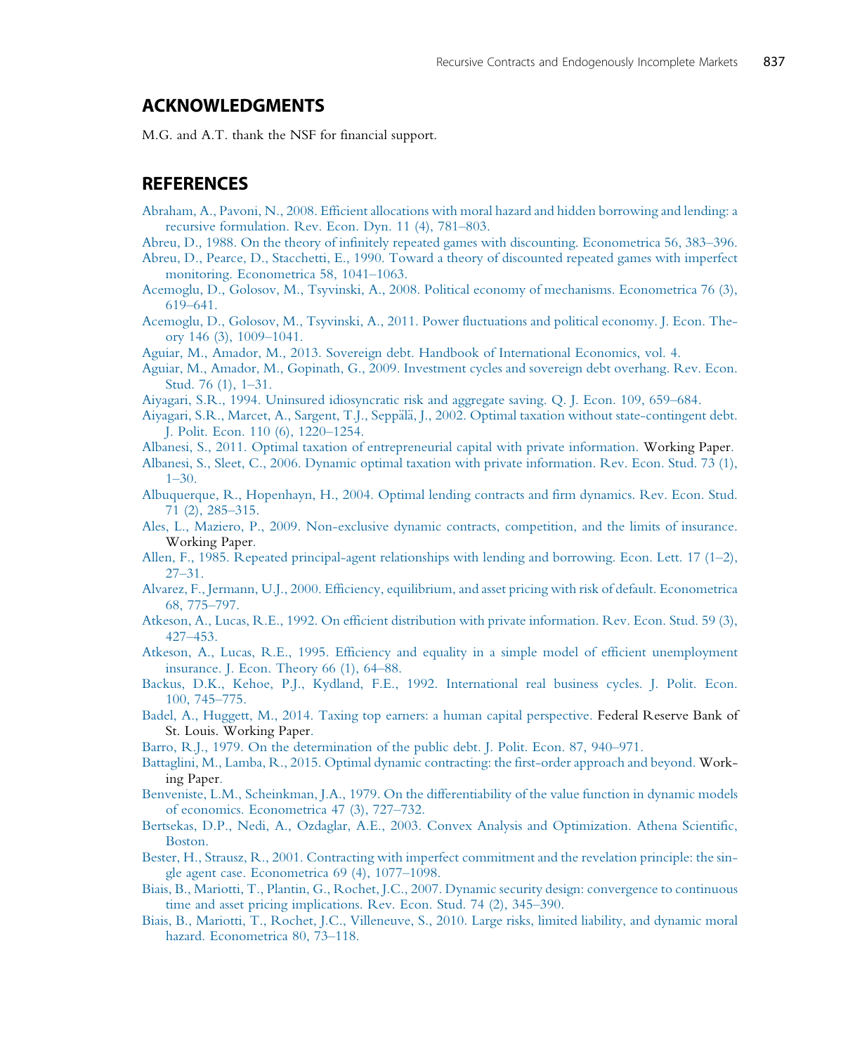## ACKNOWLEDGMENTS

M.G. and A.T. thank the NSF for financial support.

## REFERENCES

Abraham, A., Pavoni, N., 2008. Efficient allocations with moral hazard and hidden borrowing and lending: a recursive formulation. Rev. Econ. Dyn. 11 (4), 781–803.

Abreu, D., 1988. On the theory of infinitely repeated games with discounting. Econometrica 56, 383–396.

Abreu, D., Pearce, D., Stacchetti, E., 1990. Toward a theory of discounted repeated games with imperfect monitoring. Econometrica 58, 1041–1063.

Acemoglu, D., Golosov, M., Tsyvinski, A., 2008. Political economy of mechanisms. Econometrica 76 (3), 619–641.

Acemoglu, D., Golosov, M., Tsyvinski, A., 2011. Power fluctuations and political economy. J. Econ. Theory 146 (3), 1009–1041.

Aguiar, M., Amador, M., 2013. Sovereign debt. Handbook of International Economics, vol. 4.

Aguiar, M., Amador, M., Gopinath, G., 2009. Investment cycles and sovereign debt overhang. Rev. Econ. Stud. 76 (1), 1–31.

Aiyagari, S.R., 1994. Uninsured idiosyncratic risk and aggregate saving. Q. J. Econ. 109, 659–684.

Aiyagari, S.R., Marcet, A., Sargent, T.J., Seppälä, J., 2002. Optimal taxation without state-contingent debt. J. Polit. Econ. 110 (6), 1220–1254.

Albanesi, S., 2011. Optimal taxation of entrepreneurial capital with private information. Working Paper.

Albanesi, S., Sleet, C., 2006. Dynamic optimal taxation with private information. Rev. Econ. Stud. 73 (1), 1–30.

Albuquerque, R., Hopenhayn, H., 2004. Optimal lending contracts and firm dynamics. Rev. Econ. Stud. 71 (2), 285–315.

Ales, L., Maziero, P., 2009. Non-exclusive dynamic contracts, competition, and the limits of insurance. Working Paper.

Allen, F., 1985. Repeated principal-agent relationships with lending and borrowing. Econ. Lett. 17 (1–2), 27–31.

Alvarez, F., Jermann, U.J., 2000. Efficiency, equilibrium, and asset pricing with risk of default. Econometrica 68, 775–797.

Atkeson, A., Lucas, R.E., 1992. On efficient distribution with private information. Rev. Econ. Stud. 59 (3), 427–453.

Atkeson, A., Lucas, R.E., 1995. Efficiency and equality in a simple model of efficient unemployment insurance. J. Econ. Theory 66 (1), 64–88.

Backus, D.K., Kehoe, P.J., Kydland, F.E., 1992. International real business cycles. J. Polit. Econ. 100, 745–775.

Badel, A., Huggett, M., 2014. Taxing top earners: a human capital perspective. Federal Reserve Bank of St. Louis. Working Paper.

Barro, R.J., 1979. On the determination of the public debt. J. Polit. Econ. 87, 940–971.

Battaglini, M., Lamba, R., 2015. Optimal dynamic contracting: the first-order approach and beyond. Working Paper.

Benveniste, L.M., Scheinkman, J.A., 1979. On the differentiability of the value function in dynamic models of economics. Econometrica 47 (3), 727–732.

Bertsekas, D.P., Nedi, A., Ozdaglar, A.E., 2003. Convex Analysis and Optimization. Athena Scientific, Boston.

Bester, H., Strausz, R., 2001. Contracting with imperfect commitment and the revelation principle: the single agent case. Econometrica 69 (4), 1077–1098.

Biais, B., Mariotti, T., Plantin, G., Rochet, J.C., 2007. Dynamic security design: convergence to continuous time and asset pricing implications. Rev. Econ. Stud. 74 (2), 345–390.

Biais, B., Mariotti, T., Rochet, J.C., Villeneuve, S., 2010. Large risks, limited liability, and dynamic moral hazard. Econometrica 80, 73–118.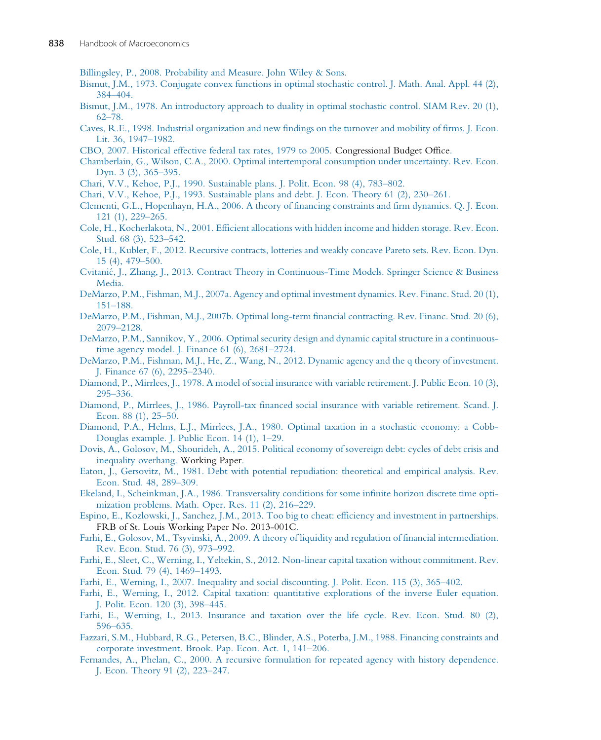Billingsley, P., 2008. Probability and Measure. John Wiley & Sons.

Bismut, J.M., 1973. Conjugate convex functions in optimal stochastic control. J. Math. Anal. Appl. 44 (2), 384–404.

Bismut, J.M., 1978. An introductory approach to duality in optimal stochastic control. SIAM Rev. 20 (1), 62–78.

Caves, R.E., 1998. Industrial organization and new findings on the turnover and mobility of firms. J. Econ. Lit. 36, 1947–1982.

CBO, 2007. Historical effective federal tax rates, 1979 to 2005. Congressional Budget Office.

Chamberlain, G., Wilson, C.A., 2000. Optimal intertemporal consumption under uncertainty. Rev. Econ. Dyn. 3 (3), 365–395.

Chari, V.V., Kehoe, P.J., 1990. Sustainable plans. J. Polit. Econ. 98 (4), 783–802.

Chari, V.V., Kehoe, P.J., 1993. Sustainable plans and debt. J. Econ. Theory 61 (2), 230–261.

Clementi, G.L., Hopenhayn, H.A., 2006. A theory of financing constraints and firm dynamics. Q. J. Econ. 121 (1), 229–265.

Cole, H., Kocherlakota, N., 2001. Efficient allocations with hidden income and hidden storage. Rev. Econ. Stud. 68 (3), 523–542.

Cole, H., Kubler, F., 2012. Recursive contracts, lotteries and weakly concave Pareto sets. Rev. Econ. Dyn. 15 (4), 479–500.

Cvitanić, J., Zhang, J., 2013. Contract Theory in Continuous-Time Models. Springer Science & Business Media.

DeMarzo, P.M., Fishman, M.J., 2007a. Agency and optimal investment dynamics. Rev. Financ. Stud. 20 (1), 151–188.

DeMarzo, P.M., Fishman, M.J., 2007b. Optimal long-term financial contracting. Rev. Financ. Stud. 20 (6), 2079–2128.

DeMarzo, P.M., Sannikov, Y., 2006. Optimal security design and dynamic capital structure in a continuous-time agency model. J. Finance 61 (6), 2681–2724.

DeMarzo, P.M., Fishman, M.J., He, Z., Wang, N., 2012. Dynamic agency and the q theory of investment. J. Finance 67 (6), 2295–2340.

Diamond, P., Mirrlees, J., 1978. A model of social insurance with variable retirement. J. Public Econ. 10 (3), 295–336.

Diamond, P., Mirrlees, J., 1986. Payroll-tax financed social insurance with variable retirement. Scand. J. Econ. 88 (1), 25–50.

Diamond, P.A., Helms, L.J., Mirrlees, J.A., 1980. Optimal taxation in a stochastic economy: a Cobb-Douglas example. J. Public Econ. 14 (1), 1–29.

Dovis, A., Golosov, M., Shourideh, A., 2015. Political economy of sovereign debt: cycles of debt crisis and inequality overhang. Working Paper.

Eaton, J., Gersovitz, M., 1981. Debt with potential repudiation: theoretical and empirical analysis. Rev. Econ. Stud. 48, 289–309.

Ekeland, I., Scheinkman, J.A., 1986. Transversality conditions for some infinite horizon discrete time optimization problems. Math. Oper. Res. 11 (2), 216–229.

Espino, E., Kozlowski, J., Sanchez, J.M., 2013. Too big to cheat: efficiency and investment in partnerships. FRB of St. Louis Working Paper No. 2013-001C.

Farhi, E., Golosov, M., Tsyvinski, A., 2009. A theory of liquidity and regulation of financial intermediation. Rev. Econ. Stud. 76 (3), 973–992.

Farhi, E., Sleet, C., Werning, I., Yeltekin, S., 2012. Non-linear capital taxation without commitment. Rev. Econ. Stud. 79 (4), 1469–1493.

Farhi, E., Werning, I., 2007. Inequality and social discounting. J. Polit. Econ. 115 (3), 365–402.

Farhi, E., Werning, I., 2012. Capital taxation: quantitative explorations of the inverse Euler equation. J. Polit. Econ. 120 (3), 398–445.

Farhi, E., Werning, I., 2013. Insurance and taxation over the life cycle. Rev. Econ. Stud. 80 (2), 596–635.

Fazzari, S.M., Hubbard, R.G., Petersen, B.C., Blinder, A.S., Poterba, J.M., 1988. Financing constraints and corporate investment. Brook. Pap. Econ. Act. 1, 141–206.

Fernandes, A., Phelan, C., 2000. A recursive formulation for repeated agency with history dependence. J. Econ. Theory 91 (2), 223–247.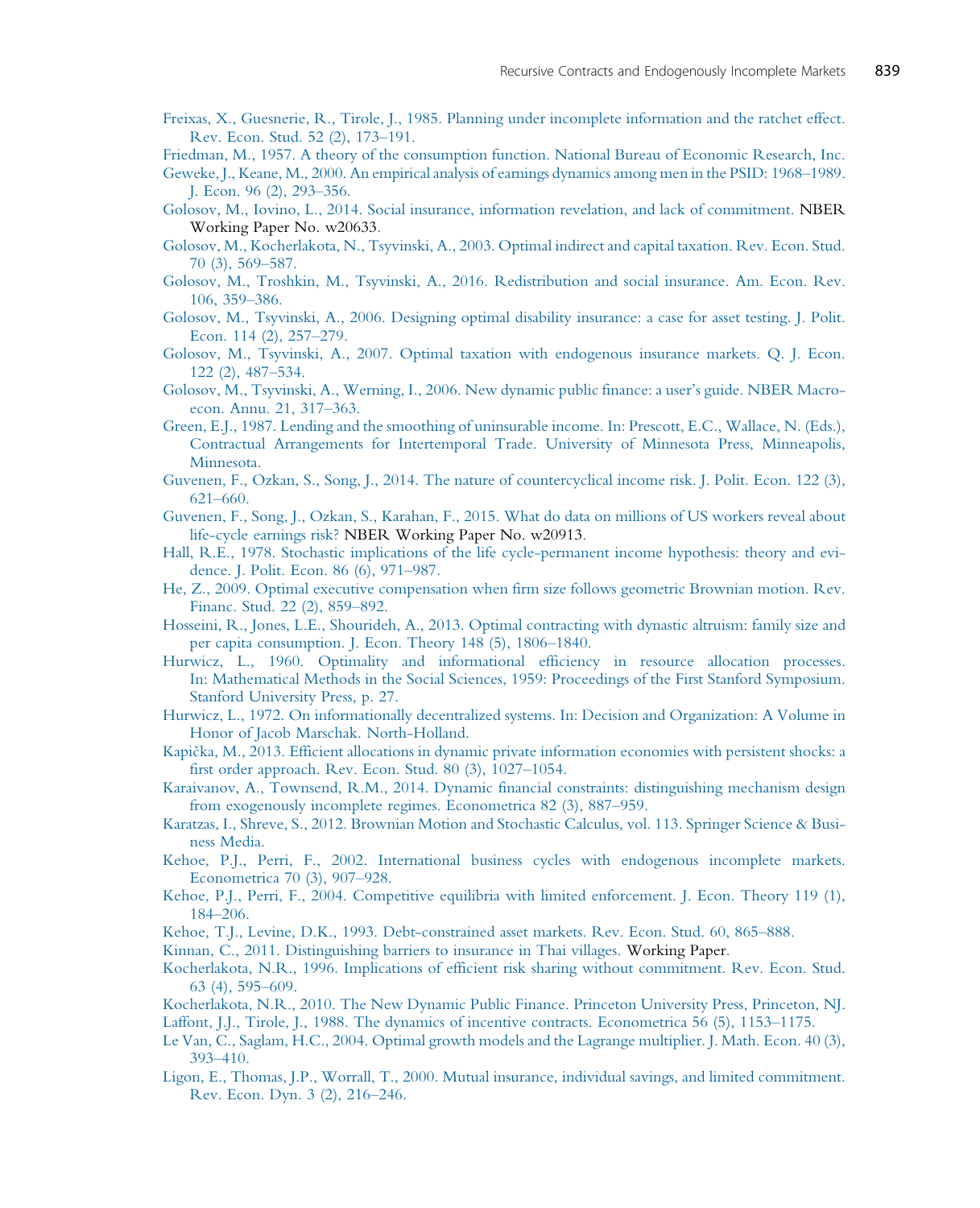Freixas, X., Guesnerie, R., Tirole, J., 1985. Planning under incomplete information and the ratchet effect. Rev. Econ. Stud. 52 (2), 173–191.

Friedman, M., 1957. A theory of the consumption function. National Bureau of Economic Research, Inc.

Geweke, J., Keane, M., 2000. An empirical analysis of earnings dynamics among men in the PSID: 1968–1989. J. Econ. 96 (2), 293–356.

Golosov, M., Iovino, L., 2014. Social insurance, information revelation, and lack of commitment. NBER Working Paper No. w20633.

Golosov, M., Kocherlakota, N., Tsyvinski, A., 2003. Optimal indirect and capital taxation. Rev. Econ. Stud. 70 (3), 569–587.

Golosov, M., Troshkin, M., Tsyvinski, A., 2016. Redistribution and social insurance. Am. Econ. Rev. 106, 359–386.

Golosov, M., Tsyvinski, A., 2006. Designing optimal disability insurance: a case for asset testing. J. Polit. Econ. 114 (2), 257–279.

Golosov, M., Tsyvinski, A., 2007. Optimal taxation with endogenous insurance markets. Q. J. Econ. 122 (2), 487–534.

Golosov, M., Tsyvinski, A., Werning, I., 2006. New dynamic public finance: a user's guide. NBER Macroecon. Annu. 21, 317–363.

Green, E.J., 1987. Lending and the smoothing of uninsurable income. In: Prescott, E.C., Wallace, N. (Eds.), Contractual Arrangements for Intertemporal Trade. University of Minnesota Press, Minneapolis, Minnesota.

Guvenen, F., Ozkan, S., Song, J., 2014. The nature of countercyclical income risk. J. Polit. Econ. 122 (3), 621–660.

Guvenen, F., Song, J., Ozkan, S., Karahan, F., 2015. What do data on millions of US workers reveal about life-cycle earnings risk? NBER Working Paper No. w20913.

Hall, R.E., 1978. Stochastic implications of the life cycle-permanent income hypothesis: theory and evidence. J. Polit. Econ. 86 (6), 971–987.

He, Z., 2009. Optimal executive compensation when firm size follows geometric Brownian motion. Rev. Financ. Stud. 22 (2), 859–892.

Hosseini, R., Jones, L.E., Shourideh, A., 2013. Optimal contracting with dynastic altruism: family size and per capita consumption. J. Econ. Theory 148 (5), 1806–1840.

Hurwicz, L., 1960. Optimality and informational efficiency in resource allocation processes. In: Mathematical Methods in the Social Sciences, 1959: Proceedings of the First Stanford Symposium. Stanford University Press, p. 27.

Hurwicz, L., 1972. On informationally decentralized systems. In: Decision and Organization: A Volume in Honor of Jacob Marschak. North-Holland.

Kapička, M., 2013. Efficient allocations in dynamic private information economies with persistent shocks: a first order approach. Rev. Econ. Stud. 80 (3), 1027–1054.

Karaivanov, A., Townsend, R.M., 2014. Dynamic financial constraints: distinguishing mechanism design from exogenously incomplete regimes. Econometrica 82 (3), 887–959.

Karatzas, I., Shreve, S., 2012. Brownian Motion and Stochastic Calculus, vol. 113. Springer Science & Business Media.

Kehoe, P.J., Perri, F., 2002. International business cycles with endogenous incomplete markets. Econometrica 70 (3), 907–928.

Kehoe, P.J., Perri, F., 2004. Competitive equilibria with limited enforcement. J. Econ. Theory 119 (1), 184–206.

Kehoe, T.J., Levine, D.K., 1993. Debt-constrained asset markets. Rev. Econ. Stud. 60, 865–888.

Kinnan, C., 2011. Distinguishing barriers to insurance in Thai villages. Working Paper.

Kocherlakota, N.R., 1996. Implications of efficient risk sharing without commitment. Rev. Econ. Stud. 63 (4), 595–609.

Kocherlakota, N.R., 2010. The New Dynamic Public Finance. Princeton University Press, Princeton, NJ.

Laffont, J.J., Tirole, J., 1988. The dynamics of incentive contracts. Econometrica 56 (5), 1153–1175.

Le Van, C., Saglam, H.C., 2004. Optimal growth models and the Lagrange multiplier. J. Math. Econ. 40 (3), 393–410.

Ligon, E., Thomas, J.P., Worrall, T., 2000. Mutual insurance, individual savings, and limited commitment. Rev. Econ. Dyn. 3 (2), 216–246.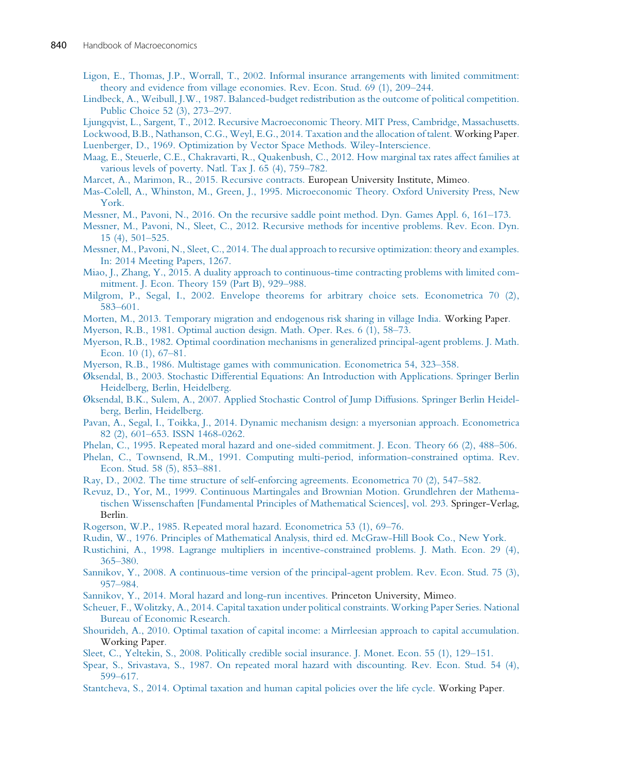Ligon, E., Thomas, J.P., Worrall, T., 2002. Informal insurance arrangements with limited commitment: theory and evidence from village economies. Rev. Econ. Stud. 69 (1), 209–244.

Lindbeck, A., Weibull, J.W., 1987. Balanced-budget redistribution as the outcome of political competition. Public Choice 52 (3), 273–297.

Ljungqvist, L., Sargent, T., 2012. Recursive Macroeconomic Theory. MIT Press, Cambridge, Massachusetts.

Lockwood, B.B., Nathanson, C.G., Weyl, E.G., 2014. Taxation and the allocation of talent. Working Paper.

Luenberger, D., 1969. Optimization by Vector Space Methods. Wiley-Interscience.

Maag, E., Steuerle, C.E., Chakravarti, R., Quakenbush, C., 2012. How marginal tax rates affect families at various levels of poverty. Natl. Tax J. 65 (4), 759–782.

Marcet, A., Marimon, R., 2015. Recursive contracts. European University Institute, Mimeo.

Mas-Colell, A., Whinston, M., Green, J., 1995. Microeconomic Theory. Oxford University Press, New York.

Messner, M., Pavoni, N., 2016. On the recursive saddle point method. Dyn. Games Appl. 6, 161–173.

Messner, M., Pavoni, N., Sleet, C., 2012. Recursive methods for incentive problems. Rev. Econ. Dyn. 15 (4), 501–525.

Messner, M., Pavoni, N., Sleet, C., 2014. The dual approach to recursive optimization: theory and examples. In: 2014 Meeting Papers, 1267.

Miao, J., Zhang, Y., 2015. A duality approach to continuous-time contracting problems with limited commitment. J. Econ. Theory 159 (Part B), 929–988.

Milgrom, P., Segal, I., 2002. Envelope theorems for arbitrary choice sets. Econometrica 70 (2), 583–601.

Morten, M., 2013. Temporary migration and endogenous risk sharing in village India. Working Paper.

Myerson, R.B., 1981. Optimal auction design. Math. Oper. Res. 6 (1), 58–73.

Myerson, R.B., 1982. Optimal coordination mechanisms in generalized principal-agent problems. J. Math. Econ. 10 (1), 67–81.

Myerson, R.B., 1986. Multistage games with communication. Econometrica 54, 323–358.

Øksendal, B., 2003. Stochastic Differential Equations: An Introduction with Applications. Springer Berlin Heidelberg, Berlin, Heidelberg.

Øksendal, B.K., Sulem, A., 2007. Applied Stochastic Control of Jump Diffusions. Springer Berlin Heidelberg, Berlin, Heidelberg.

Pavan, A., Segal, I., Toikka, J., 2014. Dynamic mechanism design: a myersonian approach. Econometrica 82 (2), 601–653. ISSN 1468-0262.

Phelan, C., 1995. Repeated moral hazard and one-sided commitment. J. Econ. Theory 66 (2), 488–506.

Phelan, C., Townsend, R.M., 1991. Computing multi-period, information-constrained optima. Rev. Econ. Stud. 58 (5), 853–881.

Ray, D., 2002. The time structure of self-enforcing agreements. Econometrica 70 (2), 547–582.

Revuz, D., Yor, M., 1999. Continuous Martingales and Brownian Motion. Grundlehren der Mathematischen Wissenschaften [Fundamental Principles of Mathematical Sciences], vol. 293. Springer-Verlag, Berlin.

Rogerson, W.P., 1985. Repeated moral hazard. Econometrica 53 (1), 69–76.

Rudin, W., 1976. Principles of Mathematical Analysis, third ed. McGraw-Hill Book Co., New York.

Rustichini, A., 1998. Lagrange multipliers in incentive-constrained problems. J. Math. Econ. 29 (4), 365–380.

Sannikov, Y., 2008. A continuous-time version of the principal-agent problem. Rev. Econ. Stud. 75 (3), 957–984.

Sannikov, Y., 2014. Moral hazard and long-run incentives. Princeton University, Mimeo.

Scheuer, F., Wolitzky, A., 2014. Capital taxation under political constraints. Working Paper Series. National Bureau of Economic Research.

Shourideh, A., 2010. Optimal taxation of capital income: a Mirrleesian approach to capital accumulation. Working Paper.

Sleet, C., Yeltekin, S., 2008. Politically credible social insurance. J. Monet. Econ. 55 (1), 129–151.

Spear, S., Srivastava, S., 1987. On repeated moral hazard with discounting. Rev. Econ. Stud. 54 (4), 599–617.

Stantcheva, S., 2014. Optimal taxation and human capital policies over the life cycle. Working Paper.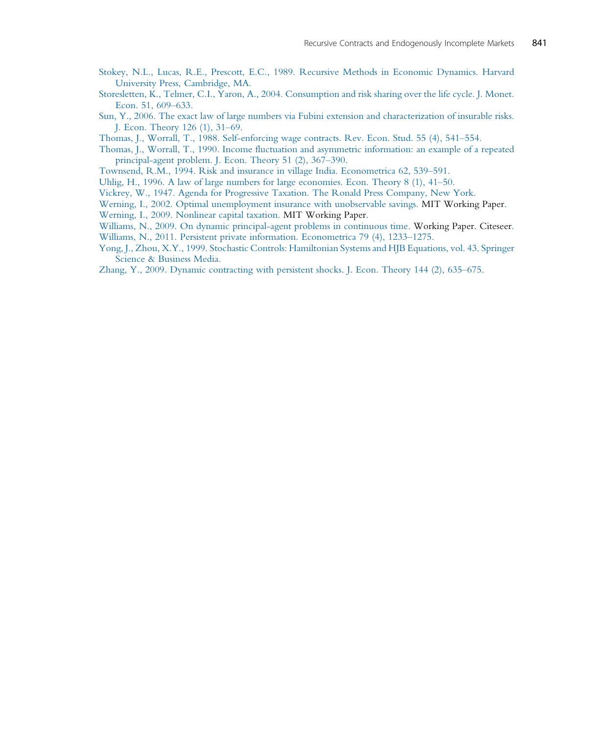Stokey, N.L., Lucas, R.E., Prescott, E.C., 1989. Recursive Methods in Economic Dynamics. Harvard University Press, Cambridge, MA.

Storesletten, K., Telmer, C.I., Yaron, A., 2004. Consumption and risk sharing over the life cycle. J. Monet. Econ. 51, 609–633.

Sun, Y., 2006. The exact law of large numbers via Fubini extension and characterization of insurable risks. J. Econ. Theory 126 (1), 31–69.

Thomas, J., Worrall, T., 1988. Self-enforcing wage contracts. Rev. Econ. Stud. 55 (4), 541–554.

Thomas, J., Worrall, T., 1990. Income fluctuation and asymmetric information: an example of a repeated principal-agent problem. J. Econ. Theory 51 (2), 367–390.

Townsend, R.M., 1994. Risk and insurance in village India. Econometrica 62, 539–591.

Uhlig, H., 1996. A law of large numbers for large economies. Econ. Theory 8 (1), 41–50.

Vickrey, W., 1947. Agenda for Progressive Taxation. The Ronald Press Company, New York.

Werning, I., 2002. Optimal unemployment insurance with unobservable savings. MIT Working Paper.

Werning, I., 2009. Nonlinear capital taxation. MIT Working Paper.

Williams, N., 2009. On dynamic principal-agent problems in continuous time. Working Paper. Citeseer.

Williams, N., 2011. Persistent private information. Econometrica 79 (4), 1233–1275.

Yong, J., Zhou, X.Y., 1999. Stochastic Controls: Hamiltonian Systems and HJB Equations, vol. 43. Springer Science & Business Media.

Zhang, Y., 2009. Dynamic contracting with persistent shocks. J. Econ. Theory 144 (2), 635–675.